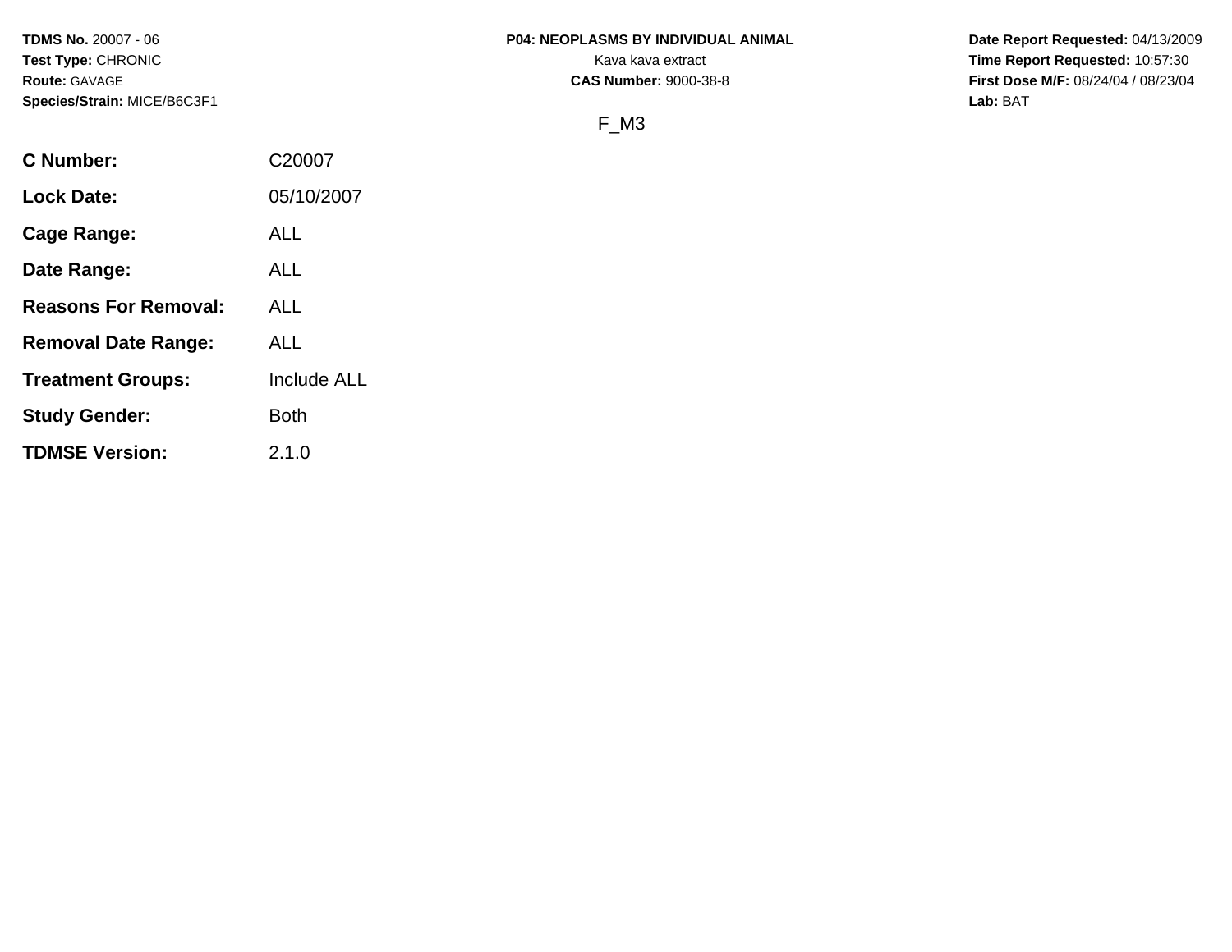**TDMS No.** 20007 - 06
**Test Type:** CHRONIC
**Route:** GAVAGE
**Species/Strain:** MICE/B6C3F1

**P04: NEOPLASMS BY INDIVIDUAL ANIMAL**
Kava kava extract
**CAS Number:** 9000-38-8

**Date Report Requested:** 04/13/2009
**Time Report Requested:** 10:57:30
**First Dose M/F:** 08/24/04 / 08/23/04
**Lab:** BAT

F_M3

| | |
|---|---|
| **C Number:** | C20007 |
| **Lock Date:** | 05/10/2007 |
| **Cage Range:** | ALL |
| **Date Range:** | ALL |
| **Reasons For Removal:** | ALL |
| **Removal Date Range:** | ALL |
| **Treatment Groups:** | Include ALL |
| **Study Gender:** | Both |
| **TDMSE Version:** | 2.1.0 |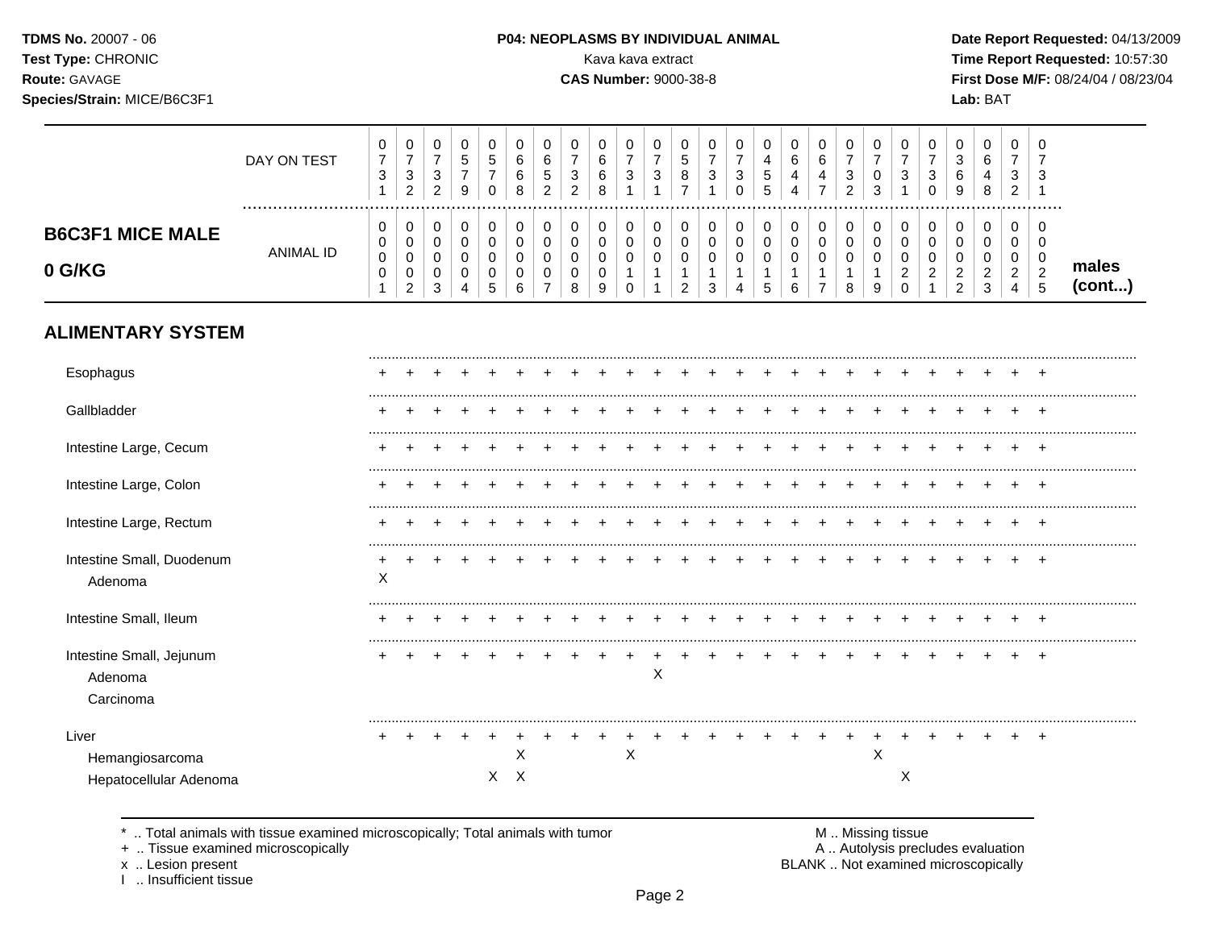## B6C3F1 MICE MALE 0 G/KG

males (cont...)

| | 1 | 2 | 3 | 4 | 5 | 6 | 7 | 8 | 9 | 10 | 11 | 12 | 13 | 14 | 15 | 16 | 17 | 18 | 19 | 20 | 21 | 22 | 23 | 24 | 25 |
|---|---|---|---|---|---|---|---|---|---|---|---|---|---|---|---|---|---|---|---|---|---|---|---|---|---|
| DAY ON TEST | 0731 | 0732 | 0732 | 0579 | 0570 | 0668 | 0652 | 0732 | 0668 | 0731 | 0731 | 0587 | 0731 | 0730 | 0455 | 0644 | 0647 | 0732 | 0703 | 0731 | 0730 | 0369 | 0648 | 0732 | 0731 |
| ANIMAL ID | 0001 | 0002 | 0003 | 0004 | 0005 | 0006 | 0007 | 0008 | 0009 | 0010 | 0011 | 0012 | 0013 | 0014 | 0015 | 0016 | 0017 | 0018 | 0019 | 0020 | 0021 | 0022 | 0023 | 0024 | 0025 |
| **ALIMENTARY SYSTEM** | | | | | | | | | | | | | | | | | | | | | | | | | |
| Esophagus | + | + | + | + | + | + | + | + | + | + | + | + | + | + | + | + | + | + | + | + | + | + | + | + | + |
| Gallbladder | + | + | + | + | + | + | + | + | + | + | + | + | + | + | + | + | + | + | + | + | + | + | + | + | + |
| Intestine Large, Cecum | + | + | + | + | + | + | + | + | + | + | + | + | + | + | + | + | + | + | + | + | + | + | + | + | + |
| Intestine Large, Colon | + | + | + | + | + | + | + | + | + | + | + | + | + | + | + | + | + | + | + | + | + | + | + | + | + |
| Intestine Large, Rectum | + | + | + | + | + | + | + | + | + | + | + | + | + | + | + | + | + | + | + | + | + | + | + | + | + |
| Intestine Small, Duodenum | + | + | + | + | + | + | + | + | + | + | + | + | + | + | + | + | + | + | + | + | + | + | + | + | + |
| Adenoma | X | | | | | | | | | | | | | | | | | | | | | | | | |
| Intestine Small, Ileum | + | + | + | + | + | + | + | + | + | + | + | + | + | + | + | + | + | + | + | + | + | + | + | + | + |
| Intestine Small, Jejunum | + | + | + | + | + | + | + | + | + | + | + | + | + | + | + | + | + | + | + | + | + | + | + | + | + |
| Adenoma | | | | | | | | | | | X | | | | | | | | | | | | | | |
| Carcinoma | | | | | | | | | | | | | | | | | | | | | | | | | |
| Liver | + | + | + | + | + | + | + | + | + | + | + | + | + | + | + | + | + | + | + | + | + | + | + | + | + |
| Hemangiosarcoma | | | | | | X | | | | X | | | | | | | | | X | | | | | | |
| Hepatocellular Adenoma | | | | | X | X | | | | | | | | | | | | | | X | | | | | |

\* .. Total animals with tissue examined microscopically; Total animals with tumor
\+ .. Tissue examined microscopically
x .. Lesion present
I .. Insufficient tissue

M .. Missing tissue
A .. Autolysis precludes evaluation
BLANK .. Not examined microscopically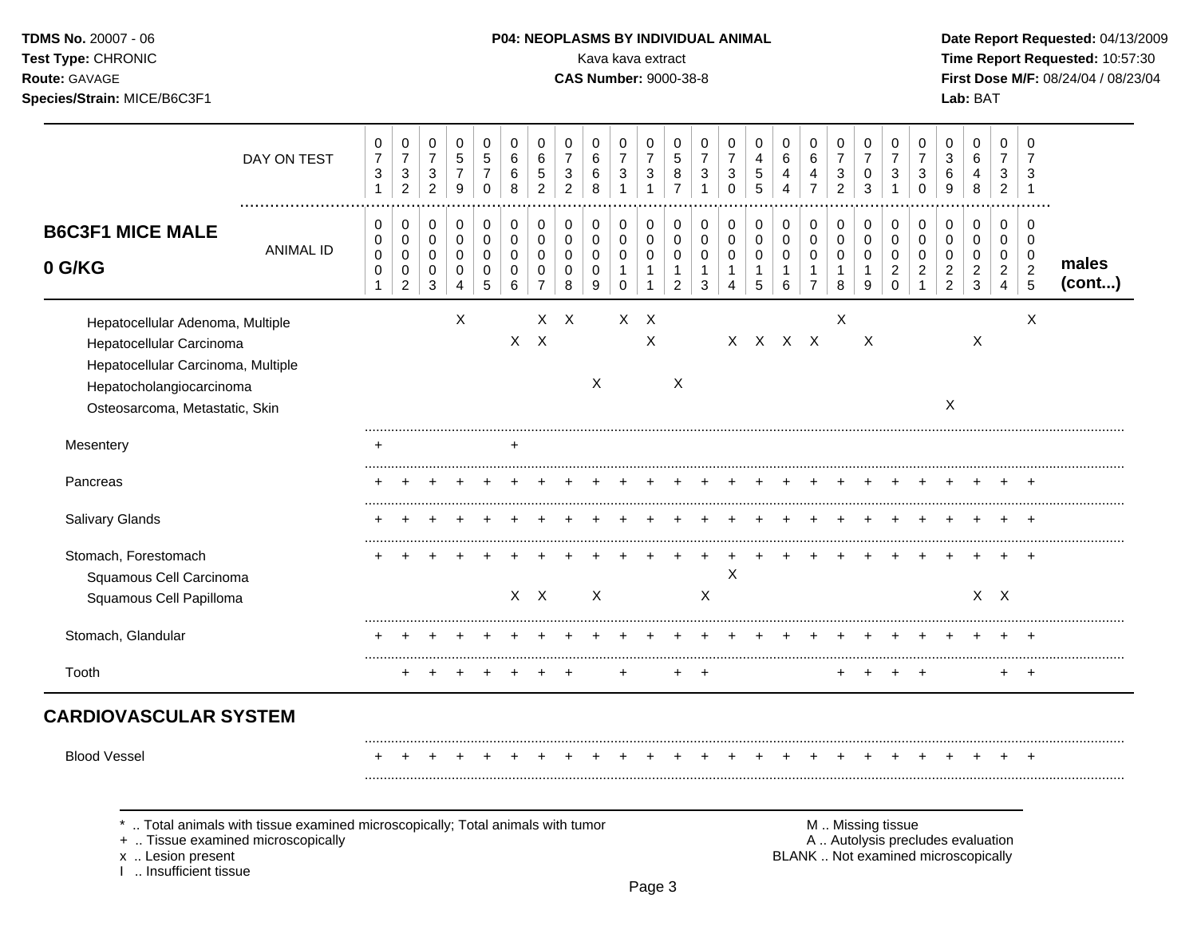**TDMS No.** 20007 - 06
**Test Type:** CHRONIC
**Route:** GAVAGE
**Species/Strain:** MICE/B6C3F1

**P04: NEOPLASMS BY INDIVIDUAL ANIMAL**
Kava kava extract
**CAS Number:** 9000-38-8

**Date Report Requested:** 04/13/2009
**Time Report Requested:** 10:57:30
**First Dose M/F:** 08/24/04 / 08/23/04
**Lab:** BAT

| DAY ON TEST | 0731 | 0732 | 0732 | 0579 | 0570 | 0668 | 0652 | 0732 | 0668 | 0731 | 0731 | 0587 | 0731 | 0730 | 0455 | 0644 | 0647 | 0732 | 0703 | 0731 | 0730 | 0369 | 0648 | 0732 | 0731 | |
|---|---|---|---|---|---|---|---|---|---|---|---|---|---|---|---|---|---|---|---|---|---|---|---|---|---|---|
| **B6C3F1 MICE MALE 0 G/KG** ANIMAL ID | 0000 1 | 0000 2 | 0000 3 | 0000 4 | 0000 5 | 0000 6 | 0000 7 | 0000 8 | 0000 9 | 0001 0 | 0001 1 | 0001 2 | 0001 3 | 0001 4 | 0001 5 | 0001 6 | 0001 7 | 0001 8 | 0001 9 | 0002 0 | 0002 1 | 0002 2 | 0002 3 | 0002 4 | 0002 5 | **males (cont...)** |
| Hepatocellular Adenoma, Multiple | | | | X | | | X | X | | X | X | | | | | | | X | | | | | | | X | |
| Hepatocellular Carcinoma | | | | | | X | X | | | | X | | | X | X | X | X | | X | | | | X | | | |
| Hepatocellular Carcinoma, Multiple | | | | | | | | | | | | | | | | | | | | | | | | | | |
| Hepatocholangiocarcinoma | | | | | | | | | X | | | X | | | | | | | | | | | | | | |
| Osteosarcoma, Metastatic, Skin | | | | | | | | | | | | | | | | | | | | | | X | | | | |
| Mesentery | + | | | | | + | | | | | | | | | | | | | | | | | | | | |
| Pancreas | + | + | + | + | + | + | + | + | + | + | + | + | + | + | + | + | + | + | + | + | + | + | + | + | + | |
| Salivary Glands | + | + | + | + | + | + | + | + | + | + | + | + | + | + | + | + | + | + | + | + | + | + | + | + | + | |
| Stomach, Forestomach | + | + | + | + | + | + | + | + | + | + | + | + | + | + | + | + | + | + | + | + | + | + | + | + | + | |
| Squamous Cell Carcinoma | | | | | | | | | | | | | | X | | | | | | | | | | | | |
| Squamous Cell Papilloma | | | | | | X | X | | X | | | | X | | | | | | | | | | X | X | | |
| Stomach, Glandular | + | + | + | + | + | + | + | + | + | + | + | + | + | + | + | + | + | + | + | + | + | + | + | + | + | |
| Tooth | | + | + | + | + | + | + | + | | + | | + | + | | | | | + | + | + | + | | | + | + | |
| **CARDIOVASCULAR SYSTEM** | | | | | | | | | | | | | | | | | | | | | | | | | | |
| Blood Vessel | + | + | + | + | + | + | + | + | + | + | + | + | + | + | + | + | + | + | + | + | + | + | + | + | + | |

\* .. Total animals with tissue examined microscopically; Total animals with tumor
\+ .. Tissue examined microscopically
x .. Lesion present
I .. Insufficient tissue

M .. Missing tissue
A .. Autolysis precludes evaluation
BLANK .. Not examined microscopically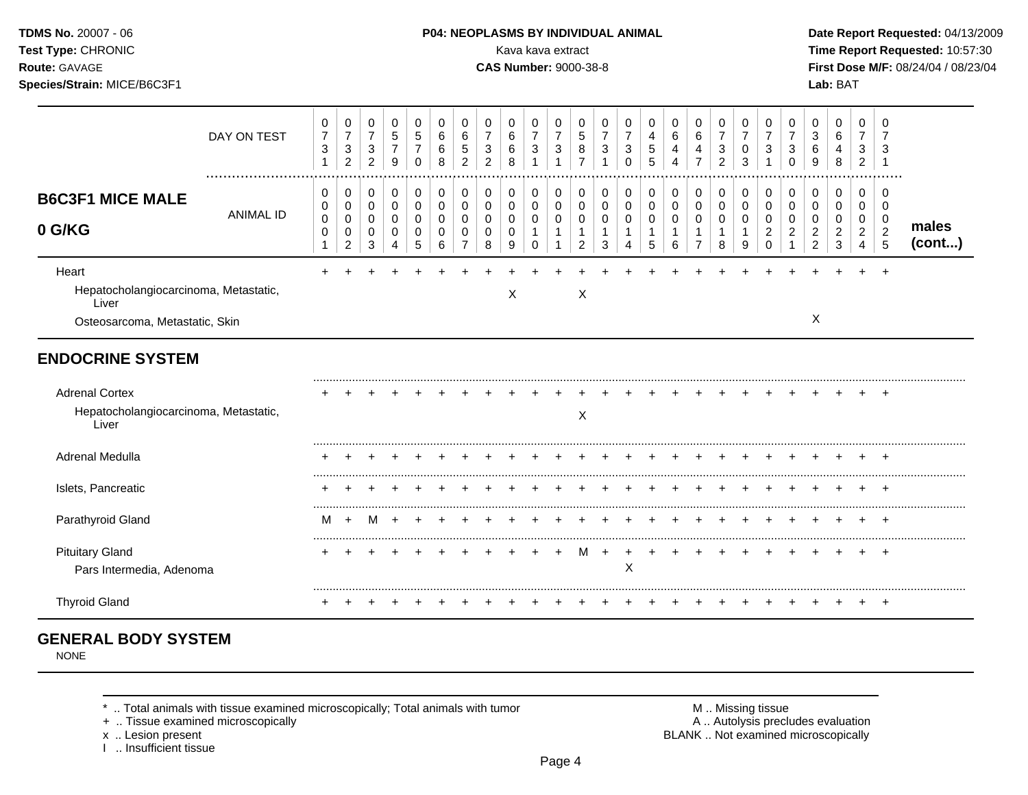| B6C3F1 MICE MALE 0 G/KG | 1 | 2 | 3 | 4 | 5 | 6 | 7 | 8 | 9 | 10 | 11 | 12 | 13 | 14 | 15 | 16 | 17 | 18 | 19 | 20 | 21 | 22 | 23 | 24 | 25 | males (cont...) |
|---|---|---|---|---|---|---|---|---|---|---|---|---|---|---|---|---|---|---|---|---|---|---|---|---|---|---|
| DAY ON TEST | 0731 | 0732 | 0732 | 0579 | 0570 | 0668 | 0652 | 0732 | 0668 | 0731 | 0731 | 0587 | 0731 | 0730 | 0455 | 0644 | 0647 | 0732 | 0703 | 0731 | 0730 | 0369 | 0648 | 0732 | 0731 | |
| ANIMAL ID | 0001 | 0002 | 0003 | 0004 | 0005 | 0006 | 0007 | 0008 | 0009 | 0010 | 0011 | 0012 | 0013 | 0014 | 0015 | 0016 | 0017 | 0018 | 0019 | 0020 | 0021 | 0022 | 0023 | 0024 | 0025 | |
| Heart | + | + | + | + | + | + | + | + | + | + | + | + | + | + | + | + | + | + | + | + | + | + | + | + | + | |
| Hepatocholangiocarcinoma, Metastatic, Liver | | | | | | | | | X | | | X | | | | | | | | | | | | | | |
| Osteosarcoma, Metastatic, Skin | | | | | | | | | | | | | | | | | | | | | | X | | | | |
| **ENDOCRINE SYSTEM** | | | | | | | | | | | | | | | | | | | | | | | | | | |
| Adrenal Cortex | + | + | + | + | + | + | + | + | + | + | + | + | + | + | + | + | + | + | + | + | + | + | + | + | + | |
| Hepatocholangiocarcinoma, Metastatic, Liver | | | | | | | | | | | | X | | | | | | | | | | | | | | |
| Adrenal Medulla | + | + | + | + | + | + | + | + | + | + | + | + | + | + | + | + | + | + | + | + | + | + | + | + | + | |
| Islets, Pancreatic | + | + | + | + | + | + | + | + | + | + | + | + | + | + | + | + | + | + | + | + | + | + | + | + | + | |
| Parathyroid Gland | M | + | M | + | + | + | + | + | + | + | + | + | + | + | + | + | + | + | + | + | + | + | + | + | + | |
| Pituitary Gland | + | + | + | + | + | + | + | + | + | + | + | M | + | + | + | + | + | + | + | + | + | + | + | + | + | |
| Pars Intermedia, Adenoma | | | | | | | | | | | | | | X | | | | | | | | | | | | |
| Thyroid Gland | + | + | + | + | + | + | + | + | + | + | + | + | + | + | + | + | + | + | + | + | + | + | + | + | + | |

## GENERAL BODY SYSTEM

NONE

* .. Total animals with tissue examined microscopically; Total animals with tumor
+ .. Tissue examined microscopically
x .. Lesion present
I .. Insufficient tissue

M .. Missing tissue
A .. Autolysis precludes evaluation
BLANK .. Not examined microscopically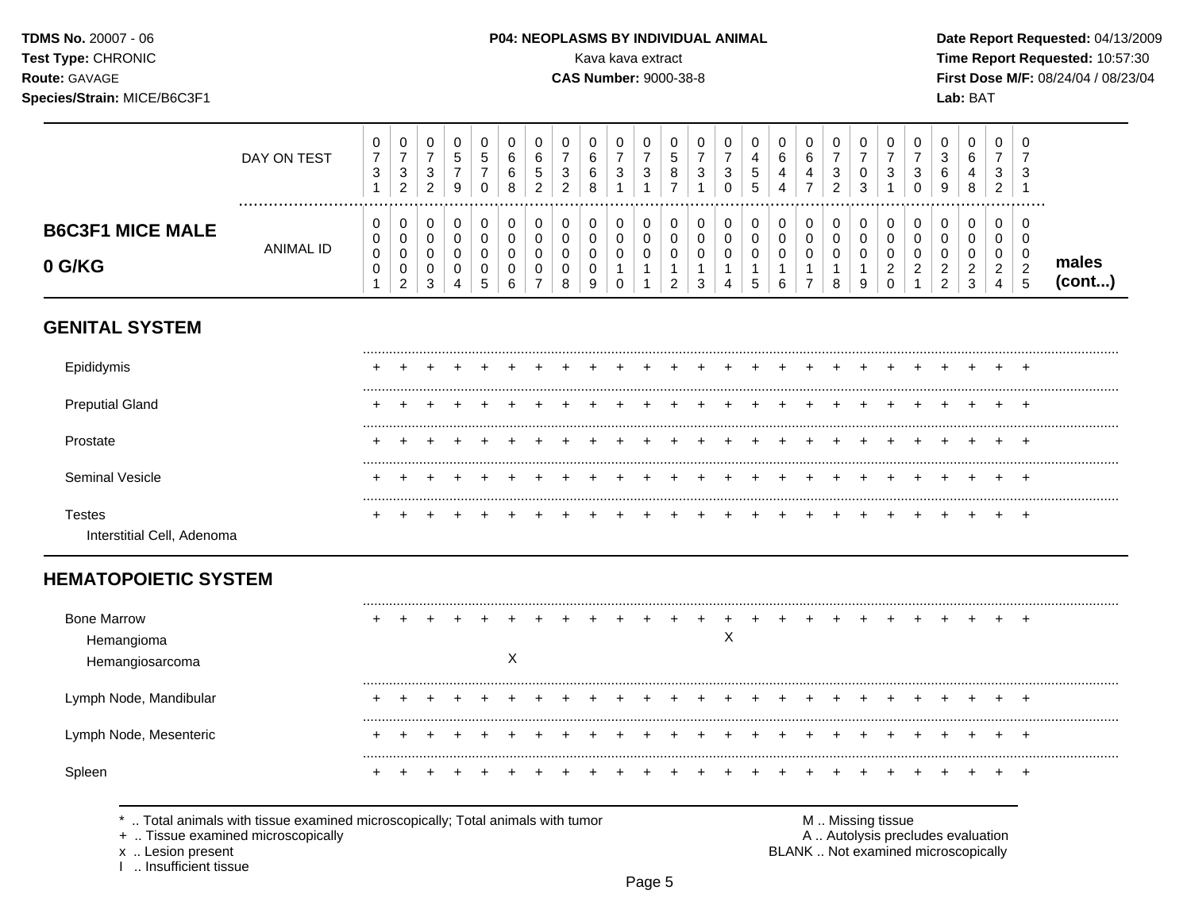**TDMS No.** 20007 - 06
**Test Type:** CHRONIC
**Route:** GAVAGE
**Species/Strain:** MICE/B6C3F1

**P04: NEOPLASMS BY INDIVIDUAL ANIMAL**
Kava kava extract
**CAS Number:** 9000-38-8

**Date Report Requested:** 04/13/2009
**Time Report Requested:** 10:57:30
**First Dose M/F:** 08/24/04 / 08/23/04
**Lab:** BAT

## B6C3F1 MICE MALE 0 G/KG

| | | | | | | | | | | | | | | | | | | | | | | | | | |
|---|---|---|---|---|---|---|---|---|---|---|---|---|---|---|---|---|---|---|---|---|---|---|---|---|---|
| DAY ON TEST | 0731 | 0732 | 0732 | 0579 | 0570 | 0668 | 0652 | 0732 | 0668 | 0731 | 0731 | 0587 | 0731 | 0730 | 0455 | 0644 | 0647 | 0732 | 0703 | 0731 | 0730 | 0369 | 0648 | 0732 | 0731 |
| ANIMAL ID | 0001 | 0002 | 0003 | 0004 | 0005 | 0006 | 0007 | 0008 | 0009 | 0010 | 0011 | 0012 | 0013 | 0014 | 0015 | 0016 | 0017 | 0018 | 0019 | 0020 | 0021 | 0022 | 0023 | 0024 | 0025 |
| **GENITAL SYSTEM** | | | | | | | | | | | | | | | | | | | | | | | | | |
| Epididymis | + | + | + | + | + | + | + | + | + | + | + | + | + | + | + | + | + | + | + | + | + | + | + | + | + |
| Preputial Gland | + | + | + | + | + | + | + | + | + | + | + | + | + | + | + | + | + | + | + | + | + | + | + | + | + |
| Prostate | + | + | + | + | + | + | + | + | + | + | + | + | + | + | + | + | + | + | + | + | + | + | + | + | + |
| Seminal Vesicle | + | + | + | + | + | + | + | + | + | + | + | + | + | + | + | + | + | + | + | + | + | + | + | + | + |
| Testes | + | + | + | + | + | + | + | + | + | + | + | + | + | + | + | + | + | + | + | + | + | + | + | + | + |
| Interstitial Cell, Adenoma | | | | | | | | | | | | | | | | | | | | | | | | | |
| **HEMATOPOIETIC SYSTEM** | | | | | | | | | | | | | | | | | | | | | | | | | |
| Bone Marrow | + | + | + | + | + | + | + | + | + | + | + | + | + | + | + | + | + | + | + | + | + | + | + | + | + |
| Hemangioma | | | | | | | | | | | | | | X | | | | | | | | | | | |
| Hemangiosarcoma | | | | | | X | | | | | | | | | | | | | | | | | | | |
| Lymph Node, Mandibular | + | + | + | + | + | + | + | + | + | + | + | + | + | + | + | + | + | + | + | + | + | + | + | + | + |
| Lymph Node, Mesenteric | + | + | + | + | + | + | + | + | + | + | + | + | + | + | + | + | + | + | + | + | + | + | + | + | + |
| Spleen | + | + | + | + | + | + | + | + | + | + | + | + | + | + | + | + | + | + | + | + | + | + | + | + | + |

males (cont...)

* .. Total animals with tissue examined microscopically; Total animals with tumor
+ .. Tissue examined microscopically
x .. Lesion present
I .. Insufficient tissue

M .. Missing tissue
A .. Autolysis precludes evaluation
BLANK .. Not examined microscopically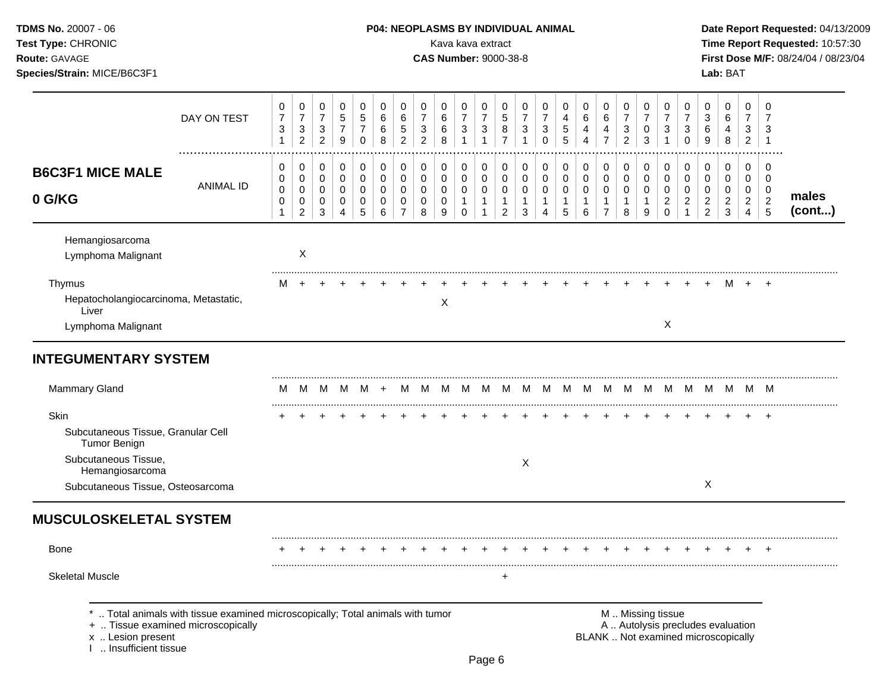**TDMS No.** 20007 - 06
**Test Type:** CHRONIC
**Route:** GAVAGE
**Species/Strain:** MICE/B6C3F1

**P04: NEOPLASMS BY INDIVIDUAL ANIMAL**
Kava kava extract
**CAS Number:** 9000-38-8

**Date Report Requested:** 04/13/2009
**Time Report Requested:** 10:57:30
**First Dose M/F:** 08/24/04 / 08/23/04
**Lab:** BAT

| B6C3F1 MICE MALE 0 G/KG | | | | | | | | | | | | | | | | | | | | | | | | | | males (cont...) |
|---|---|---|---|---|---|---|---|---|---|---|---|---|---|---|---|---|---|---|---|---|---|---|---|---|---|---|
| DAY ON TEST | 0731 | 0732 | 0732 | 0579 | 0570 | 0668 | 0652 | 0732 | 0668 | 0731 | 0731 | 0587 | 0731 | 0730 | 0455 | 0644 | 0647 | 0732 | 0703 | 0731 | 0730 | 0369 | 0648 | 0732 | 0731 | |
| ANIMAL ID | 00001 | 00002 | 00003 | 00004 | 00005 | 00006 | 00007 | 00008 | 00009 | 00010 | 00011 | 00012 | 00013 | 00014 | 00015 | 00016 | 00017 | 00018 | 00019 | 00020 | 00021 | 00022 | 00023 | 00024 | 00025 | |
| Hemangiosarcoma | | | | | | | | | | | | | | | | | | | | | | | | | | |
| Lymphoma Malignant | | X | | | | | | | | | | | | | | | | | | | | | | | | |
| Thymus | M | + | + | + | + | + | + | + | + | + | + | + | + | + | + | + | + | + | + | + | + | + | M | + | + | |
| Hepatocholangiocarcinoma, Metastatic, Liver | | | | | | | | | X | | | | | | | | | | | | | | | | | |
| Lymphoma Malignant | | | | | | | | | | | | | | | | | | | | X | | | | | | |
| **INTEGUMENTARY SYSTEM** | | | | | | | | | | | | | | | | | | | | | | | | | | |
| Mammary Gland | M | M | M | M | M | + | M | M | M | M | M | M | M | M | M | M | M | M | M | M | M | M | M | M | M | |
| Skin | + | + | + | + | + | + | + | + | + | + | + | + | + | + | + | + | + | + | + | + | + | + | + | + | + | |
| Subcutaneous Tissue, Granular Cell Tumor Benign | | | | | | | | | | | | | | | | | | | | | | | | | | |
| Subcutaneous Tissue, Hemangiosarcoma | | | | | | | | | | | | | X | | | | | | | | | | | | | |
| Subcutaneous Tissue, Osteosarcoma | | | | | | | | | | | | | | | | | | | | | | X | | | | |
| **MUSCULOSKELETAL SYSTEM** | | | | | | | | | | | | | | | | | | | | | | | | | | |
| Bone | + | + | + | + | + | + | + | + | + | + | + | + | + | + | + | + | + | + | + | + | + | + | + | + | + | |
| Skeletal Muscle | | | | | | | | | | | | + | | | | | | | | | | | | | | |

\* .. Total animals with tissue examined microscopically; Total animals with tumor
\+ .. Tissue examined microscopically
x .. Lesion present
I .. Insufficient tissue

M .. Missing tissue
A .. Autolysis precludes evaluation
BLANK .. Not examined microscopically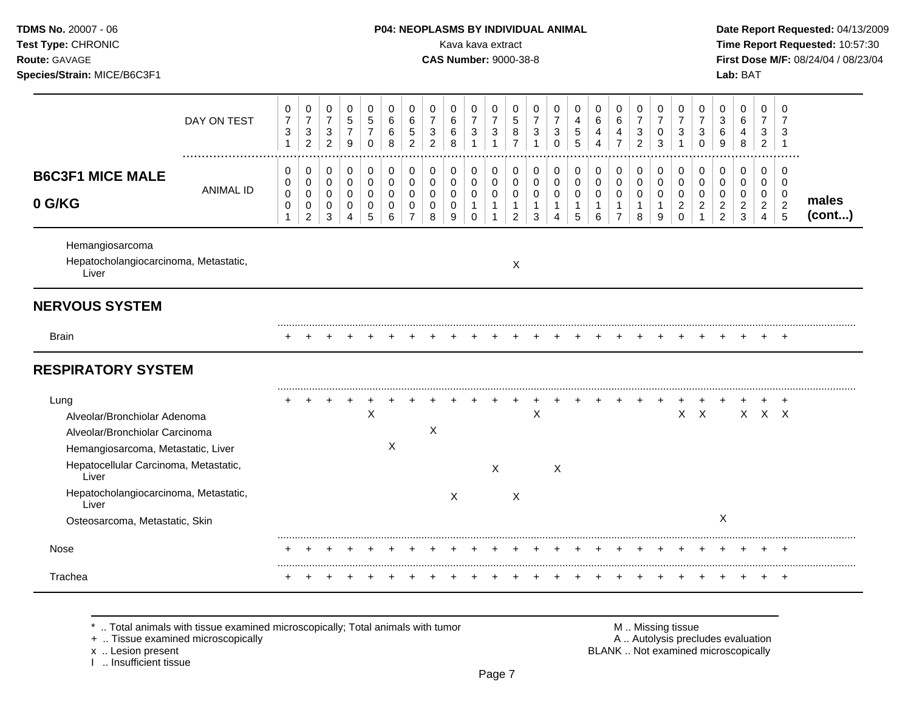**TDMS No.** 20007 - 06
**Test Type:** CHRONIC
**Route:** GAVAGE
**Species/Strain:** MICE/B6C3F1

**P04: NEOPLASMS BY INDIVIDUAL ANIMAL**
Kava kava extract
**CAS Number:** 9000-38-8

**Date Report Requested:** 04/13/2009
**Time Report Requested:** 10:57:30
**First Dose M/F:** 08/24/04 / 08/23/04
**Lab:** BAT

| DAY ON TEST | 0731 | 0732 | 0732 | 0579 | 0570 | 0668 | 0652 | 0732 | 0668 | 0731 | 0731 | 0587 | 0731 | 0730 | 0455 | 0644 | 0647 | 0732 | 0703 | 0731 | 0730 | 0369 | 0648 | 0732 | 0731 | |
|---|---|---|---|---|---|---|---|---|---|---|---|---|---|---|---|---|---|---|---|---|---|---|---|---|---|---|
| **B6C3F1 MICE MALE 0 G/KG** — ANIMAL ID | 00001 | 00002 | 00003 | 00004 | 00005 | 00006 | 00007 | 00008 | 00009 | 00010 | 00011 | 00012 | 00013 | 00014 | 00015 | 00016 | 00017 | 00018 | 00019 | 00020 | 00021 | 00022 | 00023 | 00024 | 00025 | **males (cont...)** |
| Hemangiosarcoma | | | | | | | | | | | | | | | | | | | | | | | | | | |
| Hepatocholangiocarcinoma, Metastatic, Liver | | | | | | | | | | | | X | | | | | | | | | | | | | | |
| **NERVOUS SYSTEM** | | | | | | | | | | | | | | | | | | | | | | | | | | |
| Brain | + | + | + | + | + | + | + | + | + | + | + | + | + | + | + | + | + | + | + | + | + | + | + | + | + | |
| **RESPIRATORY SYSTEM** | | | | | | | | | | | | | | | | | | | | | | | | | | |
| Lung | + | + | + | + | + | + | + | + | + | + | + | + | + | + | + | + | + | + | + | + | + | + | + | + | + | |
| Alveolar/Bronchiolar Adenoma | | | | | X | | | | | | | | X | | | | | | | X | X | | X | X | X | |
| Alveolar/Bronchiolar Carcinoma | | | | | | | | X | | | | | | | | | | | | | | | | | | |
| Hemangiosarcoma, Metastatic, Liver | | | | | | X | | | | | | | | | | | | | | | | | | | | |
| Hepatocellular Carcinoma, Metastatic, Liver | | | | | | | | | | | X | | | X | | | | | | | | | | | | |
| Hepatocholangiocarcinoma, Metastatic, Liver | | | | | | | | | X | | | X | | | | | | | | | | | | | | |
| Osteosarcoma, Metastatic, Skin | | | | | | | | | | | | | | | | | | | | | | X | | | | |
| Nose | + | + | + | + | + | + | + | + | + | + | + | + | + | + | + | + | + | + | + | + | + | + | + | + | + | |
| Trachea | + | + | + | + | + | + | + | + | + | + | + | + | + | + | + | + | + | + | + | + | + | + | + | + | + | |

\* .. Total animals with tissue examined microscopically; Total animals with tumor
\+ .. Tissue examined microscopically
x .. Lesion present
I .. Insufficient tissue

M .. Missing tissue
A .. Autolysis precludes evaluation
BLANK .. Not examined microscopically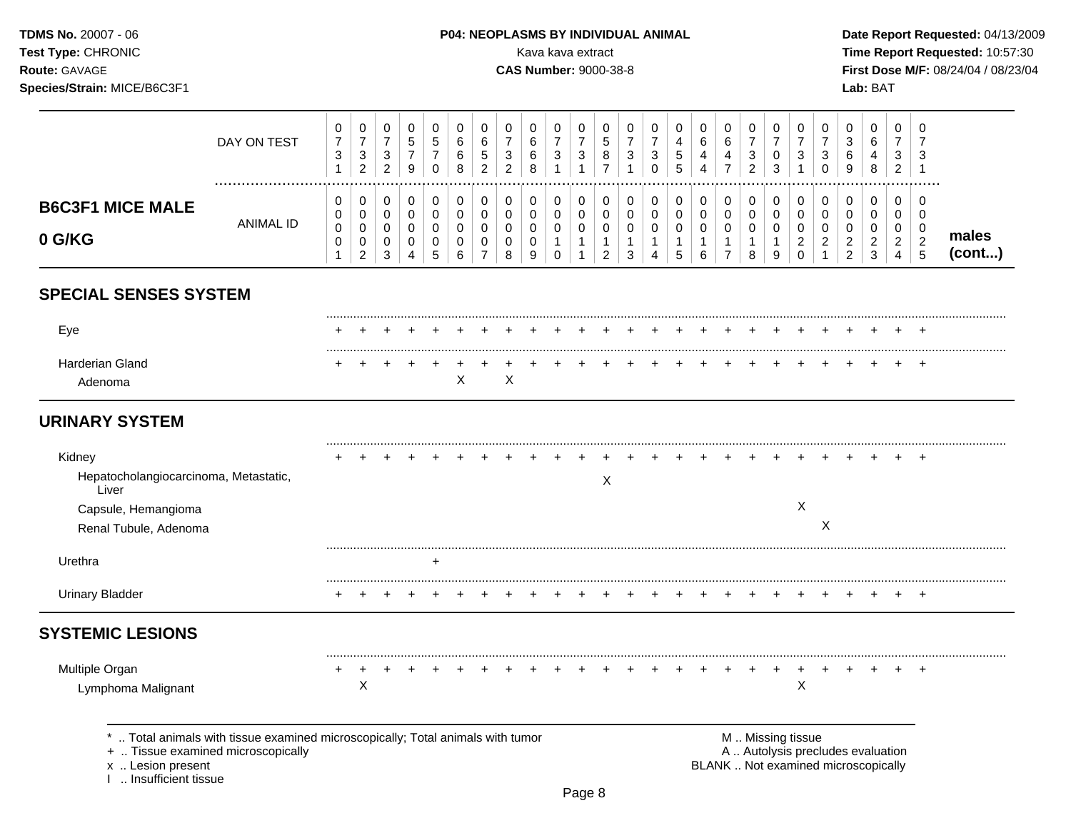**TDMS No.** 20007 - 06
**Test Type:** CHRONIC
**Route:** GAVAGE
**Species/Strain:** MICE/B6C3F1

**P04: NEOPLASMS BY INDIVIDUAL ANIMAL**
Kava kava extract
**CAS Number:** 9000-38-8

**Date Report Requested:** 04/13/2009
**Time Report Requested:** 10:57:30
**First Dose M/F:** 08/24/04 / 08/23/04
**Lab:** BAT

## B6C3F1 MICE MALE 0 G/KG — males (cont...)

| | 1 | 2 | 3 | 4 | 5 | 6 | 7 | 8 | 9 | 10 | 11 | 12 | 13 | 14 | 15 | 16 | 17 | 18 | 19 | 20 | 21 | 22 | 23 | 24 | 25 |
|---|---|---|---|---|---|---|---|---|---|---|---|---|---|---|---|---|---|---|---|---|---|---|---|---|---|
| DAY ON TEST | 0731 | 0732 | 0732 | 0579 | 0570 | 0668 | 0652 | 0732 | 0668 | 0731 | 0731 | 0587 | 0731 | 0730 | 0455 | 0644 | 0647 | 0732 | 0703 | 0731 | 0730 | 0369 | 0648 | 0732 | 0731 |
| ANIMAL ID | 0001 | 0002 | 0003 | 0004 | 0005 | 0006 | 0007 | 0008 | 0009 | 0010 | 0011 | 0012 | 0013 | 0014 | 0015 | 0016 | 0017 | 0018 | 0019 | 0020 | 0021 | 0022 | 0023 | 0024 | 0025 |
| **SPECIAL SENSES SYSTEM** | | | | | | | | | | | | | | | | | | | | | | | | | |
| Eye | + | + | + | + | + | + | + | + | + | + | + | + | + | + | + | + | + | + | + | + | + | + | + | + | + |
| Harderian Gland | + | + | + | + | + | + | + | + | + | + | + | + | + | + | + | + | + | + | + | + | + | + | + | + | + |
| Adenoma | | | | | | X | | X | | | | | | | | | | | | | | | | | |
| **URINARY SYSTEM** | | | | | | | | | | | | | | | | | | | | | | | | | |
| Kidney | + | + | + | + | + | + | + | + | + | + | + | + | + | + | + | + | + | + | + | + | + | + | + | + | + |
| Hepatocholangiocarcinoma, Metastatic, Liver | | | | | | | | | | | | X | | | | | | | | | | | | | |
| Capsule, Hemangioma | | | | | | | | | | | | | | | | | | | | X | | | | | |
| Renal Tubule, Adenoma | | | | | | | | | | | | | | | | | | | | | X | | | | |
| Urethra | | | | | + | | | | | | | | | | | | | | | | | | | | |
| Urinary Bladder | + | + | + | + | + | + | + | + | + | + | + | + | + | + | + | + | + | + | + | + | + | + | + | + | + |
| **SYSTEMIC LESIONS** | | | | | | | | | | | | | | | | | | | | | | | | | |
| Multiple Organ | + | + | + | + | + | + | + | + | + | + | + | + | + | + | + | + | + | + | + | + | + | + | + | + | + |
| Lymphoma Malignant | | X | | | | | | | | | | | | | | | | | | X | | | | | |

\* .. Total animals with tissue examined microscopically; Total animals with tumor
\+ .. Tissue examined microscopically
x .. Lesion present
I .. Insufficient tissue

M .. Missing tissue
A .. Autolysis precludes evaluation
BLANK .. Not examined microscopically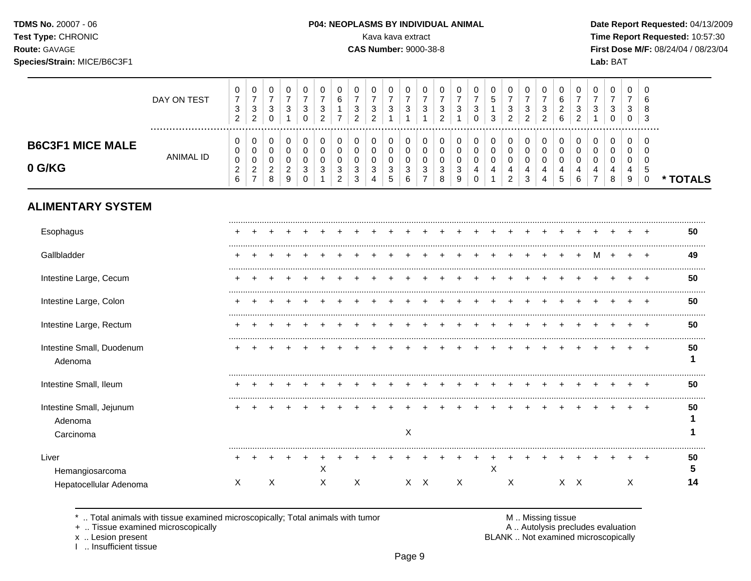**TDMS No.** 20007 - 06
**Test Type:** CHRONIC
**Route:** GAVAGE
**Species/Strain:** MICE/B6C3F1

**P04: NEOPLASMS BY INDIVIDUAL ANIMAL**
Kava kava extract
**CAS Number:** 9000-38-8

**Date Report Requested:** 04/13/2009
**Time Report Requested:** 10:57:30
**First Dose M/F:** 08/24/04 / 08/23/04
**Lab:** BAT

## B6C3F1 MICE MALE 0 G/KG

| | | | | | | | | | | | | | | | | | | | | | | | | | | |
|---|---|---|---|---|---|---|---|---|---|---|---|---|---|---|---|---|---|---|---|---|---|---|---|---|---|---|
| DAY ON TEST | 0732 | 0732 | 0730 | 0731 | 0730 | 0732 | 0617 | 0732 | 0732 | 0731 | 0731 | 0731 | 0732 | 0731 | 0730 | 0513 | 0732 | 0732 | 0732 | 0626 | 0732 | 0731 | 0730 | 0730 | 0683 | |
| ANIMAL ID | 0026 | 0027 | 0028 | 0029 | 0030 | 0031 | 0032 | 0033 | 0034 | 0035 | 0036 | 0037 | 0038 | 0039 | 0040 | 0041 | 0042 | 0043 | 0044 | 0045 | 0046 | 0047 | 0048 | 0049 | 0050 | * TOTALS |
| **ALIMENTARY SYSTEM** | | | | | | | | | | | | | | | | | | | | | | | | | | |
| Esophagus | + | + | + | + | + | + | + | + | + | + | + | + | + | + | + | + | + | + | + | + | + | + | + | + | + | 50 |
| Gallbladder | + | + | + | + | + | + | + | + | + | + | + | + | + | + | + | + | + | + | + | + | + | M | + | + | + | 49 |
| Intestine Large, Cecum | + | + | + | + | + | + | + | + | + | + | + | + | + | + | + | + | + | + | + | + | + | + | + | + | + | 50 |
| Intestine Large, Colon | + | + | + | + | + | + | + | + | + | + | + | + | + | + | + | + | + | + | + | + | + | + | + | + | + | 50 |
| Intestine Large, Rectum | + | + | + | + | + | + | + | + | + | + | + | + | + | + | + | + | + | + | + | + | + | + | + | + | + | 50 |
| Intestine Small, Duodenum | + | + | + | + | + | + | + | + | + | + | + | + | + | + | + | + | + | + | + | + | + | + | + | + | + | 50 |
| Adenoma | | | | | | | | | | | | | | | | | | | | | | | | | | 1 |
| Intestine Small, Ileum | + | + | + | + | + | + | + | + | + | + | + | + | + | + | + | + | + | + | + | + | + | + | + | + | + | 50 |
| Intestine Small, Jejunum | + | + | + | + | + | + | + | + | + | + | + | + | + | + | + | + | + | + | + | + | + | + | + | + | + | 50 |
| Adenoma | | | | | | | | | | | | | | | | | | | | | | | | | | 1 |
| Carcinoma | | | | | | | | | | | X | | | | | | | | | | | | | | | 1 |
| Liver | + | + | + | + | + | + | + | + | + | + | + | + | + | + | + | + | + | + | + | + | + | + | + | + | + | 50 |
| Hemangiosarcoma | | | | | | X | | | | | | | | | | X | | | | | | | | | | 5 |
| Hepatocellular Adenoma | X | | X | | | X | | X | | | X | X | | X | | | X | | | X | X | | | X | | 14 |

\* .. Total animals with tissue examined microscopically; Total animals with tumor
\+ .. Tissue examined microscopically
x .. Lesion present
I .. Insufficient tissue

M .. Missing tissue
A .. Autolysis precludes evaluation
BLANK .. Not examined microscopically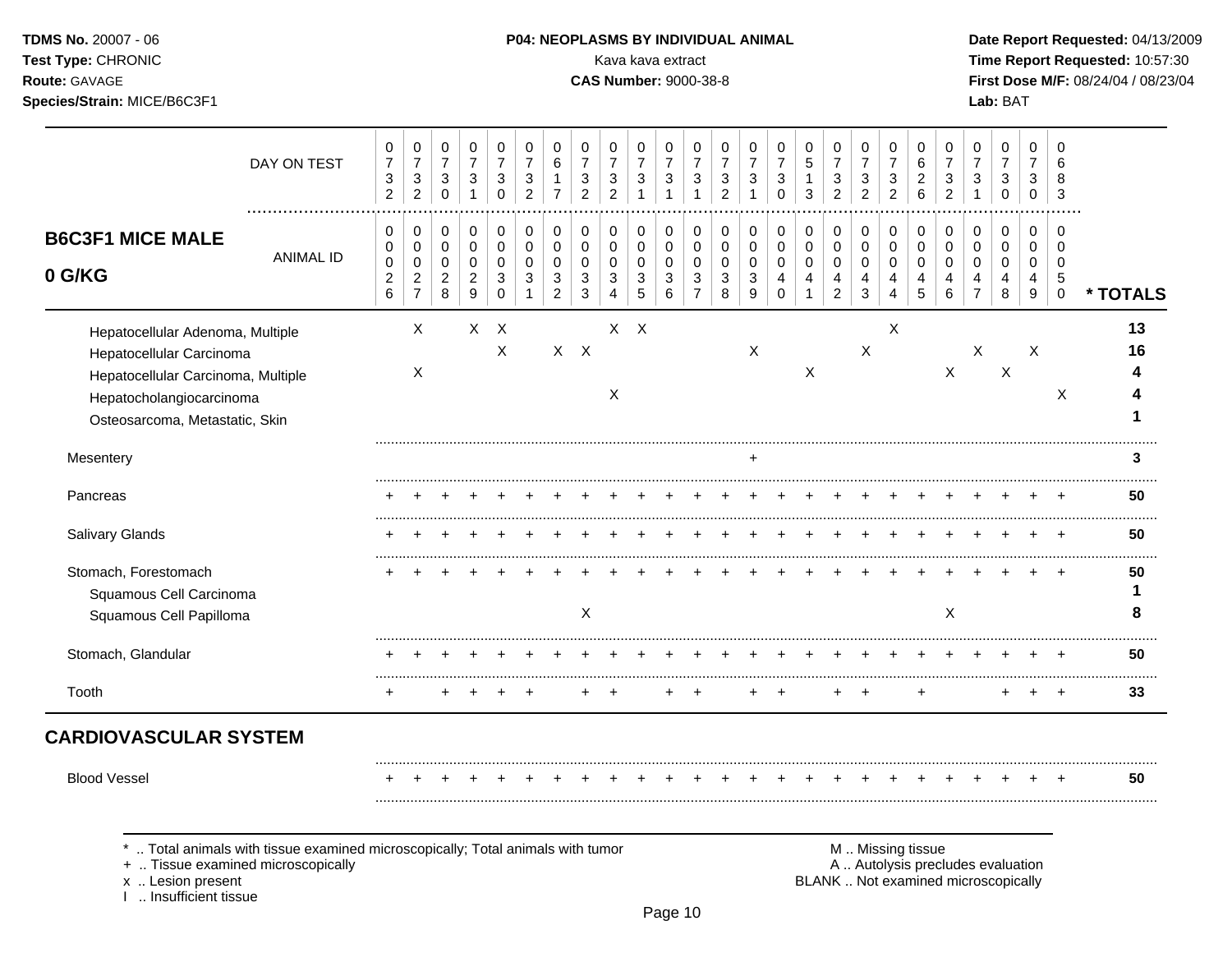**TDMS No.** 20007 - 06
**Test Type:** CHRONIC
**Route:** GAVAGE
**Species/Strain:** MICE/B6C3F1

**P04: NEOPLASMS BY INDIVIDUAL ANIMAL**
Kava kava extract
**CAS Number:** 9000-38-8

**Date Report Requested:** 04/13/2009
**Time Report Requested:** 10:57:30
**First Dose M/F:** 08/24/04 / 08/23/04
**Lab:** BAT

| DAY ON TEST | 0732 | 0732 | 0730 | 0731 | 0730 | 0732 | 0617 | 0732 | 0732 | 0731 | 0731 | 0731 | 0732 | 0731 | 0730 | 0513 | 0732 | 0732 | 0732 | 0626 | 0732 | 0731 | 0730 | 0730 | 0683 | |
|---|---|---|---|---|---|---|---|---|---|---|---|---|---|---|---|---|---|---|---|---|---|---|---|---|---|---|
| **B6C3F1 MICE MALE 0 G/KG** — ANIMAL ID | 0026 | 0027 | 0028 | 0029 | 0030 | 0031 | 0032 | 0033 | 0034 | 0035 | 0036 | 0037 | 0038 | 0039 | 0040 | 0041 | 0042 | 0043 | 0044 | 0045 | 0046 | 0047 | 0048 | 0049 | 0050 | **\* TOTALS** |
| Hepatocellular Adenoma, Multiple | | X | | X | X | | | | X | X | | | | | | | | | X | | | | | | | **13** |
| Hepatocellular Carcinoma | | | | | X | | X | X | | | | | | X | | | | X | | | | X | | X | | **16** |
| Hepatocellular Carcinoma, Multiple | | X | | | | | | | | | | | | | | X | | | | | X | | X | | | **4** |
| Hepatocholangiocarcinoma | | | | | | | | | X | | | | | | | | | | | | | | | | X | **4** |
| Osteosarcoma, Metastatic, Skin | | | | | | | | | | | | | | | | | | | | | | | | | | **1** |
| Mesentery | | | | | | | | | | | | | | + | | | | | | | | | | | | **3** |
| Pancreas | + | + | + | + | + | + | + | + | + | + | + | + | + | + | + | + | + | + | + | + | + | + | + | + | + | **50** |
| Salivary Glands | + | + | + | + | + | + | + | + | + | + | + | + | + | + | + | + | + | + | + | + | + | + | + | + | + | **50** |
| Stomach, Forestomach | + | + | + | + | + | + | + | + | + | + | + | + | + | + | + | + | + | + | + | + | + | + | + | + | + | **50** |
| Squamous Cell Carcinoma | | | | | | | | | | | | | | | | | | | | | | | | | | **1** |
| Squamous Cell Papilloma | | | | | | | | X | | | | | | | | | | | | | X | | | | | **8** |
| Stomach, Glandular | + | + | + | + | + | + | + | + | + | + | + | + | + | + | + | + | + | + | + | + | + | + | + | + | + | **50** |
| Tooth | + | | + | + | + | + | | + | + | | + | + | | + | + | | + | + | | + | | | + | + | + | **33** |

## CARDIOVASCULAR SYSTEM

| | 0026 | 0027 | 0028 | 0029 | 0030 | 0031 | 0032 | 0033 | 0034 | 0035 | 0036 | 0037 | 0038 | 0039 | 0040 | 0041 | 0042 | 0043 | 0044 | 0045 | 0046 | 0047 | 0048 | 0049 | 0050 | **\* TOTALS** |
|---|---|---|---|---|---|---|---|---|---|---|---|---|---|---|---|---|---|---|---|---|---|---|---|---|---|---|
| Blood Vessel | + | + | + | + | + | + | + | + | + | + | + | + | + | + | + | + | + | + | + | + | + | + | + | + | + | **50** |

\* .. Total animals with tissue examined microscopically; Total animals with tumor
\+ .. Tissue examined microscopically
x .. Lesion present
I .. Insufficient tissue

M .. Missing tissue
A .. Autolysis precludes evaluation
BLANK .. Not examined microscopically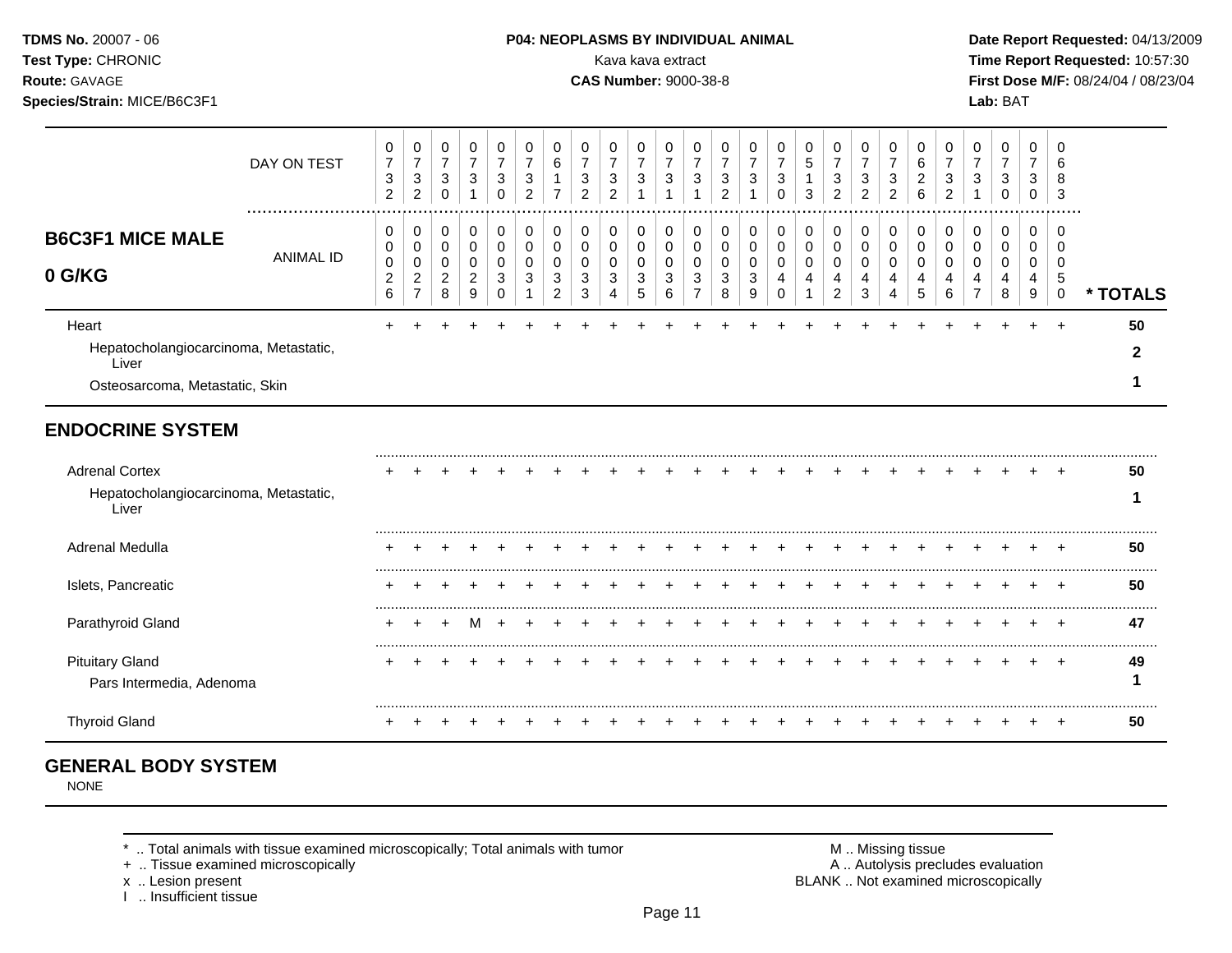TDMS No. 20007 - 06
Test Type: CHRONIC
Route: GAVAGE
Species/Strain: MICE/B6C3F1

**P04: NEOPLASMS BY INDIVIDUAL ANIMAL**
Kava kava extract
**CAS Number:** 9000-38-8

Date Report Requested: 04/13/2009
Time Report Requested: 10:57:30
First Dose M/F: 08/24/04 / 08/23/04
Lab: BAT

| DAY ON TEST | 0732 | 0732 | 0730 | 0731 | 0730 | 0732 | 0617 | 0732 | 0732 | 0731 | 0731 | 0731 | 0732 | 0731 | 0730 | 0513 | 0732 | 0732 | 0732 | 0626 | 0732 | 0731 | 0730 | 0730 | 0683 | |
|---|---|---|---|---|---|---|---|---|---|---|---|---|---|---|---|---|---|---|---|---|---|---|---|---|---|---|
| **B6C3F1 MICE MALE 0 G/KG** — ANIMAL ID | 00026 | 00027 | 00028 | 00029 | 00030 | 00031 | 00032 | 00033 | 00034 | 00035 | 00036 | 00037 | 00038 | 00039 | 00040 | 00041 | 00042 | 00043 | 00044 | 00045 | 00046 | 00047 | 00048 | 00049 | 00050 | *** TOTALS** |
| Heart | + | + | + | + | + | + | + | + | + | + | + | + | + | + | + | + | + | + | + | + | + | + | + | + | + | **50** |
| Hepatocholangiocarcinoma, Metastatic, Liver | | | | | | | | | | | | | | | | | | | | | | | | | | **2** |
| Osteosarcoma, Metastatic, Skin | | | | | | | | | | | | | | | | | | | | | | | | | | **1** |
| **ENDOCRINE SYSTEM** | | | | | | | | | | | | | | | | | | | | | | | | | | |
| Adrenal Cortex | + | + | + | + | + | + | + | + | + | + | + | + | + | + | + | + | + | + | + | + | + | + | + | + | + | **50** |
| Hepatocholangiocarcinoma, Metastatic, Liver | | | | | | | | | | | | | | | | | | | | | | | | | | **1** |
| Adrenal Medulla | + | + | + | + | + | + | + | + | + | + | + | + | + | + | + | + | + | + | + | + | + | + | + | + | + | **50** |
| Islets, Pancreatic | + | + | + | + | + | + | + | + | + | + | + | + | + | + | + | + | + | + | + | + | + | + | + | + | + | **50** |
| Parathyroid Gland | + | + | + | M | + | + | + | + | + | + | + | + | + | + | + | + | + | + | + | + | + | + | + | + | + | **47** |
| Pituitary Gland | + | + | + | + | + | + | + | + | + | + | + | + | + | + | + | + | + | + | + | + | + | + | + | + | + | **49** |
| Pars Intermedia, Adenoma | | | | | | | | | | | | | | | | | | | | | | | | | | **1** |
| Thyroid Gland | + | + | + | + | + | + | + | + | + | + | + | + | + | + | + | + | + | + | + | + | + | + | + | + | + | **50** |

## GENERAL BODY SYSTEM

NONE

\* .. Total animals with tissue examined microscopically; Total animals with tumor
\+ .. Tissue examined microscopically
x .. Lesion present
I .. Insufficient tissue

M .. Missing tissue
A .. Autolysis precludes evaluation
BLANK .. Not examined microscopically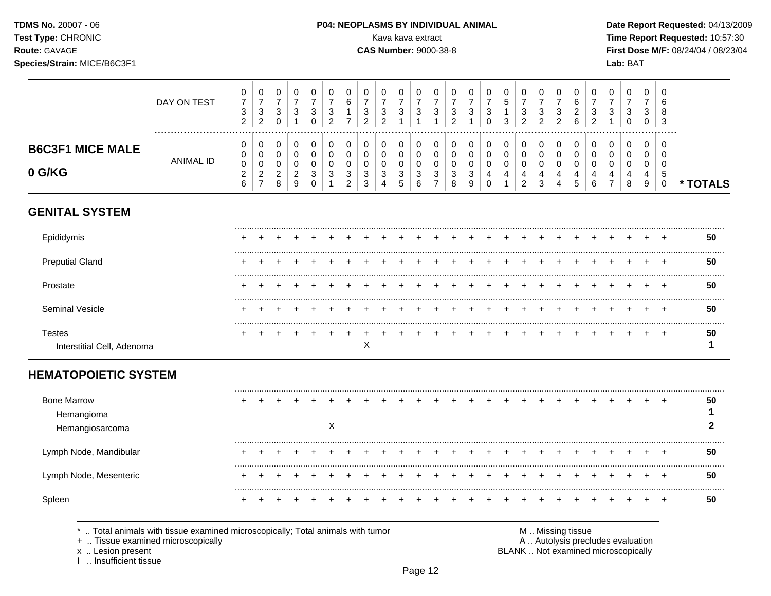## B6C3F1 MICE MALE 0 G/KG

| DAY ON TEST | 0732 | 0732 | 0730 | 0731 | 0730 | 0732 | 0617 | 0732 | 0732 | 0731 | 0731 | 0731 | 0732 | 0731 | 0730 | 0513 | 0732 | 0732 | 0732 | 0626 | 0732 | 0731 | 0730 | 0730 | 0683 | |
|---|---|---|---|---|---|---|---|---|---|---|---|---|---|---|---|---|---|---|---|---|---|---|---|---|---|---|
| **ANIMAL ID** | 0026 | 0027 | 0028 | 0029 | 0030 | 0031 | 0032 | 0033 | 0034 | 0035 | 0036 | 0037 | 0038 | 0039 | 0040 | 0041 | 0042 | 0043 | 0044 | 0045 | 0046 | 0047 | 0048 | 0049 | 0050 | *** TOTALS** |
| **GENITAL SYSTEM** | | | | | | | | | | | | | | | | | | | | | | | | | | |
| Epididymis | + | + | + | + | + | + | + | + | + | + | + | + | + | + | + | + | + | + | + | + | + | + | + | + | + | **50** |
| Preputial Gland | + | + | + | + | + | + | + | + | + | + | + | + | + | + | + | + | + | + | + | + | + | + | + | + | + | **50** |
| Prostate | + | + | + | + | + | + | + | + | + | + | + | + | + | + | + | + | + | + | + | + | + | + | + | + | + | **50** |
| Seminal Vesicle | + | + | + | + | + | + | + | + | + | + | + | + | + | + | + | + | + | + | + | + | + | + | + | + | + | **50** |
| Testes | + | + | + | + | + | + | + | + | + | + | + | + | + | + | + | + | + | + | + | + | + | + | + | + | + | **50** |
| Interstitial Cell, Adenoma | | | | | | | | X | | | | | | | | | | | | | | | | | | **1** |
| **HEMATOPOIETIC SYSTEM** | | | | | | | | | | | | | | | | | | | | | | | | | | |
| Bone Marrow | + | + | + | + | + | + | + | + | + | + | + | + | + | + | + | + | + | + | + | + | + | + | + | + | + | **50** |
| Hemangioma | | | | | | | | | | | | | | | | | | | | | | | | | | **1** |
| Hemangiosarcoma | | | | | | X | | | | | | | | | | | | | | | | | | | | **2** |
| Lymph Node, Mandibular | + | + | + | + | + | + | + | + | + | + | + | + | + | + | + | + | + | + | + | + | + | + | + | + | + | **50** |
| Lymph Node, Mesenteric | + | + | + | + | + | + | + | + | + | + | + | + | + | + | + | + | + | + | + | + | + | + | + | + | + | **50** |
| Spleen | + | + | + | + | + | + | + | + | + | + | + | + | + | + | + | + | + | + | + | + | + | + | + | + | + | **50** |

* .. Total animals with tissue examined microscopically; Total animals with tumor
+ .. Tissue examined microscopically
x .. Lesion present
I .. Insufficient tissue

M .. Missing tissue
A .. Autolysis precludes evaluation
BLANK .. Not examined microscopically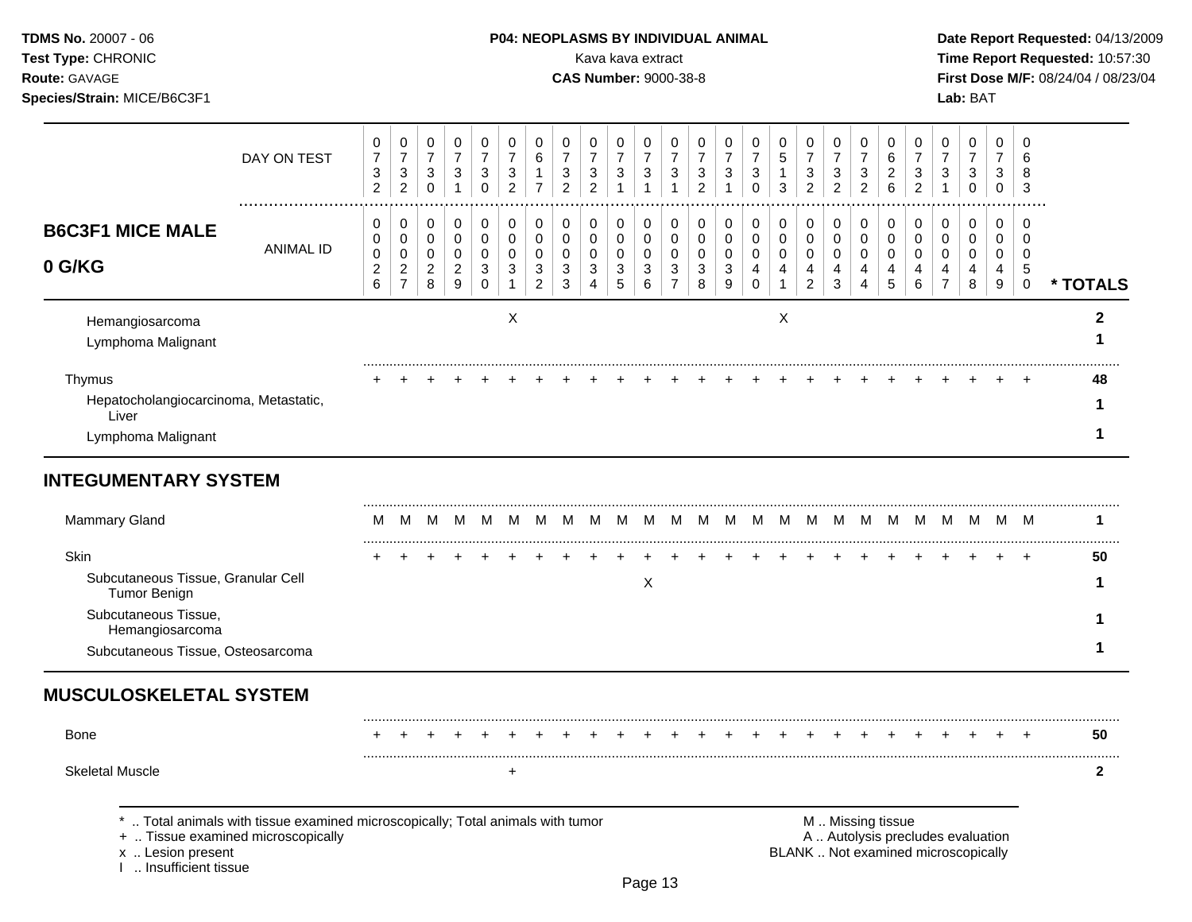**TDMS No.** 20007 - 06
**Test Type:** CHRONIC
**Route:** GAVAGE
**Species/Strain:** MICE/B6C3F1

**P04: NEOPLASMS BY INDIVIDUAL ANIMAL**
Kava kava extract
**CAS Number:** 9000-38-8

**Date Report Requested:** 04/13/2009
**Time Report Requested:** 10:57:30
**First Dose M/F:** 08/24/04 / 08/23/04
**Lab:** BAT

## B6C3F1 MICE MALE 0 G/KG

| DAY ON TEST | 0732 | 0732 | 0730 | 0731 | 0730 | 0732 | 0617 | 0732 | 0732 | 0731 | 0731 | 0731 | 0732 | 0731 | 0730 | 0513 | 0732 | 0732 | 0732 | 0626 | 0732 | 0731 | 0730 | 0730 | 0683 | |
|---|---|---|---|---|---|---|---|---|---|---|---|---|---|---|---|---|---|---|---|---|---|---|---|---|---|---|
| ANIMAL ID | 0026 | 0027 | 0028 | 0029 | 0030 | 0031 | 0032 | 0033 | 0034 | 0035 | 0036 | 0037 | 0038 | 0039 | 0040 | 0041 | 0042 | 0043 | 0044 | 0045 | 0046 | 0047 | 0048 | 0049 | 0050 | * TOTALS |
| Hemangiosarcoma | | | | | | X | | | | | | | | | | X | | | | | | | | | | 2 |
| Lymphoma Malignant | | | | | | | | | | | | | | | | | | | | | | | | | | 1 |
| Thymus | + | + | + | + | + | + | + | + | + | + | + | + | + | + | + | + | + | + | + | + | + | + | + | + | + | 48 |
| Hepatocholangiocarcinoma, Metastatic, Liver | | | | | | | | | | | | | | | | | | | | | | | | | | 1 |
| Lymphoma Malignant | | | | | | | | | | | | | | | | | | | | | | | | | | 1 |
| **INTEGUMENTARY SYSTEM** | | | | | | | | | | | | | | | | | | | | | | | | | | |
| Mammary Gland | M | M | M | M | M | M | M | M | M | M | M | M | M | M | M | M | M | M | M | M | M | M | M | M | M | 1 |
| Skin | + | + | + | + | + | + | + | + | + | + | + | + | + | + | + | + | + | + | + | + | + | + | + | + | + | 50 |
| Subcutaneous Tissue, Granular Cell Tumor Benign | | | | | | | | | | | X | | | | | | | | | | | | | | | 1 |
| Subcutaneous Tissue, Hemangiosarcoma | | | | | | | | | | | | | | | | | | | | | | | | | | 1 |
| Subcutaneous Tissue, Osteosarcoma | | | | | | | | | | | | | | | | | | | | | | | | | | 1 |
| **MUSCULOSKELETAL SYSTEM** | | | | | | | | | | | | | | | | | | | | | | | | | | |
| Bone | + | + | + | + | + | + | + | + | + | + | + | + | + | + | + | + | + | + | + | + | + | + | + | + | + | 50 |
| Skeletal Muscle | | | | | | + | | | | | | | | | | | | | | | | | | | | 2 |

\* .. Total animals with tissue examined microscopically; Total animals with tumor
\+ .. Tissue examined microscopically
x .. Lesion present
I .. Insufficient tissue

M .. Missing tissue
A .. Autolysis precludes evaluation
BLANK .. Not examined microscopically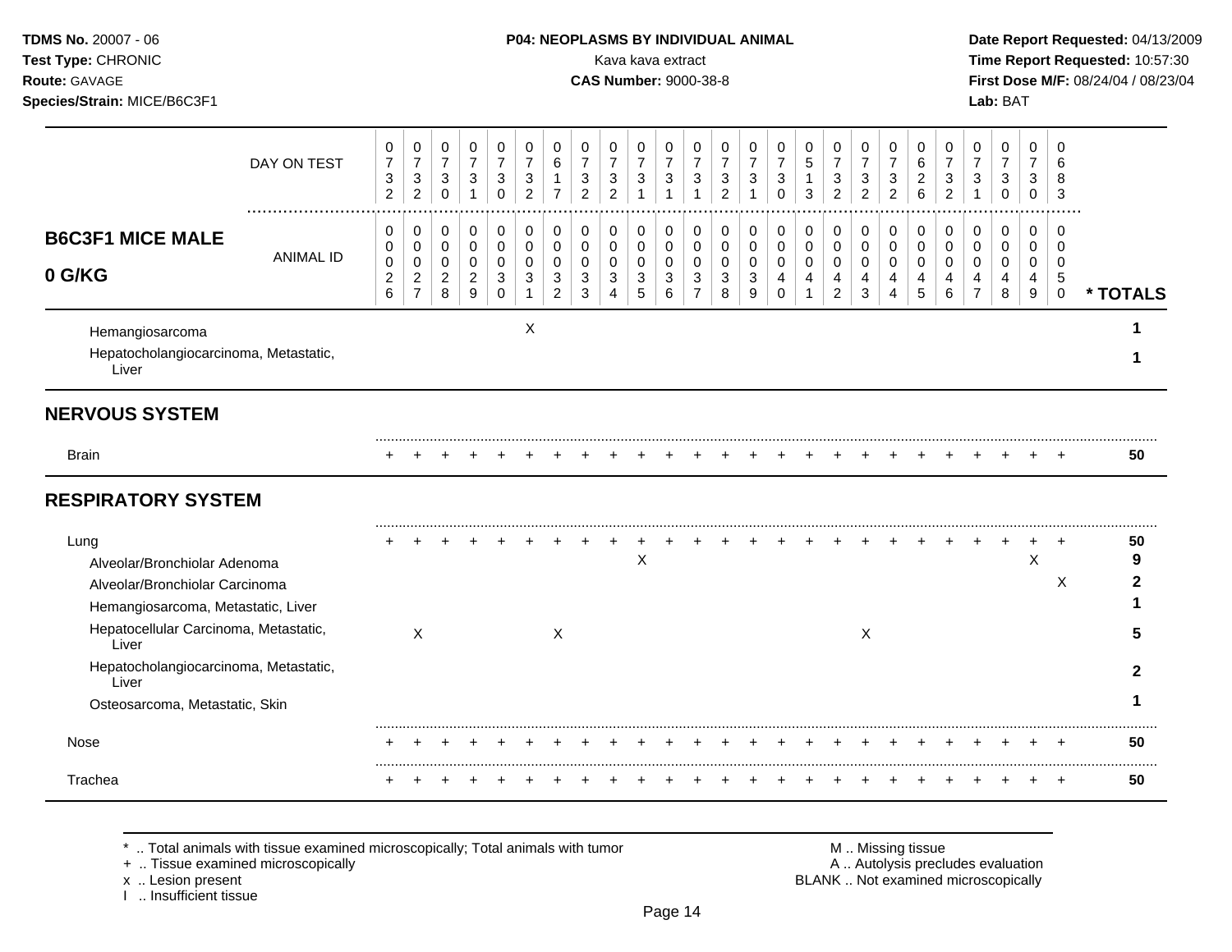**B6C3F1 MICE MALE**

**0 G/KG**

| | 0026 | 0027 | 0028 | 0029 | 0030 | 0031 | 0032 | 0033 | 0034 | 0035 | 0036 | 0037 | 0038 | 0039 | 0040 | 0041 | 0042 | 0043 | 0044 | 0045 | 0046 | 0047 | 0048 | 0049 | 0050 | * TOTALS |
|---|---|---|---|---|---|---|---|---|---|---|---|---|---|---|---|---|---|---|---|---|---|---|---|---|---|---|
| DAY ON TEST | 0732 | 0732 | 0730 | 0731 | 0730 | 0732 | 0617 | 0732 | 0732 | 0731 | 0731 | 0731 | 0732 | 0731 | 0730 | 0513 | 0732 | 0732 | 0732 | 0626 | 0732 | 0731 | 0730 | 0730 | 0683 | |
| Hemangiosarcoma | | | | | | X | | | | | | | | | | | | | | | | | | | | 1 |
| Hepatocholangiocarcinoma, Metastatic, Liver | | | | | | | | | | | | | | | | | | | | | | | | | | 1 |
| **NERVOUS SYSTEM** | | | | | | | | | | | | | | | | | | | | | | | | | | |
| Brain | + | + | + | + | + | + | + | + | + | + | + | + | + | + | + | + | + | + | + | + | + | + | + | + | + | 50 |
| **RESPIRATORY SYSTEM** | | | | | | | | | | | | | | | | | | | | | | | | | | |
| Lung | + | + | + | + | + | + | + | + | + | + | + | + | + | + | + | + | + | + | + | + | + | + | + | + | + | 50 |
| Alveolar/Bronchiolar Adenoma | | | | | | | | | | X | | | | | | | | | | | | | | X | | 9 |
| Alveolar/Bronchiolar Carcinoma | | | | | | | | | | | | | | | | | | | | | | | | | X | 2 |
| Hemangiosarcoma, Metastatic, Liver | | | | | | | | | | | | | | | | | | | | | | | | | | 1 |
| Hepatocellular Carcinoma, Metastatic, Liver | | X | | | | | X | | | | | | | | | | | X | | | | | | | | 5 |
| Hepatocholangiocarcinoma, Metastatic, Liver | | | | | | | | | | | | | | | | | | | | | | | | | | 2 |
| Osteosarcoma, Metastatic, Skin | | | | | | | | | | | | | | | | | | | | | | | | | | 1 |
| Nose | + | + | + | + | + | + | + | + | + | + | + | + | + | + | + | + | + | + | + | + | + | + | + | + | + | 50 |
| Trachea | + | + | + | + | + | + | + | + | + | + | + | + | + | + | + | + | + | + | + | + | + | + | + | + | + | 50 |

* .. Total animals with tissue examined microscopically; Total animals with tumor
+ .. Tissue examined microscopically
x .. Lesion present
I .. Insufficient tissue

M .. Missing tissue
A .. Autolysis precludes evaluation
BLANK .. Not examined microscopically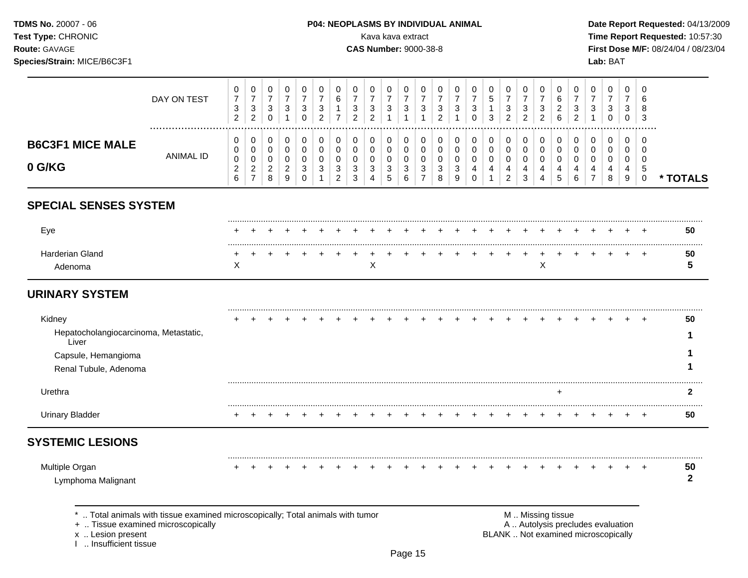**TDMS No.** 20007 - 06
**Test Type:** CHRONIC
**Route:** GAVAGE
**Species/Strain:** MICE/B6C3F1

**P04: NEOPLASMS BY INDIVIDUAL ANIMAL**
Kava kava extract
**CAS Number:** 9000-38-8

**Date Report Requested:** 04/13/2009
**Time Report Requested:** 10:57:30
**First Dose M/F:** 08/24/04 / 08/23/04
**Lab:** BAT

## B6C3F1 MICE MALE 0 G/KG

| DAY ON TEST | 0732 | 0732 | 0730 | 0731 | 0730 | 0732 | 0617 | 0732 | 0732 | 0731 | 0731 | 0731 | 0732 | 0731 | 0730 | 0513 | 0732 | 0732 | 0732 | 0626 | 0732 | 0731 | 0730 | 0730 | 0683 | |
|---|---|---|---|---|---|---|---|---|---|---|---|---|---|---|---|---|---|---|---|---|---|---|---|---|---|---|
| ANIMAL ID | 00026 | 00027 | 00028 | 00029 | 00030 | 00031 | 00032 | 00033 | 00034 | 00035 | 00036 | 00037 | 00038 | 00039 | 00040 | 00041 | 00042 | 00043 | 00044 | 00045 | 00046 | 00047 | 00048 | 00049 | 00050 | * TOTALS |
| **SPECIAL SENSES SYSTEM** | | | | | | | | | | | | | | | | | | | | | | | | | | |
| Eye | + | + | + | + | + | + | + | + | + | + | + | + | + | + | + | + | + | + | + | + | + | + | + | + | + | 50 |
| Harderian Gland | + | + | + | + | + | + | + | + | + | + | + | + | + | + | + | + | + | + | + | + | + | + | + | + | + | 50 |
| Adenoma | X | | | | | | | | X | | | | | | | | | | X | | | | | | | 5 |
| **URINARY SYSTEM** | | | | | | | | | | | | | | | | | | | | | | | | | | |
| Kidney | + | + | + | + | + | + | + | + | + | + | + | + | + | + | + | + | + | + | + | + | + | + | + | + | + | 50 |
| Hepatocholangiocarcinoma, Metastatic, Liver | | | | | | | | | | | | | | | | | | | | | | | | | | 1 |
| Capsule, Hemangioma | | | | | | | | | | | | | | | | | | | | | | | | | | 1 |
| Renal Tubule, Adenoma | | | | | | | | | | | | | | | | | | | | | | | | | | 1 |
| Urethra | | | | | | | | | | | | | | | | | | | | + | | | | | | 2 |
| Urinary Bladder | + | + | + | + | + | + | + | + | + | + | + | + | + | + | + | + | + | + | + | + | + | + | + | + | + | 50 |
| **SYSTEMIC LESIONS** | | | | | | | | | | | | | | | | | | | | | | | | | | |
| Multiple Organ | + | + | + | + | + | + | + | + | + | + | + | + | + | + | + | + | + | + | + | + | + | + | + | + | + | 50 |
| Lymphoma Malignant | | | | | | | | | | | | | | | | | | | | | | | | | | 2 |

\* .. Total animals with tissue examined microscopically; Total animals with tumor
\+ .. Tissue examined microscopically
x .. Lesion present
I .. Insufficient tissue

M .. Missing tissue
A .. Autolysis precludes evaluation
BLANK .. Not examined microscopically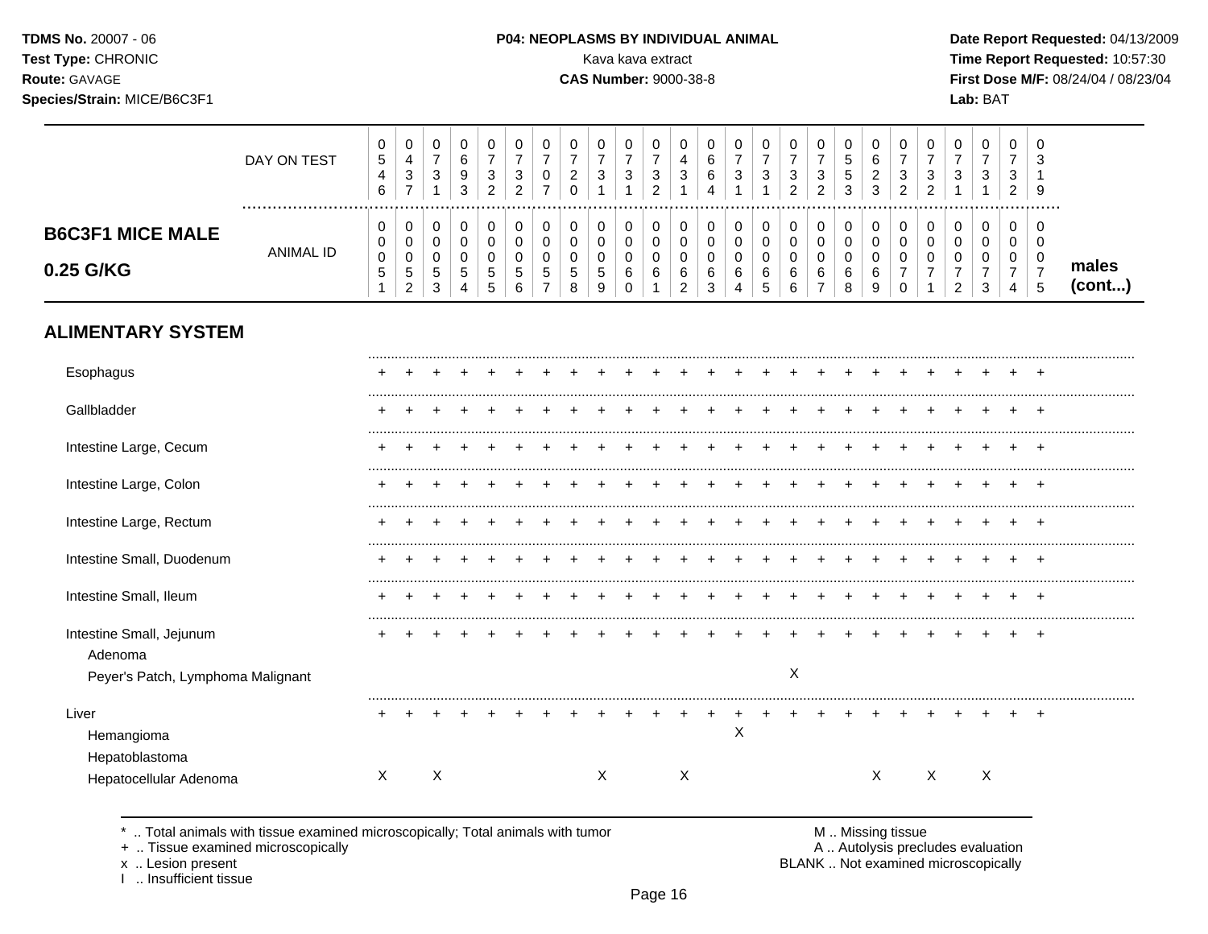**TDMS No.** 20007 - 06
**Test Type:** CHRONIC
**Route:** GAVAGE
**Species/Strain:** MICE/B6C3F1

**P04: NEOPLASMS BY INDIVIDUAL ANIMAL**
Kava kava extract
**CAS Number:** 9000-38-8

**Date Report Requested:** 04/13/2009
**Time Report Requested:** 10:57:30
**First Dose M/F:** 08/24/04 / 08/23/04
**Lab:** BAT

## B6C3F1 MICE MALE 0.25 G/KG

| | | | | | | | | | | | | | | | | | | | | | | | | | | |
|---|---|---|---|---|---|---|---|---|---|---|---|---|---|---|---|---|---|---|---|---|---|---|---|---|---|---|
| DAY ON TEST | 0546 | 0437 | 0731 | 0693 | 0732 | 0732 | 0707 | 0720 | 0731 | 0731 | 0732 | 0431 | 0664 | 0731 | 0731 | 0732 | 0732 | 0553 | 0623 | 0732 | 0732 | 0731 | 0731 | 0732 | 0319 | |
| ANIMAL ID | 0051 | 0052 | 0053 | 0054 | 0055 | 0056 | 0057 | 0058 | 0059 | 0060 | 0061 | 0062 | 0063 | 0064 | 0065 | 0066 | 0067 | 0068 | 0069 | 0070 | 0071 | 0072 | 0073 | 0074 | 0075 | **males (cont...)** |
| **ALIMENTARY SYSTEM** | | | | | | | | | | | | | | | | | | | | | | | | | | |
| Esophagus | + | + | + | + | + | + | + | + | + | + | + | + | + | + | + | + | + | + | + | + | + | + | + | + | + | |
| Gallbladder | + | + | + | + | + | + | + | + | + | + | + | + | + | + | + | + | + | + | + | + | + | + | + | + | + | |
| Intestine Large, Cecum | + | + | + | + | + | + | + | + | + | + | + | + | + | + | + | + | + | + | + | + | + | + | + | + | + | |
| Intestine Large, Colon | + | + | + | + | + | + | + | + | + | + | + | + | + | + | + | + | + | + | + | + | + | + | + | + | + | |
| Intestine Large, Rectum | + | + | + | + | + | + | + | + | + | + | + | + | + | + | + | + | + | + | + | + | + | + | + | + | + | |
| Intestine Small, Duodenum | + | + | + | + | + | + | + | + | + | + | + | + | + | + | + | + | + | + | + | + | + | + | + | + | + | |
| Intestine Small, Ileum | + | + | + | + | + | + | + | + | + | + | + | + | + | + | + | + | + | + | + | + | + | + | + | + | + | |
| Intestine Small, Jejunum | + | + | + | + | + | + | + | + | + | + | + | + | + | + | + | + | + | + | + | + | + | + | + | + | + | |
| Adenoma | | | | | | | | | | | | | | | | | | | | | | | | | | |
| Peyer's Patch, Lymphoma Malignant | | | | | | | | | | | | | | | | X | | | | | | | | | | |
| Liver | + | + | + | + | + | + | + | + | + | + | + | + | + | + | + | + | + | + | + | + | + | + | + | + | + | |
| Hemangioma | | | | | | | | | | | | | | X | | | | | | | | | | | | |
| Hepatoblastoma | | | | | | | | | | | | | | | | | | | | | | | | | | |
| Hepatocellular Adenoma | X | | X | | | | | | X | | | X | | | | | | | X | | X | | X | | | |

\* .. Total animals with tissue examined microscopically; Total animals with tumor
\+ .. Tissue examined microscopically
x .. Lesion present
I .. Insufficient tissue

M .. Missing tissue
A .. Autolysis precludes evaluation
BLANK .. Not examined microscopically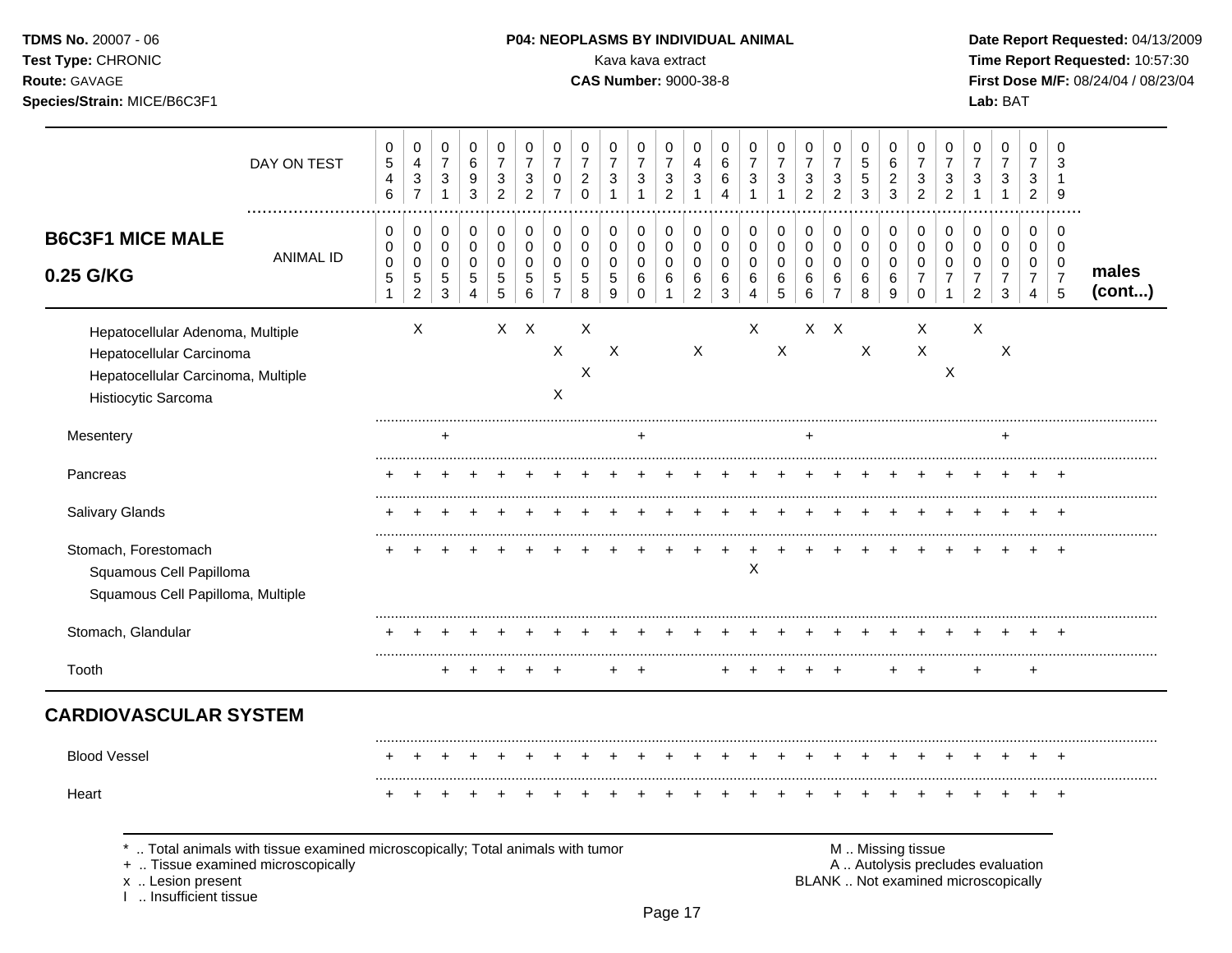**TDMS No.** 20007 - 06
**Test Type:** CHRONIC
**Route:** GAVAGE
**Species/Strain:** MICE/B6C3F1

**P04: NEOPLASMS BY INDIVIDUAL ANIMAL**
Kava kava extract
**CAS Number:** 9000-38-8

**Date Report Requested:** 04/13/2009
**Time Report Requested:** 10:57:30
**First Dose M/F:** 08/24/04 / 08/23/04
**Lab:** BAT

## B6C3F1 MICE MALE 0.25 G/KG

| DAY ON TEST | 0546 | 0437 | 0731 | 0693 | 0732 | 0732 | 0707 | 0720 | 0731 | 0731 | 0732 | 0431 | 0664 | 0731 | 0731 | 0732 | 0732 | 0553 | 0623 | 0732 | 0732 | 0731 | 0731 | 0732 | 0319 | |
|---|---|---|---|---|---|---|---|---|---|---|---|---|---|---|---|---|---|---|---|---|---|---|---|---|---|---|
| **ANIMAL ID** | 0051 | 0052 | 0053 | 0054 | 0055 | 0056 | 0057 | 0058 | 0059 | 0060 | 0061 | 0062 | 0063 | 0064 | 0065 | 0066 | 0067 | 0068 | 0069 | 0070 | 0071 | 0072 | 0073 | 0074 | 0075 | **males (cont...)** |
| Hepatocellular Adenoma, Multiple | | X | | | X | X | | X | | | | | | X | | X | X | | | X | | X | | | | |
| Hepatocellular Carcinoma | | | | | | | X | | X | | | X | | | X | | | X | | X | | | X | | | |
| Hepatocellular Carcinoma, Multiple | | | | | | | | X | | | | | | | | | | | | | X | | | | | |
| Histiocytic Sarcoma | | | | | | | X | | | | | | | | | | | | | | | | | | | |
| Mesentery | | | + | | | | | | | + | | | | | | + | | | | | | | + | | | |
| Pancreas | + | + | + | + | + | + | + | + | + | + | + | + | + | + | + | + | + | + | + | + | + | + | + | + | + | |
| Salivary Glands | + | + | + | + | + | + | + | + | + | + | + | + | + | + | + | + | + | + | + | + | + | + | + | + | + | |
| Stomach, Forestomach | + | + | + | + | + | + | + | + | + | + | + | + | + | + | + | + | + | + | + | + | + | + | + | + | + | |
| Squamous Cell Papilloma | | | | | | | | | | | | | | X | | | | | | | | | | | | |
| Squamous Cell Papilloma, Multiple | | | | | | | | | | | | | | | | | | | | | | | | | | |
| Stomach, Glandular | + | + | + | + | + | + | + | + | + | + | + | + | + | + | + | + | + | + | + | + | + | + | + | + | + | |
| Tooth | | | + | + | + | + | + | | + | + | | | + | + | + | + | + | | + | + | | + | | + | | |

## CARDIOVASCULAR SYSTEM

| | | | | | | | | | | | | | | | | | | | | | | | | | | |
|---|---|---|---|---|---|---|---|---|---|---|---|---|---|---|---|---|---|---|---|---|---|---|---|---|---|---|
| Blood Vessel | + | + | + | + | + | + | + | + | + | + | + | + | + | + | + | + | + | + | + | + | + | + | + | + | + | |
| Heart | + | + | + | + | + | + | + | + | + | + | + | + | + | + | + | + | + | + | + | + | + | + | + | + | + | |

\* .. Total animals with tissue examined microscopically; Total animals with tumor
+ .. Tissue examined microscopically
x .. Lesion present
I .. Insufficient tissue

M .. Missing tissue
A .. Autolysis precludes evaluation
BLANK .. Not examined microscopically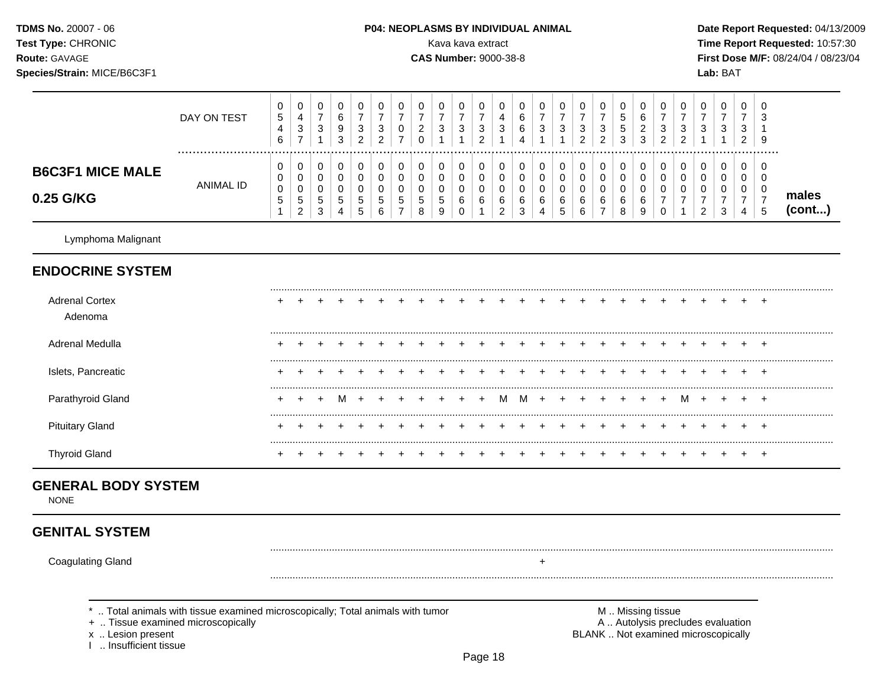**TDMS No.** 20007 - 06
**Test Type:** CHRONIC
**Route:** GAVAGE
**Species/Strain:** MICE/B6C3F1

**P04: NEOPLASMS BY INDIVIDUAL ANIMAL**
Kava kava extract
**CAS Number:** 9000-38-8

**Date Report Requested:** 04/13/2009
**Time Report Requested:** 10:57:30
**First Dose M/F:** 08/24/04 / 08/23/04
**Lab:** BAT

| | DAY ON TEST | 0546 | 0437 | 0731 | 0693 | 0732 | 0732 | 0707 | 0720 | 0731 | 0731 | 0732 | 0431 | 0664 | 0731 | 0731 | 0732 | 0732 | 0553 | 0623 | 0732 | 0732 | 0731 | 0731 | 0732 | 0319 | |
|---|---|---|---|---|---|---|---|---|---|---|---|---|---|---|---|---|---|---|---|---|---|---|---|---|---|---|---|
| **B6C3F1 MICE MALE 0.25 G/KG** | ANIMAL ID | 00051 | 00052 | 00053 | 00054 | 00055 | 00056 | 00057 | 00058 | 00059 | 00060 | 00061 | 00062 | 00063 | 00064 | 00065 | 00066 | 00067 | 00068 | 00069 | 00070 | 00071 | 00072 | 00073 | 00074 | 00075 | **males (cont...)** |
| Lymphoma Malignant | | | | | | | | | | | | | | | | | | | | | | | | | | | |
| **ENDOCRINE SYSTEM** | | | | | | | | | | | | | | | | | | | | | | | | | | | |
| Adrenal Cortex | | + | + | + | + | + | + | + | + | + | + | + | + | + | + | + | + | + | + | + | + | + | + | + | + | + | |
| Adenoma | | | | | | | | | | | | | | | | | | | | | | | | | | | |
| Adrenal Medulla | | + | + | + | + | + | + | + | + | + | + | + | + | + | + | + | + | + | + | + | + | + | + | + | + | + | |
| Islets, Pancreatic | | + | + | + | + | + | + | + | + | + | + | + | + | + | + | + | + | + | + | + | + | + | + | + | + | + | |
| Parathyroid Gland | | + | + | + | M | + | + | + | + | + | + | + | M | M | + | + | + | + | + | + | + | M | + | + | + | + | |
| Pituitary Gland | | + | + | + | + | + | + | + | + | + | + | + | + | + | + | + | + | + | + | + | + | + | + | + | + | + | |
| Thyroid Gland | | + | + | + | + | + | + | + | + | + | + | + | + | + | + | + | + | + | + | + | + | + | + | + | + | + | |
| **GENERAL BODY SYSTEM** | | | | | | | | | | | | | | | | | | | | | | | | | | | |
| NONE | | | | | | | | | | | | | | | | | | | | | | | | | | | |
| **GENITAL SYSTEM** | | | | | | | | | | | | | | | | | | | | | | | | | | | |
| Coagulating Gland | | | | | | | | | | | | | | | + | | | | | | | | | | | | |

\* .. Total animals with tissue examined microscopically; Total animals with tumor
\+ .. Tissue examined microscopically
x .. Lesion present
I .. Insufficient tissue

M .. Missing tissue
A .. Autolysis precludes evaluation
BLANK .. Not examined microscopically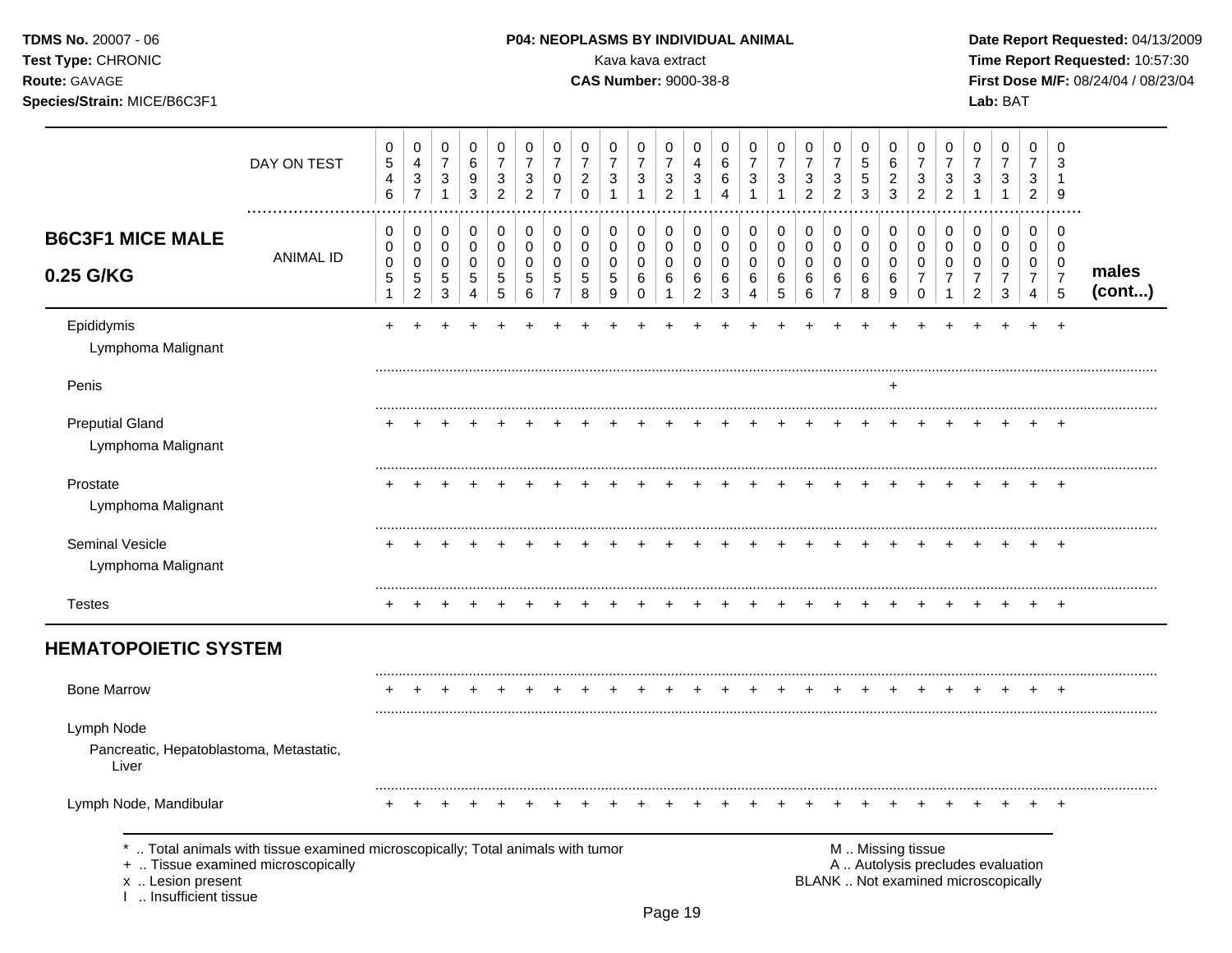**TDMS No.** 20007 - 06
**Test Type:** CHRONIC
**Route:** GAVAGE
**Species/Strain:** MICE/B6C3F1

**P04: NEOPLASMS BY INDIVIDUAL ANIMAL**
Kava kava extract
**CAS Number:** 9000-38-8

**Date Report Requested:** 04/13/2009
**Time Report Requested:** 10:57:30
**First Dose M/F:** 08/24/04 / 08/23/04
**Lab:** BAT

| | DAY ON TEST | 0546 | 0437 | 0731 | 0693 | 0732 | 0732 | 0707 | 0720 | 0731 | 0731 | 0732 | 0431 | 0664 | 0731 | 0731 | 0732 | 0732 | 0553 | 0623 | 0732 | 0732 | 0731 | 0731 | 0732 | 0319 | |
|---|---|---|---|---|---|---|---|---|---|---|---|---|---|---|---|---|---|---|---|---|---|---|---|---|---|---|---|
| **B6C3F1 MICE MALE 0.25 G/KG** | ANIMAL ID | 0005 1 | 0005 2 | 0005 3 | 0005 4 | 0005 5 | 0005 6 | 0005 7 | 0005 8 | 0005 9 | 0006 0 | 0006 1 | 0006 2 | 0006 3 | 0006 4 | 0006 5 | 0006 6 | 0006 7 | 0006 8 | 0006 9 | 0007 0 | 0007 1 | 0007 2 | 0007 3 | 0007 4 | 0007 5 | **males (cont...)** |
| Epididymis | | + | + | + | + | + | + | + | + | + | + | + | + | + | + | + | + | + | + | + | + | + | + | + | + | + | |
| Lymphoma Malignant | | | | | | | | | | | | | | | | | | | | | | | | | | | |
| Penis | | | | | | | | | | | | | | | | | | | | + | | | | | | | |
| Preputial Gland | | + | + | + | + | + | + | + | + | + | + | + | + | + | + | + | + | + | + | + | + | + | + | + | + | + | |
| Lymphoma Malignant | | | | | | | | | | | | | | | | | | | | | | | | | | | |
| Prostate | | + | + | + | + | + | + | + | + | + | + | + | + | + | + | + | + | + | + | + | + | + | + | + | + | + | |
| Lymphoma Malignant | | | | | | | | | | | | | | | | | | | | | | | | | | | |
| Seminal Vesicle | | + | + | + | + | + | + | + | + | + | + | + | + | + | + | + | + | + | + | + | + | + | + | + | + | + | |
| Lymphoma Malignant | | | | | | | | | | | | | | | | | | | | | | | | | | | |
| Testes | | + | + | + | + | + | + | + | + | + | + | + | + | + | + | + | + | + | + | + | + | + | + | + | + | + | |
| **HEMATOPOIETIC SYSTEM** | | | | | | | | | | | | | | | | | | | | | | | | | | | |
| Bone Marrow | | + | + | + | + | + | + | + | + | + | + | + | + | + | + | + | + | + | + | + | + | + | + | + | + | + | |
| Lymph Node | | | | | | | | | | | | | | | | | | | | | | | | | | | |
| Pancreatic, Hepatoblastoma, Metastatic, Liver | | | | | | | | | | | | | | | | | | | | | | | | | | | |
| Lymph Node, Mandibular | | + | + | + | + | + | + | + | + | + | + | + | + | + | + | + | + | + | + | + | + | + | + | + | + | + | |

\* .. Total animals with tissue examined microscopically; Total animals with tumor
\+ .. Tissue examined microscopically
x .. Lesion present
I .. Insufficient tissue

M .. Missing tissue
A .. Autolysis precludes evaluation
BLANK .. Not examined microscopically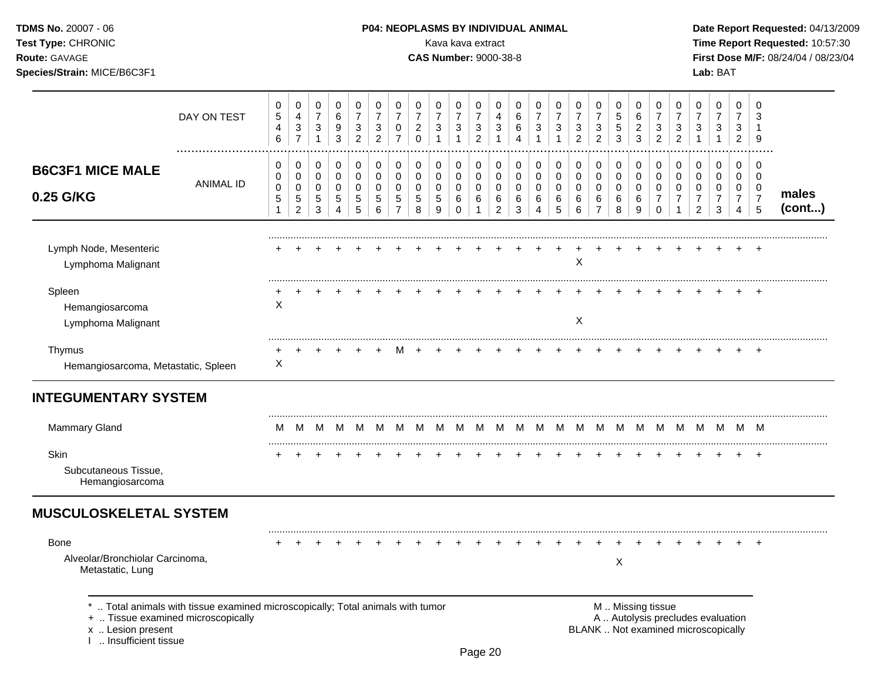## B6C3F1 MICE MALE 0.25 G/KG

| | DAY ON TEST | 0546 | 0437 | 0731 | 0693 | 0732 | 0732 | 0707 | 0720 | 0731 | 0731 | 0732 | 0431 | 0664 | 0731 | 0731 | 0732 | 0732 | 0553 | 0623 | 0732 | 0732 | 0731 | 0731 | 0732 | 0319 | |
|---|---|---|---|---|---|---|---|---|---|---|---|---|---|---|---|---|---|---|---|---|---|---|---|---|---|---|---|
| | ANIMAL ID | 00051 | 00052 | 00053 | 00054 | 00055 | 00056 | 00057 | 00058 | 00059 | 00060 | 00061 | 00062 | 00063 | 00064 | 00065 | 00066 | 00067 | 00068 | 00069 | 00070 | 00071 | 00072 | 00073 | 00074 | 00075 | males (cont...) |
| Lymph Node, Mesenteric | | + | + | + | + | + | + | + | + | + | + | + | + | + | + | + | + | + | + | + | + | + | + | + | + | + | |
| Lymphoma Malignant | | | | | | | | | | | | | | | | | X | | | | | | | | | | |
| Spleen | | + | + | + | + | + | + | + | + | + | + | + | + | + | + | + | + | + | + | + | + | + | + | + | + | + | |
| Hemangiosarcoma | | X | | | | | | | | | | | | | | | | | | | | | | | | | |
| Lymphoma Malignant | | | | | | | | | | | | | | | | | X | | | | | | | | | | |
| Thymus | | + | + | + | + | + | + | M | + | + | + | + | + | + | + | + | + | + | + | + | + | + | + | + | + | + | |
| Hemangiosarcoma, Metastatic, Spleen | | X | | | | | | | | | | | | | | | | | | | | | | | | | |
| **INTEGUMENTARY SYSTEM** | | | | | | | | | | | | | | | | | | | | | | | | | | | |
| Mammary Gland | | M | M | M | M | M | M | M | M | M | M | M | M | M | M | M | M | M | M | M | M | M | M | M | M | M | |
| Skin | | + | + | + | + | + | + | + | + | + | + | + | + | + | + | + | + | + | + | + | + | + | + | + | + | + | |
| Subcutaneous Tissue, Hemangiosarcoma | | | | | | | | | | | | | | | | | | | | | | | | | | | |
| **MUSCULOSKELETAL SYSTEM** | | | | | | | | | | | | | | | | | | | | | | | | | | | |
| Bone | | + | + | + | + | + | + | + | + | + | + | + | + | + | + | + | + | + | + | + | + | + | + | + | + | + | |
| Alveolar/Bronchiolar Carcinoma, Metastatic, Lung | | | | | | | | | | | | | | | | | | | X | | | | | | | | |

\* .. Total animals with tissue examined microscopically; Total animals with tumor
\+ .. Tissue examined microscopically
x .. Lesion present
I .. Insufficient tissue

M .. Missing tissue
A .. Autolysis precludes evaluation
BLANK .. Not examined microscopically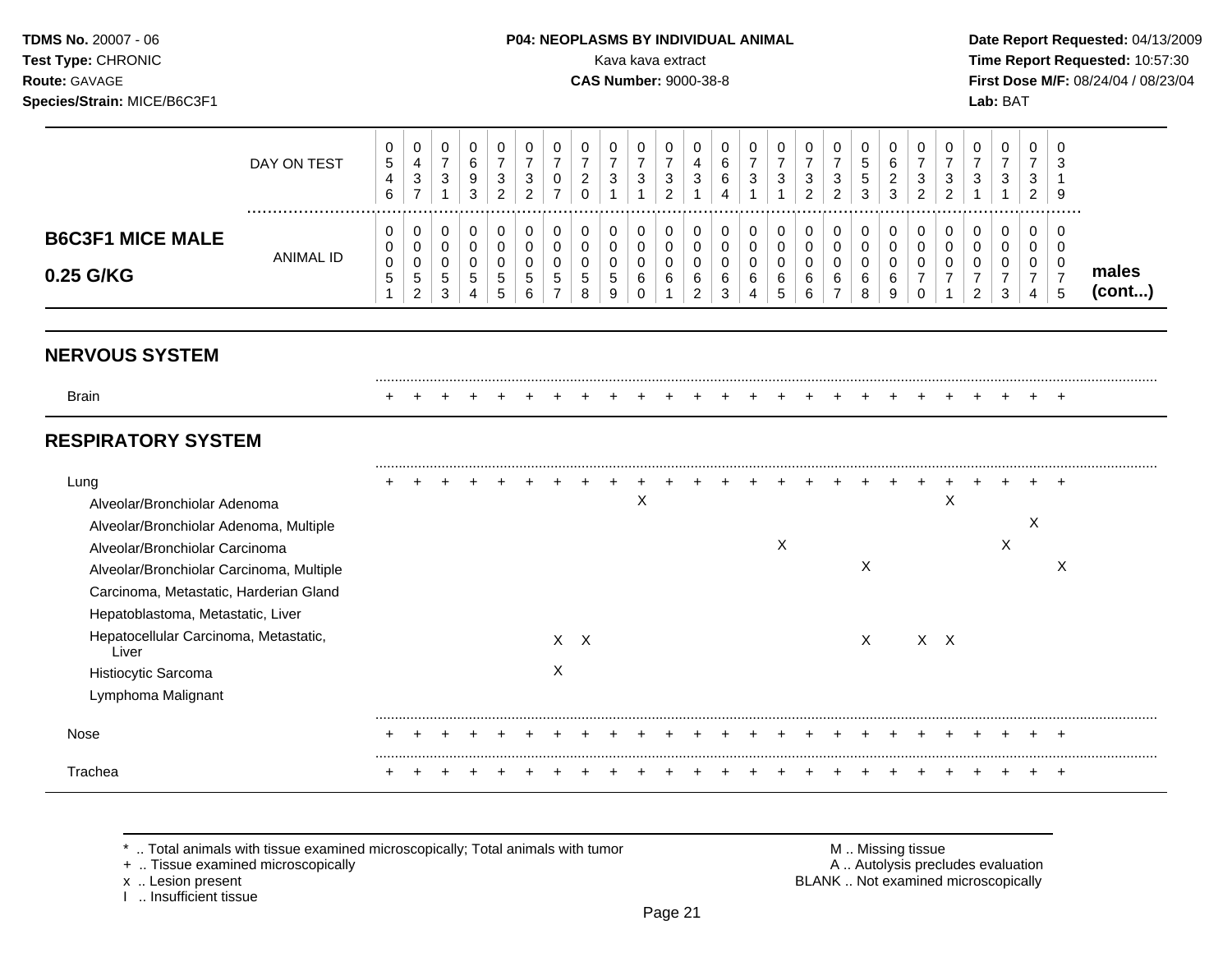**TDMS No.** 20007 - 06
**Test Type:** CHRONIC
**Route:** GAVAGE
**Species/Strain:** MICE/B6C3F1

**P04: NEOPLASMS BY INDIVIDUAL ANIMAL**
Kava kava extract
**CAS Number:** 9000-38-8

**Date Report Requested:** 04/13/2009
**Time Report Requested:** 10:57:30
**First Dose M/F:** 08/24/04 / 08/23/04
**Lab:** BAT

**B6C3F1 MICE MALE 0.25 G/KG** — males (cont...)

| | 1 | 2 | 3 | 4 | 5 | 6 | 7 | 8 | 9 | 10 | 11 | 12 | 13 | 14 | 15 | 16 | 17 | 18 | 19 | 20 | 21 | 22 | 23 | 24 | 25 |
|---|---|---|---|---|---|---|---|---|---|---|---|---|---|---|---|---|---|---|---|---|---|---|---|---|---|
| DAY ON TEST | 0546 | 0437 | 0731 | 0693 | 0732 | 0732 | 0707 | 0720 | 0731 | 0731 | 0732 | 0431 | 0664 | 0731 | 0731 | 0732 | 0732 | 0553 | 0623 | 0732 | 0732 | 0731 | 0731 | 0732 | 0319 |
| ANIMAL ID | 0051 | 0052 | 0053 | 0054 | 0055 | 0056 | 0057 | 0058 | 0059 | 0060 | 0061 | 0062 | 0063 | 0064 | 0065 | 0066 | 0067 | 0068 | 0069 | 0070 | 0071 | 0072 | 0073 | 0074 | 0075 |
| **NERVOUS SYSTEM** | | | | | | | | | | | | | | | | | | | | | | | | | |
| Brain | + | + | + | + | + | + | + | + | + | + | + | + | + | + | + | + | + | + | + | + | + | + | + | + | + |
| **RESPIRATORY SYSTEM** | | | | | | | | | | | | | | | | | | | | | | | | | |
| Lung | + | + | + | + | + | + | + | + | + | + | + | + | + | + | + | + | + | + | + | + | + | + | + | + | + |
| Alveolar/Bronchiolar Adenoma | | | | | | | | | | X | | | | | | | | | | | X | | | | |
| Alveolar/Bronchiolar Adenoma, Multiple | | | | | | | | | | | | | | | | | | | | | | | | X | |
| Alveolar/Bronchiolar Carcinoma | | | | | | | | | | | | | | | X | | | | | | | | X | | |
| Alveolar/Bronchiolar Carcinoma, Multiple | | | | | | | | | | | | | | | | | | X | | | | | | | X |
| Carcinoma, Metastatic, Harderian Gland | | | | | | | | | | | | | | | | | | | | | | | | | |
| Hepatoblastoma, Metastatic, Liver | | | | | | | | | | | | | | | | | | | | | | | | | |
| Hepatocellular Carcinoma, Metastatic, Liver | | | | | | | X | X | | | | | | | | | | X | | X | X | | | | |
| Histiocytic Sarcoma | | | | | | | X | | | | | | | | | | | | | | | | | | |
| Lymphoma Malignant | | | | | | | | | | | | | | | | | | | | | | | | | |
| Nose | + | + | + | + | + | + | + | + | + | + | + | + | + | + | + | + | + | + | + | + | + | + | + | + | + |
| Trachea | + | + | + | + | + | + | + | + | + | + | + | + | + | + | + | + | + | + | + | + | + | + | + | + | + |

\* .. Total animals with tissue examined microscopically; Total animals with tumor
\+ .. Tissue examined microscopically
x .. Lesion present
I .. Insufficient tissue

M .. Missing tissue
A .. Autolysis precludes evaluation
BLANK .. Not examined microscopically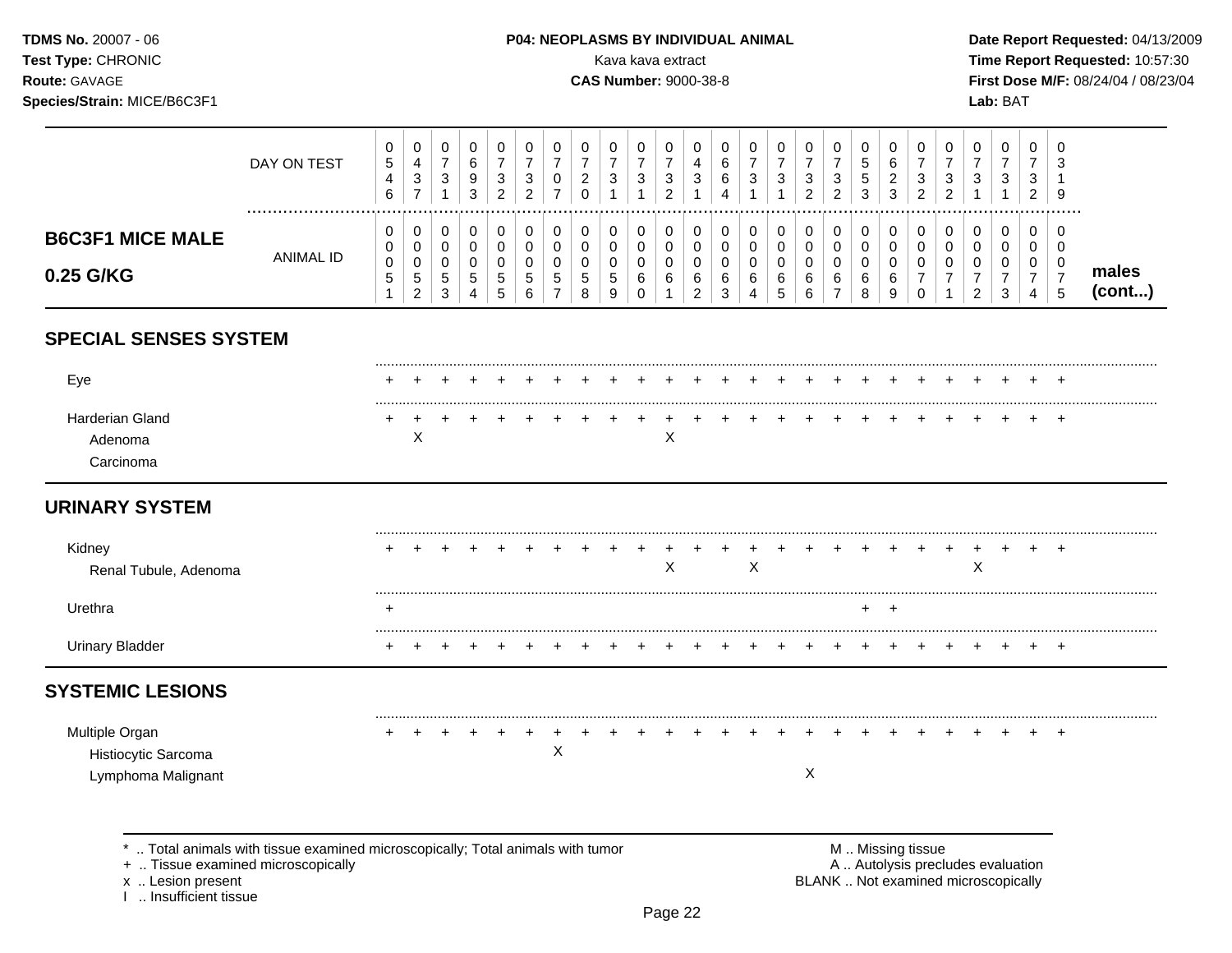TDMS No. 20007 - 06
Test Type: CHRONIC
Route: GAVAGE
Species/Strain: MICE/B6C3F1

**P04: NEOPLASMS BY INDIVIDUAL ANIMAL**
Kava kava extract
**CAS Number:** 9000-38-8

Date Report Requested: 04/13/2009
Time Report Requested: 10:57:30
First Dose M/F: 08/24/04 / 08/23/04
Lab: BAT

| | | | | | | | | | | | | | | | | | | | | | | | | | |
|---|---|---|---|---|---|---|---|---|---|---|---|---|---|---|---|---|---|---|---|---|---|---|---|---|---|
| DAY ON TEST | 0546 | 0437 | 0731 | 0693 | 0732 | 0732 | 0707 | 0720 | 0731 | 0731 | 0732 | 0431 | 0664 | 0731 | 0731 | 0732 | 0732 | 0553 | 0623 | 0732 | 0732 | 0731 | 0731 | 0732 | 0319 |
| **B6C3F1 MICE MALE 0.25 G/KG** — ANIMAL ID | 0051 | 0052 | 0053 | 0054 | 0055 | 0056 | 0057 | 0058 | 0059 | 0060 | 0061 | 0062 | 0063 | 0064 | 0065 | 0066 | 0067 | 0068 | 0069 | 0070 | 0071 | 0072 | 0073 | 0074 | 0075 |
| **SPECIAL SENSES SYSTEM** | | | | | | | | | | | | | | | | | | | | | | | | | |
| Eye | + | + | + | + | + | + | + | + | + | + | + | + | + | + | + | + | + | + | + | + | + | + | + | + | + |
| Harderian Gland | + | + | + | + | + | + | + | + | + | + | + | + | + | + | + | + | + | + | + | + | + | + | + | + | + |
| Adenoma | | X | | | | | | | | | X | | | | | | | | | | | | | | |
| Carcinoma | | | | | | | | | | | | | | | | | | | | | | | | | |
| **URINARY SYSTEM** | | | | | | | | | | | | | | | | | | | | | | | | | |
| Kidney | + | + | + | + | + | + | + | + | + | + | + | + | + | + | + | + | + | + | + | + | + | + | + | + | + |
| Renal Tubule, Adenoma | | | | | | | | | | | X | | | X | | | | | | | | X | | | |
| Urethra | + | | | | | | | | | | | | | | | | | + | + | | | | | | |
| Urinary Bladder | + | + | + | + | + | + | + | + | + | + | + | + | + | + | + | + | + | + | + | + | + | + | + | + | + |
| **SYSTEMIC LESIONS** | | | | | | | | | | | | | | | | | | | | | | | | | |
| Multiple Organ | + | + | + | + | + | + | + | + | + | + | + | + | + | + | + | + | + | + | + | + | + | + | + | + | + |
| Histiocytic Sarcoma | | | | | | | X | | | | | | | | | | | | | | | | | | |
| Lymphoma Malignant | | | | | | | | | | | | | | | | X | | | | | | | | | |

males (cont...)

\* .. Total animals with tissue examined microscopically; Total animals with tumor
\+ .. Tissue examined microscopically
x .. Lesion present
I .. Insufficient tissue

M .. Missing tissue
A .. Autolysis precludes evaluation
BLANK .. Not examined microscopically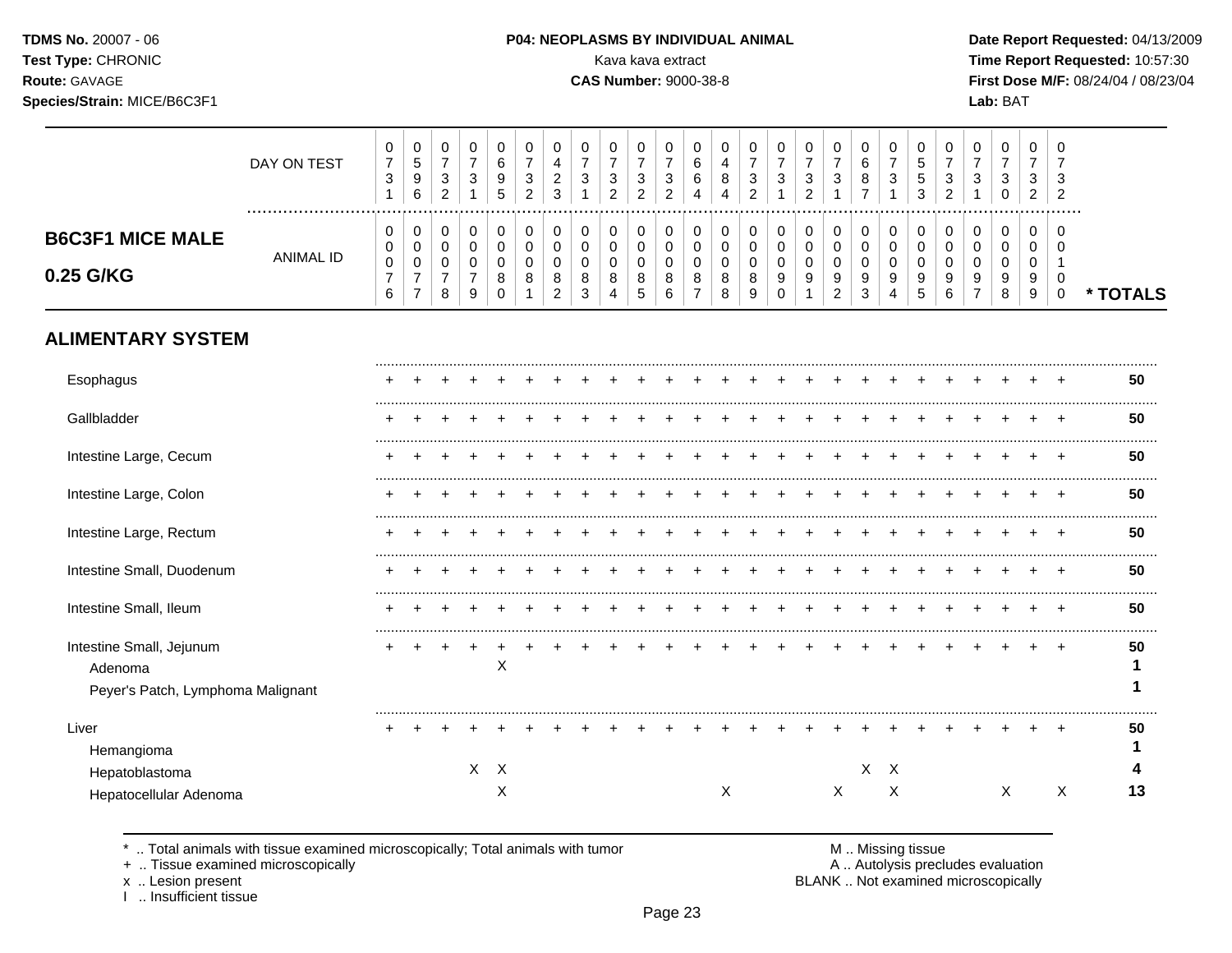## B6C3F1 MICE MALE 0.25 G/KG

| | 1 | 2 | 3 | 4 | 5 | 6 | 7 | 8 | 9 | 10 | 11 | 12 | 13 | 14 | 15 | 16 | 17 | 18 | 19 | 20 | 21 | 22 | 23 | 24 | 25 | |
|---|---|---|---|---|---|---|---|---|---|---|---|---|---|---|---|---|---|---|---|---|---|---|---|---|---|---|
| DAY ON TEST | 0731 | 0596 | 0732 | 0731 | 0695 | 0732 | 0423 | 0731 | 0732 | 0732 | 0732 | 0664 | 0484 | 0732 | 0731 | 0732 | 0731 | 0687 | 0731 | 0553 | 0732 | 0731 | 0730 | 0732 | 0732 | |
| ANIMAL ID | 0076 | 0077 | 0078 | 0079 | 0080 | 0081 | 0082 | 0083 | 0084 | 0085 | 0086 | 0087 | 0088 | 0089 | 0090 | 0091 | 0092 | 0093 | 0094 | 0095 | 0096 | 0097 | 0098 | 0099 | 0100 | * TOTALS |
| **ALIMENTARY SYSTEM** | | | | | | | | | | | | | | | | | | | | | | | | | | |
| Esophagus | + | + | + | + | + | + | + | + | + | + | + | + | + | + | + | + | + | + | + | + | + | + | + | + | + | 50 |
| Gallbladder | + | + | + | + | + | + | + | + | + | + | + | + | + | + | + | + | + | + | + | + | + | + | + | + | + | 50 |
| Intestine Large, Cecum | + | + | + | + | + | + | + | + | + | + | + | + | + | + | + | + | + | + | + | + | + | + | + | + | + | 50 |
| Intestine Large, Colon | + | + | + | + | + | + | + | + | + | + | + | + | + | + | + | + | + | + | + | + | + | + | + | + | + | 50 |
| Intestine Large, Rectum | + | + | + | + | + | + | + | + | + | + | + | + | + | + | + | + | + | + | + | + | + | + | + | + | + | 50 |
| Intestine Small, Duodenum | + | + | + | + | + | + | + | + | + | + | + | + | + | + | + | + | + | + | + | + | + | + | + | + | + | 50 |
| Intestine Small, Ileum | + | + | + | + | + | + | + | + | + | + | + | + | + | + | + | + | + | + | + | + | + | + | + | + | + | 50 |
| Intestine Small, Jejunum | + | + | + | + | + | + | + | + | + | + | + | + | + | + | + | + | + | + | + | + | + | + | + | + | + | 50 |
| Adenoma | | | | | X | | | | | | | | | | | | | | | | | | | | | 1 |
| Peyer's Patch, Lymphoma Malignant | | | | | | | | | | | | | | | | | | | | | | | | | | 1 |
| Liver | + | + | + | + | + | + | + | + | + | + | + | + | + | + | + | + | + | + | + | + | + | + | + | + | + | 50 |
| Hemangioma | | | | | | | | | | | | | | | | | | | | | | | | | | 1 |
| Hepatoblastoma | | | | X | X | | | | | | | | | | | | | X | X | | | | | | | 4 |
| Hepatocellular Adenoma | | | | | X | | | | | | | | X | | | | X | | X | | | | X | | X | 13 |

\* .. Total animals with tissue examined microscopically; Total animals with tumor
+ .. Tissue examined microscopically
x .. Lesion present
I .. Insufficient tissue

M .. Missing tissue
A .. Autolysis precludes evaluation
BLANK .. Not examined microscopically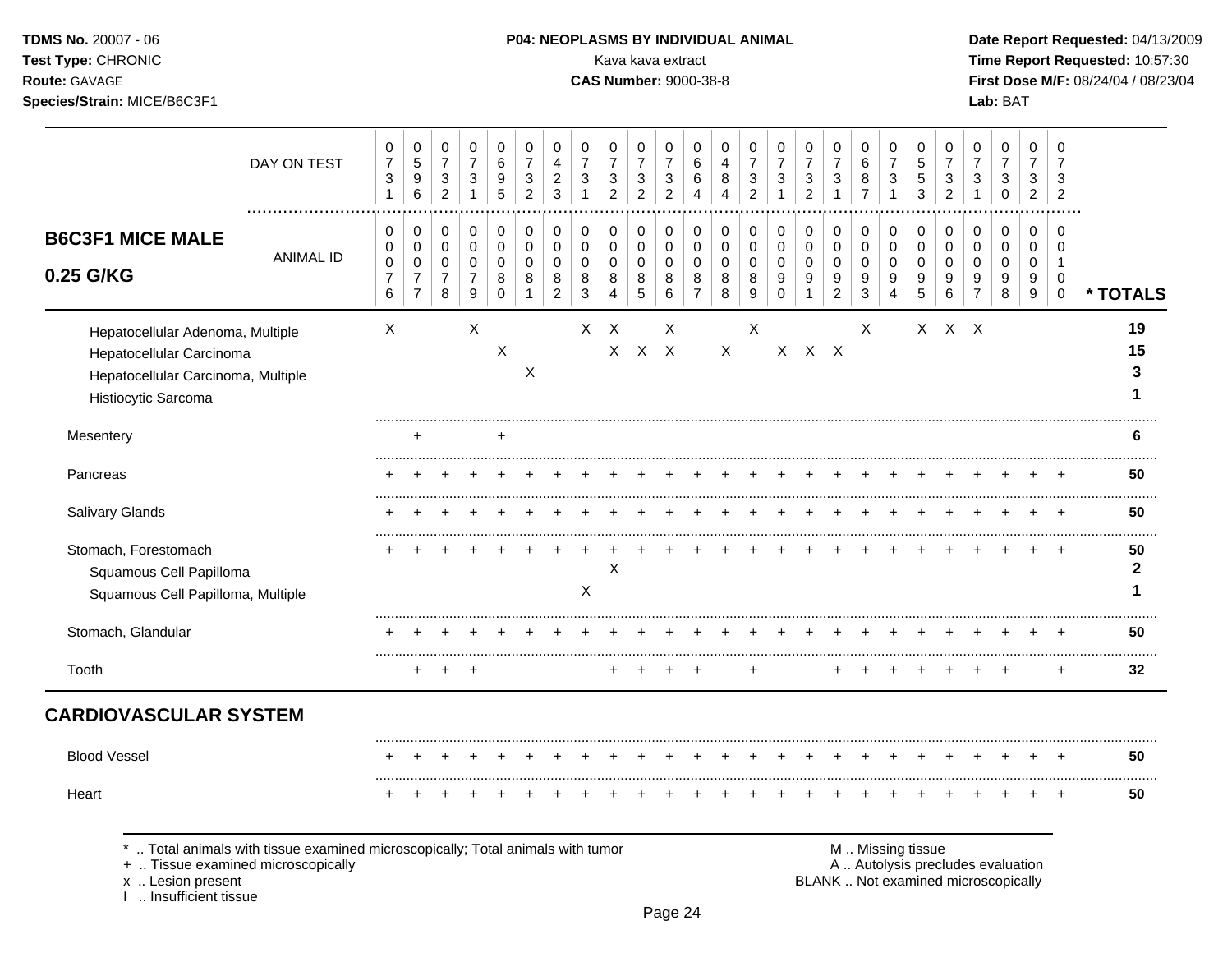**TDMS No.** 20007 - 06
**Test Type:** CHRONIC
**Route:** GAVAGE
**Species/Strain:** MICE/B6C3F1

**P04: NEOPLASMS BY INDIVIDUAL ANIMAL**
Kava kava extract
**CAS Number:** 9000-38-8

**Date Report Requested:** 04/13/2009
**Time Report Requested:** 10:57:30
**First Dose M/F:** 08/24/04 / 08/23/04
**Lab:** BAT

## B6C3F1 MICE MALE 0.25 G/KG

| DAY ON TEST | 0731 | 0596 | 0732 | 0731 | 0695 | 0732 | 0423 | 0731 | 0732 | 0732 | 0732 | 0664 | 0484 | 0732 | 0731 | 0732 | 0731 | 0687 | 0731 | 0553 | 0732 | 0731 | 0730 | 0732 | 0732 | |
|---|---|---|---|---|---|---|---|---|---|---|---|---|---|---|---|---|---|---|---|---|---|---|---|---|---|---|
| **ANIMAL ID** | 0076 | 0077 | 0078 | 0079 | 0080 | 0081 | 0082 | 0083 | 0084 | 0085 | 0086 | 0087 | 0088 | 0089 | 0090 | 0091 | 0092 | 0093 | 0094 | 0095 | 0096 | 0097 | 0098 | 0099 | 0100 | *** TOTALS** |
| Hepatocellular Adenoma, Multiple | X | | | X | | | | X | X | | X | | | X | | | | X | | X | X | X | | | | **19** |
| Hepatocellular Carcinoma | | | | | X | | | | X | X | X | | X | | X | X | X | | | | | | | | | **15** |
| Hepatocellular Carcinoma, Multiple | | | | | | X | | | | | | | | | | | | | | | | | | | | **3** |
| Histiocytic Sarcoma | | | | | | | | | | | | | | | | | | | | | | | | | | **1** |
| Mesentery | | + | | | + | | | | | | | | | | | | | | | | | | | | | **6** |
| Pancreas | + | + | + | + | + | + | + | + | + | + | + | + | + | + | + | + | + | + | + | + | + | + | + | + | + | **50** |
| Salivary Glands | + | + | + | + | + | + | + | + | + | + | + | + | + | + | + | + | + | + | + | + | + | + | + | + | + | **50** |
| Stomach, Forestomach | + | + | + | + | + | + | + | + | + | + | + | + | + | + | + | + | + | + | + | + | + | + | + | + | + | **50** |
| Squamous Cell Papilloma | | | | | | | | | X | | | | | | | | | | | | | | | | | **2** |
| Squamous Cell Papilloma, Multiple | | | | | | | | X | | | | | | | | | | | | | | | | | | **1** |
| Stomach, Glandular | + | + | + | + | + | + | + | + | + | + | + | + | + | + | + | + | + | + | + | + | + | + | + | + | + | **50** |
| Tooth | | + | + | + | | | | | + | + | + | + | | + | | | + | + | + | + | + | + | + | | + | **32** |

## CARDIOVASCULAR SYSTEM

| | | | | | | | | | | | | | | | | | | | | | | | | | | |
|---|---|---|---|---|---|---|---|---|---|---|---|---|---|---|---|---|---|---|---|---|---|---|---|---|---|---|
| Blood Vessel | + | + | + | + | + | + | + | + | + | + | + | + | + | + | + | + | + | + | + | + | + | + | + | + | + | **50** |
| Heart | + | + | + | + | + | + | + | + | + | + | + | + | + | + | + | + | + | + | + | + | + | + | + | + | + | **50** |

\* .. Total animals with tissue examined microscopically; Total animals with tumor
\+ .. Tissue examined microscopically
x .. Lesion present
I .. Insufficient tissue

M .. Missing tissue
A .. Autolysis precludes evaluation
BLANK .. Not examined microscopically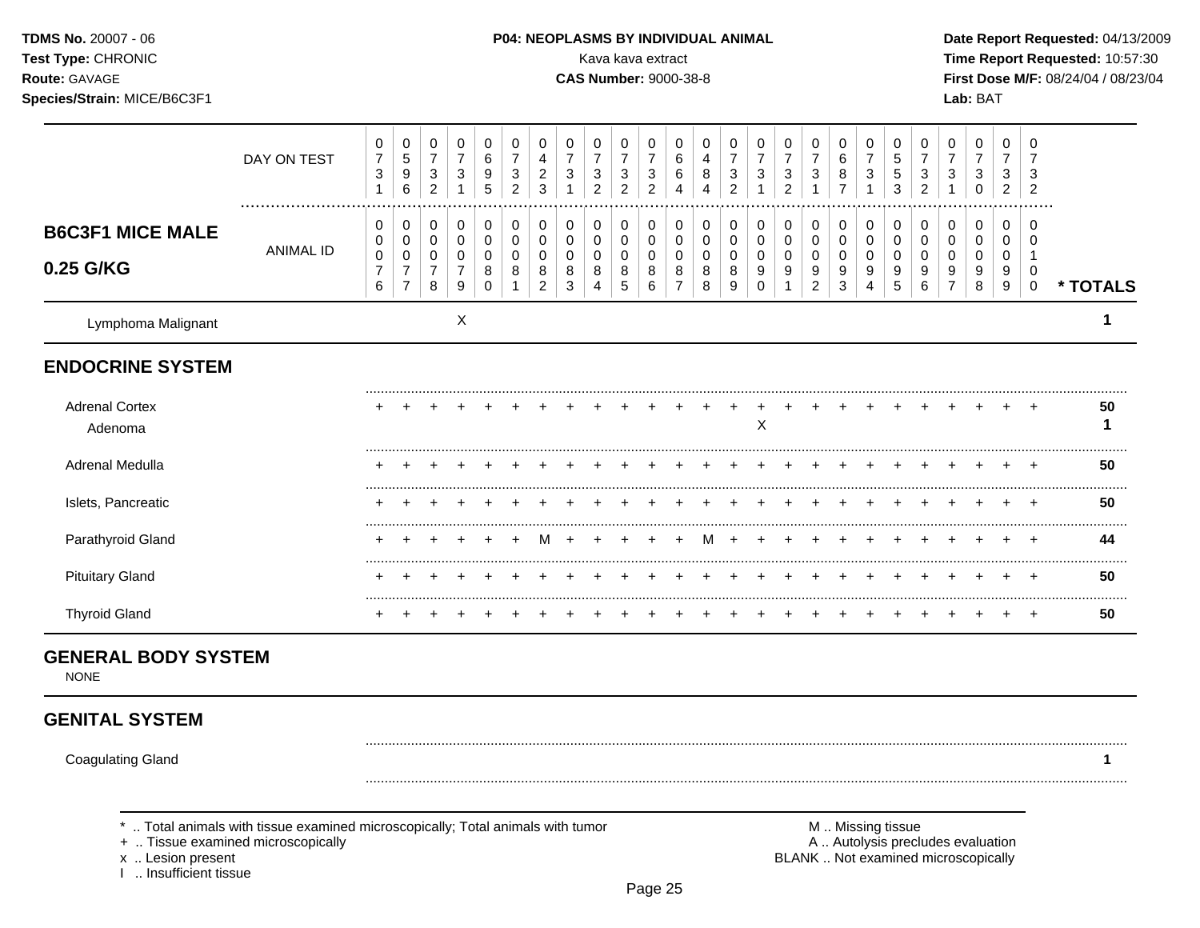**TDMS No.** 20007 - 06
**Test Type:** CHRONIC
**Route:** GAVAGE
**Species/Strain:** MICE/B6C3F1

**P04: NEOPLASMS BY INDIVIDUAL ANIMAL**
Kava kava extract
**CAS Number:** 9000-38-8

**Date Report Requested:** 04/13/2009
**Time Report Requested:** 10:57:30
**First Dose M/F:** 08/24/04 / 08/23/04
**Lab:** BAT

| | DAY ON TEST | 0731 | 0596 | 0732 | 0731 | 0695 | 0732 | 0423 | 0731 | 0732 | 0732 | 0732 | 0664 | 0484 | 0732 | 0731 | 0732 | 0731 | 0687 | 0731 | 0553 | 0732 | 0731 | 0730 | 0732 | 0732 | |
|---|---|---|---|---|---|---|---|---|---|---|---|---|---|---|---|---|---|---|---|---|---|---|---|---|---|---|---|
| **B6C3F1 MICE MALE 0.25 G/KG** | ANIMAL ID | 0076 | 0077 | 0078 | 0079 | 0080 | 0081 | 0082 | 0083 | 0084 | 0085 | 0086 | 0087 | 0088 | 0089 | 0090 | 0091 | 0092 | 0093 | 0094 | 0095 | 0096 | 0097 | 0098 | 0099 | 0100 | *** TOTALS** |
| Lymphoma Malignant | | | | | X | | | | | | | | | | | | | | | | | | | | | | 1 |
| **ENDOCRINE SYSTEM** | | | | | | | | | | | | | | | | | | | | | | | | | | | |
| Adrenal Cortex | | + | + | + | + | + | + | + | + | + | + | + | + | + | + | + | + | + | + | + | + | + | + | + | + | + | 50 |
| Adenoma | | | | | | | | | | | | | | | | X | | | | | | | | | | | 1 |
| Adrenal Medulla | | + | + | + | + | + | + | + | + | + | + | + | + | + | + | + | + | + | + | + | + | + | + | + | + | + | 50 |
| Islets, Pancreatic | | + | + | + | + | + | + | + | + | + | + | + | + | + | + | + | + | + | + | + | + | + | + | + | + | + | 50 |
| Parathyroid Gland | | + | + | + | + | + | + | M | + | + | + | + | + | M | + | + | + | + | + | + | + | + | + | + | + | + | 44 |
| Pituitary Gland | | + | + | + | + | + | + | + | + | + | + | + | + | + | + | + | + | + | + | + | + | + | + | + | + | + | 50 |
| Thyroid Gland | | + | + | + | + | + | + | + | + | + | + | + | + | + | + | + | + | + | + | + | + | + | + | + | + | + | 50 |
| **GENERAL BODY SYSTEM** | | | | | | | | | | | | | | | | | | | | | | | | | | | |
| NONE | | | | | | | | | | | | | | | | | | | | | | | | | | | |
| **GENITAL SYSTEM** | | | | | | | | | | | | | | | | | | | | | | | | | | | |
| Coagulating Gland | | | | | | | | | | | | | | | | | | | | | | | | | | | 1 |

\* .. Total animals with tissue examined microscopically; Total animals with tumor
\+ .. Tissue examined microscopically
x .. Lesion present
I .. Insufficient tissue

M .. Missing tissue
A .. Autolysis precludes evaluation
BLANK .. Not examined microscopically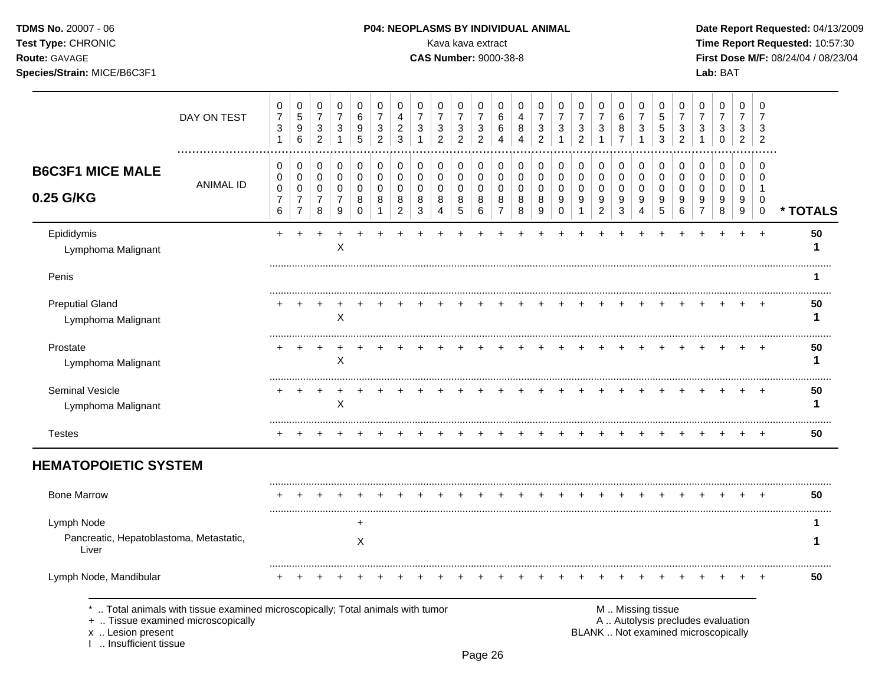**TDMS No.** 20007 - 06
**Test Type:** CHRONIC
**Route:** GAVAGE
**Species/Strain:** MICE/B6C3F1

**P04: NEOPLASMS BY INDIVIDUAL ANIMAL**
Kava kava extract
**CAS Number:** 9000-38-8

**Date Report Requested:** 04/13/2009
**Time Report Requested:** 10:57:30
**First Dose M/F:** 08/24/04 / 08/23/04
**Lab:** BAT

| DAY ON TEST | 0731 | 0596 | 0732 | 0731 | 0695 | 0732 | 0423 | 0731 | 0732 | 0732 | 0732 | 0664 | 0484 | 0732 | 0731 | 0732 | 0731 | 0687 | 0731 | 0553 | 0732 | 0731 | 0730 | 0732 | 0732 | |
|---|---|---|---|---|---|---|---|---|---|---|---|---|---|---|---|---|---|---|---|---|---|---|---|---|---|---|
| **B6C3F1 MICE MALE 0.25 G/KG** — ANIMAL ID | 0076 | 0077 | 0078 | 0079 | 0080 | 0081 | 0082 | 0083 | 0084 | 0085 | 0086 | 0087 | 0088 | 0089 | 0090 | 0091 | 0092 | 0093 | 0094 | 0095 | 0096 | 0097 | 0098 | 0099 | 0100 | *** TOTALS** |
| Epididymis | + | + | + | + | + | + | + | + | + | + | + | + | + | + | + | + | + | + | + | + | + | + | + | + | + | **50** |
| Lymphoma Malignant | | | | X | | | | | | | | | | | | | | | | | | | | | | **1** |
| Penis | | | | | | | | | | | | | | | | | | | | | | | | | | **1** |
| Preputial Gland | + | + | + | + | + | + | + | + | + | + | + | + | + | + | + | + | + | + | + | + | + | + | + | + | + | **50** |
| Lymphoma Malignant | | | | X | | | | | | | | | | | | | | | | | | | | | | **1** |
| Prostate | + | + | + | + | + | + | + | + | + | + | + | + | + | + | + | + | + | + | + | + | + | + | + | + | + | **50** |
| Lymphoma Malignant | | | | X | | | | | | | | | | | | | | | | | | | | | | **1** |
| Seminal Vesicle | + | + | + | + | + | + | + | + | + | + | + | + | + | + | + | + | + | + | + | + | + | + | + | + | + | **50** |
| Lymphoma Malignant | | | | X | | | | | | | | | | | | | | | | | | | | | | **1** |
| Testes | + | + | + | + | + | + | + | + | + | + | + | + | + | + | + | + | + | + | + | + | + | + | + | + | + | **50** |
| **HEMATOPOIETIC SYSTEM** | | | | | | | | | | | | | | | | | | | | | | | | | | |
| Bone Marrow | + | + | + | + | + | + | + | + | + | + | + | + | + | + | + | + | + | + | + | + | + | + | + | + | + | **50** |
| Lymph Node | | | | | + | | | | | | | | | | | | | | | | | | | | | **1** |
| Pancreatic, Hepatoblastoma, Metastatic, Liver | | | | | X | | | | | | | | | | | | | | | | | | | | | **1** |
| Lymph Node, Mandibular | + | + | + | + | + | + | + | + | + | + | + | + | + | + | + | + | + | + | + | + | + | + | + | + | + | **50** |

\* .. Total animals with tissue examined microscopically; Total animals with tumor
\+ .. Tissue examined microscopically
x .. Lesion present
I .. Insufficient tissue

M .. Missing tissue
A .. Autolysis precludes evaluation
BLANK .. Not examined microscopically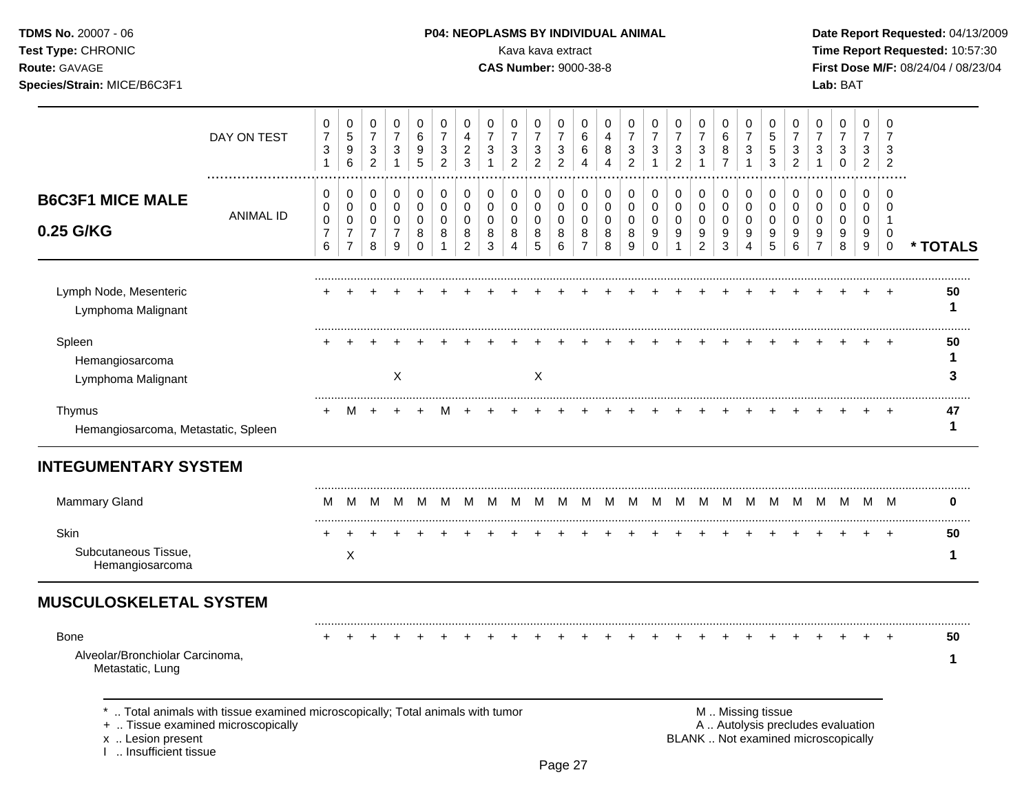**TDMS No.** 20007 - 06
**Test Type:** CHRONIC
**Route:** GAVAGE
**Species/Strain:** MICE/B6C3F1

**P04: NEOPLASMS BY INDIVIDUAL ANIMAL**
Kava kava extract
**CAS Number:** 9000-38-8

**Date Report Requested:** 04/13/2009
**Time Report Requested:** 10:57:30
**First Dose M/F:** 08/24/04 / 08/23/04
**Lab:** BAT

## B6C3F1 MICE MALE 0.25 G/KG

| DAY ON TEST | 0731 | 0596 | 0732 | 0731 | 0695 | 0732 | 0423 | 0731 | 0732 | 0732 | 0732 | 0664 | 0484 | 0732 | 0731 | 0732 | 0731 | 0687 | 0731 | 0553 | 0732 | 0731 | 0730 | 0732 | 0732 | |
|---|---|---|---|---|---|---|---|---|---|---|---|---|---|---|---|---|---|---|---|---|---|---|---|---|---|---|
| ANIMAL ID | 0076 | 0077 | 0078 | 0079 | 0080 | 0081 | 0082 | 0083 | 0084 | 0085 | 0086 | 0087 | 0088 | 0089 | 0090 | 0091 | 0092 | 0093 | 0094 | 0095 | 0096 | 0097 | 0098 | 0099 | 0100 | * TOTALS |
| Lymph Node, Mesenteric | + | + | + | + | + | + | + | + | + | + | + | + | + | + | + | + | + | + | + | + | + | + | + | + | + | 50 |
| Lymphoma Malignant | | | | | | | | | | | | | | | | | | | | | | | | | | 1 |
| Spleen | + | + | + | + | + | + | + | + | + | + | + | + | + | + | + | + | + | + | + | + | + | + | + | + | + | 50 |
| Hemangiosarcoma | | | | | | | | | | | | | | | | | | | | | | | | | | 1 |
| Lymphoma Malignant | | | | X | | | | | | X | | | | | | | | | | | | | | | | 3 |
| Thymus | + | M | + | + | + | M | + | + | + | + | + | + | + | + | + | + | + | + | + | + | + | + | + | + | + | 47 |
| Hemangiosarcoma, Metastatic, Spleen | | | | | | | | | | | | | | | | | | | | | | | | | | 1 |

## INTEGUMENTARY SYSTEM

| | | | | | | | | | | | | | | | | | | | | | | | | | | |
|---|---|---|---|---|---|---|---|---|---|---|---|---|---|---|---|---|---|---|---|---|---|---|---|---|---|---|
| Mammary Gland | M | M | M | M | M | M | M | M | M | M | M | M | M | M | M | M | M | M | M | M | M | M | M | M | M | 0 |
| Skin | + | + | + | + | + | + | + | + | + | + | + | + | + | + | + | + | + | + | + | + | + | + | + | + | + | 50 |
| Subcutaneous Tissue, Hemangiosarcoma | | X | | | | | | | | | | | | | | | | | | | | | | | | 1 |

## MUSCULOSKELETAL SYSTEM

| | | | | | | | | | | | | | | | | | | | | | | | | | | |
|---|---|---|---|---|---|---|---|---|---|---|---|---|---|---|---|---|---|---|---|---|---|---|---|---|---|---|
| Bone | + | + | + | + | + | + | + | + | + | + | + | + | + | + | + | + | + | + | + | + | + | + | + | + | + | 50 |
| Alveolar/Bronchiolar Carcinoma, Metastatic, Lung | | | | | | | | | | | | | | | | | | | | | | | | | | 1 |

\* .. Total animals with tissue examined microscopically; Total animals with tumor
\+ .. Tissue examined microscopically
x .. Lesion present
I .. Insufficient tissue

M .. Missing tissue
A .. Autolysis precludes evaluation
BLANK .. Not examined microscopically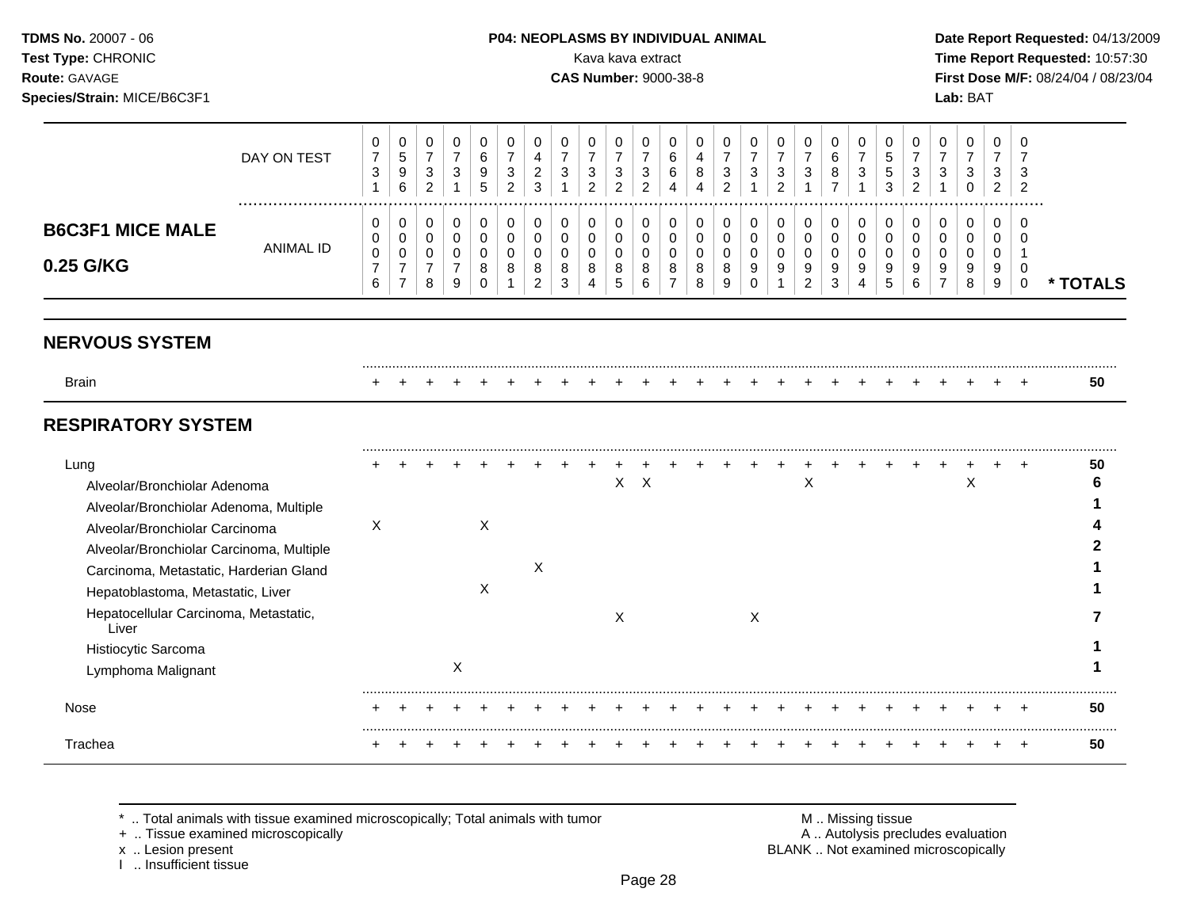## B6C3F1 MICE MALE 0.25 G/KG

| | 0076 | 0077 | 0078 | 0079 | 0080 | 0081 | 0082 | 0083 | 0084 | 0085 | 0086 | 0087 | 0088 | 0089 | 0090 | 0091 | 0092 | 0093 | 0094 | 0095 | 0096 | 0097 | 0098 | 0099 | 0100 | * TOTALS |
|---|---|---|---|---|---|---|---|---|---|---|---|---|---|---|---|---|---|---|---|---|---|---|---|---|---|---|
| DAY ON TEST | 0731 | 0596 | 0732 | 0731 | 0695 | 0732 | 0423 | 0731 | 0732 | 0732 | 0732 | 0664 | 0484 | 0732 | 0731 | 0732 | 0731 | 0687 | 0731 | 0553 | 0732 | 0731 | 0730 | 0732 | 0732 | |
| **NERVOUS SYSTEM** | | | | | | | | | | | | | | | | | | | | | | | | | | |
| Brain | + | + | + | + | + | + | + | + | + | + | + | + | + | + | + | + | + | + | + | + | + | + | + | + | + | 50 |
| **RESPIRATORY SYSTEM** | | | | | | | | | | | | | | | | | | | | | | | | | | |
| Lung | + | + | + | + | + | + | + | + | + | + | + | + | + | + | + | + | + | + | + | + | + | + | + | + | + | 50 |
| Alveolar/Bronchiolar Adenoma | | | | | | | | | | X | X | | | | | | X | | | | | | X | | | 6 |
| Alveolar/Bronchiolar Adenoma, Multiple | | | | | | | | | | | | | | | | | | | | | | | | | | 1 |
| Alveolar/Bronchiolar Carcinoma | X | | | | X | | | | | | | | | | | | | | | | | | | | | 4 |
| Alveolar/Bronchiolar Carcinoma, Multiple | | | | | | | | | | | | | | | | | | | | | | | | | | 2 |
| Carcinoma, Metastatic, Harderian Gland | | | | | | | X | | | | | | | | | | | | | | | | | | | 1 |
| Hepatoblastoma, Metastatic, Liver | | | | | X | | | | | | | | | | | | | | | | | | | | | 1 |
| Hepatocellular Carcinoma, Metastatic, Liver | | | | | | | | | | X | | | | | X | | | | | | | | | | | 7 |
| Histiocytic Sarcoma | | | | | | | | | | | | | | | | | | | | | | | | | | 1 |
| Lymphoma Malignant | | | | X | | | | | | | | | | | | | | | | | | | | | | 1 |
| Nose | + | + | + | + | + | + | + | + | + | + | + | + | + | + | + | + | + | + | + | + | + | + | + | + | + | 50 |
| Trachea | + | + | + | + | + | + | + | + | + | + | + | + | + | + | + | + | + | + | + | + | + | + | + | + | + | 50 |

\* .. Total animals with tissue examined microscopically; Total animals with tumor
+ .. Tissue examined microscopically
x .. Lesion present
I .. Insufficient tissue

M .. Missing tissue
A .. Autolysis precludes evaluation
BLANK .. Not examined microscopically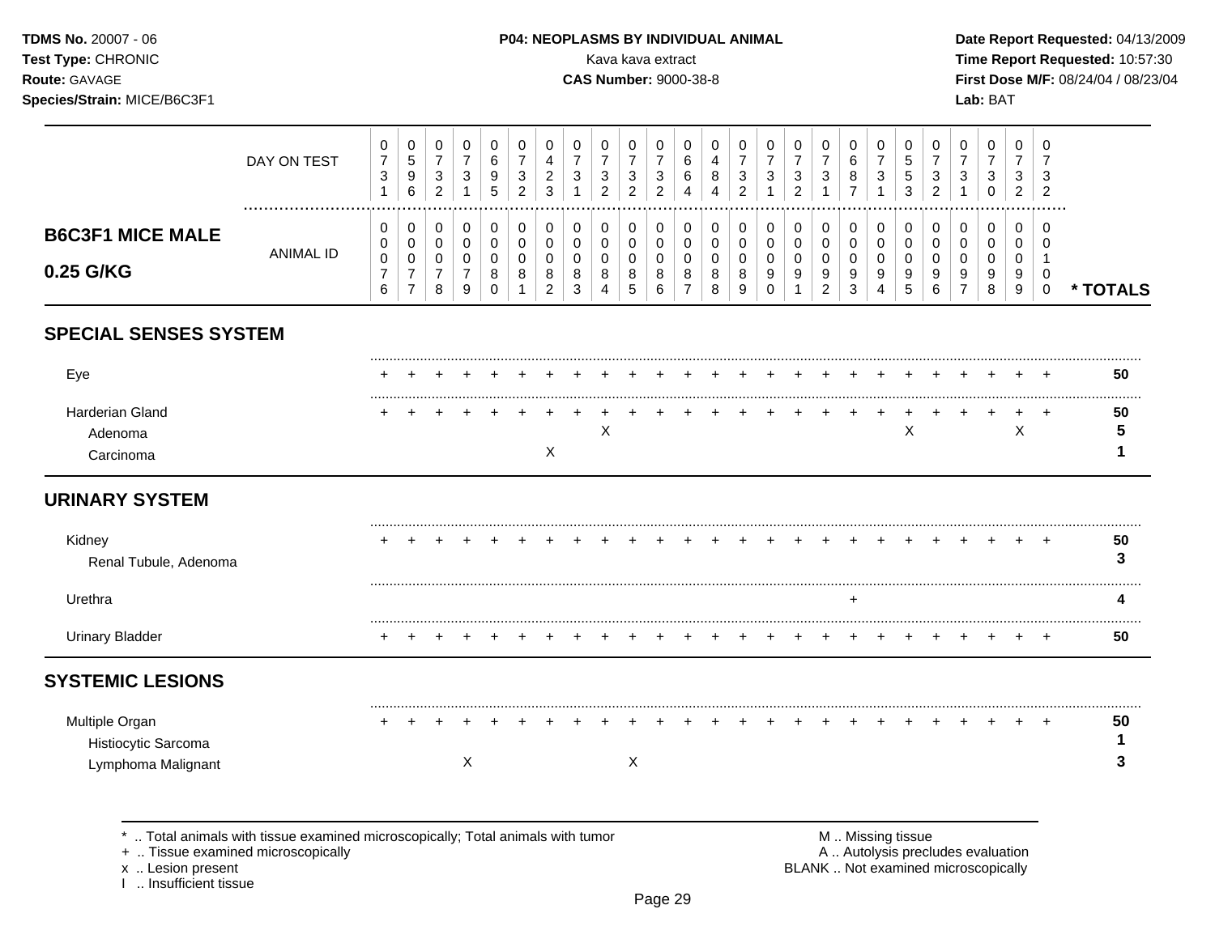**TDMS No.** 20007 - 06
**Test Type:** CHRONIC
**Route:** GAVAGE
**Species/Strain:** MICE/B6C3F1

**P04: NEOPLASMS BY INDIVIDUAL ANIMAL**
Kava kava extract
**CAS Number:** 9000-38-8

**Date Report Requested:** 04/13/2009
**Time Report Requested:** 10:57:30
**First Dose M/F:** 08/24/04 / 08/23/04
**Lab:** BAT

## B6C3F1 MICE MALE 0.25 G/KG

| DAY ON TEST | 0731 | 0596 | 0732 | 0731 | 0695 | 0732 | 0423 | 0731 | 0732 | 0732 | 0732 | 0664 | 0484 | 0732 | 0731 | 0732 | 0731 | 0687 | 0731 | 0553 | 0732 | 0731 | 0730 | 0732 | 0732 | |
|---|---|---|---|---|---|---|---|---|---|---|---|---|---|---|---|---|---|---|---|---|---|---|---|---|---|---|
| **ANIMAL ID** | 0076 | 0077 | 0078 | 0079 | 0080 | 0081 | 0082 | 0083 | 0084 | 0085 | 0086 | 0087 | 0088 | 0089 | 0090 | 0091 | 0092 | 0093 | 0094 | 0095 | 0096 | 0097 | 0098 | 0099 | 0100 | *** TOTALS** |
| **SPECIAL SENSES SYSTEM** | | | | | | | | | | | | | | | | | | | | | | | | | | |
| Eye | + | + | + | + | + | + | + | + | + | + | + | + | + | + | + | + | + | + | + | + | + | + | + | + | + | 50 |
| Harderian Gland | + | + | + | + | + | + | + | + | + | + | + | + | + | + | + | + | + | + | + | + | + | + | + | + | + | 50 |
| Adenoma | | | | | | | | | X | | | | | | | | | | | X | | | | X | | 5 |
| Carcinoma | | | | | | | X | | | | | | | | | | | | | | | | | | | 1 |
| **URINARY SYSTEM** | | | | | | | | | | | | | | | | | | | | | | | | | | |
| Kidney | + | + | + | + | + | + | + | + | + | + | + | + | + | + | + | + | + | + | + | + | + | + | + | + | + | 50 |
| Renal Tubule, Adenoma | | | | | | | | | | | | | | | | | | | | | | | | | | 3 |
| Urethra | | | | | | | | | | | | | | | | | | + | | | | | | | | 4 |
| Urinary Bladder | + | + | + | + | + | + | + | + | + | + | + | + | + | + | + | + | + | + | + | + | + | + | + | + | + | 50 |
| **SYSTEMIC LESIONS** | | | | | | | | | | | | | | | | | | | | | | | | | | |
| Multiple Organ | + | + | + | + | + | + | + | + | + | + | + | + | + | + | + | + | + | + | + | + | + | + | + | + | + | 50 |
| Histiocytic Sarcoma | | | | | | | | | | | | | | | | | | | | | | | | | | 1 |
| Lymphoma Malignant | | | | X | | | | | | X | | | | | | | | | | | | | | | | 3 |

\* .. Total animals with tissue examined microscopically; Total animals with tumor
\+ .. Tissue examined microscopically
x .. Lesion present
I .. Insufficient tissue

M .. Missing tissue
A .. Autolysis precludes evaluation
BLANK .. Not examined microscopically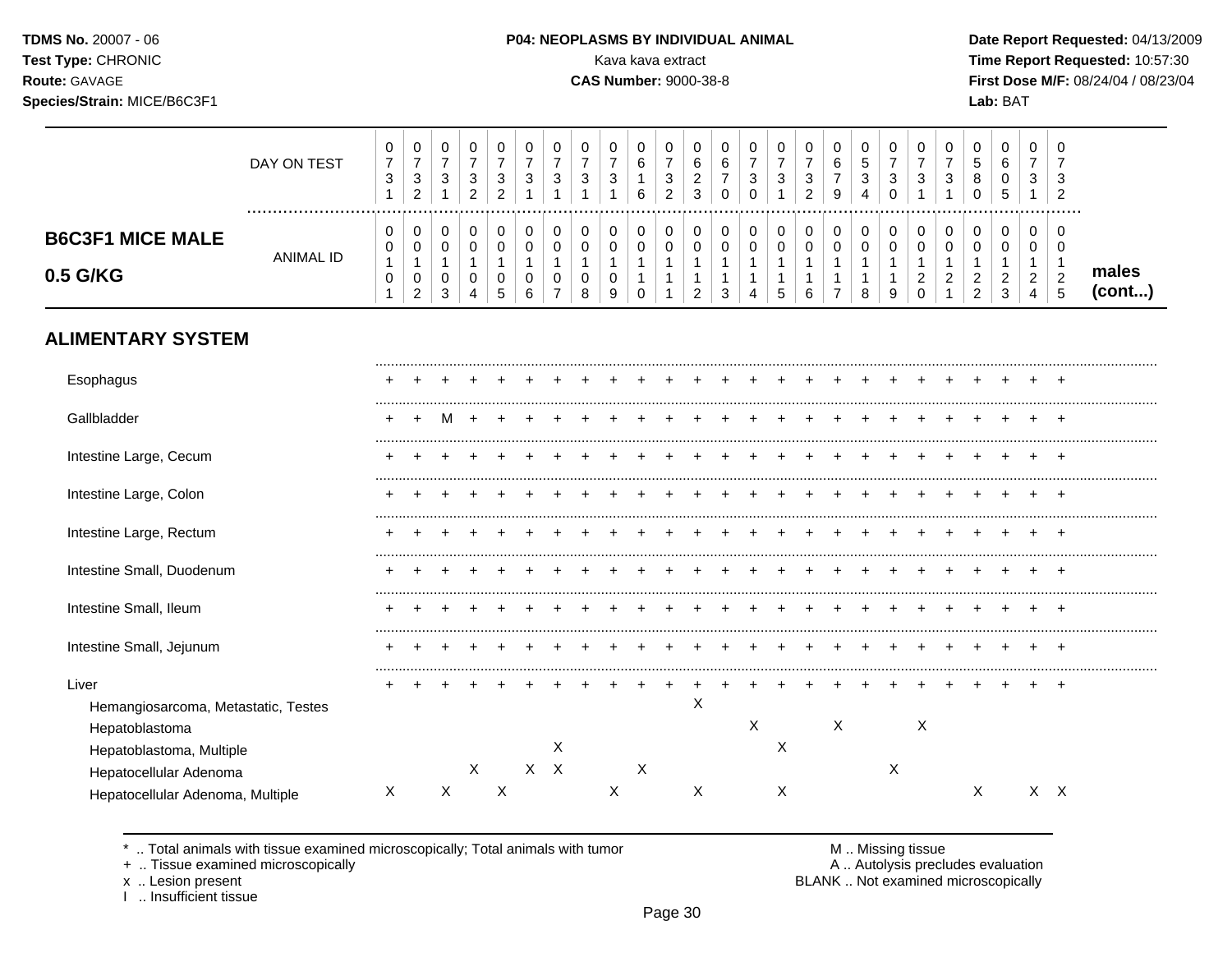**TDMS No.** 20007 - 06
**Test Type:** CHRONIC
**Route:** GAVAGE
**Species/Strain:** MICE/B6C3F1

**P04: NEOPLASMS BY INDIVIDUAL ANIMAL**
Kava kava extract
**CAS Number:** 9000-38-8

**Date Report Requested:** 04/13/2009
**Time Report Requested:** 10:57:30
**First Dose M/F:** 08/24/04 / 08/23/04
**Lab:** BAT

## B6C3F1 MICE MALE 0.5 G/KG — males (cont...)

| | | | | | | | | | | | | | | | | | | | | | | | | | |
|---|---|---|---|---|---|---|---|---|---|---|---|---|---|---|---|---|---|---|---|---|---|---|---|---|---|
| DAY ON TEST | 0731 | 0732 | 0731 | 0732 | 0732 | 0731 | 0731 | 0731 | 0731 | 0616 | 0732 | 0623 | 0670 | 0730 | 0731 | 0732 | 0679 | 0534 | 0730 | 0731 | 0731 | 0580 | 0605 | 0731 | 0732 |
| ANIMAL ID | 00101 | 00102 | 00103 | 00104 | 00105 | 00106 | 00107 | 00108 | 00109 | 00110 | 00111 | 00112 | 00113 | 00114 | 00115 | 00116 | 00117 | 00118 | 00119 | 00120 | 00121 | 00122 | 00123 | 00124 | 00125 |
| **ALIMENTARY SYSTEM** | | | | | | | | | | | | | | | | | | | | | | | | | |
| Esophagus | + | + | + | + | + | + | + | + | + | + | + | + | + | + | + | + | + | + | + | + | + | + | + | + | + |
| Gallbladder | + | + | M | + | + | + | + | + | + | + | + | + | + | + | + | + | + | + | + | + | + | + | + | + | + |
| Intestine Large, Cecum | + | + | + | + | + | + | + | + | + | + | + | + | + | + | + | + | + | + | + | + | + | + | + | + | + |
| Intestine Large, Colon | + | + | + | + | + | + | + | + | + | + | + | + | + | + | + | + | + | + | + | + | + | + | + | + | + |
| Intestine Large, Rectum | + | + | + | + | + | + | + | + | + | + | + | + | + | + | + | + | + | + | + | + | + | + | + | + | + |
| Intestine Small, Duodenum | + | + | + | + | + | + | + | + | + | + | + | + | + | + | + | + | + | + | + | + | + | + | + | + | + |
| Intestine Small, Ileum | + | + | + | + | + | + | + | + | + | + | + | + | + | + | + | + | + | + | + | + | + | + | + | + | + |
| Intestine Small, Jejunum | + | + | + | + | + | + | + | + | + | + | + | + | + | + | + | + | + | + | + | + | + | + | + | + | + |
| Liver | + | + | + | + | + | + | + | + | + | + | + | + | + | + | + | + | + | + | + | + | + | + | + | + | + |
| Hemangiosarcoma, Metastatic, Testes | | | | | | | | | | | | X | | | | | | | | | | | | | |
| Hepatoblastoma | | | | | | | | | | | | | | X | | | X | | | X | | | | | |
| Hepatoblastoma, Multiple | | | | | | | X | | | | | | | | X | | | | | | | | | | |
| Hepatocellular Adenoma | | | | X | | X | X | | | X | | | | | | | | | X | | | | | | |
| Hepatocellular Adenoma, Multiple | X | | X | | X | | | | X | | | X | | | X | | | | | | | X | | X | X |

\* .. Total animals with tissue examined microscopically; Total animals with tumor
\+ .. Tissue examined microscopically
x .. Lesion present
I .. Insufficient tissue

M .. Missing tissue
A .. Autolysis precludes evaluation
BLANK .. Not examined microscopically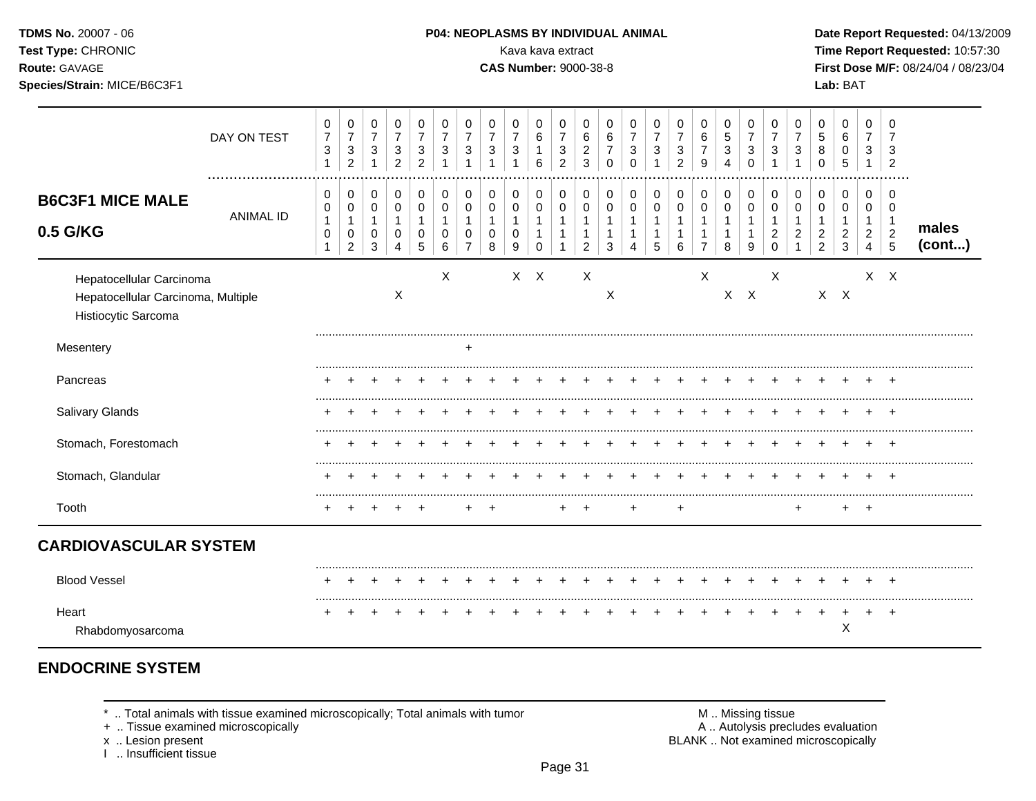**TDMS No.** 20007 - 06
**Test Type:** CHRONIC
**Route:** GAVAGE
**Species/Strain:** MICE/B6C3F1

**P04: NEOPLASMS BY INDIVIDUAL ANIMAL**
Kava kava extract
**CAS Number:** 9000-38-8

**Date Report Requested:** 04/13/2009
**Time Report Requested:** 10:57:30
**First Dose M/F:** 08/24/04 / 08/23/04
**Lab:** BAT

## B6C3F1 MICE MALE 0.5 G/KG

| DAY ON TEST | 0731 | 0732 | 0731 | 0732 | 0732 | 0731 | 0731 | 0731 | 0731 | 0616 | 0732 | 0623 | 0670 | 0730 | 0731 | 0732 | 0679 | 0534 | 0730 | 0731 | 0731 | 0580 | 0605 | 0731 | 0732 | |
|---|---|---|---|---|---|---|---|---|---|---|---|---|---|---|---|---|---|---|---|---|---|---|---|---|---|---|
| **ANIMAL ID** | 0101 | 0102 | 0103 | 0104 | 0105 | 0106 | 0107 | 0108 | 0109 | 0110 | 0111 | 0112 | 0113 | 0114 | 0115 | 0116 | 0117 | 0118 | 0119 | 0120 | 0121 | 0122 | 0123 | 0124 | 0125 | **males (cont...)** |
| Hepatocellular Carcinoma | | | | | | X | | | X | X | | X | | | | | X | | | X | | | | X | X | |
| Hepatocellular Carcinoma, Multiple | | | | X | | | | | | | | | X | | | | | X | X | | | X | X | | | |
| Histiocytic Sarcoma | | | | | | | | | | | | | | | | | | | | | | | | | | |
| Mesentery | | | | | | | + | | | | | | | | | | | | | | | | | | | |
| Pancreas | + | + | + | + | + | + | + | + | + | + | + | + | + | + | + | + | + | + | + | + | + | + | + | + | + | |
| Salivary Glands | + | + | + | + | + | + | + | + | + | + | + | + | + | + | + | + | + | + | + | + | + | + | + | + | + | |
| Stomach, Forestomach | + | + | + | + | + | + | + | + | + | + | + | + | + | + | + | + | + | + | + | + | + | + | + | + | + | |
| Stomach, Glandular | + | + | + | + | + | + | + | + | + | + | + | + | + | + | + | + | + | + | + | + | + | + | + | + | + | |
| Tooth | + | + | + | + | + | | + | + | | | + | + | | + | | + | | | | | + | | + | + | | |
| **CARDIOVASCULAR SYSTEM** | | | | | | | | | | | | | | | | | | | | | | | | | | |
| Blood Vessel | + | + | + | + | + | + | + | + | + | + | + | + | + | + | + | + | + | + | + | + | + | + | + | + | + | |
| Heart | + | + | + | + | + | + | + | + | + | + | + | + | + | + | + | + | + | + | + | + | + | + | + | + | + | |
| Rhabdomyosarcoma | | | | | | | | | | | | | | | | | | | | | | | X | | | |

## ENDOCRINE SYSTEM

\* .. Total animals with tissue examined microscopically; Total animals with tumor
\+ .. Tissue examined microscopically
x .. Lesion present
I .. Insufficient tissue

M .. Missing tissue
A .. Autolysis precludes evaluation
BLANK .. Not examined microscopically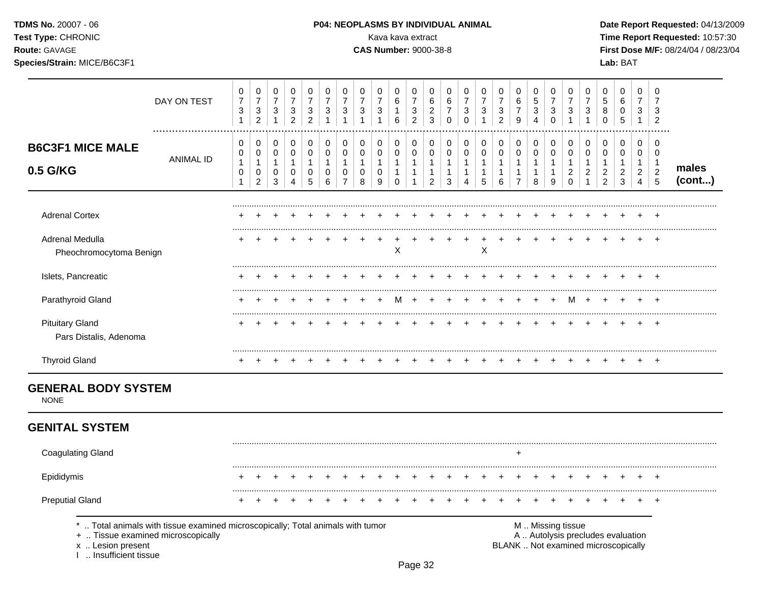TDMS No. 20007 - 06
Test Type: CHRONIC
Route: GAVAGE
Species/Strain: MICE/B6C3F1

**P04: NEOPLASMS BY INDIVIDUAL ANIMAL**
Kava kava extract
**CAS Number:** 9000-38-8

Date Report Requested: 04/13/2009
Time Report Requested: 10:57:30
First Dose M/F: 08/24/04 / 08/23/04
Lab: BAT

| | DAY ON TEST | 0731 | 0732 | 0731 | 0732 | 0732 | 0731 | 0731 | 0731 | 0731 | 0616 | 0732 | 0623 | 0670 | 0730 | 0731 | 0732 | 0679 | 0534 | 0730 | 0731 | 0731 | 0580 | 0605 | 0731 | 0732 | |
|---|---|---|---|---|---|---|---|---|---|---|---|---|---|---|---|---|---|---|---|---|---|---|---|---|---|---|---|
| **B6C3F1 MICE MALE 0.5 G/KG** | ANIMAL ID | 00101 | 00102 | 00103 | 00104 | 00105 | 00106 | 00107 | 00108 | 00109 | 00110 | 00111 | 00112 | 00113 | 00114 | 00115 | 00116 | 00117 | 00118 | 00119 | 00120 | 00121 | 00122 | 00123 | 00124 | 00125 | **males (cont...)** |
| Adrenal Cortex | | + | + | + | + | + | + | + | + | + | + | + | + | + | + | + | + | + | + | + | + | + | + | + | + | + | |
| Adrenal Medulla | | + | + | + | + | + | + | + | + | + | + | + | + | + | + | + | + | + | + | + | + | + | + | + | + | + | |
| Pheochromocytoma Benign | | | | | | | | | | | X | | | | | X | | | | | | | | | | | |
| Islets, Pancreatic | | + | + | + | + | + | + | + | + | + | + | + | + | + | + | + | + | + | + | + | + | + | + | + | + | + | |
| Parathyroid Gland | | + | + | + | + | + | + | + | + | + | M | + | + | + | + | + | + | + | + | + | M | + | + | + | + | + | |
| Pituitary Gland | | + | + | + | + | + | + | + | + | + | + | + | + | + | + | + | + | + | + | + | + | + | + | + | + | + | |
| Pars Distalis, Adenoma | | | | | | | | | | | | | | | | | | | | | | | | | | | |
| Thyroid Gland | | + | + | + | + | + | + | + | + | + | + | + | + | + | + | + | + | + | + | + | + | + | + | + | + | + | |

## GENERAL BODY SYSTEM

NONE

## GENITAL SYSTEM

| | 00101 | 00102 | 00103 | 00104 | 00105 | 00106 | 00107 | 00108 | 00109 | 00110 | 00111 | 00112 | 00113 | 00114 | 00115 | 00116 | 00117 | 00118 | 00119 | 00120 | 00121 | 00122 | 00123 | 00124 | 00125 |
|---|---|---|---|---|---|---|---|---|---|---|---|---|---|---|---|---|---|---|---|---|---|---|---|---|---|
| Coagulating Gland | | | | | | | | | | | | | | | | | + | | | | | | | | |
| Epididymis | + | + | + | + | + | + | + | + | + | + | + | + | + | + | + | + | + | + | + | + | + | + | + | + | + |
| Preputial Gland | + | + | + | + | + | + | + | + | + | + | + | + | + | + | + | + | + | + | + | + | + | + | + | + | + |

\* .. Total animals with tissue examined microscopically; Total animals with tumor
\+ .. Tissue examined microscopically
x .. Lesion present
I .. Insufficient tissue

M .. Missing tissue
A .. Autolysis precludes evaluation
BLANK .. Not examined microscopically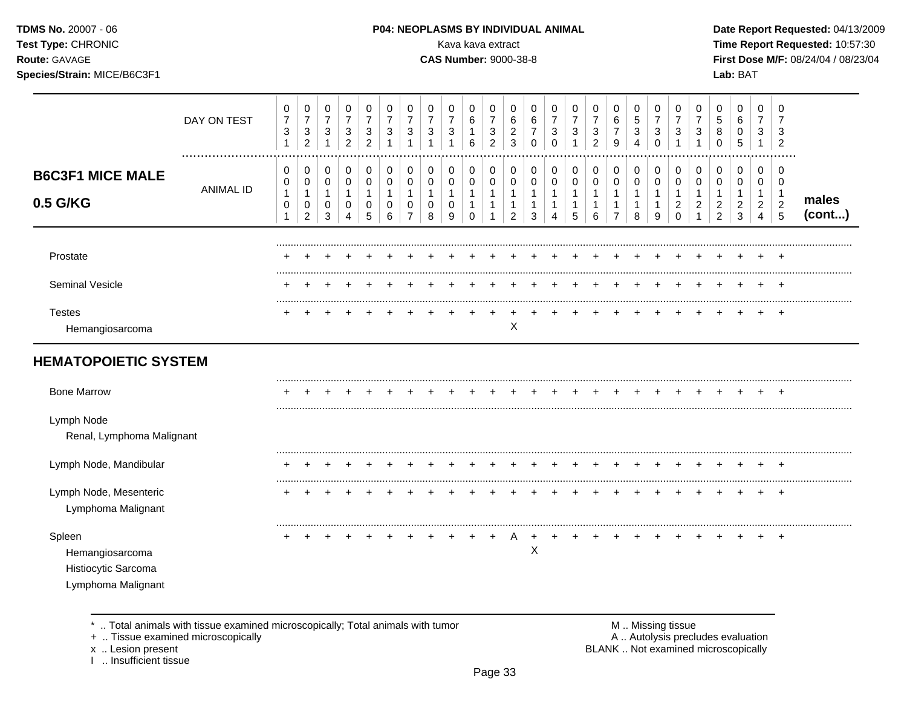**TDMS No.** 20007 - 06
**Test Type:** CHRONIC
**Route:** GAVAGE
**Species/Strain:** MICE/B6C3F1

**P04: NEOPLASMS BY INDIVIDUAL ANIMAL**
Kava kava extract
**CAS Number:** 9000-38-8

**Date Report Requested:** 04/13/2009
**Time Report Requested:** 10:57:30
**First Dose M/F:** 08/24/04 / 08/23/04
**Lab:** BAT

## B6C3F1 MICE MALE 0.5 G/KG

| DAY ON TEST | 0731 | 0732 | 0731 | 0732 | 0732 | 0731 | 0731 | 0731 | 0731 | 0616 | 0732 | 0623 | 0670 | 0730 | 0731 | 0732 | 0679 | 0534 | 0730 | 0731 | 0731 | 0580 | 0605 | 0731 | 0732 | |
|---|---|---|---|---|---|---|---|---|---|---|---|---|---|---|---|---|---|---|---|---|---|---|---|---|---|---|
| **ANIMAL ID** | 00101 | 00102 | 00103 | 00104 | 00105 | 00106 | 00107 | 00108 | 00109 | 00110 | 00111 | 00112 | 00113 | 00114 | 00115 | 00116 | 00117 | 00118 | 00119 | 00120 | 00121 | 00122 | 00123 | 00124 | 00125 | **males (cont...)** |
| Prostate | + | + | + | + | + | + | + | + | + | + | + | + | + | + | + | + | + | + | + | + | + | + | + | + | + | |
| Seminal Vesicle | + | + | + | + | + | + | + | + | + | + | + | + | + | + | + | + | + | + | + | + | + | + | + | + | + | |
| Testes | + | + | + | + | + | + | + | + | + | + | + | + | + | + | + | + | + | + | + | + | + | + | + | + | + | |
| Hemangiosarcoma | | | | | | | | | | | | X | | | | | | | | | | | | | | |
| **HEMATOPOIETIC SYSTEM** | | | | | | | | | | | | | | | | | | | | | | | | | | |
| Bone Marrow | + | + | + | + | + | + | + | + | + | + | + | + | + | + | + | + | + | + | + | + | + | + | + | + | + | |
| Lymph Node | | | | | | | | | | | | | | | | | | | | | | | | | | |
| Renal, Lymphoma Malignant | | | | | | | | | | | | | | | | | | | | | | | | | | |
| Lymph Node, Mandibular | + | + | + | + | + | + | + | + | + | + | + | + | + | + | + | + | + | + | + | + | + | + | + | + | + | |
| Lymph Node, Mesenteric | + | + | + | + | + | + | + | + | + | + | + | + | + | + | + | + | + | + | + | + | + | + | + | + | + | |
| Lymphoma Malignant | | | | | | | | | | | | | | | | | | | | | | | | | | |
| Spleen | + | + | + | + | + | + | + | + | + | + | + | A | + | + | + | + | + | + | + | + | + | + | + | + | + | |
| Hemangiosarcoma | | | | | | | | | | | | | X | | | | | | | | | | | | | |
| Histiocytic Sarcoma | | | | | | | | | | | | | | | | | | | | | | | | | | |
| Lymphoma Malignant | | | | | | | | | | | | | | | | | | | | | | | | | | |

* .. Total animals with tissue examined microscopically; Total animals with tumor
+ .. Tissue examined microscopically
x .. Lesion present
I .. Insufficient tissue

M .. Missing tissue
A .. Autolysis precludes evaluation
BLANK .. Not examined microscopically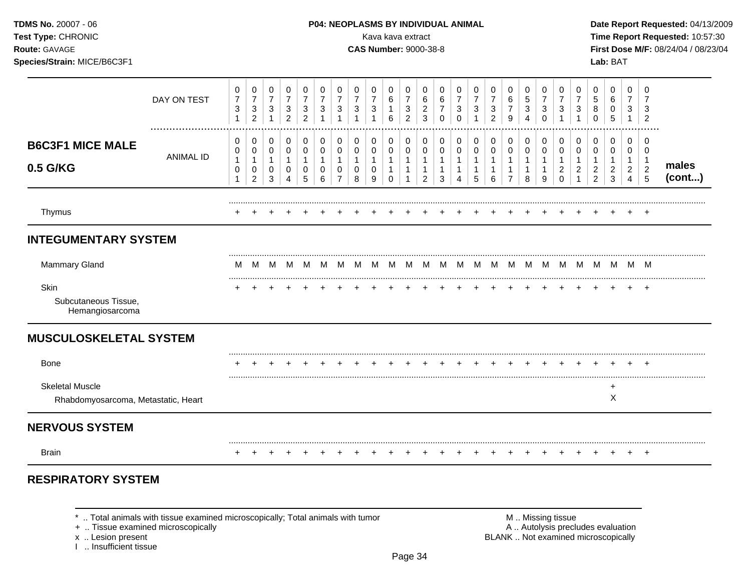**TDMS No.** 20007 - 06
**Test Type:** CHRONIC
**Route:** GAVAGE
**Species/Strain:** MICE/B6C3F1

**P04: NEOPLASMS BY INDIVIDUAL ANIMAL**
Kava kava extract
**CAS Number:** 9000-38-8

**Date Report Requested:** 04/13/2009
**Time Report Requested:** 10:57:30
**First Dose M/F:** 08/24/04 / 08/23/04
**Lab:** BAT

| DAY ON TEST | 0731 | 0732 | 0731 | 0732 | 0732 | 0731 | 0731 | 0731 | 0731 | 0616 | 0732 | 0623 | 0670 | 0730 | 0731 | 0732 | 0679 | 0534 | 0730 | 0731 | 0731 | 0580 | 0605 | 0731 | 0732 | |
|---|---|---|---|---|---|---|---|---|---|---|---|---|---|---|---|---|---|---|---|---|---|---|---|---|---|---|
| **B6C3F1 MICE MALE 0.5 G/KG** — ANIMAL ID | 0010 1 | 0010 2 | 0010 3 | 0010 4 | 0010 5 | 0010 6 | 0010 7 | 0010 8 | 0010 9 | 0011 0 | 0011 1 | 0011 2 | 0011 3 | 0011 4 | 0011 5 | 0011 6 | 0011 7 | 0011 8 | 0011 9 | 0012 0 | 0012 1 | 0012 2 | 0012 3 | 0012 4 | 0012 5 | **males (cont...)** |
| Thymus | + | + | + | + | + | + | + | + | + | + | + | + | + | + | + | + | + | + | + | + | + | + | + | + | + | |
| **INTEGUMENTARY SYSTEM** | | | | | | | | | | | | | | | | | | | | | | | | | | |
| Mammary Gland | M | M | M | M | M | M | M | M | M | M | M | M | M | M | M | M | M | M | M | M | M | M | M | M | M | |
| Skin | + | + | + | + | + | + | + | + | + | + | + | + | + | + | + | + | + | + | + | + | + | + | + | + | + | |
| Subcutaneous Tissue, Hemangiosarcoma | | | | | | | | | | | | | | | | | | | | | | | | | | |
| **MUSCULOSKELETAL SYSTEM** | | | | | | | | | | | | | | | | | | | | | | | | | | |
| Bone | + | + | + | + | + | + | + | + | + | + | + | + | + | + | + | + | + | + | + | + | + | + | + | + | + | |
| Skeletal Muscle | | | | | | | | | | | | | | | | | | | | | | | + | | | |
| Rhabdomyosarcoma, Metastatic, Heart | | | | | | | | | | | | | | | | | | | | | | | X | | | |
| **NERVOUS SYSTEM** | | | | | | | | | | | | | | | | | | | | | | | | | | |
| Brain | + | + | + | + | + | + | + | + | + | + | + | + | + | + | + | + | + | + | + | + | + | + | + | + | + | |
| **RESPIRATORY SYSTEM** | | | | | | | | | | | | | | | | | | | | | | | | | | |

\* .. Total animals with tissue examined microscopically; Total animals with tumor
\+ .. Tissue examined microscopically
x .. Lesion present
I .. Insufficient tissue

M .. Missing tissue
A .. Autolysis precludes evaluation
BLANK .. Not examined microscopically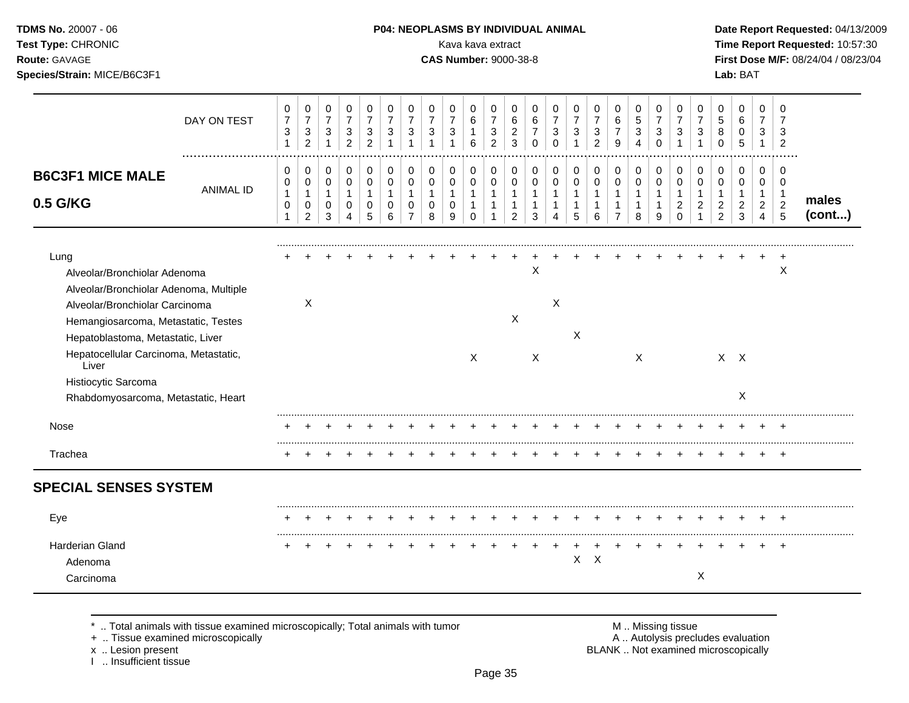**TDMS No.** 20007 - 06
**Test Type:** CHRONIC
**Route:** GAVAGE
**Species/Strain:** MICE/B6C3F1

**P04: NEOPLASMS BY INDIVIDUAL ANIMAL**
Kava kava extract
**CAS Number:** 9000-38-8

**Date Report Requested:** 04/13/2009
**Time Report Requested:** 10:57:30
**First Dose M/F:** 08/24/04 / 08/23/04
**Lab:** BAT

## B6C3F1 MICE MALE 0.5 G/KG — males (cont...)

| DAY ON TEST | 0731 | 0732 | 0731 | 0732 | 0732 | 0731 | 0731 | 0731 | 0731 | 0616 | 0732 | 0623 | 0670 | 0730 | 0731 | 0732 | 0679 | 0534 | 0730 | 0731 | 0731 | 0580 | 0605 | 0731 | 0732 |
|---|---|---|---|---|---|---|---|---|---|---|---|---|---|---|---|---|---|---|---|---|---|---|---|---|---|
| **ANIMAL ID** | 0101 | 0102 | 0103 | 0104 | 0105 | 0106 | 0107 | 0108 | 0109 | 0110 | 0111 | 0112 | 0113 | 0114 | 0115 | 0116 | 0117 | 0118 | 0119 | 0120 | 0121 | 0122 | 0123 | 0124 | 0125 |
| Lung | + | + | + | + | + | + | + | + | + | + | + | + | + | + | + | + | + | + | + | + | + | + | + | + | + |
| Alveolar/Bronchiolar Adenoma | | | | | | | | | | | | | X | | | | | | | | | | | | X |
| Alveolar/Bronchiolar Adenoma, Multiple | | | | | | | | | | | | | | | | | | | | | | | | | |
| Alveolar/Bronchiolar Carcinoma | | X | | | | | | | | | | | | X | | | | | | | | | | | |
| Hemangiosarcoma, Metastatic, Testes | | | | | | | | | | | | X | | | | | | | | | | | | | |
| Hepatoblastoma, Metastatic, Liver | | | | | | | | | | | | | | | X | | | | | | | | | | |
| Hepatocellular Carcinoma, Metastatic, Liver | | | | | | | | | | X | | | X | | | | | X | | | | X | X | | |
| Histiocytic Sarcoma | | | | | | | | | | | | | | | | | | | | | | | | | |
| Rhabdomyosarcoma, Metastatic, Heart | | | | | | | | | | | | | | | | | | | | | | | X | | |
| Nose | + | + | + | + | + | + | + | + | + | + | + | + | + | + | + | + | + | + | + | + | + | + | + | + | + |
| Trachea | + | + | + | + | + | + | + | + | + | + | + | + | + | + | + | + | + | + | + | + | + | + | + | + | + |
| **SPECIAL SENSES SYSTEM** | | | | | | | | | | | | | | | | | | | | | | | | | |
| Eye | + | + | + | + | + | + | + | + | + | + | + | + | + | + | + | + | + | + | + | + | + | + | + | + | + |
| Harderian Gland | + | + | + | + | + | + | + | + | + | + | + | + | + | + | + | + | + | + | + | + | + | + | + | + | + |
| Adenoma | | | | | | | | | | | | | | | X | X | | | | | | | | | |
| Carcinoma | | | | | | | | | | | | | | | | | | | | | X | | | | |

\* .. Total animals with tissue examined microscopically; Total animals with tumor
\+ .. Tissue examined microscopically
x .. Lesion present
I .. Insufficient tissue

M .. Missing tissue
A .. Autolysis precludes evaluation
BLANK .. Not examined microscopically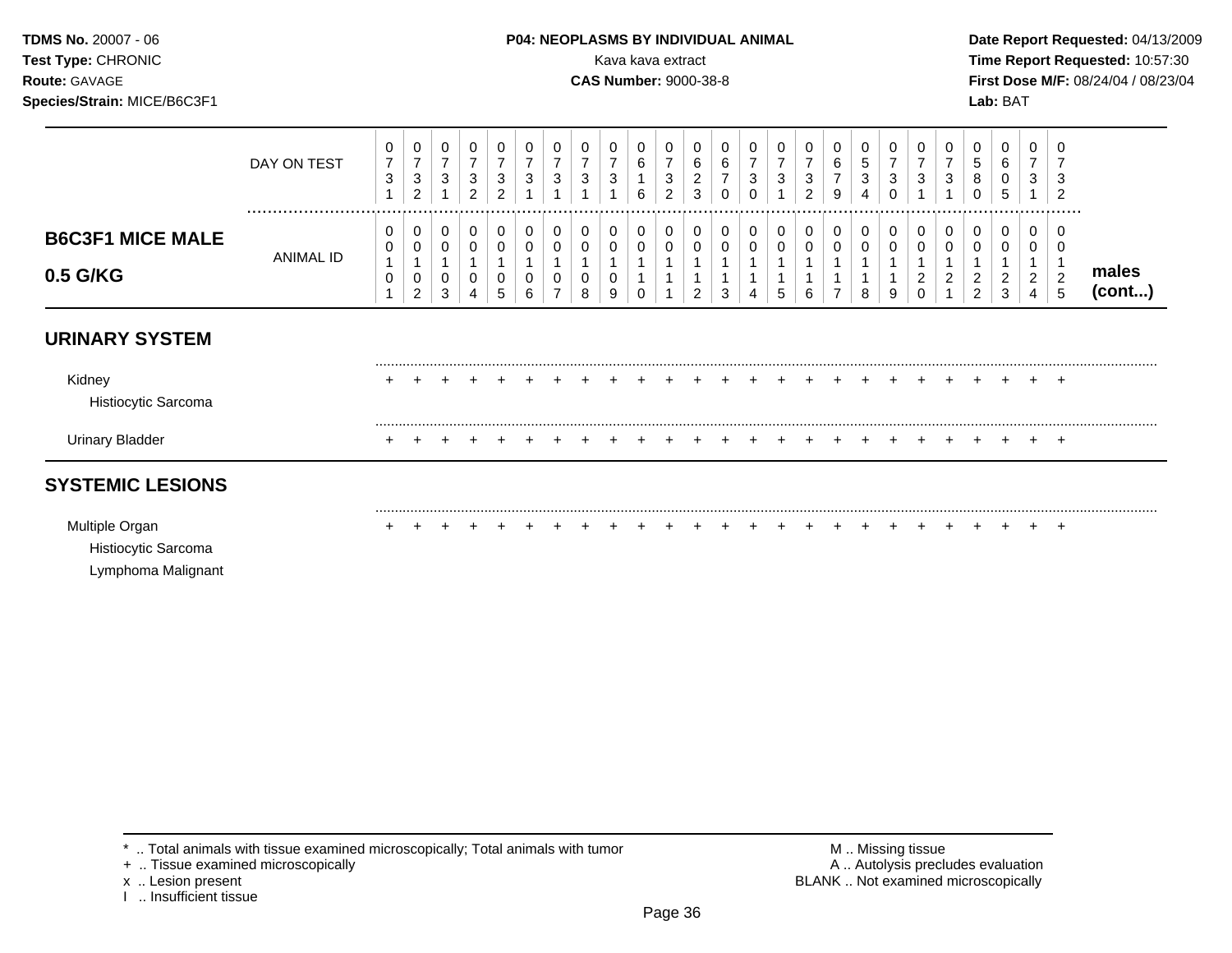**TDMS No.** 20007 - 06
**Test Type:** CHRONIC
**Route:** GAVAGE
**Species/Strain:** MICE/B6C3F1

**P04: NEOPLASMS BY INDIVIDUAL ANIMAL**
Kava kava extract
**CAS Number:** 9000-38-8

**Date Report Requested:** 04/13/2009
**Time Report Requested:** 10:57:30
**First Dose M/F:** 08/24/04 / 08/23/04
**Lab:** BAT

| | DAY ON TEST | 0731 | 0732 | 0731 | 0732 | 0732 | 0731 | 0731 | 0731 | 0731 | 0616 | 0732 | 0623 | 0670 | 0730 | 0731 | 0732 | 0679 | 0534 | 0730 | 0731 | 0731 | 0580 | 0605 | 0731 | 0732 | |
|---|---|---|---|---|---|---|---|---|---|---|---|---|---|---|---|---|---|---|---|---|---|---|---|---|---|---|---|
| **B6C3F1 MICE MALE 0.5 G/KG** | ANIMAL ID | 00101 | 00102 | 00103 | 00104 | 00105 | 00106 | 00107 | 00108 | 00109 | 00110 | 00111 | 00112 | 00113 | 00114 | 00115 | 00116 | 00117 | 00118 | 00119 | 00120 | 00121 | 00122 | 00123 | 00124 | 00125 | **males (cont...)** |
| **URINARY SYSTEM** | | | | | | | | | | | | | | | | | | | | | | | | | | | |
| Kidney | | + | + | + | + | + | + | + | + | + | + | + | + | + | + | + | + | + | + | + | + | + | + | + | + | + | |
| Histiocytic Sarcoma | | | | | | | | | | | | | | | | | | | | | | | | | | | |
| Urinary Bladder | | + | + | + | + | + | + | + | + | + | + | + | + | + | + | + | + | + | + | + | + | + | + | + | + | + | |
| **SYSTEMIC LESIONS** | | | | | | | | | | | | | | | | | | | | | | | | | | | |
| Multiple Organ | | + | + | + | + | + | + | + | + | + | + | + | + | + | + | + | + | + | + | + | + | + | + | + | + | + | |
| Histiocytic Sarcoma | | | | | | | | | | | | | | | | | | | | | | | | | | | |
| Lymphoma Malignant | | | | | | | | | | | | | | | | | | | | | | | | | | | |

\* .. Total animals with tissue examined microscopically; Total animals with tumor
\+ .. Tissue examined microscopically
x .. Lesion present
I .. Insufficient tissue

M .. Missing tissue
A .. Autolysis precludes evaluation
BLANK .. Not examined microscopically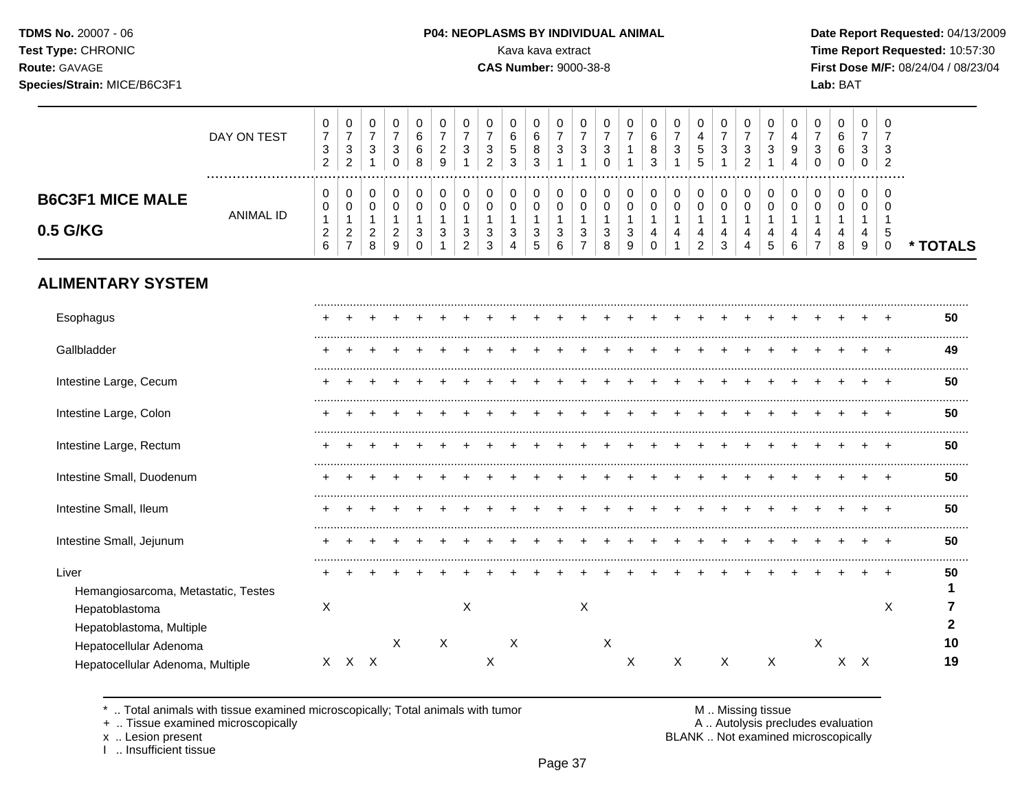**TDMS No.** 20007 - 06
**Test Type:** CHRONIC
**Route:** GAVAGE
**Species/Strain:** MICE/B6C3F1

**P04: NEOPLASMS BY INDIVIDUAL ANIMAL**
Kava kava extract
**CAS Number:** 9000-38-8

**Date Report Requested:** 04/13/2009
**Time Report Requested:** 10:57:30
**First Dose M/F:** 08/24/04 / 08/23/04
**Lab:** BAT

## B6C3F1 MICE MALE 0.5 G/KG

| | | | | | | | | | | | | | | | | | | | | | | | | | | |
|---|---|---|---|---|---|---|---|---|---|---|---|---|---|---|---|---|---|---|---|---|---|---|---|---|---|---|
| DAY ON TEST | 0732 | 0732 | 0731 | 0730 | 0668 | 0729 | 0731 | 0732 | 0653 | 0683 | 0731 | 0731 | 0730 | 0711 | 0683 | 0731 | 0455 | 0731 | 0732 | 0731 | 0494 | 0730 | 0660 | 0730 | 0732 | |
| ANIMAL ID | 0126 | 0127 | 0128 | 0129 | 0130 | 0131 | 0132 | 0133 | 0134 | 0135 | 0136 | 0137 | 0138 | 0139 | 0140 | 0141 | 0142 | 0143 | 0144 | 0145 | 0146 | 0147 | 0148 | 0149 | 0150 | * TOTALS |
| **ALIMENTARY SYSTEM** | | | | | | | | | | | | | | | | | | | | | | | | | | |
| Esophagus | + | + | + | + | + | + | + | + | + | + | + | + | + | + | + | + | + | + | + | + | + | + | + | + | + | 50 |
| Gallbladder | + | + | + | + | + | + | + | + | + | + | + | + | + | + | + | + | + | + | + | + | + | + | + | + | + | 49 |
| Intestine Large, Cecum | + | + | + | + | + | + | + | + | + | + | + | + | + | + | + | + | + | + | + | + | + | + | + | + | + | 50 |
| Intestine Large, Colon | + | + | + | + | + | + | + | + | + | + | + | + | + | + | + | + | + | + | + | + | + | + | + | + | + | 50 |
| Intestine Large, Rectum | + | + | + | + | + | + | + | + | + | + | + | + | + | + | + | + | + | + | + | + | + | + | + | + | + | 50 |
| Intestine Small, Duodenum | + | + | + | + | + | + | + | + | + | + | + | + | + | + | + | + | + | + | + | + | + | + | + | + | + | 50 |
| Intestine Small, Ileum | + | + | + | + | + | + | + | + | + | + | + | + | + | + | + | + | + | + | + | + | + | + | + | + | + | 50 |
| Intestine Small, Jejunum | + | + | + | + | + | + | + | + | + | + | + | + | + | + | + | + | + | + | + | + | + | + | + | + | + | 50 |
| Liver | + | + | + | + | + | + | + | + | + | + | + | + | + | + | + | + | + | + | + | + | + | + | + | + | + | 50 |
| Hemangiosarcoma, Metastatic, Testes | | | | | | | | | | | | | | | | | | | | | | | | | | 1 |
| Hepatoblastoma | X | | | | | | X | | | | | X | | | | | | | | | | | | | X | 7 |
| Hepatoblastoma, Multiple | | | | | | | | | | | | | | | | | | | | | | | | | | 2 |
| Hepatocellular Adenoma | | | | X | | X | | | X | | | | X | | | | | | | | | X | | | | 10 |
| Hepatocellular Adenoma, Multiple | X | X | X | | | | | X | | | | | | X | | X | | X | | X | | | X | X | | 19 |

\* .. Total animals with tissue examined microscopically; Total animals with tumor
\+ .. Tissue examined microscopically
x .. Lesion present
I .. Insufficient tissue

M .. Missing tissue
A .. Autolysis precludes evaluation
BLANK .. Not examined microscopically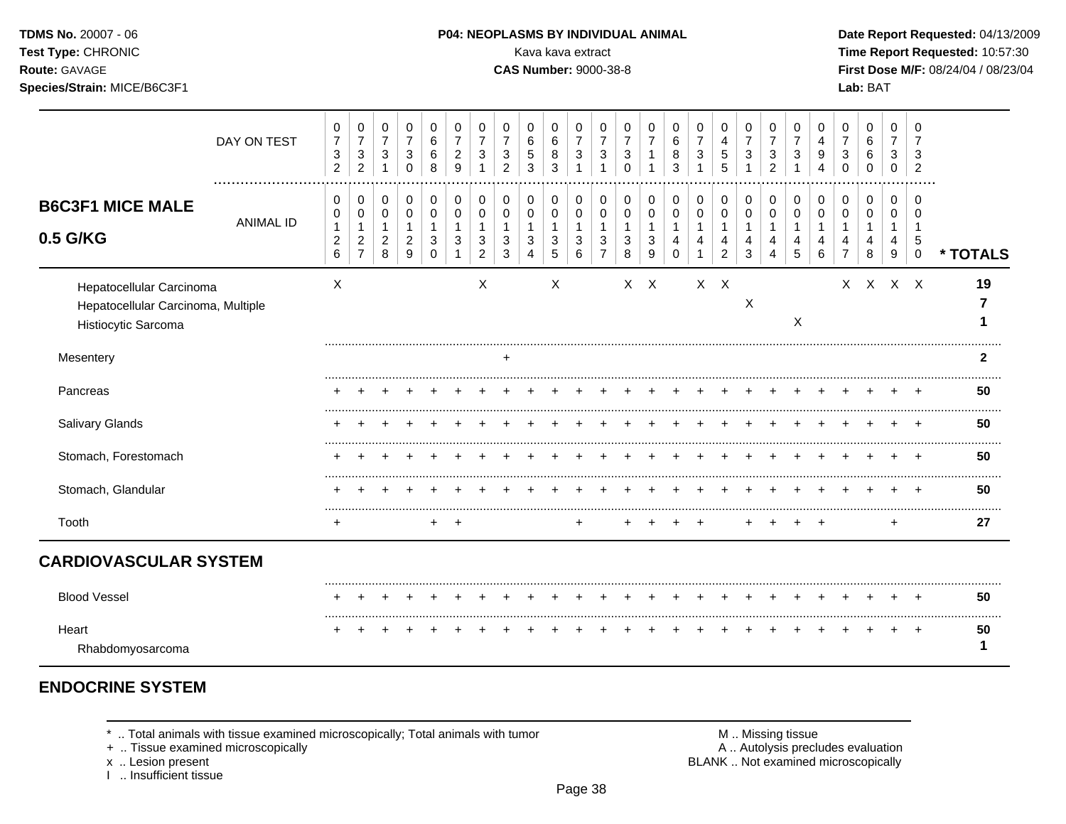**P04: NEOPLASMS BY INDIVIDUAL ANIMAL**

Kava kava extract

**CAS Number:** 9000-38-8

| | 0 | 0 | 0 | 0 | 0 | 0 | 0 | 0 | 0 | 0 | 0 | 0 | 0 | 0 | 0 | 0 | 0 | 0 | 0 | 0 | 0 | 0 | 0 | 0 | 0 | |
|---|---|---|---|---|---|---|---|---|---|---|---|---|---|---|---|---|---|---|---|---|---|---|---|---|---|---|
| **DAY ON TEST** | 732 | 732 | 731 | 730 | 668 | 729 | 731 | 732 | 653 | 683 | 731 | 731 | 730 | 711 | 683 | 731 | 455 | 731 | 732 | 731 | 494 | 730 | 660 | 730 | 732 | |
| **B6C3F1 MICE MALE 0.5 G/KG** — ANIMAL ID | 0126 | 0127 | 0128 | 0129 | 0130 | 0131 | 0132 | 0133 | 0134 | 0135 | 0136 | 0137 | 0138 | 0139 | 0140 | 0141 | 0142 | 0143 | 0144 | 0145 | 0146 | 0147 | 0148 | 0149 | 0150 | **\* TOTALS** |
| Hepatocellular Carcinoma | X | | | | | | X | | | X | | | X | X | | X | X | | | | | X | X | X | X | **19** |
| Hepatocellular Carcinoma, Multiple | | | | | | | | | | | | | | | | | | X | | | | | | | | **7** |
| Histiocytic Sarcoma | | | | | | | | | | | | | | | | | | | | X | | | | | | **1** |
| Mesentery | | | | | | | | + | | | | | | | | | | | | | | | | | | **2** |
| Pancreas | + | + | + | + | + | + | + | + | + | + | + | + | + | + | + | + | + | + | + | + | + | + | + | + | + | **50** |
| Salivary Glands | + | + | + | + | + | + | + | + | + | + | + | + | + | + | + | + | + | + | + | + | + | + | + | + | + | **50** |
| Stomach, Forestomach | + | + | + | + | + | + | + | + | + | + | + | + | + | + | + | + | + | + | + | + | + | + | + | + | + | **50** |
| Stomach, Glandular | + | + | + | + | + | + | + | + | + | + | + | + | + | + | + | + | + | + | + | + | + | + | + | + | + | **50** |
| Tooth | + | | | | + | + | | | | | + | | + | + | + | + | | + | + | + | + | | | + | | **27** |
| **CARDIOVASCULAR SYSTEM** | | | | | | | | | | | | | | | | | | | | | | | | | | |
| Blood Vessel | + | + | + | + | + | + | + | + | + | + | + | + | + | + | + | + | + | + | + | + | + | + | + | + | + | **50** |
| Heart | + | + | + | + | + | + | + | + | + | + | + | + | + | + | + | + | + | + | + | + | + | + | + | + | + | **50** |
| Rhabdomyosarcoma | | | | | | | | | | | | | | | | | | | | | | | | | | **1** |

## ENDOCRINE SYSTEM

\* .. Total animals with tissue examined microscopically; Total animals with tumor
+ .. Tissue examined microscopically
x .. Lesion present
I .. Insufficient tissue

M .. Missing tissue
A .. Autolysis precludes evaluation
BLANK .. Not examined microscopically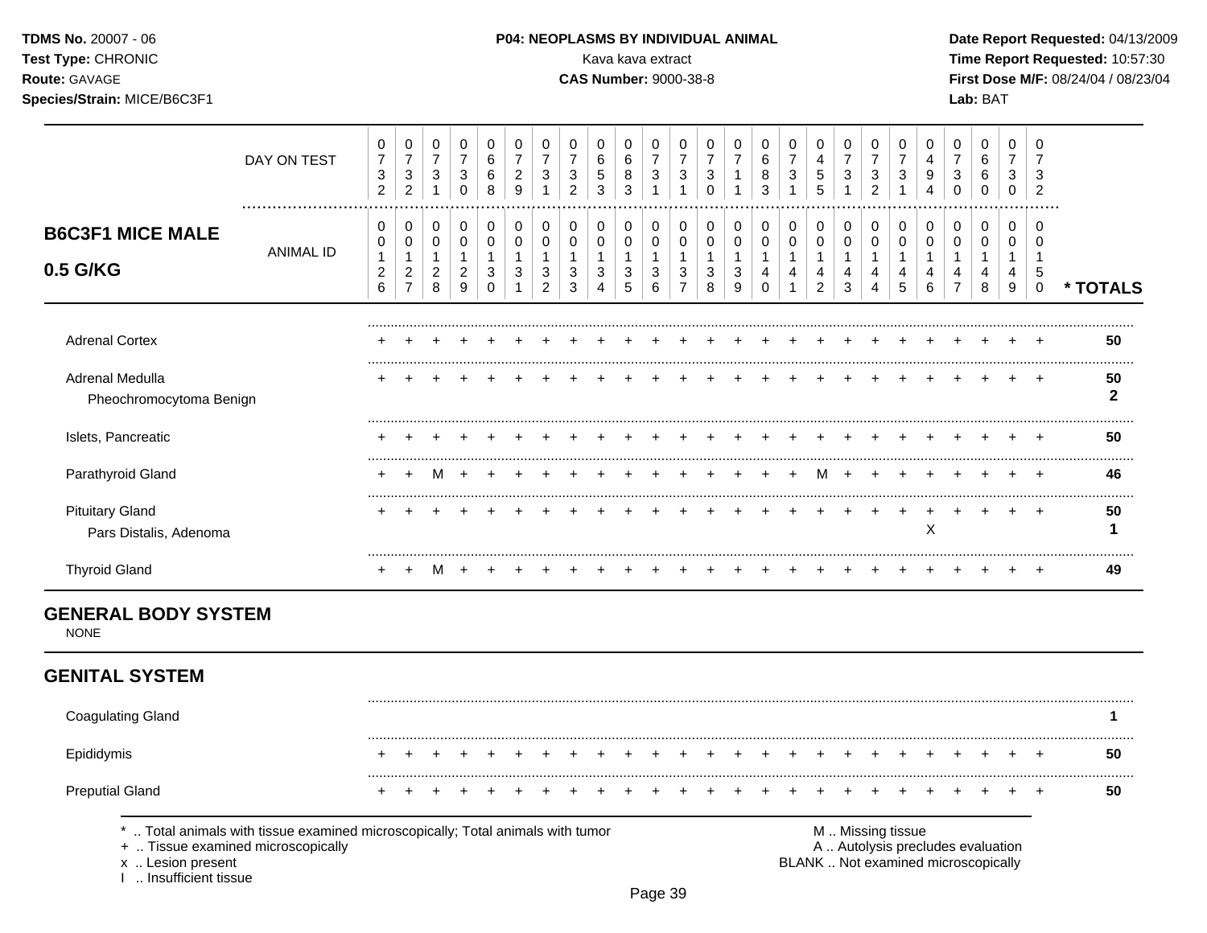**TDMS No.** 20007 - 06
**Test Type:** CHRONIC
**Route:** GAVAGE
**Species/Strain:** MICE/B6C3F1

**P04: NEOPLASMS BY INDIVIDUAL ANIMAL**
Kava kava extract
**CAS Number:** 9000-38-8

**Date Report Requested:** 04/13/2009
**Time Report Requested:** 10:57:30
**First Dose M/F:** 08/24/04 / 08/23/04
**Lab:** BAT

## B6C3F1 MICE MALE 0.5 G/KG

| DAY ON TEST | 0732 | 0732 | 0731 | 0730 | 0668 | 0729 | 0731 | 0732 | 0653 | 0683 | 0731 | 0731 | 0730 | 0711 | 0683 | 0731 | 0455 | 0731 | 0732 | 0731 | 0494 | 0730 | 0660 | 0730 | 0732 | |
|---|---|---|---|---|---|---|---|---|---|---|---|---|---|---|---|---|---|---|---|---|---|---|---|---|---|---|
| **ANIMAL ID** | 0126 | 0127 | 0128 | 0129 | 0130 | 0131 | 0132 | 0133 | 0134 | 0135 | 0136 | 0137 | 0138 | 0139 | 0140 | 0141 | 0142 | 0143 | 0144 | 0145 | 0146 | 0147 | 0148 | 0149 | 0150 | *** TOTALS** |
| Adrenal Cortex | + | + | + | + | + | + | + | + | + | + | + | + | + | + | + | + | + | + | + | + | + | + | + | + | + | 50 |
| Adrenal Medulla | + | + | + | + | + | + | + | + | + | + | + | + | + | + | + | + | + | + | + | + | + | + | + | + | + | 50 |
| Pheochromocytoma Benign | | | | | | | | | | | | | | | | | | | | | | | | | | 2 |
| Islets, Pancreatic | + | + | + | + | + | + | + | + | + | + | + | + | + | + | + | + | + | + | + | + | + | + | + | + | + | 50 |
| Parathyroid Gland | + | + | M | + | + | + | + | + | + | + | + | + | + | + | + | + | M | + | + | + | + | + | + | + | + | 46 |
| Pituitary Gland | + | + | + | + | + | + | + | + | + | + | + | + | + | + | + | + | + | + | + | + | + | + | + | + | + | 50 |
| Pars Distalis, Adenoma | | | | | | | | | | | | | | | | | | | | | X | | | | | 1 |
| Thyroid Gland | + | + | M | + | + | + | + | + | + | + | + | + | + | + | + | + | + | + | + | + | + | + | + | + | + | 49 |

## GENERAL BODY SYSTEM

NONE

## GENITAL SYSTEM

| | 0126 | 0127 | 0128 | 0129 | 0130 | 0131 | 0132 | 0133 | 0134 | 0135 | 0136 | 0137 | 0138 | 0139 | 0140 | 0141 | 0142 | 0143 | 0144 | 0145 | 0146 | 0147 | 0148 | 0149 | 0150 | *** TOTALS** |
|---|---|---|---|---|---|---|---|---|---|---|---|---|---|---|---|---|---|---|---|---|---|---|---|---|---|---|
| Coagulating Gland | | | | | | | | | | | | | | | | | | | | | | | | | | 1 |
| Epididymis | + | + | + | + | + | + | + | + | + | + | + | + | + | + | + | + | + | + | + | + | + | + | + | + | + | 50 |
| Preputial Gland | + | + | + | + | + | + | + | + | + | + | + | + | + | + | + | + | + | + | + | + | + | + | + | + | + | 50 |

\* .. Total animals with tissue examined microscopically; Total animals with tumor
\+ .. Tissue examined microscopically
x .. Lesion present
I .. Insufficient tissue

M .. Missing tissue
A .. Autolysis precludes evaluation
BLANK .. Not examined microscopically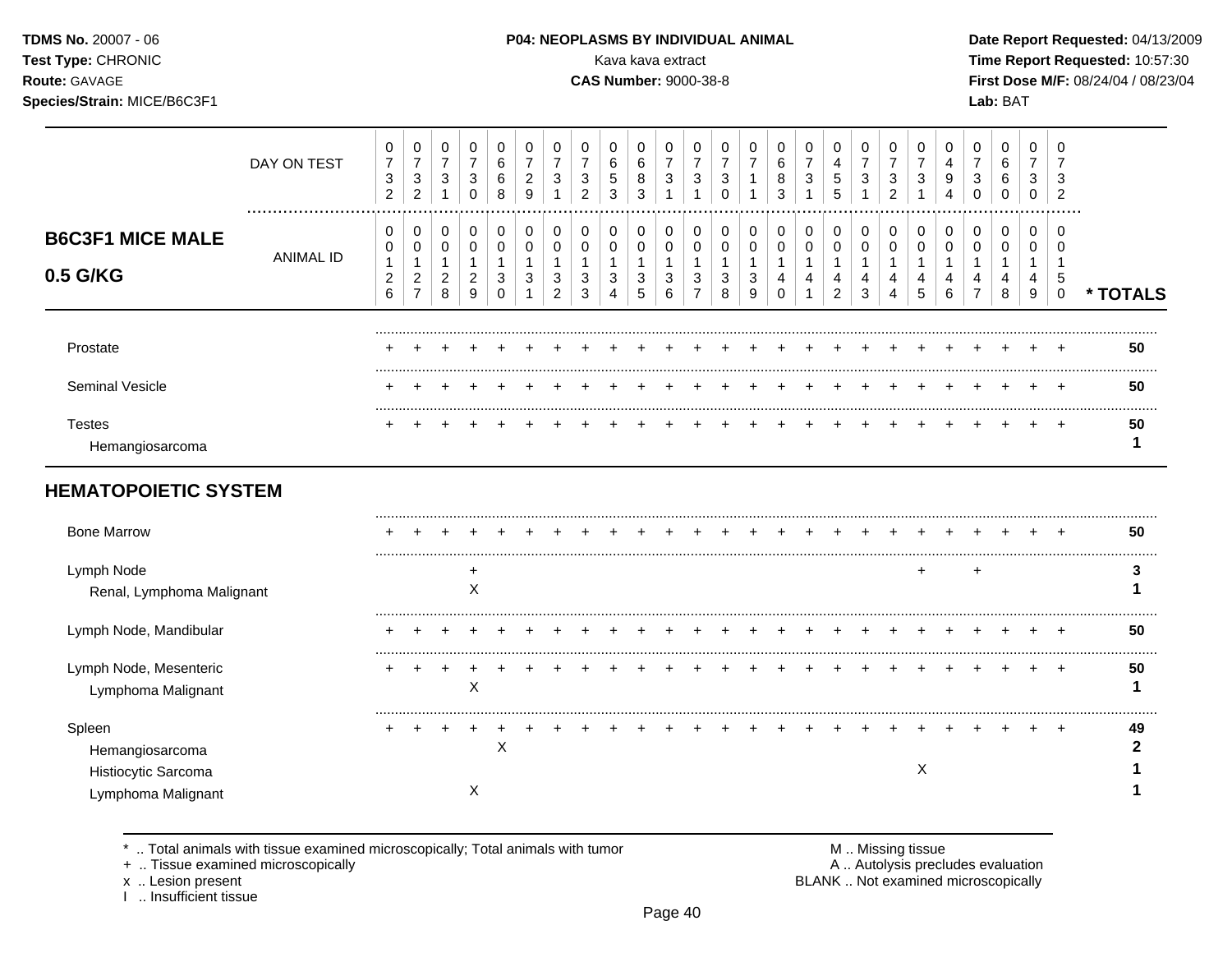**TDMS No.** 20007 - 06
**Test Type:** CHRONIC
**Route:** GAVAGE
**Species/Strain:** MICE/B6C3F1

**P04: NEOPLASMS BY INDIVIDUAL ANIMAL**
Kava kava extract
**CAS Number:** 9000-38-8

**Date Report Requested:** 04/13/2009
**Time Report Requested:** 10:57:30
**First Dose M/F:** 08/24/04 / 08/23/04
**Lab:** BAT

## B6C3F1 MICE MALE 0.5 G/KG

| DAY ON TEST | 0732 | 0732 | 0731 | 0730 | 0668 | 0729 | 0731 | 0732 | 0653 | 0683 | 0731 | 0731 | 0730 | 0711 | 0683 | 0731 | 0455 | 0731 | 0732 | 0731 | 0494 | 0730 | 0660 | 0730 | 0732 | |
|---|---|---|---|---|---|---|---|---|---|---|---|---|---|---|---|---|---|---|---|---|---|---|---|---|---|---|
| **ANIMAL ID** | 0126 | 0127 | 0128 | 0129 | 0130 | 0131 | 0132 | 0133 | 0134 | 0135 | 0136 | 0137 | 0138 | 0139 | 0140 | 0141 | 0142 | 0143 | 0144 | 0145 | 0146 | 0147 | 0148 | 0149 | 0150 | *** TOTALS** |
| Prostate | + | + | + | + | + | + | + | + | + | + | + | + | + | + | + | + | + | + | + | + | + | + | + | + | + | **50** |
| Seminal Vesicle | + | + | + | + | + | + | + | + | + | + | + | + | + | + | + | + | + | + | + | + | + | + | + | + | + | **50** |
| Testes | + | + | + | + | + | + | + | + | + | + | + | + | + | + | + | + | + | + | + | + | + | + | + | + | + | **50** |
| Hemangiosarcoma | | | | | | | | | | | | | | | | | | | | | | | | | | **1** |
| **HEMATOPOIETIC SYSTEM** | | | | | | | | | | | | | | | | | | | | | | | | | | |
| Bone Marrow | + | + | + | + | + | + | + | + | + | + | + | + | + | + | + | + | + | + | + | + | + | + | + | + | + | **50** |
| Lymph Node | | | | + | | | | | | | | | | | | | | | | + | | + | | | | **3** |
| Renal, Lymphoma Malignant | | | | X | | | | | | | | | | | | | | | | | | | | | | **1** |
| Lymph Node, Mandibular | + | + | + | + | + | + | + | + | + | + | + | + | + | + | + | + | + | + | + | + | + | + | + | + | + | **50** |
| Lymph Node, Mesenteric | + | + | + | + | + | + | + | + | + | + | + | + | + | + | + | + | + | + | + | + | + | + | + | + | + | **50** |
| Lymphoma Malignant | | | | X | | | | | | | | | | | | | | | | | | | | | | **1** |
| Spleen | + | + | + | + | + | + | + | + | + | + | + | + | + | + | + | + | + | + | + | + | + | + | + | + | + | **49** |
| Hemangiosarcoma | | | | | X | | | | | | | | | | | | | | | | | | | | | **2** |
| Histiocytic Sarcoma | | | | | | | | | | | | | | | | | | | | X | | | | | | **1** |
| Lymphoma Malignant | | | | X | | | | | | | | | | | | | | | | | | | | | | **1** |

\* .. Total animals with tissue examined microscopically; Total animals with tumor
\+ .. Tissue examined microscopically
x .. Lesion present
I .. Insufficient tissue

M .. Missing tissue
A .. Autolysis precludes evaluation
BLANK .. Not examined microscopically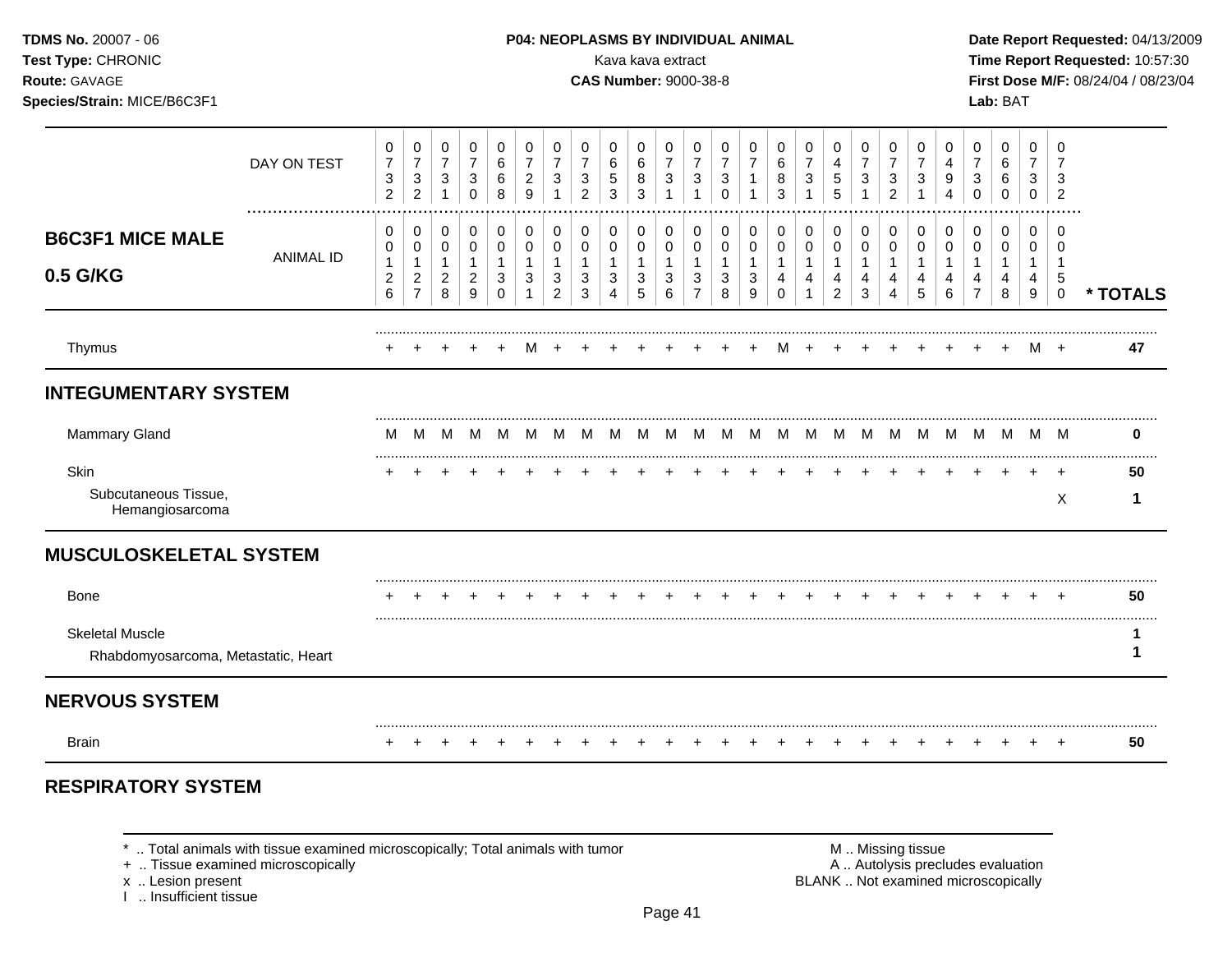**TDMS No.** 20007 - 06
**Test Type:** CHRONIC
**Route:** GAVAGE
**Species/Strain:** MICE/B6C3F1

**P04: NEOPLASMS BY INDIVIDUAL ANIMAL**
Kava kava extract
**CAS Number:** 9000-38-8

**Date Report Requested:** 04/13/2009
**Time Report Requested:** 10:57:30
**First Dose M/F:** 08/24/04 / 08/23/04
**Lab:** BAT

| | DAY ON TEST | 0732 | 0732 | 0731 | 0730 | 0668 | 0729 | 0731 | 0732 | 0653 | 0683 | 0731 | 0731 | 0730 | 0711 | 0683 | 0731 | 0455 | 0731 | 0732 | 0731 | 0494 | 0730 | 0660 | 0730 | 0732 | |
|---|---|---|---|---|---|---|---|---|---|---|---|---|---|---|---|---|---|---|---|---|---|---|---|---|---|---|---|
| **B6C3F1 MICE MALE 0.5 G/KG** | ANIMAL ID | 00126 | 00127 | 00128 | 00129 | 00130 | 00131 | 00132 | 00133 | 00134 | 00135 | 00136 | 00137 | 00138 | 00139 | 00140 | 00141 | 00142 | 00143 | 00144 | 00145 | 00146 | 00147 | 00148 | 00149 | 00150 | * TOTALS |
| Thymus | | + | + | + | + | + | M | + | + | + | + | + | + | + | + | M | + | + | + | + | + | + | + | + | M | + | 47 |
| **INTEGUMENTARY SYSTEM** | | | | | | | | | | | | | | | | | | | | | | | | | | | |
| Mammary Gland | | M | M | M | M | M | M | M | M | M | M | M | M | M | M | M | M | M | M | M | M | M | M | M | M | M | 0 |
| Skin | | + | + | + | + | + | + | + | + | + | + | + | + | + | + | + | + | + | + | + | + | + | + | + | + | + | 50 |
| Subcutaneous Tissue, Hemangiosarcoma | | | | | | | | | | | | | | | | | | | | | | | | | | X | 1 |
| **MUSCULOSKELETAL SYSTEM** | | | | | | | | | | | | | | | | | | | | | | | | | | | |
| Bone | | + | + | + | + | + | + | + | + | + | + | + | + | + | + | + | + | + | + | + | + | + | + | + | + | + | 50 |
| Skeletal Muscle | | | | | | | | | | | | | | | | | | | | | | | | | | | 1 |
| Rhabdomyosarcoma, Metastatic, Heart | | | | | | | | | | | | | | | | | | | | | | | | | | | 1 |
| **NERVOUS SYSTEM** | | | | | | | | | | | | | | | | | | | | | | | | | | | |
| Brain | | + | + | + | + | + | + | + | + | + | + | + | + | + | + | + | + | + | + | + | + | + | + | + | + | + | 50 |
| **RESPIRATORY SYSTEM** | | | | | | | | | | | | | | | | | | | | | | | | | | | |

\* .. Total animals with tissue examined microscopically; Total animals with tumor
\+ .. Tissue examined microscopically
x .. Lesion present
I .. Insufficient tissue

M .. Missing tissue
A .. Autolysis precludes evaluation
BLANK .. Not examined microscopically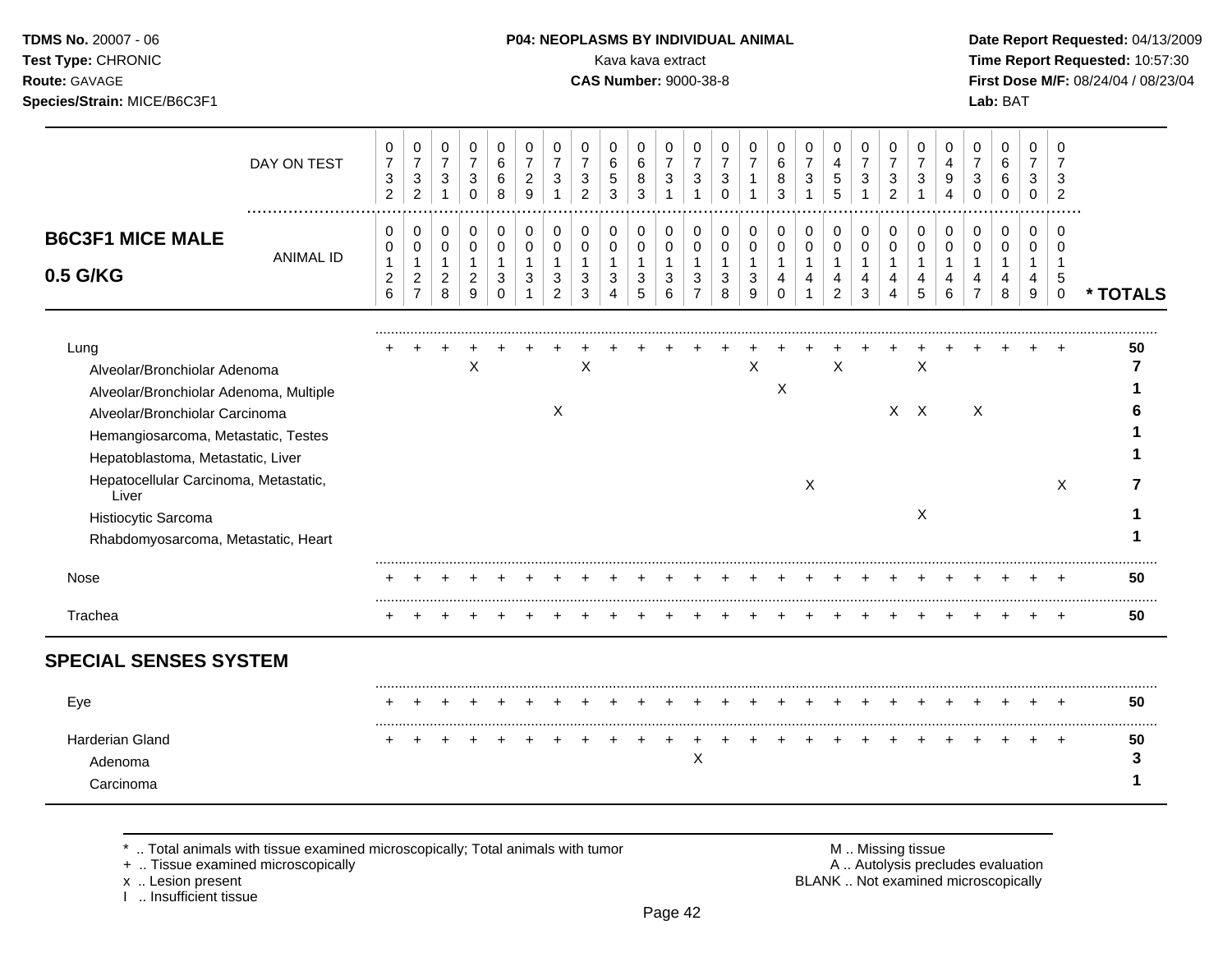**TDMS No.** 20007 - 06
**Test Type:** CHRONIC
**Route:** GAVAGE
**Species/Strain:** MICE/B6C3F1

**P04: NEOPLASMS BY INDIVIDUAL ANIMAL**
Kava kava extract
**CAS Number:** 9000-38-8

**Date Report Requested:** 04/13/2009
**Time Report Requested:** 10:57:30
**First Dose M/F:** 08/24/04 / 08/23/04
**Lab:** BAT

## B6C3F1 MICE MALE 0.5 G/KG

| | | | | | | | | | | | | | | | | | | | | | | | | | | |
|---|---|---|---|---|---|---|---|---|---|---|---|---|---|---|---|---|---|---|---|---|---|---|---|---|---|---|
| DAY ON TEST | 0732 | 0732 | 0731 | 0730 | 0668 | 0729 | 0731 | 0732 | 0653 | 0683 | 0731 | 0731 | 0730 | 0711 | 0683 | 0731 | 0455 | 0731 | 0732 | 0731 | 0494 | 0730 | 0660 | 0730 | 0732 | |
| ANIMAL ID | 0126 | 0127 | 0128 | 0129 | 0130 | 0131 | 0132 | 0133 | 0134 | 0135 | 0136 | 0137 | 0138 | 0139 | 0140 | 0141 | 0142 | 0143 | 0144 | 0145 | 0146 | 0147 | 0148 | 0149 | 0150 | * TOTALS |
| Lung | + | + | + | + | + | + | + | + | + | + | + | + | + | + | + | + | + | + | + | + | + | + | + | + | + | 50 |
| Alveolar/Bronchiolar Adenoma | | | | X | | | | X | | | | | | X | | | X | | | X | | | | | | 7 |
| Alveolar/Bronchiolar Adenoma, Multiple | | | | | | | | | | | | | | | X | | | | | | | | | | | 1 |
| Alveolar/Bronchiolar Carcinoma | | | | | | | X | | | | | | | | | | | | X | X | | X | | | | 6 |
| Hemangiosarcoma, Metastatic, Testes | | | | | | | | | | | | | | | | | | | | | | | | | | 1 |
| Hepatoblastoma, Metastatic, Liver | | | | | | | | | | | | | | | | | | | | | | | | | | 1 |
| Hepatocellular Carcinoma, Metastatic, Liver | | | | | | | | | | | | | | | | X | | | | | | | | | X | 7 |
| Histiocytic Sarcoma | | | | | | | | | | | | | | | | | | | | X | | | | | | 1 |
| Rhabdomyosarcoma, Metastatic, Heart | | | | | | | | | | | | | | | | | | | | | | | | | | 1 |
| Nose | + | + | + | + | + | + | + | + | + | + | + | + | + | + | + | + | + | + | + | + | + | + | + | + | + | 50 |
| Trachea | + | + | + | + | + | + | + | + | + | + | + | + | + | + | + | + | + | + | + | + | + | + | + | + | + | 50 |
| **SPECIAL SENSES SYSTEM** | | | | | | | | | | | | | | | | | | | | | | | | | | |
| Eye | + | + | + | + | + | + | + | + | + | + | + | + | + | + | + | + | + | + | + | + | + | + | + | + | + | 50 |
| Harderian Gland | + | + | + | + | + | + | + | + | + | + | + | + | + | + | + | + | + | + | + | + | + | + | + | + | + | 50 |
| Adenoma | | | | | | | | | | | | X | | | | | | | | | | | | | | 3 |
| Carcinoma | | | | | | | | | | | | | | | | | | | | | | | | | | 1 |

\* .. Total animals with tissue examined microscopically; Total animals with tumor
\+ .. Tissue examined microscopically
x .. Lesion present
I .. Insufficient tissue

M .. Missing tissue
A .. Autolysis precludes evaluation
BLANK .. Not examined microscopically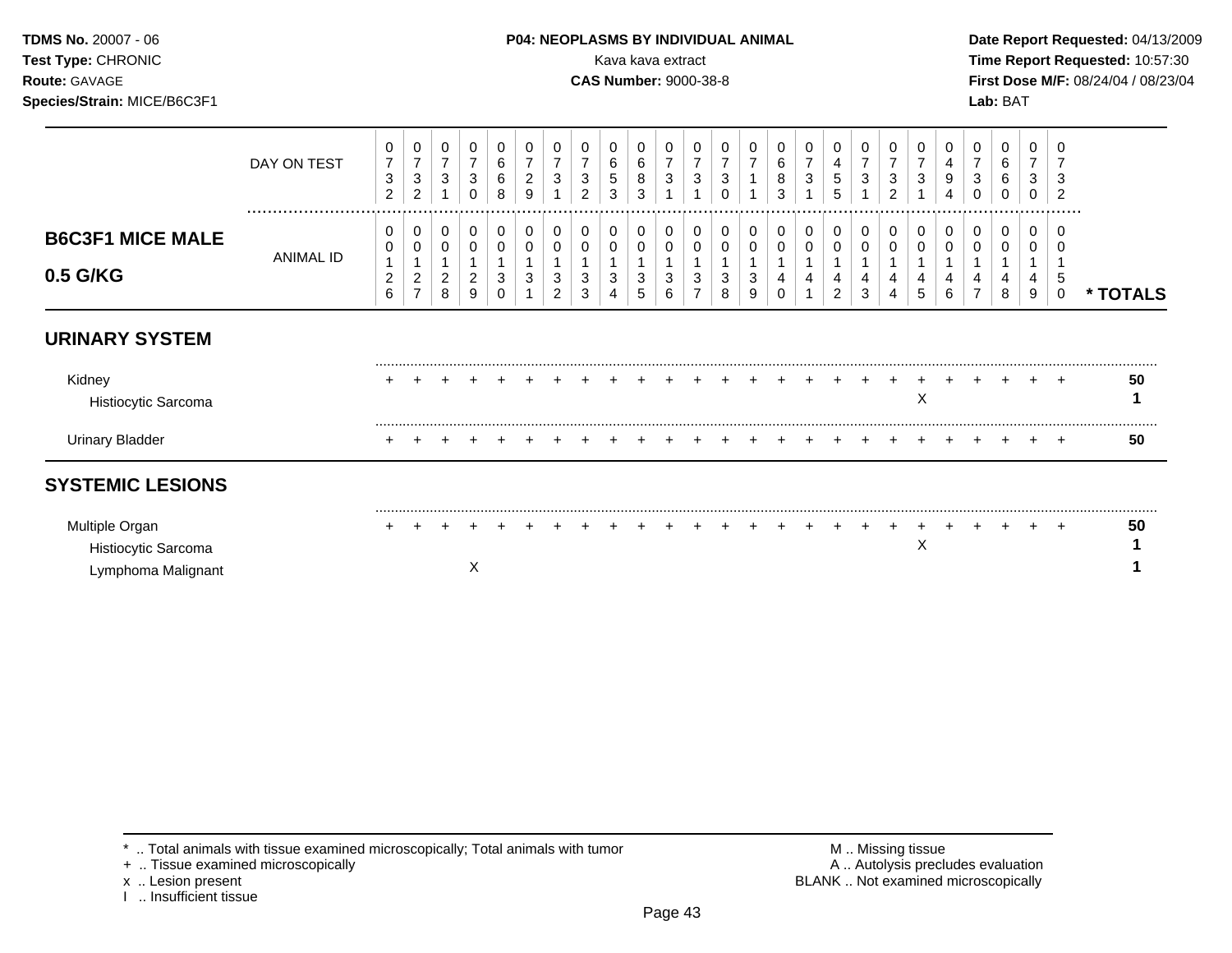**TDMS No.** 20007 - 06
**Test Type:** CHRONIC
**Route:** GAVAGE
**Species/Strain:** MICE/B6C3F1

**P04: NEOPLASMS BY INDIVIDUAL ANIMAL**
Kava kava extract
**CAS Number:** 9000-38-8

**Date Report Requested:** 04/13/2009
**Time Report Requested:** 10:57:30
**First Dose M/F:** 08/24/04 / 08/23/04
**Lab:** BAT

| | DAY ON TEST | 0732 | 0732 | 0731 | 0730 | 0668 | 0729 | 0731 | 0732 | 0653 | 0683 | 0731 | 0731 | 0730 | 0711 | 0683 | 0731 | 0455 | 0731 | 0732 | 0731 | 0494 | 0730 | 0660 | 0730 | 0732 | |
|---|---|---|---|---|---|---|---|---|---|---|---|---|---|---|---|---|---|---|---|---|---|---|---|---|---|---|---|
| **B6C3F1 MICE MALE 0.5 G/KG** | ANIMAL ID | 00126 | 00127 | 00128 | 00129 | 00130 | 00131 | 00132 | 00133 | 00134 | 00135 | 00136 | 00137 | 00138 | 00139 | 00140 | 00141 | 00142 | 00143 | 00144 | 00145 | 00146 | 00147 | 00148 | 00149 | 00150 | **\* TOTALS** |
| **URINARY SYSTEM** | | | | | | | | | | | | | | | | | | | | | | | | | | | |
| Kidney | | + | + | + | + | + | + | + | + | + | + | + | + | + | + | + | + | + | + | + | + | + | + | + | + | + | **50** |
| Histiocytic Sarcoma | | | | | | | | | | | | | | | | | | | | | X | | | | | | **1** |
| Urinary Bladder | | + | + | + | + | + | + | + | + | + | + | + | + | + | + | + | + | + | + | + | + | + | + | + | + | + | **50** |
| **SYSTEMIC LESIONS** | | | | | | | | | | | | | | | | | | | | | | | | | | | |
| Multiple Organ | | + | + | + | + | + | + | + | + | + | + | + | + | + | + | + | + | + | + | + | + | + | + | + | + | + | **50** |
| Histiocytic Sarcoma | | | | | | | | | | | | | | | | | | | | | X | | | | | | **1** |
| Lymphoma Malignant | | | | | X | | | | | | | | | | | | | | | | | | | | | | **1** |

\* .. Total animals with tissue examined microscopically; Total animals with tumor
+ .. Tissue examined microscopically
x .. Lesion present
I .. Insufficient tissue

M .. Missing tissue
A .. Autolysis precludes evaluation
BLANK .. Not examined microscopically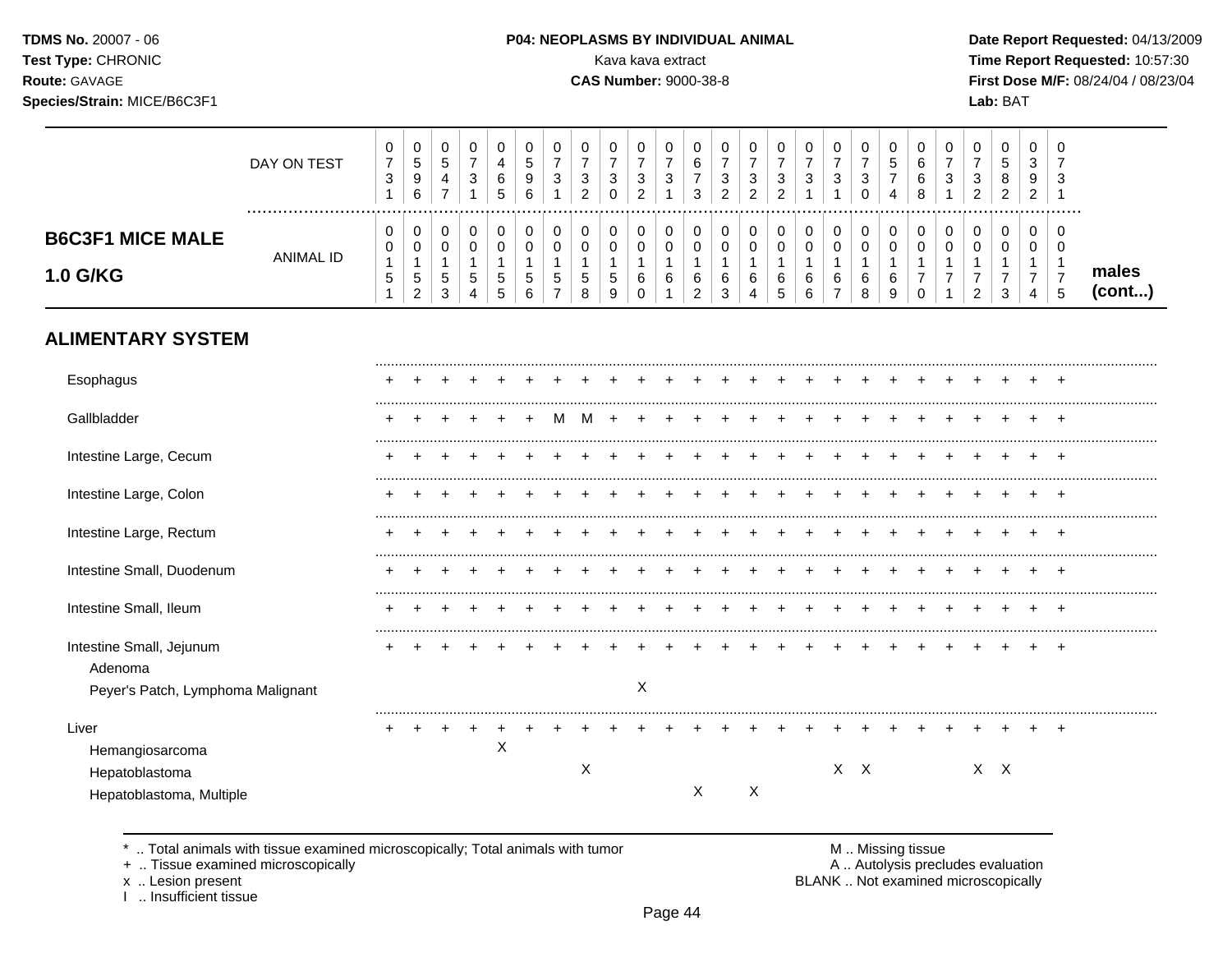**TDMS No.** 20007 - 06
**Test Type:** CHRONIC
**Route:** GAVAGE
**Species/Strain:** MICE/B6C3F1

**P04: NEOPLASMS BY INDIVIDUAL ANIMAL**
Kava kava extract
**CAS Number:** 9000-38-8

**Date Report Requested:** 04/13/2009
**Time Report Requested:** 10:57:30
**First Dose M/F:** 08/24/04 / 08/23/04
**Lab:** BAT

## B6C3F1 MICE MALE 1.0 G/KG — males (cont...)

| DAY ON TEST | 0731 | 0596 | 0547 | 0731 | 0465 | 0596 | 0731 | 0732 | 0730 | 0732 | 0731 | 0673 | 0732 | 0732 | 0732 | 0731 | 0731 | 0730 | 0574 | 0668 | 0731 | 0732 | 0582 | 0392 | 0731 |
|---|---|---|---|---|---|---|---|---|---|---|---|---|---|---|---|---|---|---|---|---|---|---|---|---|---|
| **ANIMAL ID** | 0151 | 0152 | 0153 | 0154 | 0155 | 0156 | 0157 | 0158 | 0159 | 0160 | 0161 | 0162 | 0163 | 0164 | 0165 | 0166 | 0167 | 0168 | 0169 | 0170 | 0171 | 0172 | 0173 | 0174 | 0175 |
| **ALIMENTARY SYSTEM** | | | | | | | | | | | | | | | | | | | | | | | | | |
| Esophagus | + | + | + | + | + | + | + | + | + | + | + | + | + | + | + | + | + | + | + | + | + | + | + | + | + |
| Gallbladder | + | + | + | + | + | + | M | M | + | + | + | + | + | + | + | + | + | + | + | + | + | + | + | + | + |
| Intestine Large, Cecum | + | + | + | + | + | + | + | + | + | + | + | + | + | + | + | + | + | + | + | + | + | + | + | + | + |
| Intestine Large, Colon | + | + | + | + | + | + | + | + | + | + | + | + | + | + | + | + | + | + | + | + | + | + | + | + | + |
| Intestine Large, Rectum | + | + | + | + | + | + | + | + | + | + | + | + | + | + | + | + | + | + | + | + | + | + | + | + | + |
| Intestine Small, Duodenum | + | + | + | + | + | + | + | + | + | + | + | + | + | + | + | + | + | + | + | + | + | + | + | + | + |
| Intestine Small, Ileum | + | + | + | + | + | + | + | + | + | + | + | + | + | + | + | + | + | + | + | + | + | + | + | + | + |
| Intestine Small, Jejunum | + | + | + | + | + | + | + | + | + | + | + | + | + | + | + | + | + | + | + | + | + | + | + | + | + |
| Adenoma | | | | | | | | | | | | | | | | | | | | | | | | | |
| Peyer's Patch, Lymphoma Malignant | | | | | | | | | | X | | | | | | | | | | | | | | | |
| Liver | + | + | + | + | + | + | + | + | + | + | + | + | + | + | + | + | + | + | + | + | + | + | + | + | + |
| Hemangiosarcoma | | | | | X | | | | | | | | | | | | | | | | | | | | |
| Hepatoblastoma | | | | | | | | X | | | | | | | | | X | X | | | | X | X | | |
| Hepatoblastoma, Multiple | | | | | | | | | | | | X | | X | | | | | | | | | | | |

\* .. Total animals with tissue examined microscopically; Total animals with tumor
+ .. Tissue examined microscopically
x .. Lesion present
I .. Insufficient tissue

M .. Missing tissue
A .. Autolysis precludes evaluation
BLANK .. Not examined microscopically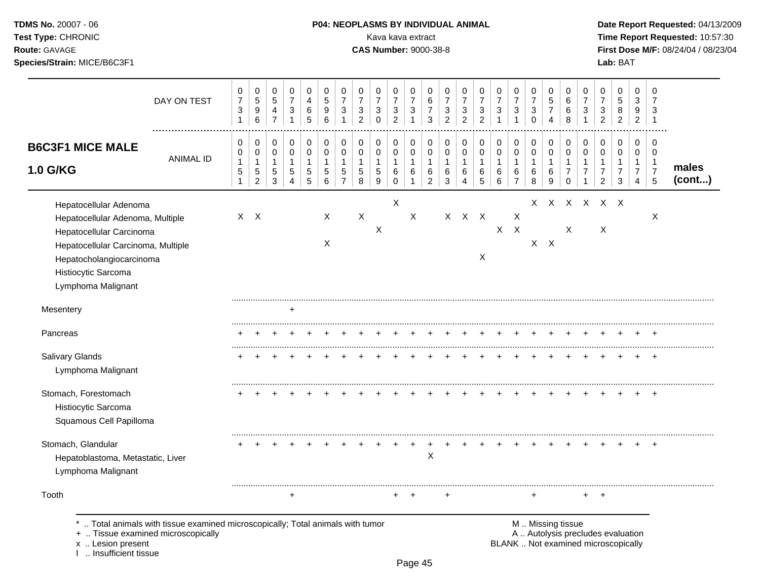**P04: NEOPLASMS BY INDIVIDUAL ANIMAL**

Kava kava extract

**CAS Number:** 9000-38-8

**B6C3F1 MICE MALE 1.0 G/KG** — males (cont...)

| | 1 | 2 | 3 | 4 | 5 | 6 | 7 | 8 | 9 | 10 | 11 | 12 | 13 | 14 | 15 | 16 | 17 | 18 | 19 | 20 | 21 | 22 | 23 | 24 | 25 |
|---|---|---|---|---|---|---|---|---|---|---|---|---|---|---|---|---|---|---|---|---|---|---|---|---|---|
| DAY ON TEST | 0731 | 0596 | 0547 | 0731 | 0465 | 0596 | 0731 | 0732 | 0730 | 0732 | 0731 | 0673 | 0732 | 0732 | 0732 | 0731 | 0731 | 0730 | 0574 | 0668 | 0731 | 0732 | 0582 | 0392 | 0731 |
| ANIMAL ID | 0151 | 0152 | 0153 | 0154 | 0155 | 0156 | 0157 | 0158 | 0159 | 0160 | 0161 | 0162 | 0163 | 0164 | 0165 | 0166 | 0167 | 0168 | 0169 | 0170 | 0171 | 0172 | 0173 | 0174 | 0175 |
| Hepatocellular Adenoma | | | | | | | | | | X | | | | | | | | X | X | X | X | X | X | | |
| Hepatocellular Adenoma, Multiple | X | X | | | | X | | X | | | X | | X | X | X | | X | | | | | | | | X |
| Hepatocellular Carcinoma | | | | | | | | | X | | | | | | | X | X | | | X | | X | | | |
| Hepatocellular Carcinoma, Multiple | | | | | | X | | | | | | | | | | | | X | X | | | | | | |
| Hepatocholangiocarcinoma | | | | | | | | | | | | | | | X | | | | | | | | | | |
| Histiocytic Sarcoma | | | | | | | | | | | | | | | | | | | | | | | | | |
| Lymphoma Malignant | | | | | | | | | | | | | | | | | | | | | | | | | |
| Mesentery | | | | + | | | | | | | | | | | | | | | | | | | | | |
| Pancreas | + | + | + | + | + | + | + | + | + | + | + | + | + | + | + | + | + | + | + | + | + | + | + | + | + |
| Salivary Glands | + | + | + | + | + | + | + | + | + | + | + | + | + | + | + | + | + | + | + | + | + | + | + | + | + |
| Lymphoma Malignant | | | | | | | | | | | | | | | | | | | | | | | | | |
| Stomach, Forestomach | + | + | + | + | + | + | + | + | + | + | + | + | + | + | + | + | + | + | + | + | + | + | + | + | + |
| Histiocytic Sarcoma | | | | | | | | | | | | | | | | | | | | | | | | | |
| Squamous Cell Papilloma | | | | | | | | | | | | | | | | | | | | | | | | | |
| Stomach, Glandular | + | + | + | + | + | + | + | + | + | + | + | + | + | + | + | + | + | + | + | + | + | + | + | + | + |
| Hepatoblastoma, Metastatic, Liver | | | | | | | | | | | | X | | | | | | | | | | | | | |
| Lymphoma Malignant | | | | | | | | | | | | | | | | | | | | | | | | | |
| Tooth | | | | + | | | | | | + | + | | + | | | | | + | | | + | + | | | |

\* .. Total animals with tissue examined microscopically; Total animals with tumor
\+ .. Tissue examined microscopically
x .. Lesion present
I .. Insufficient tissue

M .. Missing tissue
A .. Autolysis precludes evaluation
BLANK .. Not examined microscopically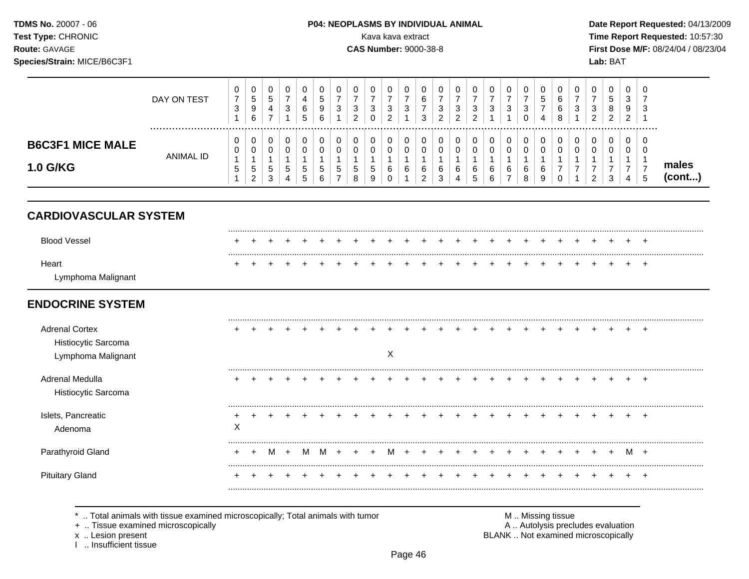**TDMS No.** 20007 - 06
**Test Type:** CHRONIC
**Route:** GAVAGE
**Species/Strain:** MICE/B6C3F1

**P04: NEOPLASMS BY INDIVIDUAL ANIMAL**
Kava kava extract
**CAS Number:** 9000-38-8

**Date Report Requested:** 04/13/2009
**Time Report Requested:** 10:57:30
**First Dose M/F:** 08/24/04 / 08/23/04
**Lab:** BAT

## B6C3F1 MICE MALE 1.0 G/KG (males cont...)

| | 1 | 2 | 3 | 4 | 5 | 6 | 7 | 8 | 9 | 10 | 11 | 12 | 13 | 14 | 15 | 16 | 17 | 18 | 19 | 20 | 21 | 22 | 23 | 24 | 25 |
|---|---|---|---|---|---|---|---|---|---|---|---|---|---|---|---|---|---|---|---|---|---|---|---|---|---|
| DAY ON TEST | 0731 | 0596 | 0547 | 0731 | 0465 | 0596 | 0731 | 0732 | 0730 | 0732 | 0731 | 0673 | 0732 | 0732 | 0732 | 0731 | 0731 | 0730 | 0574 | 0668 | 0731 | 0732 | 0582 | 0392 | 0731 |
| ANIMAL ID | 0015 1 | 0015 2 | 0015 3 | 0015 4 | 0015 5 | 0015 6 | 0015 7 | 0015 8 | 0015 9 | 0016 0 | 0016 1 | 0016 2 | 0016 3 | 0016 4 | 0016 5 | 0016 6 | 0016 7 | 0016 8 | 0016 9 | 0017 0 | 0017 1 | 0017 2 | 0017 3 | 0017 4 | 0017 5 |
| **CARDIOVASCULAR SYSTEM** | | | | | | | | | | | | | | | | | | | | | | | | | |
| Blood Vessel | + | + | + | + | + | + | + | + | + | + | + | + | + | + | + | + | + | + | + | + | + | + | + | + | + |
| Heart | + | + | + | + | + | + | + | + | + | + | + | + | + | + | + | + | + | + | + | + | + | + | + | + | + |
| Lymphoma Malignant | | | | | | | | | | | | | | | | | | | | | | | | | |
| **ENDOCRINE SYSTEM** | | | | | | | | | | | | | | | | | | | | | | | | | |
| Adrenal Cortex | + | + | + | + | + | + | + | + | + | + | + | + | + | + | + | + | + | + | + | + | + | + | + | + | + |
| Histiocytic Sarcoma | | | | | | | | | | | | | | | | | | | | | | | | | |
| Lymphoma Malignant | | | | | | | | | | X | | | | | | | | | | | | | | | |
| Adrenal Medulla | + | + | + | + | + | + | + | + | + | + | + | + | + | + | + | + | + | + | + | + | + | + | + | + | + |
| Histiocytic Sarcoma | | | | | | | | | | | | | | | | | | | | | | | | | |
| Islets, Pancreatic | + | + | + | + | + | + | + | + | + | + | + | + | + | + | + | + | + | + | + | + | + | + | + | + | + |
| Adenoma | X | | | | | | | | | | | | | | | | | | | | | | | | |
| Parathyroid Gland | + | + | M | + | M | M | + | + | + | M | + | + | + | + | + | + | + | + | + | + | + | + | + | M | + |
| Pituitary Gland | + | + | + | + | + | + | + | + | + | + | + | + | + | + | + | + | + | + | + | + | + | + | + | + | + |

\* .. Total animals with tissue examined microscopically; Total animals with tumor
\+ .. Tissue examined microscopically
x .. Lesion present
I .. Insufficient tissue

M .. Missing tissue
A .. Autolysis precludes evaluation
BLANK .. Not examined microscopically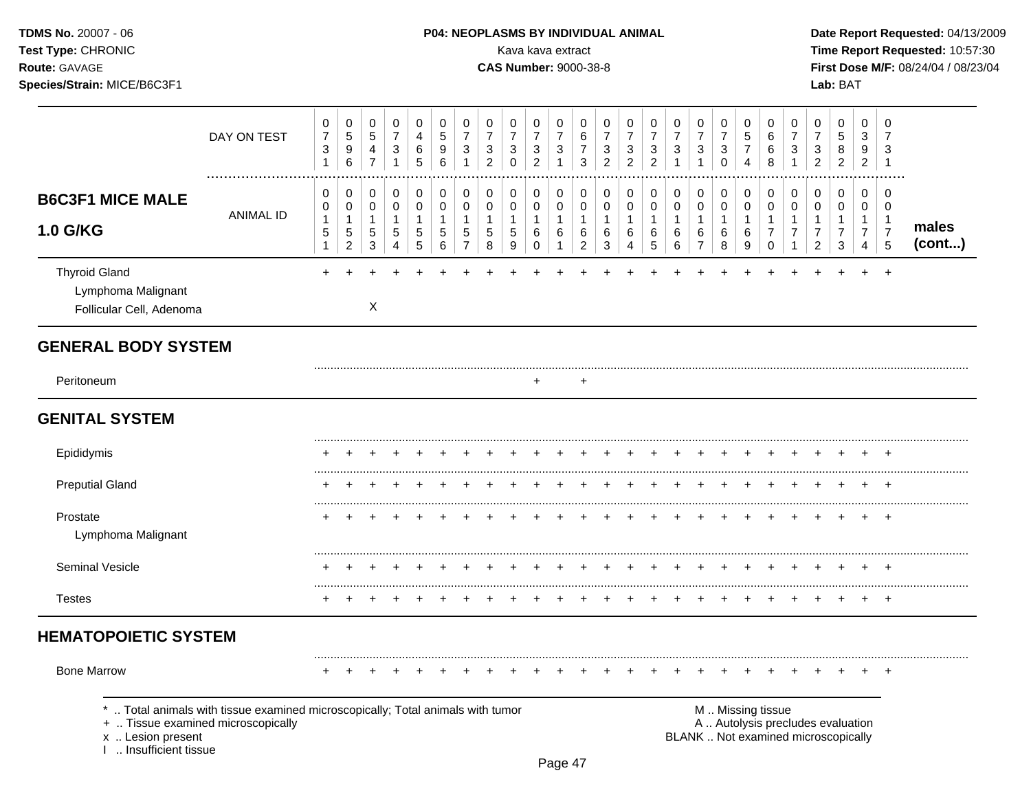**TDMS No.** 20007 - 06
**Test Type:** CHRONIC
**Route:** GAVAGE
**Species/Strain:** MICE/B6C3F1

**P04: NEOPLASMS BY INDIVIDUAL ANIMAL**
Kava kava extract
**CAS Number:** 9000-38-8

**Date Report Requested:** 04/13/2009
**Time Report Requested:** 10:57:30
**First Dose M/F:** 08/24/04 / 08/23/04
**Lab:** BAT

## B6C3F1 MICE MALE 1.0 G/KG

| DAY ON TEST | 0731 | 0596 | 0547 | 0731 | 0465 | 0596 | 0731 | 0732 | 0730 | 0732 | 0731 | 0673 | 0732 | 0732 | 0732 | 0731 | 0731 | 0730 | 0574 | 0668 | 0731 | 0732 | 0582 | 0392 | 0731 | |
|---|---|---|---|---|---|---|---|---|---|---|---|---|---|---|---|---|---|---|---|---|---|---|---|---|---|---|
| **ANIMAL ID** | 00151 | 00152 | 00153 | 00154 | 00155 | 00156 | 00157 | 00158 | 00159 | 00160 | 00161 | 00162 | 00163 | 00164 | 00165 | 00166 | 00167 | 00168 | 00169 | 00170 | 00171 | 00172 | 00173 | 00174 | 00175 | **males (cont...)** |
| Thyroid Gland | + | + | + | + | + | + | + | + | + | + | + | + | + | + | + | + | + | + | + | + | + | + | + | + | + | |
| Lymphoma Malignant | | | | | | | | | | | | | | | | | | | | | | | | | | |
| Follicular Cell, Adenoma | | | X | | | | | | | | | | | | | | | | | | | | | | | |
| **GENERAL BODY SYSTEM** | | | | | | | | | | | | | | | | | | | | | | | | | | |
| Peritoneum | | | | | | | | | | + | | + | | | | | | | | | | | | | | |
| **GENITAL SYSTEM** | | | | | | | | | | | | | | | | | | | | | | | | | | |
| Epididymis | + | + | + | + | + | + | + | + | + | + | + | + | + | + | + | + | + | + | + | + | + | + | + | + | + | |
| Preputial Gland | + | + | + | + | + | + | + | + | + | + | + | + | + | + | + | + | + | + | + | + | + | + | + | + | + | |
| Prostate | + | + | + | + | + | + | + | + | + | + | + | + | + | + | + | + | + | + | + | + | + | + | + | + | + | |
| Lymphoma Malignant | | | | | | | | | | | | | | | | | | | | | | | | | | |
| Seminal Vesicle | + | + | + | + | + | + | + | + | + | + | + | + | + | + | + | + | + | + | + | + | + | + | + | + | + | |
| Testes | + | + | + | + | + | + | + | + | + | + | + | + | + | + | + | + | + | + | + | + | + | + | + | + | + | |
| **HEMATOPOIETIC SYSTEM** | | | | | | | | | | | | | | | | | | | | | | | | | | |
| Bone Marrow | + | + | + | + | + | + | + | + | + | + | + | + | + | + | + | + | + | + | + | + | + | + | + | + | + | |

\* .. Total animals with tissue examined microscopically; Total animals with tumor
\+ .. Tissue examined microscopically
x .. Lesion present
I .. Insufficient tissue

M .. Missing tissue
A .. Autolysis precludes evaluation
BLANK .. Not examined microscopically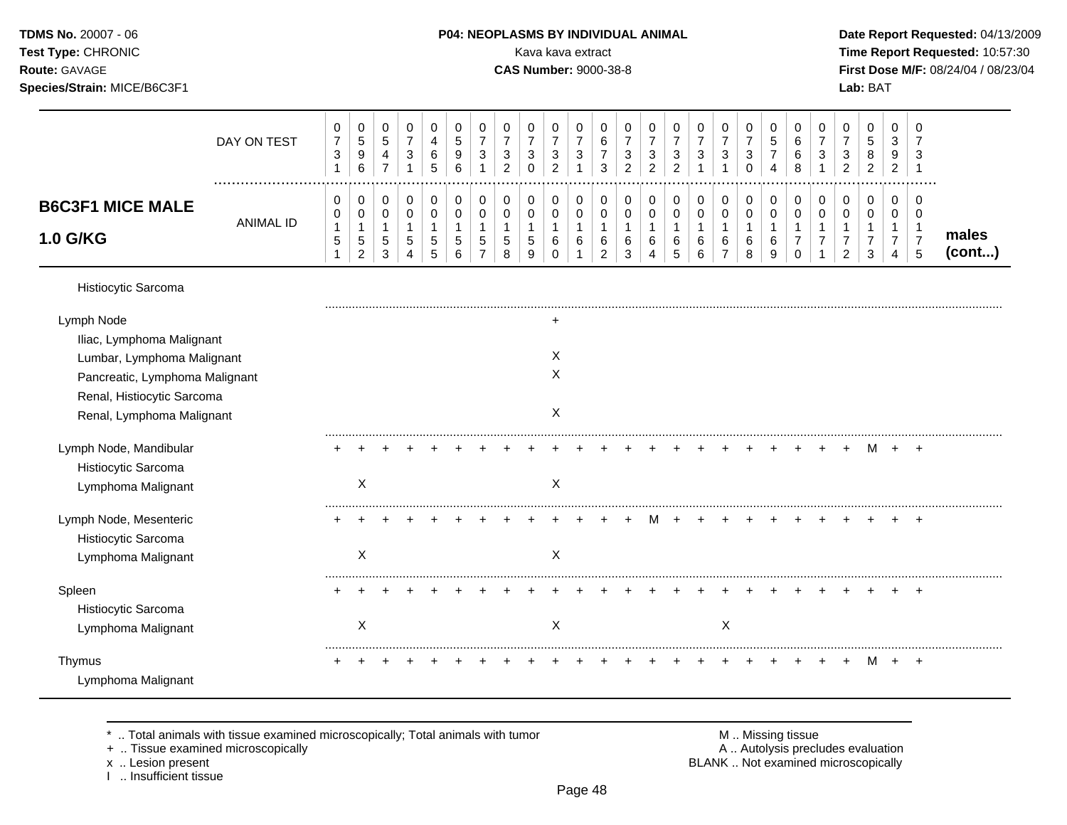**TDMS No.** 20007 - 06
**Test Type:** CHRONIC
**Route:** GAVAGE
**Species/Strain:** MICE/B6C3F1

**P04: NEOPLASMS BY INDIVIDUAL ANIMAL**
Kava kava extract
**CAS Number:** 9000-38-8

**Date Report Requested:** 04/13/2009
**Time Report Requested:** 10:57:30
**First Dose M/F:** 08/24/04 / 08/23/04
**Lab:** BAT

| **B6C3F1 MICE MALE 1.0 G/KG** | | | | | | | | | | | | | | | | | | | | | | | | | | |
|---|---|---|---|---|---|---|---|---|---|---|---|---|---|---|---|---|---|---|---|---|---|---|---|---|---|---|
| DAY ON TEST | 0731 | 0596 | 0547 | 0731 | 0465 | 0596 | 0731 | 0732 | 0730 | 0732 | 0731 | 0673 | 0732 | 0732 | 0732 | 0731 | 0731 | 0730 | 0574 | 0668 | 0731 | 0732 | 0582 | 0392 | 0731 | |
| ANIMAL ID | 00151 | 00152 | 00153 | 00154 | 00155 | 00156 | 00157 | 00158 | 00159 | 00160 | 00161 | 00162 | 00163 | 00164 | 00165 | 00166 | 00167 | 00168 | 00169 | 00170 | 00171 | 00172 | 00173 | 00174 | 00175 | **males (cont...)** |
| Histiocytic Sarcoma | | | | | | | | | | | | | | | | | | | | | | | | | | |
| Lymph Node | | | | | | | | | | + | | | | | | | | | | | | | | | | |
| Iliac, Lymphoma Malignant | | | | | | | | | | | | | | | | | | | | | | | | | | |
| Lumbar, Lymphoma Malignant | | | | | | | | | | X | | | | | | | | | | | | | | | | |
| Pancreatic, Lymphoma Malignant | | | | | | | | | | X | | | | | | | | | | | | | | | | |
| Renal, Histiocytic Sarcoma | | | | | | | | | | | | | | | | | | | | | | | | | | |
| Renal, Lymphoma Malignant | | | | | | | | | | X | | | | | | | | | | | | | | | | |
| Lymph Node, Mandibular | + | + | + | + | + | + | + | + | + | + | + | + | + | + | + | + | + | + | + | + | + | + | M | + | + | |
| Histiocytic Sarcoma | | | | | | | | | | | | | | | | | | | | | | | | | | |
| Lymphoma Malignant | | X | | | | | | | | X | | | | | | | | | | | | | | | | |
| Lymph Node, Mesenteric | + | + | + | + | + | + | + | + | + | + | + | + | + | M | + | + | + | + | + | + | + | + | + | + | + | |
| Histiocytic Sarcoma | | | | | | | | | | | | | | | | | | | | | | | | | | |
| Lymphoma Malignant | | X | | | | | | | | X | | | | | | | | | | | | | | | | |
| Spleen | + | + | + | + | + | + | + | + | + | + | + | + | + | + | + | + | + | + | + | + | + | + | + | + | + | |
| Histiocytic Sarcoma | | | | | | | | | | | | | | | | | | | | | | | | | | |
| Lymphoma Malignant | | X | | | | | | | | X | | | | | | | X | | | | | | | | | |
| Thymus | + | + | + | + | + | + | + | + | + | + | + | + | + | + | + | + | + | + | + | + | + | + | M | + | + | |
| Lymphoma Malignant | | | | | | | | | | | | | | | | | | | | | | | | | | |

\* .. Total animals with tissue examined microscopically; Total animals with tumor
\+ .. Tissue examined microscopically
x .. Lesion present
I .. Insufficient tissue

M .. Missing tissue
A .. Autolysis precludes evaluation
BLANK .. Not examined microscopically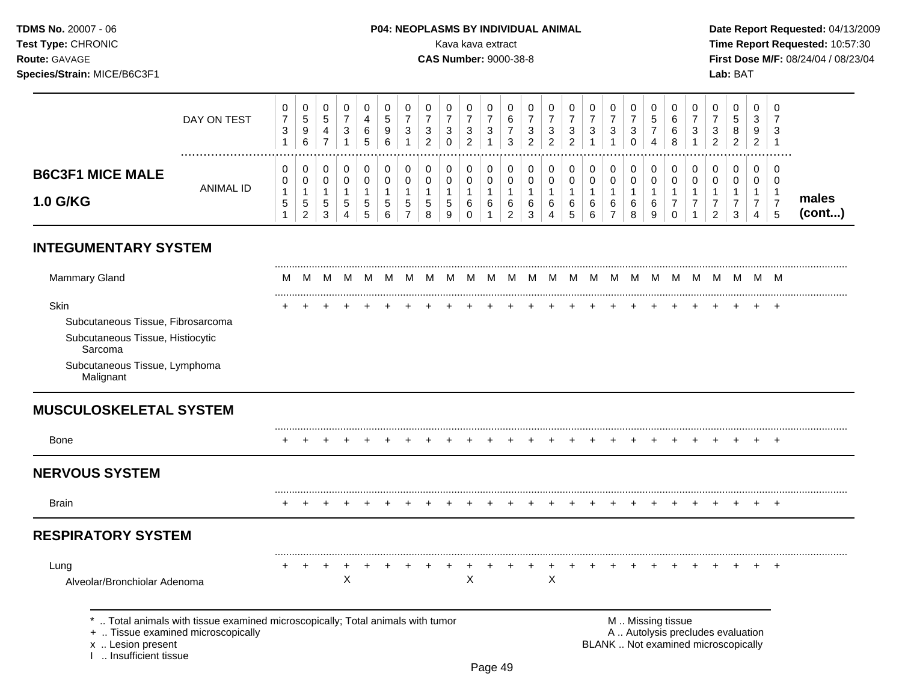**TDMS No.** 20007 - 06
**Test Type:** CHRONIC
**Route:** GAVAGE
**Species/Strain:** MICE/B6C3F1

**P04: NEOPLASMS BY INDIVIDUAL ANIMAL**
Kava kava extract
**CAS Number:** 9000-38-8

**Date Report Requested:** 04/13/2009
**Time Report Requested:** 10:57:30
**First Dose M/F:** 08/24/04 / 08/23/04
**Lab:** BAT

## B6C3F1 MICE MALE 1.0 G/KG — males (cont...)

| DAY ON TEST | 0731 | 0596 | 0547 | 0731 | 0465 | 0596 | 0731 | 0732 | 0730 | 0732 | 0731 | 0673 | 0732 | 0732 | 0732 | 0731 | 0731 | 0730 | 0574 | 0668 | 0731 | 0732 | 0582 | 0392 | 0731 |
|---|---|---|---|---|---|---|---|---|---|---|---|---|---|---|---|---|---|---|---|---|---|---|---|---|---|
| **ANIMAL ID** | 00151 | 00152 | 00153 | 00154 | 00155 | 00156 | 00157 | 00158 | 00159 | 00160 | 00161 | 00162 | 00163 | 00164 | 00165 | 00166 | 00167 | 00168 | 00169 | 00170 | 00171 | 00172 | 00173 | 00174 | 00175 |
| **INTEGUMENTARY SYSTEM** | | | | | | | | | | | | | | | | | | | | | | | | | |
| Mammary Gland | M | M | M | M | M | M | M | M | M | M | M | M | M | M | M | M | M | M | M | M | M | M | M | M | M |
| Skin | + | + | + | + | + | + | + | + | + | + | + | + | + | + | + | + | + | + | + | + | + | + | + | + | + |
| Subcutaneous Tissue, Fibrosarcoma | | | | | | | | | | | | | | | | | | | | | | | | | |
| Subcutaneous Tissue, Histiocytic Sarcoma | | | | | | | | | | | | | | | | | | | | | | | | | |
| Subcutaneous Tissue, Lymphoma Malignant | | | | | | | | | | | | | | | | | | | | | | | | | |
| **MUSCULOSKELETAL SYSTEM** | | | | | | | | | | | | | | | | | | | | | | | | | |
| Bone | + | + | + | + | + | + | + | + | + | + | + | + | + | + | + | + | + | + | + | + | + | + | + | + | + |
| **NERVOUS SYSTEM** | | | | | | | | | | | | | | | | | | | | | | | | | |
| Brain | + | + | + | + | + | + | + | + | + | + | + | + | + | + | + | + | + | + | + | + | + | + | + | + | + |
| **RESPIRATORY SYSTEM** | | | | | | | | | | | | | | | | | | | | | | | | | |
| Lung | + | + | + | + | + | + | + | + | + | + | + | + | + | + | + | + | + | + | + | + | + | + | + | + | + |
| Alveolar/Bronchiolar Adenoma | | | | X | | | | | | X | | | | X | | | | | | | | | | | |

\* .. Total animals with tissue examined microscopically; Total animals with tumor
\+ .. Tissue examined microscopically
x .. Lesion present
I .. Insufficient tissue

M .. Missing tissue
A .. Autolysis precludes evaluation
BLANK .. Not examined microscopically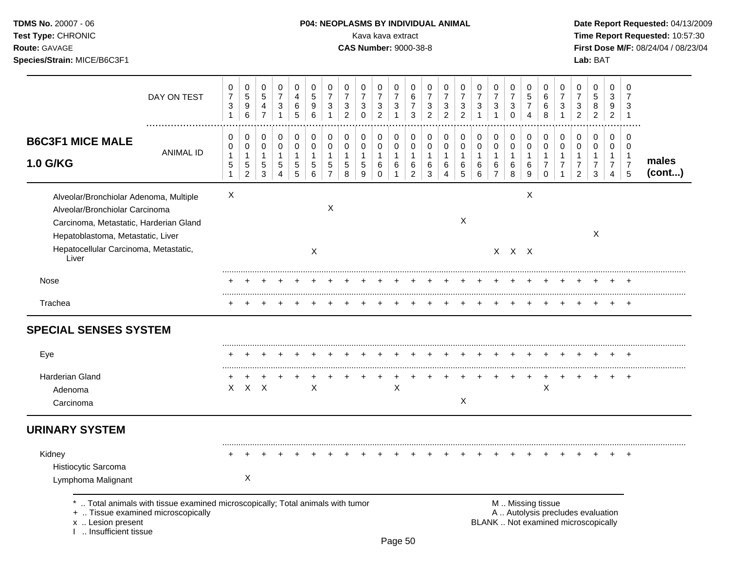## P04: NEOPLASMS BY INDIVIDUAL ANIMAL

Kava kava extract

**CAS Number:** 9000-38-8

| B6C3F1 MICE MALE 1.0 G/KG | | | | | | | | | | | | | | | | | | | | | | | | | |
|---|---|---|---|---|---|---|---|---|---|---|---|---|---|---|---|---|---|---|---|---|---|---|---|---|---|
| DAY ON TEST | 0731 | 0596 | 0547 | 0731 | 0465 | 0596 | 0731 | 0732 | 0730 | 0732 | 0731 | 0673 | 0732 | 0732 | 0732 | 0731 | 0731 | 0730 | 0574 | 0668 | 0731 | 0732 | 0582 | 0392 | 0731 |
| ANIMAL ID | 00151 | 00152 | 00153 | 00154 | 00155 | 00156 | 00157 | 00158 | 00159 | 00160 | 00161 | 00162 | 00163 | 00164 | 00165 | 00166 | 00167 | 00168 | 00169 | 00170 | 00171 | 00172 | 00173 | 00174 | 00175 |
| Alveolar/Bronchiolar Adenoma, Multiple | X | | | | | | | | | | | | | | | | | | X | | | | | | |
| Alveolar/Bronchiolar Carcinoma | | | | | | | X | | | | | | | | | | | | | | | | | | |
| Carcinoma, Metastatic, Harderian Gland | | | | | | | | | | | | | | | X | | | | | | | | | | |
| Hepatoblastoma, Metastatic, Liver | | | | | | | | | | | | | | | | | | | | | | | X | | |
| Hepatocellular Carcinoma, Metastatic, Liver | | | | | | X | | | | | | | | | | | X | X | X | | | | | | |
| Nose | + | + | + | + | + | + | + | + | + | + | + | + | + | + | + | + | + | + | + | + | + | + | + | + | + |
| Trachea | + | + | + | + | + | + | + | + | + | + | + | + | + | + | + | + | + | + | + | + | + | + | + | + | + |
| **SPECIAL SENSES SYSTEM** | | | | | | | | | | | | | | | | | | | | | | | | | |
| Eye | + | + | + | + | + | + | + | + | + | + | + | + | + | + | + | + | + | + | + | + | + | + | + | + | + |
| Harderian Gland | + | + | + | + | + | + | + | + | + | + | + | + | + | + | + | + | + | + | + | + | + | + | + | + | + |
| Adenoma | X | X | X | | | X | | | | | X | | | | | | | | | X | | | | | |
| Carcinoma | | | | | | | | | | | | | | | X | | | | | | | | | | |
| **URINARY SYSTEM** | | | | | | | | | | | | | | | | | | | | | | | | | |
| Kidney | + | + | + | + | + | + | + | + | + | + | + | + | + | + | + | + | + | + | + | + | + | + | + | + | + |
| Histiocytic Sarcoma | | | | | | | | | | | | | | | | | | | | | | | | | |
| Lymphoma Malignant | | X | | | | | | | | | | | | | | | | | | | | | | | |

males (cont...)

\* .. Total animals with tissue examined microscopically; Total animals with tumor
+ .. Tissue examined microscopically
x .. Lesion present
I .. Insufficient tissue

M .. Missing tissue
A .. Autolysis precludes evaluation
BLANK .. Not examined microscopically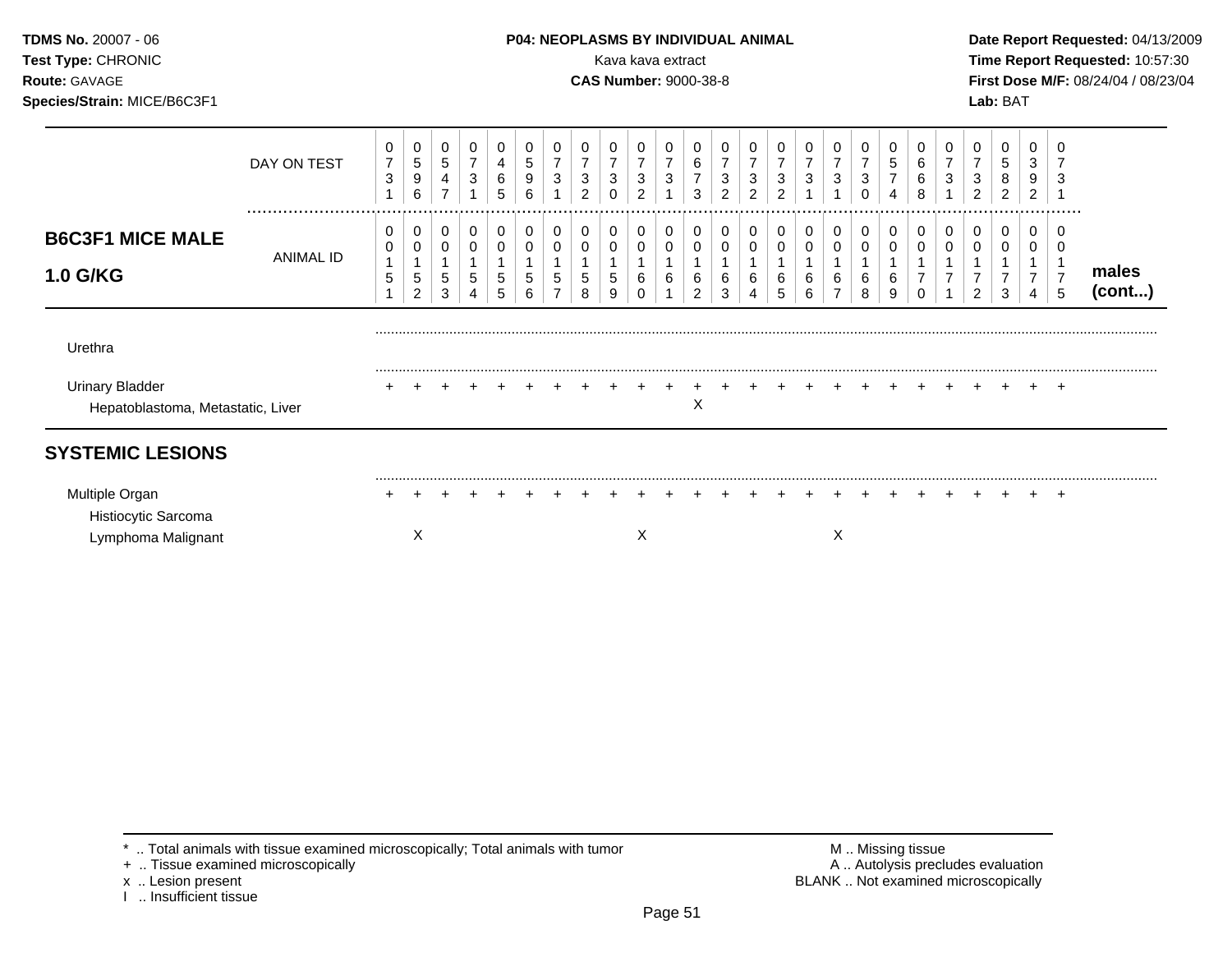**TDMS No.** 20007 - 06
**Test Type:** CHRONIC
**Route:** GAVAGE
**Species/Strain:** MICE/B6C3F1

**P04: NEOPLASMS BY INDIVIDUAL ANIMAL**
Kava kava extract
**CAS Number:** 9000-38-8

**Date Report Requested:** 04/13/2009
**Time Report Requested:** 10:57:30
**First Dose M/F:** 08/24/04 / 08/23/04
**Lab:** BAT

| DAY ON TEST | 0731 | 0596 | 0547 | 0731 | 0465 | 0596 | 0731 | 0732 | 0730 | 0732 | 0731 | 0673 | 0732 | 0732 | 0732 | 0731 | 0731 | 0730 | 0574 | 0668 | 0731 | 0732 | 0582 | 0392 | 0731 | |
|---|---|---|---|---|---|---|---|---|---|---|---|---|---|---|---|---|---|---|---|---|---|---|---|---|---|---|
| **B6C3F1 MICE MALE 1.0 G/KG** — ANIMAL ID | 00151 | 00152 | 00153 | 00154 | 00155 | 00156 | 00157 | 00158 | 00159 | 00160 | 00161 | 00162 | 00163 | 00164 | 00165 | 00166 | 00167 | 00168 | 00169 | 00170 | 00171 | 00172 | 00173 | 00174 | 00175 | **males (cont...)** |
| Urethra | | | | | | | | | | | | | | | | | | | | | | | | | | |
| Urinary Bladder | + | + | + | + | + | + | + | + | + | + | + | + | + | + | + | + | + | + | + | + | + | + | + | + | + | |
| Hepatoblastoma, Metastatic, Liver | | | | | | | | | | | | X | | | | | | | | | | | | | | |
| **SYSTEMIC LESIONS** | | | | | | | | | | | | | | | | | | | | | | | | | | |
| Multiple Organ | + | + | + | + | + | + | + | + | + | + | + | + | + | + | + | + | + | + | + | + | + | + | + | + | + | |
| Histiocytic Sarcoma | | | | | | | | | | | | | | | | | | | | | | | | | | |
| Lymphoma Malignant | | X | | | | | | | | X | | | | | | | X | | | | | | | | | |

* .. Total animals with tissue examined microscopically; Total animals with tumor
+ .. Tissue examined microscopically
x .. Lesion present
I .. Insufficient tissue

M .. Missing tissue
A .. Autolysis precludes evaluation
BLANK .. Not examined microscopically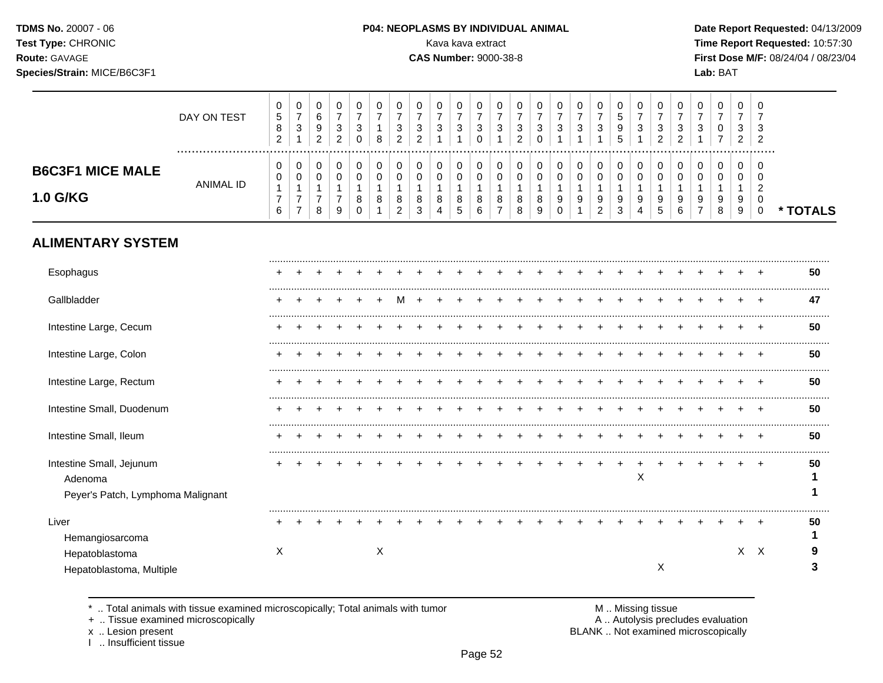**TDMS No.** 20007 - 06
**Test Type:** CHRONIC
**Route:** GAVAGE
**Species/Strain:** MICE/B6C3F1

**P04: NEOPLASMS BY INDIVIDUAL ANIMAL**
Kava kava extract
**CAS Number:** 9000-38-8

**Date Report Requested:** 04/13/2009
**Time Report Requested:** 10:57:30
**First Dose M/F:** 08/24/04 / 08/23/04
**Lab:** BAT

## B6C3F1 MICE MALE 1.0 G/KG

| | | | | | | | | | | | | | | | | | | | | | | | | | | |
|---|---|---|---|---|---|---|---|---|---|---|---|---|---|---|---|---|---|---|---|---|---|---|---|---|---|---|
| DAY ON TEST | 0582 | 0731 | 0692 | 0732 | 0730 | 0718 | 0732 | 0732 | 0731 | 0731 | 0730 | 0731 | 0732 | 0730 | 0731 | 0731 | 0731 | 0595 | 0731 | 0732 | 0732 | 0731 | 0707 | 0732 | 0732 | |
| ANIMAL ID | 0176 | 0177 | 0178 | 0179 | 0180 | 0181 | 0182 | 0183 | 0184 | 0185 | 0186 | 0187 | 0188 | 0189 | 0190 | 0191 | 0192 | 0193 | 0194 | 0195 | 0196 | 0197 | 0198 | 0199 | 0200 | * TOTALS |
| **ALIMENTARY SYSTEM** | | | | | | | | | | | | | | | | | | | | | | | | | | |
| Esophagus | + | + | + | + | + | + | + | + | + | + | + | + | + | + | + | + | + | + | + | + | + | + | + | + | + | 50 |
| Gallbladder | + | + | + | + | + | + | M | + | + | + | + | + | + | + | + | + | + | + | + | + | + | + | + | + | + | 47 |
| Intestine Large, Cecum | + | + | + | + | + | + | + | + | + | + | + | + | + | + | + | + | + | + | + | + | + | + | + | + | + | 50 |
| Intestine Large, Colon | + | + | + | + | + | + | + | + | + | + | + | + | + | + | + | + | + | + | + | + | + | + | + | + | + | 50 |
| Intestine Large, Rectum | + | + | + | + | + | + | + | + | + | + | + | + | + | + | + | + | + | + | + | + | + | + | + | + | + | 50 |
| Intestine Small, Duodenum | + | + | + | + | + | + | + | + | + | + | + | + | + | + | + | + | + | + | + | + | + | + | + | + | + | 50 |
| Intestine Small, Ileum | + | + | + | + | + | + | + | + | + | + | + | + | + | + | + | + | + | + | + | + | + | + | + | + | + | 50 |
| Intestine Small, Jejunum | + | + | + | + | + | + | + | + | + | + | + | + | + | + | + | + | + | + | + | + | + | + | + | + | + | 50 |
| Adenoma | | | | | | | | | | | | | | | | | | | X | | | | | | | 1 |
| Peyer's Patch, Lymphoma Malignant | | | | | | | | | | | | | | | | | | | | | | | | | | 1 |
| Liver | + | + | + | + | + | + | + | + | + | + | + | + | + | + | + | + | + | + | + | + | + | + | + | + | + | 50 |
| Hemangiosarcoma | | | | | | | | | | | | | | | | | | | | | | | | | | 1 |
| Hepatoblastoma | X | | | | | X | | | | | | | | | | | | | | | | | | X | X | 9 |
| Hepatoblastoma, Multiple | | | | | | | | | | | | | | | | | | | | X | | | | | | 3 |

\* .. Total animals with tissue examined microscopically; Total animals with tumor
\+ .. Tissue examined microscopically
x .. Lesion present
I .. Insufficient tissue

M .. Missing tissue
A .. Autolysis precludes evaluation
BLANK .. Not examined microscopically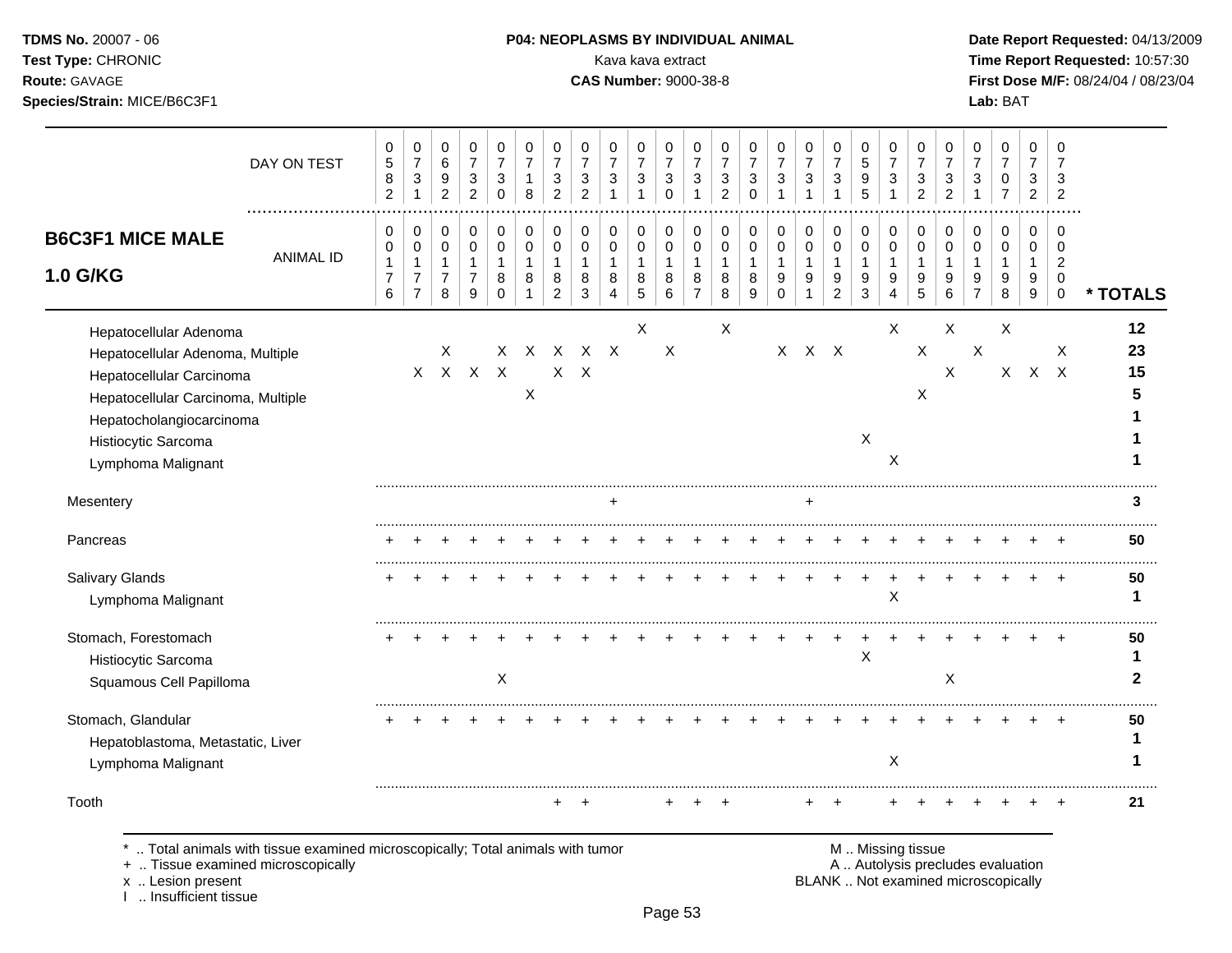# B6C3F1 MICE MALE 1.0 G/KG

| | 1 | 2 | 3 | 4 | 5 | 6 | 7 | 8 | 9 | 10 | 11 | 12 | 13 | 14 | 15 | 16 | 17 | 18 | 19 | 20 | 21 | 22 | 23 | 24 | 25 | * TOTALS |
|---|---|---|---|---|---|---|---|---|---|---|---|---|---|---|---|---|---|---|---|---|---|---|---|---|---|---|
| DAY ON TEST | 0582 | 0731 | 0692 | 0732 | 0730 | 0718 | 0732 | 0732 | 0731 | 0731 | 0730 | 0731 | 0732 | 0730 | 0731 | 0731 | 0731 | 0595 | 0731 | 0732 | 0732 | 0731 | 0707 | 0732 | 0732 | |
| ANIMAL ID | 0176 | 0177 | 0178 | 0179 | 0180 | 0181 | 0182 | 0183 | 0184 | 0185 | 0186 | 0187 | 0188 | 0189 | 0190 | 0191 | 0192 | 0193 | 0194 | 0195 | 0196 | 0197 | 0198 | 0199 | 0200 | |
| Hepatocellular Adenoma | | | | | | | | | | X | | | X | | | | | | X | | X | | X | | | 12 |
| Hepatocellular Adenoma, Multiple | | | X | | X | X | X | X | X | | X | | | | X | X | X | | | X | | X | | | X | 23 |
| Hepatocellular Carcinoma | | X | X | X | X | | X | X | | | | | | | | | | | | | X | | X | X | X | 15 |
| Hepatocellular Carcinoma, Multiple | | | | | | X | | | | | | | | | | | | | | X | | | | | | 5 |
| Hepatocholangiocarcinoma | | | | | | | | | | | | | | | | | | | | | | | | | | 1 |
| Histiocytic Sarcoma | | | | | | | | | | | | | | | | | | X | | | | | | | | 1 |
| Lymphoma Malignant | | | | | | | | | | | | | | | | | | | X | | | | | | | 1 |
| Mesentery | | | | | | | | | + | | | | | | | + | | | | | | | | | | 3 |
| Pancreas | + | + | + | + | + | + | + | + | + | + | + | + | + | + | + | + | + | + | + | + | + | + | + | + | + | 50 |
| Salivary Glands | + | + | + | + | + | + | + | + | + | + | + | + | + | + | + | + | + | + | + | + | + | + | + | + | + | 50 |
| Lymphoma Malignant | | | | | | | | | | | | | | | | | | | X | | | | | | | 1 |
| Stomach, Forestomach | + | + | + | + | + | + | + | + | + | + | + | + | + | + | + | + | + | + | + | + | + | + | + | + | + | 50 |
| Histiocytic Sarcoma | | | | | | | | | | | | | | | | | | X | | | | | | | | 1 |
| Squamous Cell Papilloma | | | | | X | | | | | | | | | | | | | | | | X | | | | | 2 |
| Stomach, Glandular | + | + | + | + | + | + | + | + | + | + | + | + | + | + | + | + | + | + | + | + | + | + | + | + | + | 50 |
| Hepatoblastoma, Metastatic, Liver | | | | | | | | | | | | | | | | | | | | | | | | | | 1 |
| Lymphoma Malignant | | | | | | | | | | | | | | | | | | | X | | | | | | | 1 |
| Tooth | | | | | | | + | + | | | + | + | + | | | + | + | | + | + | + | + | + | + | + | 21 |

\* .. Total animals with tissue examined microscopically; Total animals with tumor
+ .. Tissue examined microscopically
x .. Lesion present
I .. Insufficient tissue

M .. Missing tissue
A .. Autolysis precludes evaluation
BLANK .. Not examined microscopically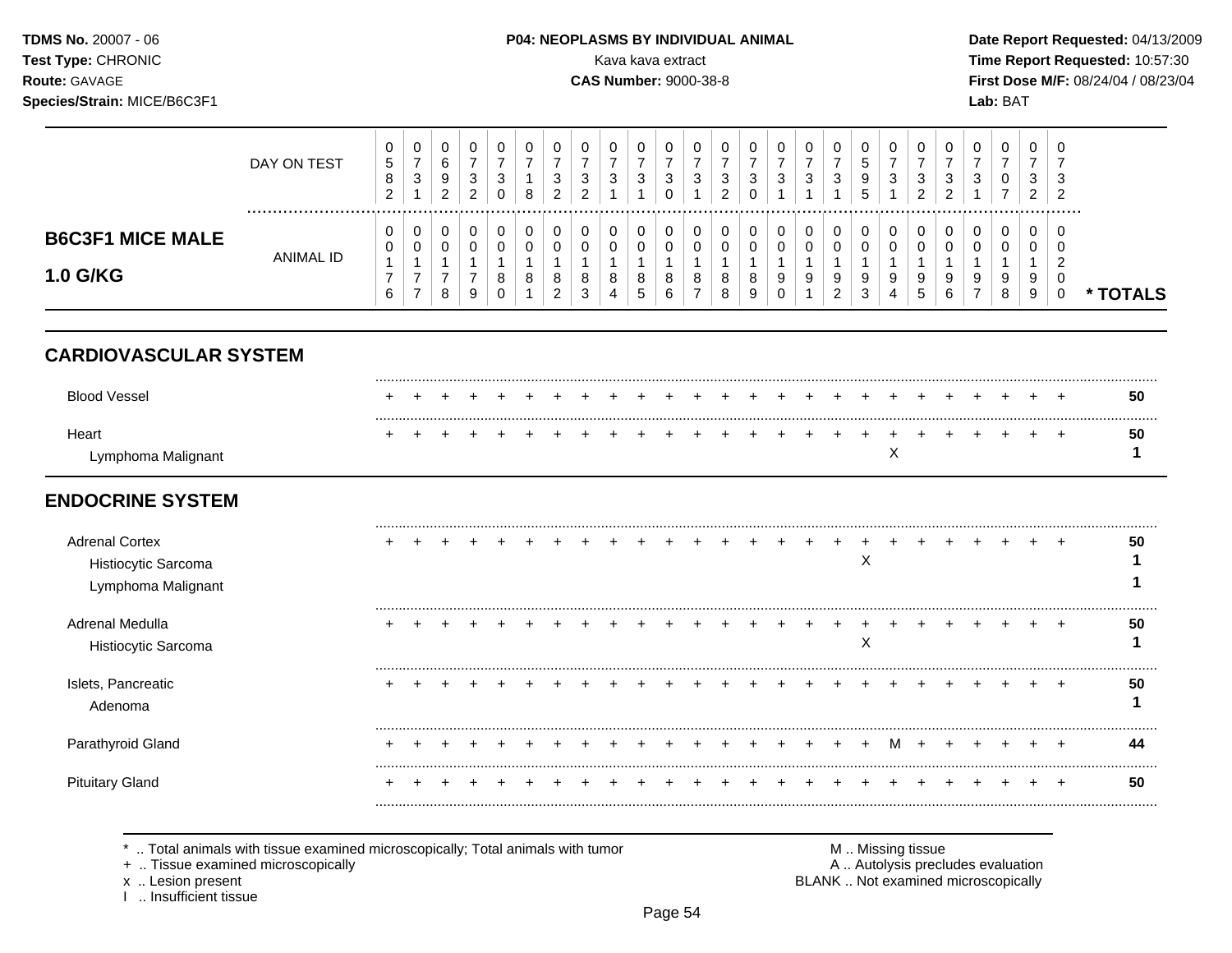**TDMS No.** 20007 - 06
**Test Type:** CHRONIC
**Route:** GAVAGE
**Species/Strain:** MICE/B6C3F1

**P04: NEOPLASMS BY INDIVIDUAL ANIMAL**
Kava kava extract
**CAS Number:** 9000-38-8

**Date Report Requested:** 04/13/2009
**Time Report Requested:** 10:57:30
**First Dose M/F:** 08/24/04 / 08/23/04
**Lab:** BAT

## B6C3F1 MICE MALE 1.0 G/KG

| DAY ON TEST | 0582 | 0731 | 0692 | 0732 | 0730 | 0718 | 0732 | 0732 | 0731 | 0731 | 0730 | 0731 | 0732 | 0730 | 0731 | 0731 | 0731 | 0595 | 0731 | 0732 | 0732 | 0731 | 0707 | 0732 | 0732 | |
|---|---|---|---|---|---|---|---|---|---|---|---|---|---|---|---|---|---|---|---|---|---|---|---|---|---|---|
| **ANIMAL ID** | 0176 | 0177 | 0178 | 0179 | 0180 | 0181 | 0182 | 0183 | 0184 | 0185 | 0186 | 0187 | 0188 | 0189 | 0190 | 0191 | 0192 | 0193 | 0194 | 0195 | 0196 | 0197 | 0198 | 0199 | 0200 | *** TOTALS** |
| **CARDIOVASCULAR SYSTEM** | | | | | | | | | | | | | | | | | | | | | | | | | | |
| Blood Vessel | + | + | + | + | + | + | + | + | + | + | + | + | + | + | + | + | + | + | + | + | + | + | + | + | + | 50 |
| Heart | + | + | + | + | + | + | + | + | + | + | + | + | + | + | + | + | + | + | + | + | + | + | + | + | + | 50 |
| Lymphoma Malignant | | | | | | | | | | | | | | | | | | | X | | | | | | | 1 |
| **ENDOCRINE SYSTEM** | | | | | | | | | | | | | | | | | | | | | | | | | | |
| Adrenal Cortex | + | + | + | + | + | + | + | + | + | + | + | + | + | + | + | + | + | + | + | + | + | + | + | + | + | 50 |
| Histiocytic Sarcoma | | | | | | | | | | | | | | | | | | X | | | | | | | | 1 |
| Lymphoma Malignant | | | | | | | | | | | | | | | | | | | | | | | | | | 1 |
| Adrenal Medulla | + | + | + | + | + | + | + | + | + | + | + | + | + | + | + | + | + | + | + | + | + | + | + | + | + | 50 |
| Histiocytic Sarcoma | | | | | | | | | | | | | | | | | | X | | | | | | | | 1 |
| Islets, Pancreatic | + | + | + | + | + | + | + | + | + | + | + | + | + | + | + | + | + | + | + | + | + | + | + | + | + | 50 |
| Adenoma | | | | | | | | | | | | | | | | | | | | | | | | | | 1 |
| Parathyroid Gland | + | + | + | + | + | + | + | + | + | + | + | + | + | + | + | + | + | + | M | + | + | + | + | + | + | 44 |
| Pituitary Gland | + | + | + | + | + | + | + | + | + | + | + | + | + | + | + | + | + | + | + | + | + | + | + | + | + | 50 |

\* .. Total animals with tissue examined microscopically; Total animals with tumor
\+ .. Tissue examined microscopically
x .. Lesion present
I .. Insufficient tissue

M .. Missing tissue
A .. Autolysis precludes evaluation
BLANK .. Not examined microscopically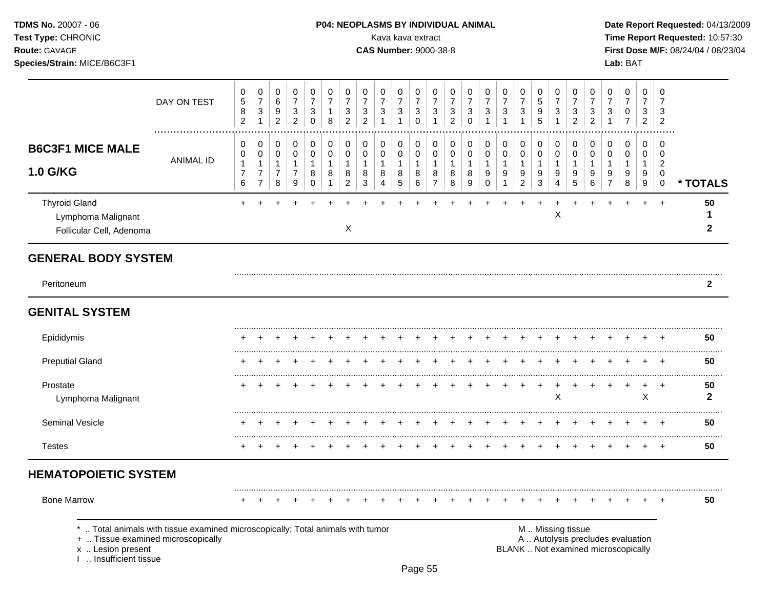**TDMS No.** 20007 - 06
**Test Type:** CHRONIC
**Route:** GAVAGE
**Species/Strain:** MICE/B6C3F1

**P04: NEOPLASMS BY INDIVIDUAL ANIMAL**
Kava kava extract
**CAS Number:** 9000-38-8

**Date Report Requested:** 04/13/2009
**Time Report Requested:** 10:57:30
**First Dose M/F:** 08/24/04 / 08/23/04
**Lab:** BAT

## B6C3F1 MICE MALE 1.0 G/KG

| DAY ON TEST | 0582 | 0731 | 0692 | 0732 | 0730 | 0718 | 0732 | 0732 | 0731 | 0731 | 0730 | 0731 | 0732 | 0730 | 0731 | 0731 | 0731 | 0595 | 0731 | 0732 | 0732 | 0731 | 0707 | 0732 | 0732 | |
|---|---|---|---|---|---|---|---|---|---|---|---|---|---|---|---|---|---|---|---|---|---|---|---|---|---|---|
| **ANIMAL ID** | 00176 | 00177 | 00178 | 00179 | 00180 | 00181 | 00182 | 00183 | 00184 | 00185 | 00186 | 00187 | 00188 | 00189 | 00190 | 00191 | 00192 | 00193 | 00194 | 00195 | 00196 | 00197 | 00198 | 00199 | 00200 | *** TOTALS** |
| Thyroid Gland | + | + | + | + | + | + | + | + | + | + | + | + | + | + | + | + | + | + | + | + | + | + | + | + | + | **50** |
| Lymphoma Malignant | | | | | | | | | | | | | | | | | | | X | | | | | | | **1** |
| Follicular Cell, Adenoma | | | | | | | X | | | | | | | | | | | | | | | | | | | **2** |
| **GENERAL BODY SYSTEM** | | | | | | | | | | | | | | | | | | | | | | | | | | |
| Peritoneum | | | | | | | | | | | | | | | | | | | | | | | | | | **2** |
| **GENITAL SYSTEM** | | | | | | | | | | | | | | | | | | | | | | | | | | |
| Epididymis | + | + | + | + | + | + | + | + | + | + | + | + | + | + | + | + | + | + | + | + | + | + | + | + | + | **50** |
| Preputial Gland | + | + | + | + | + | + | + | + | + | + | + | + | + | + | + | + | + | + | + | + | + | + | + | + | + | **50** |
| Prostate | + | + | + | + | + | + | + | + | + | + | + | + | + | + | + | + | + | + | + | + | + | + | + | + | + | **50** |
| Lymphoma Malignant | | | | | | | | | | | | | | | | | | | X | | | | | X | | **2** |
| Seminal Vesicle | + | + | + | + | + | + | + | + | + | + | + | + | + | + | + | + | + | + | + | + | + | + | + | + | + | **50** |
| Testes | + | + | + | + | + | + | + | + | + | + | + | + | + | + | + | + | + | + | + | + | + | + | + | + | + | **50** |
| **HEMATOPOIETIC SYSTEM** | | | | | | | | | | | | | | | | | | | | | | | | | | |
| Bone Marrow | + | + | + | + | + | + | + | + | + | + | + | + | + | + | + | + | + | + | + | + | + | + | + | + | + | **50** |

* .. Total animals with tissue examined microscopically; Total animals with tumor
+ .. Tissue examined microscopically
x .. Lesion present
I .. Insufficient tissue

M .. Missing tissue
A .. Autolysis precludes evaluation
BLANK .. Not examined microscopically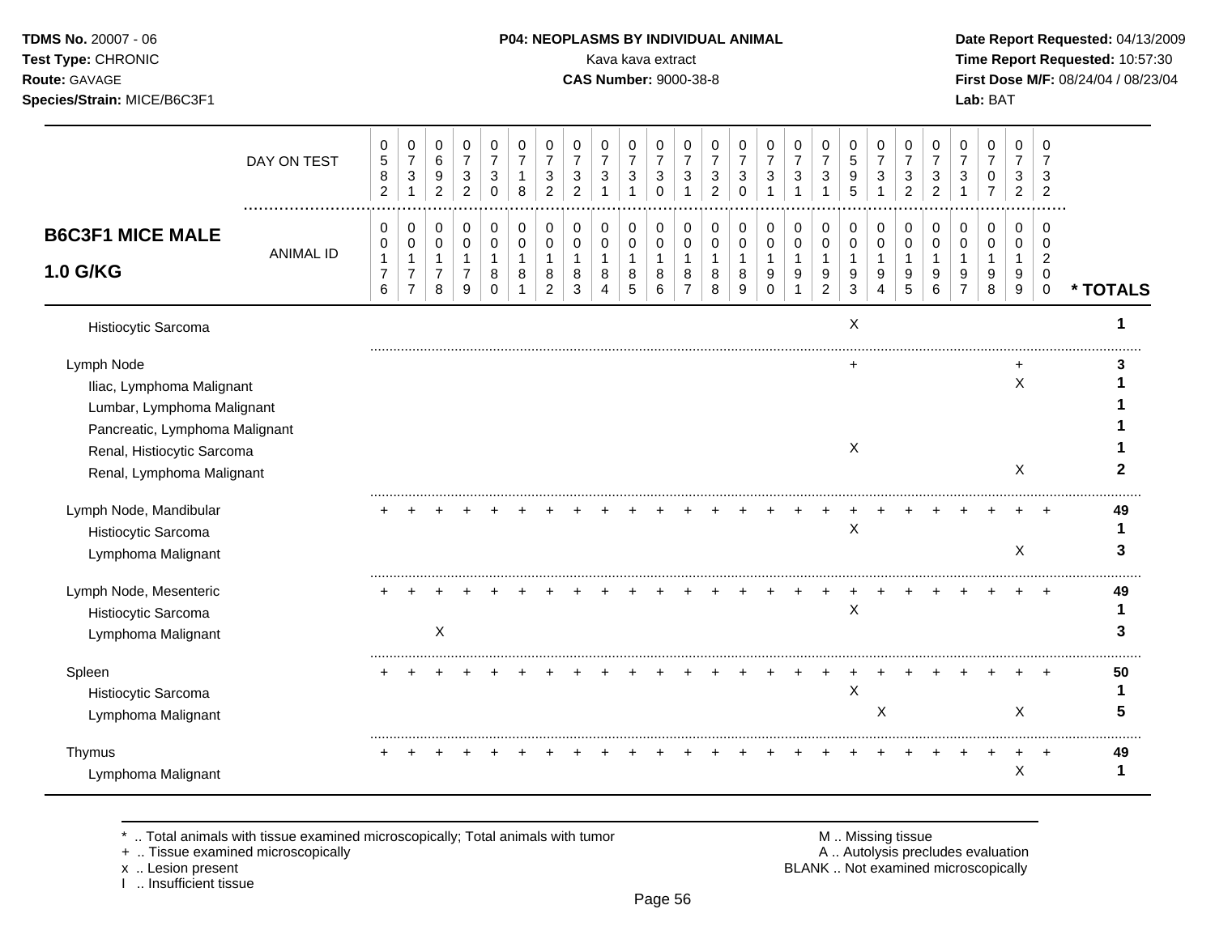## B6C3F1 MICE MALE 1.0 G/KG

| DAY ON TEST | 0582 | 0731 | 0692 | 0732 | 0730 | 0718 | 0732 | 0732 | 0731 | 0731 | 0730 | 0731 | 0732 | 0730 | 0731 | 0731 | 0731 | 0595 | 0731 | 0732 | 0732 | 0731 | 0707 | 0732 | 0732 | |
|---|---|---|---|---|---|---|---|---|---|---|---|---|---|---|---|---|---|---|---|---|---|---|---|---|---|---|
| **ANIMAL ID** | 0176 | 0177 | 0178 | 0179 | 0180 | 0181 | 0182 | 0183 | 0184 | 0185 | 0186 | 0187 | 0188 | 0189 | 0190 | 0191 | 0192 | 0193 | 0194 | 0195 | 0196 | 0197 | 0198 | 0199 | 0200 | *** TOTALS** |
| Histiocytic Sarcoma | | | | | | | | | | | | | | | | | | X | | | | | | | | 1 |
| Lymph Node | | | | | | | | | | | | | | | | | | + | | | | | | + | | 3 |
| Iliac, Lymphoma Malignant | | | | | | | | | | | | | | | | | | | | | | | | X | | 1 |
| Lumbar, Lymphoma Malignant | | | | | | | | | | | | | | | | | | | | | | | | | | 1 |
| Pancreatic, Lymphoma Malignant | | | | | | | | | | | | | | | | | | | | | | | | | | 1 |
| Renal, Histiocytic Sarcoma | | | | | | | | | | | | | | | | | | X | | | | | | | | 1 |
| Renal, Lymphoma Malignant | | | | | | | | | | | | | | | | | | | | | | | | X | | 2 |
| Lymph Node, Mandibular | + | + | + | + | + | + | + | + | + | + | + | + | + | + | + | + | + | + | + | + | + | + | + | + | + | 49 |
| Histiocytic Sarcoma | | | | | | | | | | | | | | | | | | X | | | | | | | | 1 |
| Lymphoma Malignant | | | | | | | | | | | | | | | | | | | | | | | | X | | 3 |
| Lymph Node, Mesenteric | + | + | + | + | + | + | + | + | + | + | + | + | + | + | + | + | + | + | + | + | + | + | + | + | + | 49 |
| Histiocytic Sarcoma | | | | | | | | | | | | | | | | | | X | | | | | | | | 1 |
| Lymphoma Malignant | | | X | | | | | | | | | | | | | | | | | | | | | | | 3 |
| Spleen | + | + | + | + | + | + | + | + | + | + | + | + | + | + | + | + | + | + | + | + | + | + | + | + | + | 50 |
| Histiocytic Sarcoma | | | | | | | | | | | | | | | | | | X | | | | | | | | 1 |
| Lymphoma Malignant | | | | | | | | | | | | | | | | | | | X | | | | | X | | 5 |
| Thymus | + | + | + | + | + | + | + | + | + | + | + | + | + | + | + | + | + | + | + | + | + | + | + | + | + | 49 |
| Lymphoma Malignant | | | | | | | | | | | | | | | | | | | | | | | | X | | 1 |

* .. Total animals with tissue examined microscopically; Total animals with tumor
+ .. Tissue examined microscopically
x .. Lesion present
I .. Insufficient tissue

M .. Missing tissue
A .. Autolysis precludes evaluation
BLANK .. Not examined microscopically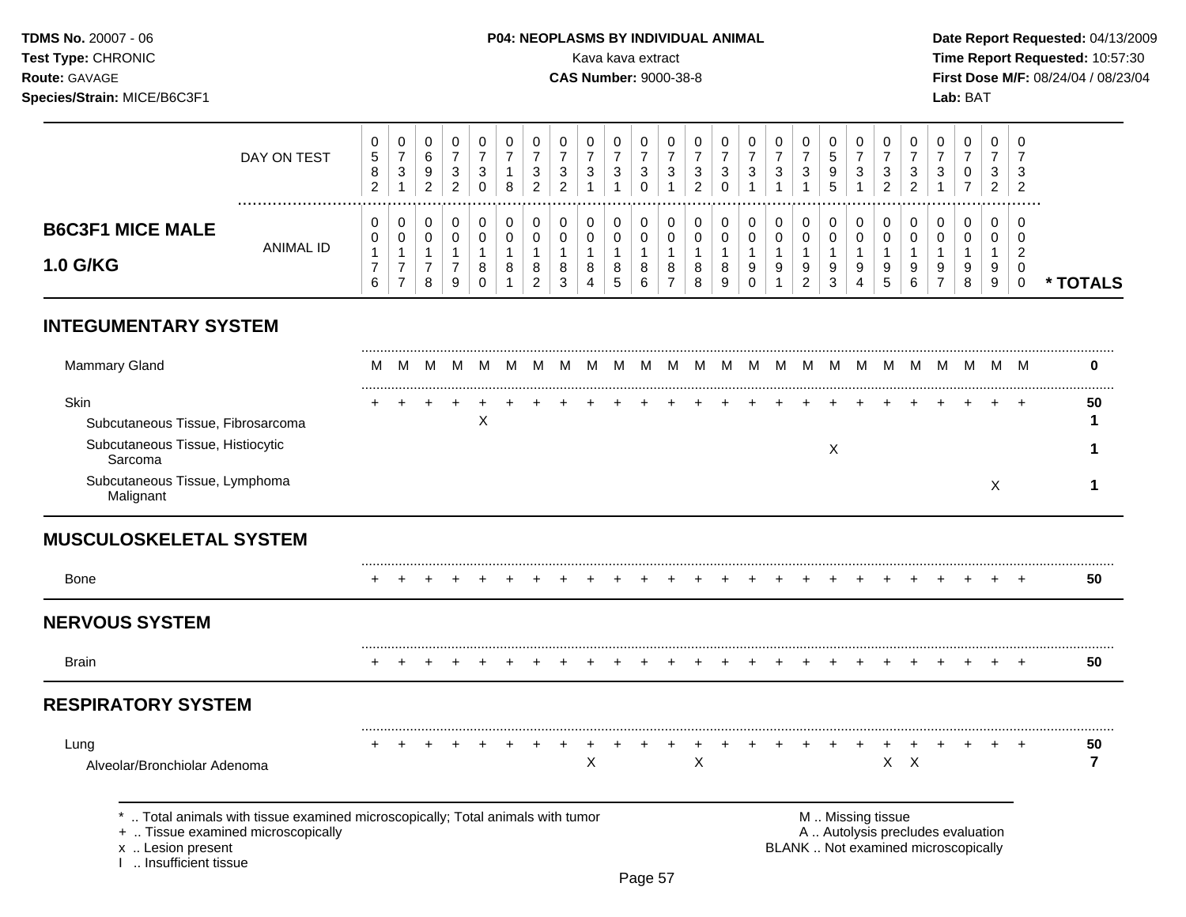**TDMS No.** 20007 - 06
**Test Type:** CHRONIC
**Route:** GAVAGE
**Species/Strain:** MICE/B6C3F1

**P04: NEOPLASMS BY INDIVIDUAL ANIMAL**
Kava kava extract
**CAS Number:** 9000-38-8

**Date Report Requested:** 04/13/2009
**Time Report Requested:** 10:57:30
**First Dose M/F:** 08/24/04 / 08/23/04
**Lab:** BAT

## B6C3F1 MICE MALE 1.0 G/KG

| | | | | | | | | | | | | | | | | | | | | | | | | | | |
|---|---|---|---|---|---|---|---|---|---|---|---|---|---|---|---|---|---|---|---|---|---|---|---|---|---|---|
| DAY ON TEST | 0582 | 0731 | 0692 | 0732 | 0730 | 0718 | 0732 | 0732 | 0731 | 0731 | 0730 | 0731 | 0732 | 0730 | 0731 | 0731 | 0731 | 0595 | 0731 | 0732 | 0732 | 0731 | 0707 | 0732 | 0732 | |
| ANIMAL ID | 00176 | 00177 | 00178 | 00179 | 00180 | 00181 | 00182 | 00183 | 00184 | 00185 | 00186 | 00187 | 00188 | 00189 | 00190 | 00191 | 00192 | 00193 | 00194 | 00195 | 00196 | 00197 | 00198 | 00199 | 00200 | * TOTALS |
| **INTEGUMENTARY SYSTEM** | | | | | | | | | | | | | | | | | | | | | | | | | | |
| Mammary Gland | M | M | M | M | M | M | M | M | M | M | M | M | M | M | M | M | M | M | M | M | M | M | M | M | M | 0 |
| Skin | + | + | + | + | + | + | + | + | + | + | + | + | + | + | + | + | + | + | + | + | + | + | + | + | + | 50 |
| Subcutaneous Tissue, Fibrosarcoma | | | | | X | | | | | | | | | | | | | | | | | | | | | 1 |
| Subcutaneous Tissue, Histiocytic Sarcoma | | | | | | | | | | | | | | | | | | X | | | | | | | | 1 |
| Subcutaneous Tissue, Lymphoma Malignant | | | | | | | | | | | | | | | | | | | | | | | | X | | 1 |
| **MUSCULOSKELETAL SYSTEM** | | | | | | | | | | | | | | | | | | | | | | | | | | |
| Bone | + | + | + | + | + | + | + | + | + | + | + | + | + | + | + | + | + | + | + | + | + | + | + | + | + | 50 |
| **NERVOUS SYSTEM** | | | | | | | | | | | | | | | | | | | | | | | | | | |
| Brain | + | + | + | + | + | + | + | + | + | + | + | + | + | + | + | + | + | + | + | + | + | + | + | + | + | 50 |
| **RESPIRATORY SYSTEM** | | | | | | | | | | | | | | | | | | | | | | | | | | |
| Lung | + | + | + | + | + | + | + | + | + | + | + | + | + | + | + | + | + | + | + | + | + | + | + | + | + | 50 |
| Alveolar/Bronchiolar Adenoma | | | | | | | | | X | | | X | | | | | | | | X | X | | | | | 7 |

\* .. Total animals with tissue examined microscopically; Total animals with tumor
\+ .. Tissue examined microscopically
x .. Lesion present
I .. Insufficient tissue

M .. Missing tissue
A .. Autolysis precludes evaluation
BLANK .. Not examined microscopically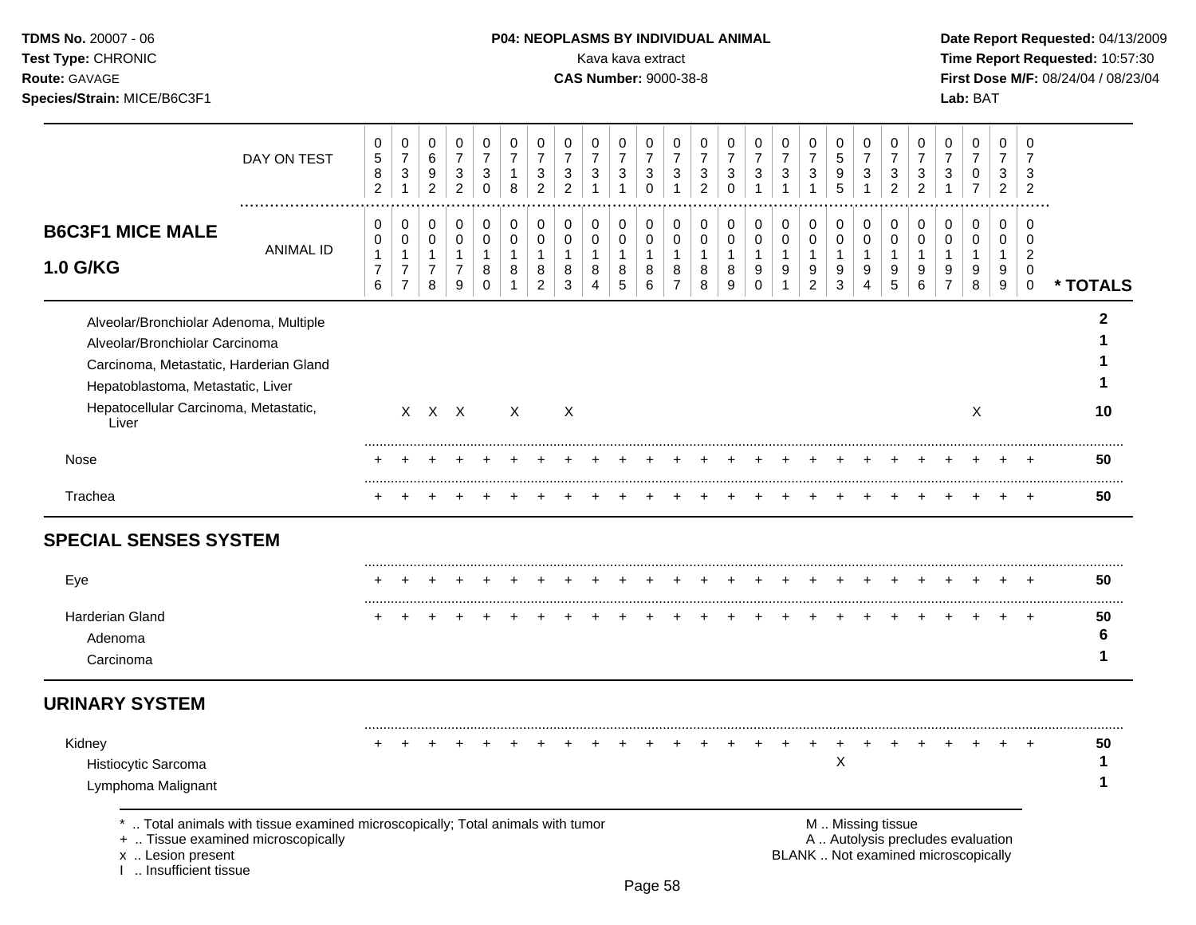**TDMS No.** 20007 - 06
**Test Type:** CHRONIC
**Route:** GAVAGE
**Species/Strain:** MICE/B6C3F1

**P04: NEOPLASMS BY INDIVIDUAL ANIMAL**
Kava kava extract
**CAS Number:** 9000-38-8

**Date Report Requested:** 04/13/2009
**Time Report Requested:** 10:57:30
**First Dose M/F:** 08/24/04 / 08/23/04
**Lab:** BAT

## B6C3F1 MICE MALE 1.0 G/KG

| DAY ON TEST | 0582 | 0731 | 0692 | 0732 | 0730 | 0718 | 0732 | 0732 | 0731 | 0731 | 0730 | 0731 | 0732 | 0730 | 0731 | 0731 | 0731 | 0595 | 0731 | 0732 | 0732 | 0731 | 0707 | 0732 | 0732 | |
|---|---|---|---|---|---|---|---|---|---|---|---|---|---|---|---|---|---|---|---|---|---|---|---|---|---|---|
| ANIMAL ID | 0017 6 | 0017 7 | 0017 8 | 0017 9 | 0018 0 | 0018 1 | 0018 2 | 0018 3 | 0018 4 | 0018 5 | 0018 6 | 0018 7 | 0018 8 | 0018 9 | 0019 0 | 0019 1 | 0019 2 | 0019 3 | 0019 4 | 0019 5 | 0019 6 | 0019 7 | 0019 8 | 0019 9 | 0020 0 | * TOTALS |
| Alveolar/Bronchiolar Adenoma, Multiple | | | | | | | | | | | | | | | | | | | | | | | | | | 2 |
| Alveolar/Bronchiolar Carcinoma | | | | | | | | | | | | | | | | | | | | | | | | | | 1 |
| Carcinoma, Metastatic, Harderian Gland | | | | | | | | | | | | | | | | | | | | | | | | | | 1 |
| Hepatoblastoma, Metastatic, Liver | | | | | | | | | | | | | | | | | | | | | | | | | | 1 |
| Hepatocellular Carcinoma, Metastatic, Liver | | X | X | X | | X | | X | | | | | | | | | | | | | | | X | | | 10 |
| Nose | + | + | + | + | + | + | + | + | + | + | + | + | + | + | + | + | + | + | + | + | + | + | + | + | + | 50 |
| Trachea | + | + | + | + | + | + | + | + | + | + | + | + | + | + | + | + | + | + | + | + | + | + | + | + | + | 50 |
| **SPECIAL SENSES SYSTEM** | | | | | | | | | | | | | | | | | | | | | | | | | | |
| Eye | + | + | + | + | + | + | + | + | + | + | + | + | + | + | + | + | + | + | + | + | + | + | + | + | + | 50 |
| Harderian Gland | + | + | + | + | + | + | + | + | + | + | + | + | + | + | + | + | + | + | + | + | + | + | + | + | + | 50 |
| Adenoma | | | | | | | | | | | | | | | | | | | | | | | | | | 6 |
| Carcinoma | | | | | | | | | | | | | | | | | | | | | | | | | | 1 |
| **URINARY SYSTEM** | | | | | | | | | | | | | | | | | | | | | | | | | | |
| Kidney | + | + | + | + | + | + | + | + | + | + | + | + | + | + | + | + | + | + | + | + | + | + | + | + | + | 50 |
| Histiocytic Sarcoma | | | | | | | | | | | | | | | | | | X | | | | | | | | 1 |
| Lymphoma Malignant | | | | | | | | | | | | | | | | | | | | | | | | | | 1 |

\* .. Total animals with tissue examined microscopically; Total animals with tumor
\+ .. Tissue examined microscopically
x .. Lesion present
I .. Insufficient tissue

M .. Missing tissue
A .. Autolysis precludes evaluation
BLANK .. Not examined microscopically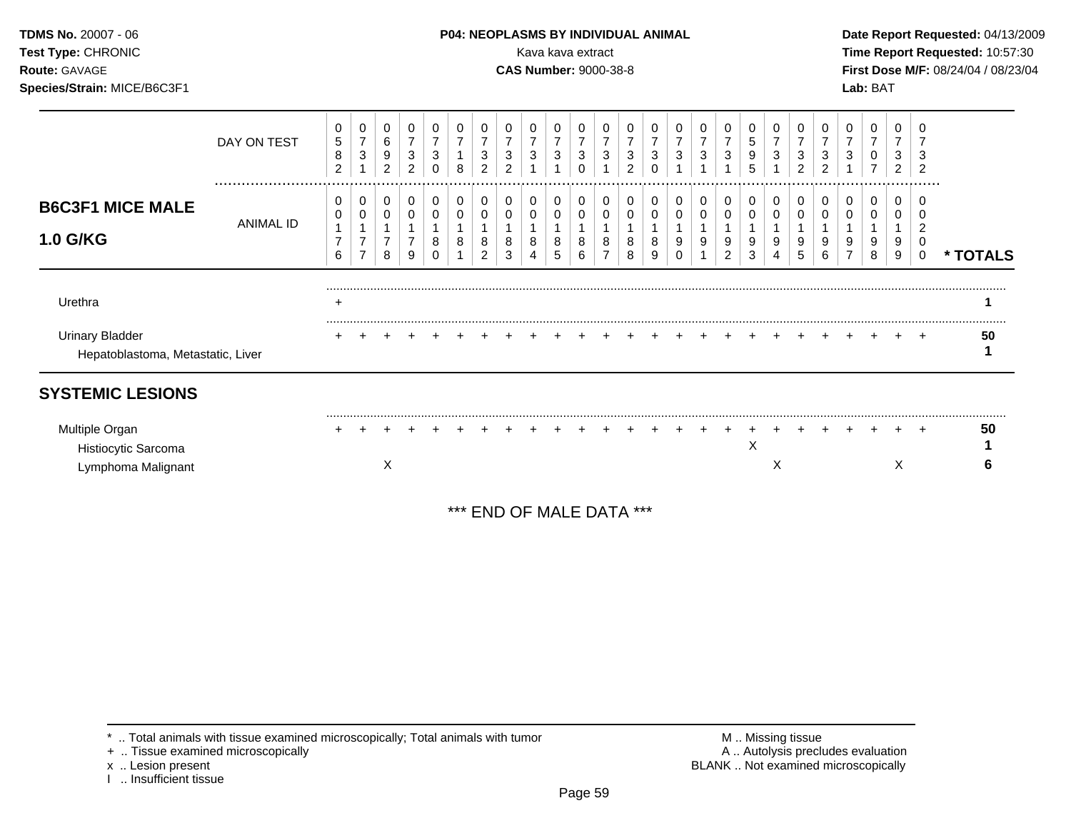**TDMS No.** 20007 - 06
**Test Type:** CHRONIC
**Route:** GAVAGE
**Species/Strain:** MICE/B6C3F1

**P04: NEOPLASMS BY INDIVIDUAL ANIMAL**
Kava kava extract
**CAS Number:** 9000-38-8

**Date Report Requested:** 04/13/2009
**Time Report Requested:** 10:57:30
**First Dose M/F:** 08/24/04 / 08/23/04
**Lab:** BAT

| | DAY ON TEST | 0582 | 0731 | 0692 | 0732 | 0730 | 0718 | 0732 | 0732 | 0731 | 0731 | 0730 | 0731 | 0732 | 0730 | 0731 | 0731 | 0731 | 0595 | 0731 | 0732 | 0732 | 0731 | 0707 | 0732 | 0732 | |
|---|---|---|---|---|---|---|---|---|---|---|---|---|---|---|---|---|---|---|---|---|---|---|---|---|---|---|---|
| **B6C3F1 MICE MALE 1.0 G/KG** | ANIMAL ID | 00176 | 00177 | 00178 | 00179 | 00180 | 00181 | 00182 | 00183 | 00184 | 00185 | 00186 | 00187 | 00188 | 00189 | 00190 | 00191 | 00192 | 00193 | 00194 | 00195 | 00196 | 00197 | 00198 | 00199 | 00200 | * TOTALS |
| Urethra | | + | | | | | | | | | | | | | | | | | | | | | | | | | 1 |
| Urinary Bladder | | + | + | + | + | + | + | + | + | + | + | + | + | + | + | + | + | + | + | + | + | + | + | + | + | + | 50 |
| Hepatoblastoma, Metastatic, Liver | | | | | | | | | | | | | | | | | | | | | | | | | | | 1 |
| **SYSTEMIC LESIONS** | | | | | | | | | | | | | | | | | | | | | | | | | | | |
| Multiple Organ | | + | + | + | + | + | + | + | + | + | + | + | + | + | + | + | + | + | + | + | + | + | + | + | + | + | 50 |
| Histiocytic Sarcoma | | | | | | | | | | | | | | | | | | | X | | | | | | | | 1 |
| Lymphoma Malignant | | | | X | | | | | | | | | | | | | | | | X | | | | | X | | 6 |

*** END OF MALE DATA ***

\* .. Total animals with tissue examined microscopically; Total animals with tumor
\+ .. Tissue examined microscopically
x .. Lesion present
I .. Insufficient tissue

M .. Missing tissue
A .. Autolysis precludes evaluation
BLANK .. Not examined microscopically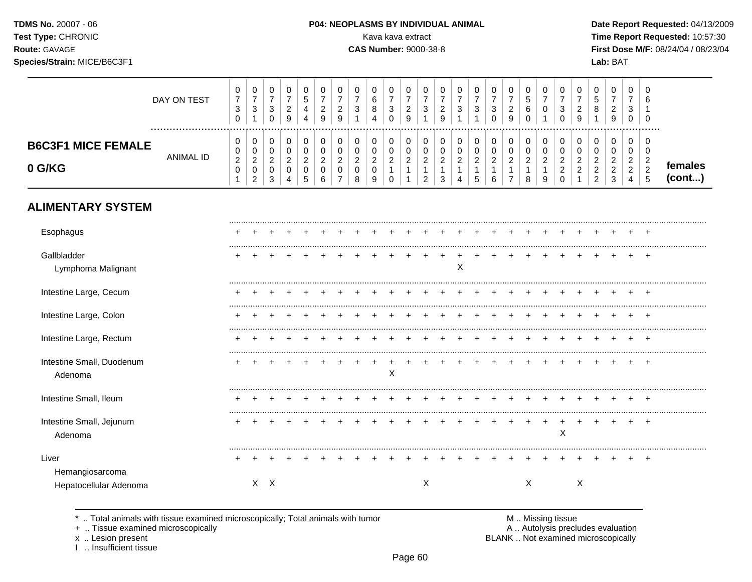**TDMS No.** 20007 - 06
**Test Type:** CHRONIC
**Route:** GAVAGE
**Species/Strain:** MICE/B6C3F1

**P04: NEOPLASMS BY INDIVIDUAL ANIMAL**
Kava kava extract
**CAS Number:** 9000-38-8

**Date Report Requested:** 04/13/2009
**Time Report Requested:** 10:57:30
**First Dose M/F:** 08/24/04 / 08/23/04
**Lab:** BAT

## B6C3F1 MICE FEMALE 0 G/KG

| | 1 | 2 | 3 | 4 | 5 | 6 | 7 | 8 | 9 | 10 | 11 | 12 | 13 | 14 | 15 | 16 | 17 | 18 | 19 | 20 | 21 | 22 | 23 | 24 | 25 | |
|---|---|---|---|---|---|---|---|---|---|---|---|---|---|---|---|---|---|---|---|---|---|---|---|---|---|---|
| DAY ON TEST | 0730 | 0731 | 0730 | 0729 | 0544 | 0729 | 0729 | 0731 | 0684 | 0730 | 0729 | 0731 | 0729 | 0731 | 0731 | 0730 | 0729 | 0560 | 0701 | 0730 | 0729 | 0581 | 0729 | 0730 | 0610 | |
| ANIMAL ID | 0201 | 0202 | 0203 | 0204 | 0205 | 0206 | 0207 | 0208 | 0209 | 0210 | 0211 | 0212 | 0213 | 0214 | 0215 | 0216 | 0217 | 0218 | 0219 | 0220 | 0221 | 0222 | 0223 | 0224 | 0225 | females (cont...) |
| **ALIMENTARY SYSTEM** | | | | | | | | | | | | | | | | | | | | | | | | | | |
| Esophagus | + | + | + | + | + | + | + | + | + | + | + | + | + | + | + | + | + | + | + | + | + | + | + | + | + | |
| Gallbladder | + | + | + | + | + | + | + | + | + | + | + | + | + | + | + | + | + | + | + | + | + | + | + | + | + | |
| Lymphoma Malignant | | | | | | | | | | | | | | X | | | | | | | | | | | | |
| Intestine Large, Cecum | + | + | + | + | + | + | + | + | + | + | + | + | + | + | + | + | + | + | + | + | + | + | + | + | + | |
| Intestine Large, Colon | + | + | + | + | + | + | + | + | + | + | + | + | + | + | + | + | + | + | + | + | + | + | + | + | + | |
| Intestine Large, Rectum | + | + | + | + | + | + | + | + | + | + | + | + | + | + | + | + | + | + | + | + | + | + | + | + | + | |
| Intestine Small, Duodenum | + | + | + | + | + | + | + | + | + | + | + | + | + | + | + | + | + | + | + | + | + | + | + | + | + | |
| Adenoma | | | | | | | | | | X | | | | | | | | | | | | | | | | |
| Intestine Small, Ileum | + | + | + | + | + | + | + | + | + | + | + | + | + | + | + | + | + | + | + | + | + | + | + | + | + | |
| Intestine Small, Jejunum | + | + | + | + | + | + | + | + | + | + | + | + | + | + | + | + | + | + | + | + | + | + | + | + | + | |
| Adenoma | | | | | | | | | | | | | | | | | | | | X | | | | | | |
| Liver | + | + | + | + | + | + | + | + | + | + | + | + | + | + | + | + | + | + | + | + | + | + | + | + | + | |
| Hemangiosarcoma | | | | | | | | | | | | | | | | | | | | | | | | | | |
| Hepatocellular Adenoma | | X | X | | | | | | | | | X | | | | | | X | | | X | | | | | |

\* .. Total animals with tissue examined microscopically; Total animals with tumor
\+ .. Tissue examined microscopically
x .. Lesion present
I .. Insufficient tissue

M .. Missing tissue
A .. Autolysis precludes evaluation
BLANK .. Not examined microscopically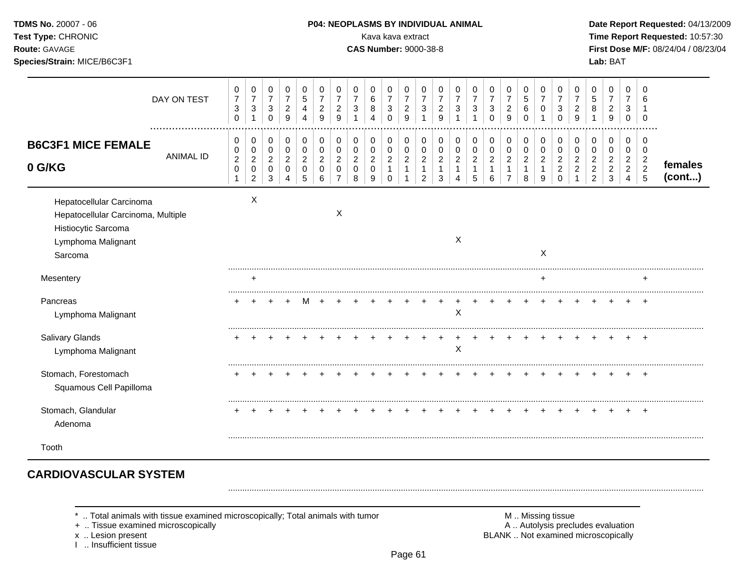**TDMS No.** 20007 - 06
**Test Type:** CHRONIC
**Route:** GAVAGE
**Species/Strain:** MICE/B6C3F1

**P04: NEOPLASMS BY INDIVIDUAL ANIMAL**
Kava kava extract
**CAS Number:** 9000-38-8

**Date Report Requested:** 04/13/2009
**Time Report Requested:** 10:57:30
**First Dose M/F:** 08/24/04 / 08/23/04
**Lab:** BAT

## B6C3F1 MICE FEMALE 0 G/KG

| DAY ON TEST | 0730 | 0731 | 0730 | 0729 | 0544 | 0729 | 0729 | 0731 | 0684 | 0730 | 0729 | 0731 | 0729 | 0731 | 0731 | 0730 | 0729 | 0560 | 0701 | 0730 | 0729 | 0581 | 0729 | 0730 | 0610 | |
|---|---|---|---|---|---|---|---|---|---|---|---|---|---|---|---|---|---|---|---|---|---|---|---|---|---|---|
| **ANIMAL ID** | 0020 1 | 0020 2 | 0020 3 | 0020 4 | 0020 5 | 0020 6 | 0020 7 | 0020 8 | 0020 9 | 0021 0 | 0021 1 | 0021 2 | 0021 3 | 0021 4 | 0021 5 | 0021 6 | 0021 7 | 0021 8 | 0021 9 | 0022 0 | 0022 1 | 0022 2 | 0022 3 | 0022 4 | 0022 5 | **females (cont...)** |
| Hepatocellular Carcinoma | | X | | | | | | | | | | | | | | | | | | | | | | | | |
| Hepatocellular Carcinoma, Multiple | | | | | | | X | | | | | | | | | | | | | | | | | | | |
| Histiocytic Sarcoma | | | | | | | | | | | | | | | | | | | | | | | | | | |
| Lymphoma Malignant | | | | | | | | | | | | | | X | | | | | | | | | | | | |
| Sarcoma | | | | | | | | | | | | | | | | | | | X | | | | | | | |
| Mesentery | | + | | | | | | | | | | | | | | | | | + | | | | | | + | |
| Pancreas | + | + | + | + | M | + | + | + | + | + | + | + | + | + | + | + | + | + | + | + | + | + | + | + | + | |
| Lymphoma Malignant | | | | | | | | | | | | | | X | | | | | | | | | | | | |
| Salivary Glands | + | + | + | + | + | + | + | + | + | + | + | + | + | + | + | + | + | + | + | + | + | + | + | + | + | |
| Lymphoma Malignant | | | | | | | | | | | | | | X | | | | | | | | | | | | |
| Stomach, Forestomach | + | + | + | + | + | + | + | + | + | + | + | + | + | + | + | + | + | + | + | + | + | + | + | + | + | |
| Squamous Cell Papilloma | | | | | | | | | | | | | | | | | | | | | | | | | | |
| Stomach, Glandular | + | + | + | + | + | + | + | + | + | + | + | + | + | + | + | + | + | + | + | + | + | + | + | + | + | |
| Adenoma | | | | | | | | | | | | | | | | | | | | | | | | | | |
| Tooth | | | | | | | | | | | | | | | | | | | | | | | | | | |

## CARDIOVASCULAR SYSTEM

\* .. Total animals with tissue examined microscopically; Total animals with tumor
\+ .. Tissue examined microscopically
x .. Lesion present
I .. Insufficient tissue

M .. Missing tissue
A .. Autolysis precludes evaluation
BLANK .. Not examined microscopically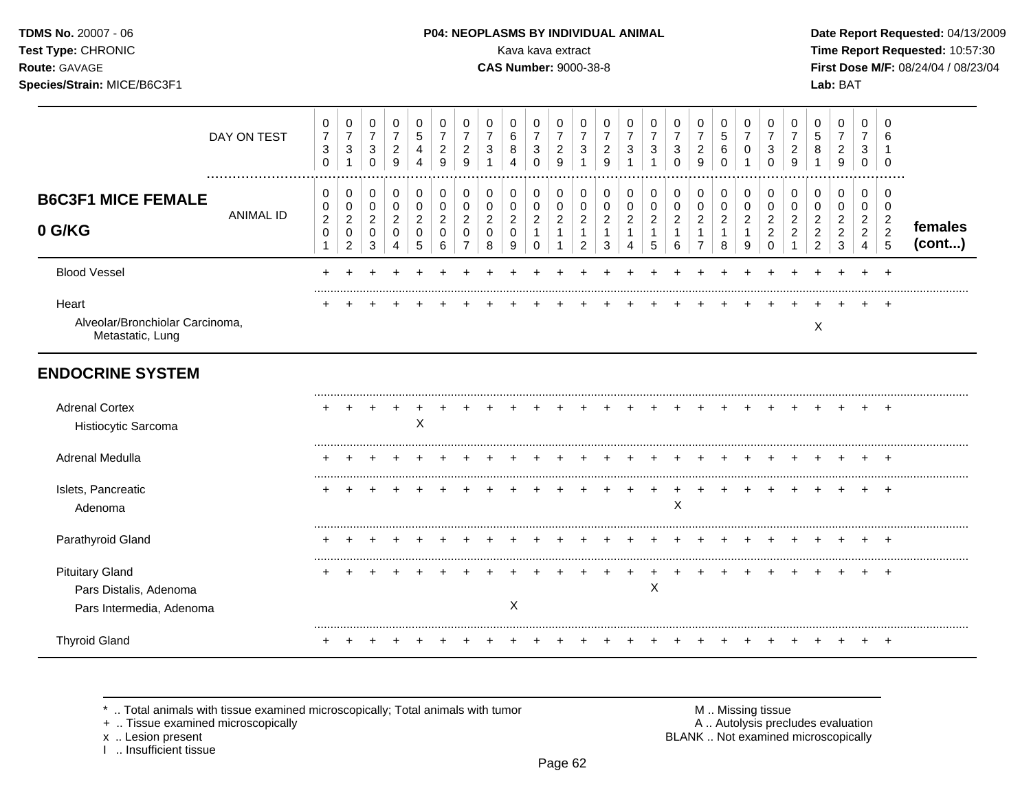**TDMS No.** 20007 - 06
**Test Type:** CHRONIC
**Route:** GAVAGE
**Species/Strain:** MICE/B6C3F1

**P04: NEOPLASMS BY INDIVIDUAL ANIMAL**
Kava kava extract
**CAS Number:** 9000-38-8

**Date Report Requested:** 04/13/2009
**Time Report Requested:** 10:57:30
**First Dose M/F:** 08/24/04 / 08/23/04
**Lab:** BAT

| DAY ON TEST | 0730 | 0731 | 0730 | 0729 | 0544 | 0729 | 0729 | 0731 | 0684 | 0730 | 0729 | 0731 | 0729 | 0731 | 0731 | 0730 | 0729 | 0560 | 0701 | 0730 | 0729 | 0581 | 0729 | 0730 | 0610 | |
|---|---|---|---|---|---|---|---|---|---|---|---|---|---|---|---|---|---|---|---|---|---|---|---|---|---|---|
| **B6C3F1 MICE FEMALE 0 G/KG** ANIMAL ID | 0020 1 | 0020 2 | 0020 3 | 0020 4 | 0020 5 | 0020 6 | 0020 7 | 0020 8 | 0020 9 | 0021 0 | 0021 1 | 0021 2 | 0021 3 | 0021 4 | 0021 5 | 0021 6 | 0021 7 | 0021 8 | 0021 9 | 0022 0 | 0022 1 | 0022 2 | 0022 3 | 0022 4 | 0022 5 | **females (cont...)** |
| Blood Vessel | + | + | + | + | + | + | + | + | + | + | + | + | + | + | + | + | + | + | + | + | + | + | + | + | + | |
| Heart | + | + | + | + | + | + | + | + | + | + | + | + | + | + | + | + | + | + | + | + | + | + | + | + | + | |
| Alveolar/Bronchiolar Carcinoma, Metastatic, Lung | | | | | | | | | | | | | | | | | | | | | | X | | | | |
| **ENDOCRINE SYSTEM** | | | | | | | | | | | | | | | | | | | | | | | | | | |
| Adrenal Cortex | + | + | + | + | + | + | + | + | + | + | + | + | + | + | + | + | + | + | + | + | + | + | + | + | + | |
| Histiocytic Sarcoma | | | | | X | | | | | | | | | | | | | | | | | | | | | |
| Adrenal Medulla | + | + | + | + | + | + | + | + | + | + | + | + | + | + | + | + | + | + | + | + | + | + | + | + | + | |
| Islets, Pancreatic | + | + | + | + | + | + | + | + | + | + | + | + | + | + | + | + | + | + | + | + | + | + | + | + | + | |
| Adenoma | | | | | | | | | | | | | | | | X | | | | | | | | | | |
| Parathyroid Gland | + | + | + | + | + | + | + | + | + | + | + | + | + | + | + | + | + | + | + | + | + | + | + | + | + | |
| Pituitary Gland | + | + | + | + | + | + | + | + | + | + | + | + | + | + | + | + | + | + | + | + | + | + | + | + | + | |
| Pars Distalis, Adenoma | | | | | | | | | | | | | | | X | | | | | | | | | | | |
| Pars Intermedia, Adenoma | | | | | | | | | X | | | | | | | | | | | | | | | | | |
| Thyroid Gland | + | + | + | + | + | + | + | + | + | + | + | + | + | + | + | + | + | + | + | + | + | + | + | + | + | |

\* .. Total animals with tissue examined microscopically; Total animals with tumor
\+ .. Tissue examined microscopically
x .. Lesion present
I .. Insufficient tissue

M .. Missing tissue
A .. Autolysis precludes evaluation
BLANK .. Not examined microscopically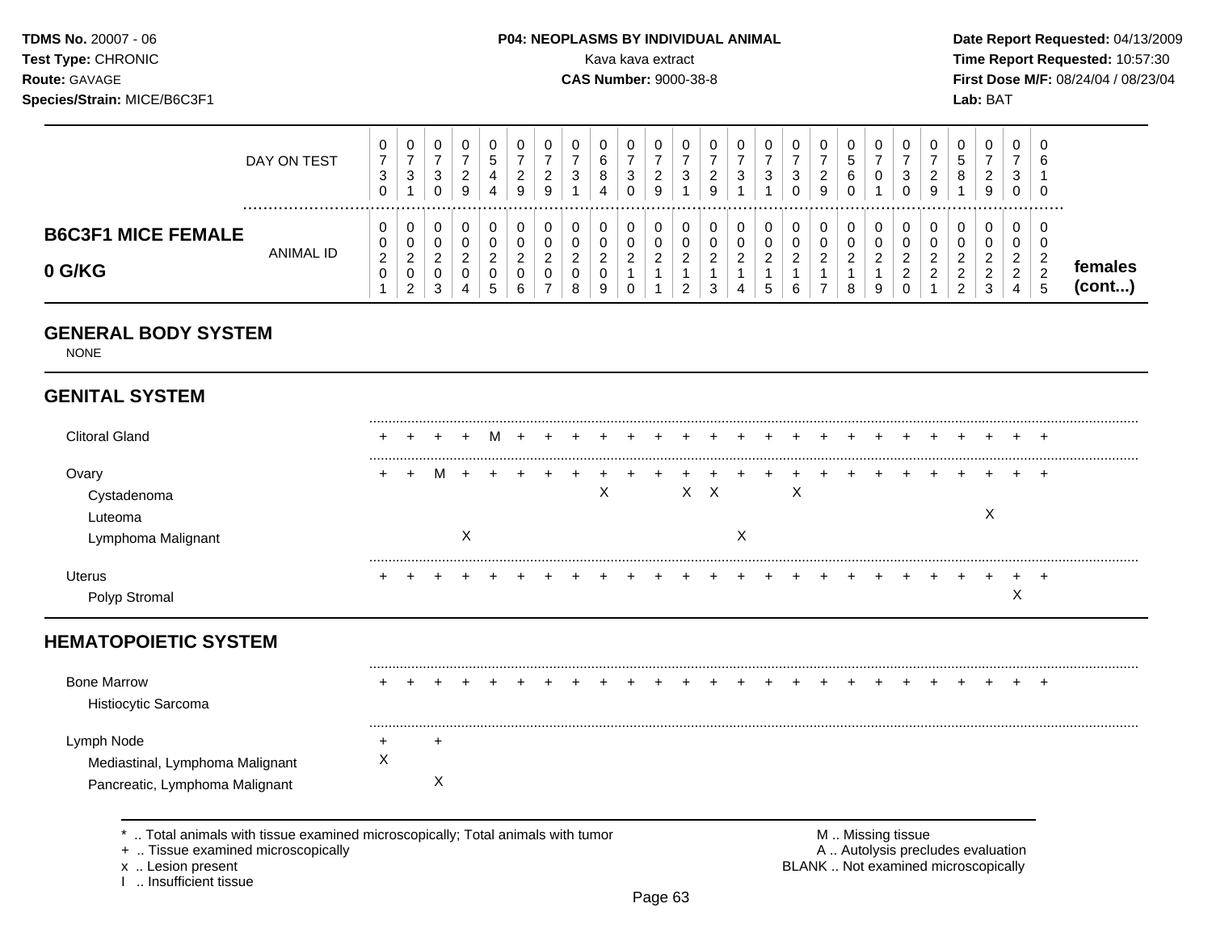TDMS No. 20007 - 06
Test Type: CHRONIC
Route: GAVAGE
Species/Strain: MICE/B6C3F1

**P04: NEOPLASMS BY INDIVIDUAL ANIMAL**
Kava kava extract
**CAS Number:** 9000-38-8

Date Report Requested: 04/13/2009
Time Report Requested: 10:57:30
First Dose M/F: 08/24/04 / 08/23/04
Lab: BAT

## B6C3F1 MICE FEMALE 0 G/KG

| | 1 | 2 | 3 | 4 | 5 | 6 | 7 | 8 | 9 | 10 | 11 | 12 | 13 | 14 | 15 | 16 | 17 | 18 | 19 | 20 | 21 | 22 | 23 | 24 | 25 | |
|---|---|---|---|---|---|---|---|---|---|---|---|---|---|---|---|---|---|---|---|---|---|---|---|---|---|---|
| DAY ON TEST | 0730 | 0731 | 0730 | 0729 | 0544 | 0729 | 0729 | 0731 | 0684 | 0730 | 0729 | 0731 | 0729 | 0731 | 0731 | 0730 | 0729 | 0560 | 0701 | 0730 | 0729 | 0581 | 0729 | 0730 | 0610 | |
| ANIMAL ID | 0020 1 | 0020 2 | 0020 3 | 0020 4 | 0020 5 | 0020 6 | 0020 7 | 0020 8 | 0020 9 | 0021 0 | 0021 1 | 0021 2 | 0021 3 | 0021 4 | 0021 5 | 0021 6 | 0021 7 | 0021 8 | 0021 9 | 0022 0 | 0022 1 | 0022 2 | 0022 3 | 0022 4 | 0022 5 | **females (cont...)** |

## GENERAL BODY SYSTEM

NONE

## GENITAL SYSTEM

| | 1 | 2 | 3 | 4 | 5 | 6 | 7 | 8 | 9 | 10 | 11 | 12 | 13 | 14 | 15 | 16 | 17 | 18 | 19 | 20 | 21 | 22 | 23 | 24 | 25 |
|---|---|---|---|---|---|---|---|---|---|---|---|---|---|---|---|---|---|---|---|---|---|---|---|---|---|
| Clitoral Gland | + | + | + | + | M | + | + | + | + | + | + | + | + | + | + | + | + | + | + | + | + | + | + | + | + |
| Ovary | + | + | M | + | + | + | + | + | + | + | + | + | + | + | + | + | + | + | + | + | + | + | + | + | + |
| Cystadenoma | | | | | | | | | X | | | X | X | | | X | | | | | | | | | |
| Luteoma | | | | | | | | | | | | | | | | | | | | | | | X | | |
| Lymphoma Malignant | | | | X | | | | | | | | | | X | | | | | | | | | | | |
| Uterus | + | + | + | + | + | + | + | + | + | + | + | + | + | + | + | + | + | + | + | + | + | + | + | + | + |
| Polyp Stromal | | | | | | | | | | | | | | | | | | | | | | | | X | |

## HEMATOPOIETIC SYSTEM

| | 1 | 2 | 3 | 4 | 5 | 6 | 7 | 8 | 9 | 10 | 11 | 12 | 13 | 14 | 15 | 16 | 17 | 18 | 19 | 20 | 21 | 22 | 23 | 24 | 25 |
|---|---|---|---|---|---|---|---|---|---|---|---|---|---|---|---|---|---|---|---|---|---|---|---|---|---|
| Bone Marrow | + | + | + | + | + | + | + | + | + | + | + | + | + | + | + | + | + | + | + | + | + | + | + | + | + |
| Histiocytic Sarcoma | | | | | | | | | | | | | | | | | | | | | | | | | |
| Lymph Node | + | | + | | | | | | | | | | | | | | | | | | | | | | |
| Mediastinal, Lymphoma Malignant | X | | | | | | | | | | | | | | | | | | | | | | | | |
| Pancreatic, Lymphoma Malignant | | | X | | | | | | | | | | | | | | | | | | | | | | |

\* .. Total animals with tissue examined microscopically; Total animals with tumor
\+ .. Tissue examined microscopically
x .. Lesion present
I .. Insufficient tissue

M .. Missing tissue
A .. Autolysis precludes evaluation
BLANK .. Not examined microscopically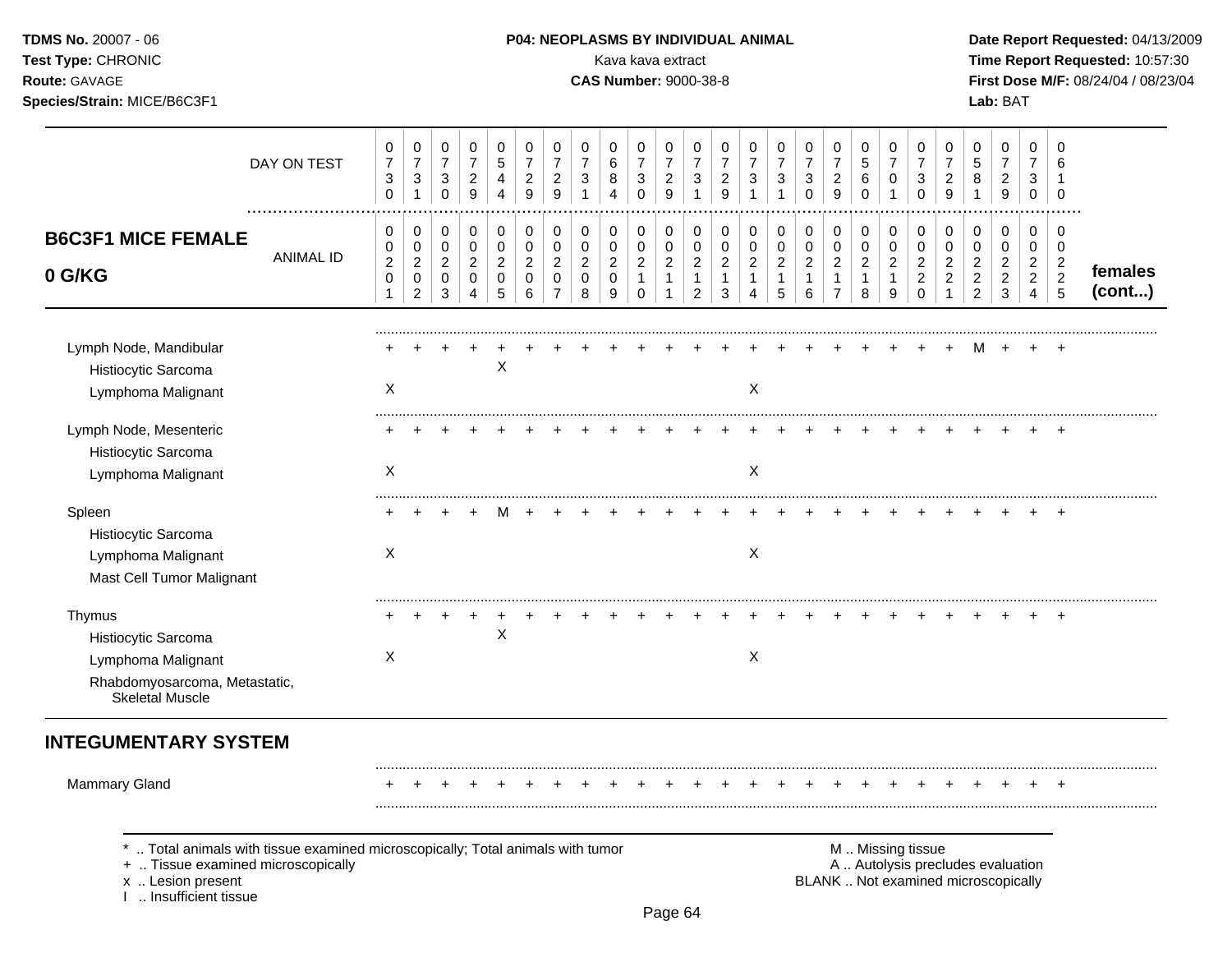**TDMS No.** 20007 - 06
**Test Type:** CHRONIC
**Route:** GAVAGE
**Species/Strain:** MICE/B6C3F1

**P04: NEOPLASMS BY INDIVIDUAL ANIMAL**
Kava kava extract
**CAS Number:** 9000-38-8

**Date Report Requested:** 04/13/2009
**Time Report Requested:** 10:57:30
**First Dose M/F:** 08/24/04 / 08/23/04
**Lab:** BAT

**B6C3F1 MICE FEMALE 0 G/KG** — females (cont...)

| DAY ON TEST | 0730 | 0731 | 0730 | 0729 | 0544 | 0729 | 0729 | 0731 | 0684 | 0730 | 0729 | 0731 | 0729 | 0731 | 0731 | 0730 | 0729 | 0560 | 0701 | 0730 | 0729 | 0581 | 0729 | 0730 | 0610 |
|---|---|---|---|---|---|---|---|---|---|---|---|---|---|---|---|---|---|---|---|---|---|---|---|---|---|
| ANIMAL ID | 00201 | 00202 | 00203 | 00204 | 00205 | 00206 | 00207 | 00208 | 00209 | 00210 | 00211 | 00212 | 00213 | 00214 | 00215 | 00216 | 00217 | 00218 | 00219 | 00220 | 00221 | 00222 | 00223 | 00224 | 00225 |
| Lymph Node, Mandibular | + | + | + | + | + | + | + | + | + | + | + | + | + | + | + | + | + | + | + | + | + | M | + | + | + |
| Histiocytic Sarcoma | | | | | X | | | | | | | | | | | | | | | | | | | | |
| Lymphoma Malignant | X | | | | | | | | | | | | | X | | | | | | | | | | | |
| Lymph Node, Mesenteric | + | + | + | + | + | + | + | + | + | + | + | + | + | + | + | + | + | + | + | + | + | + | + | + | + |
| Histiocytic Sarcoma | | | | | | | | | | | | | | | | | | | | | | | | | |
| Lymphoma Malignant | X | | | | | | | | | | | | | X | | | | | | | | | | | |
| Spleen | + | + | + | + | M | + | + | + | + | + | + | + | + | + | + | + | + | + | + | + | + | + | + | + | + |
| Histiocytic Sarcoma | | | | | | | | | | | | | | | | | | | | | | | | | |
| Lymphoma Malignant | X | | | | | | | | | | | | | X | | | | | | | | | | | |
| Mast Cell Tumor Malignant | | | | | | | | | | | | | | | | | | | | | | | | | |
| Thymus | + | + | + | + | + | + | + | + | + | + | + | + | + | + | + | + | + | + | + | + | + | + | + | + | + |
| Histiocytic Sarcoma | | | | | X | | | | | | | | | | | | | | | | | | | | |
| Lymphoma Malignant | X | | | | | | | | | | | | | X | | | | | | | | | | | |
| Rhabdomyosarcoma, Metastatic, Skeletal Muscle | | | | | | | | | | | | | | | | | | | | | | | | | |

## INTEGUMENTARY SYSTEM

| | | | | | | | | | | | | | | | | | | | | | | | | | |
|---|---|---|---|---|---|---|---|---|---|---|---|---|---|---|---|---|---|---|---|---|---|---|---|---|---|
| Mammary Gland | + | + | + | + | + | + | + | + | + | + | + | + | + | + | + | + | + | + | + | + | + | + | + | + | + |

\* .. Total animals with tissue examined microscopically; Total animals with tumor
\+ .. Tissue examined microscopically
x .. Lesion present
I .. Insufficient tissue

M .. Missing tissue
A .. Autolysis precludes evaluation
BLANK .. Not examined microscopically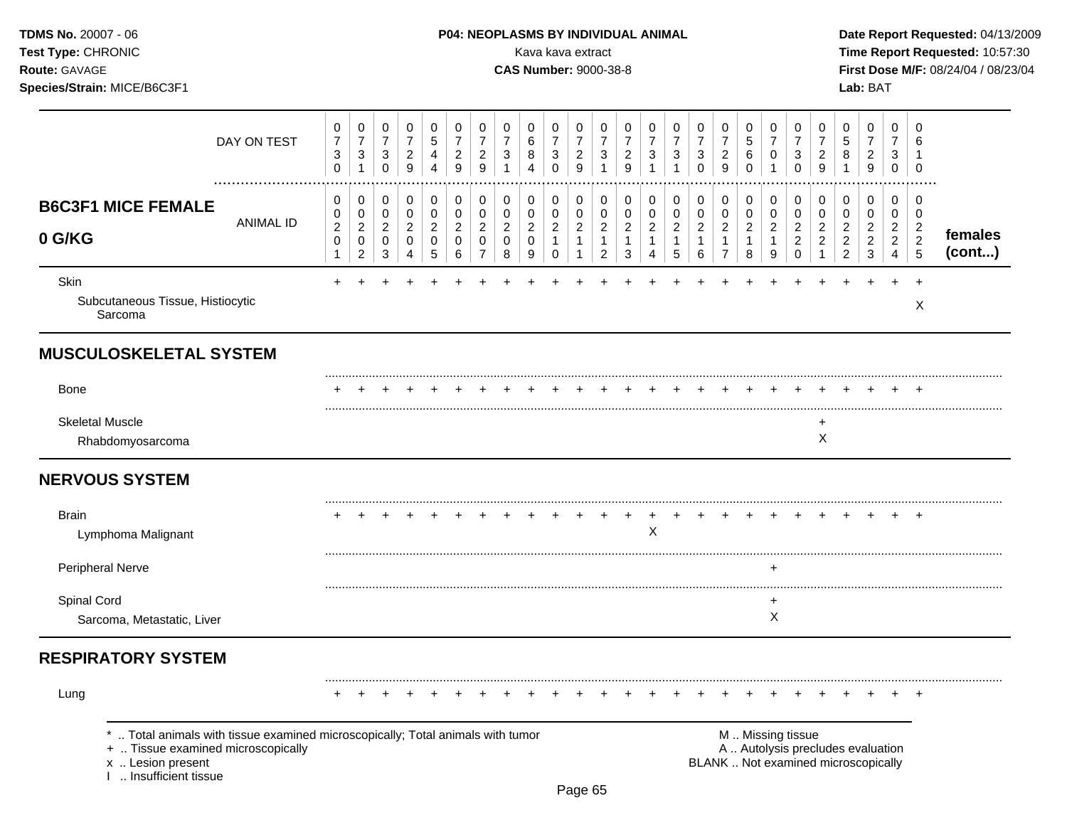## B6C3F1 MICE FEMALE 0 G/KG

| | 1 | 2 | 3 | 4 | 5 | 6 | 7 | 8 | 9 | 10 | 11 | 12 | 13 | 14 | 15 | 16 | 17 | 18 | 19 | 20 | 21 | 22 | 23 | 24 | 25 | |
|---|---|---|---|---|---|---|---|---|---|---|---|---|---|---|---|---|---|---|---|---|---|---|---|---|---|---|
| DAY ON TEST | 0730 | 0731 | 0730 | 0729 | 0544 | 0729 | 0729 | 0731 | 0684 | 0730 | 0729 | 0731 | 0729 | 0731 | 0731 | 0730 | 0729 | 0560 | 0701 | 0730 | 0729 | 0581 | 0729 | 0730 | 0610 | |
| ANIMAL ID | 00201 | 00202 | 00203 | 00204 | 00205 | 00206 | 00207 | 00208 | 00209 | 00210 | 00211 | 00212 | 00213 | 00214 | 00215 | 00216 | 00217 | 00218 | 00219 | 00220 | 00221 | 00222 | 00223 | 00224 | 00225 | **females (cont...)** |
| Skin | + | + | + | + | + | + | + | + | + | + | + | + | + | + | + | + | + | + | + | + | + | + | + | + | + | |
| Subcutaneous Tissue, Histiocytic Sarcoma | | | | | | | | | | | | | | | | | | | | | | | | | X | |
| **MUSCULOSKELETAL SYSTEM** | | | | | | | | | | | | | | | | | | | | | | | | | | |
| Bone | + | + | + | + | + | + | + | + | + | + | + | + | + | + | + | + | + | + | + | + | + | + | + | + | + | |
| Skeletal Muscle | | | | | | | | | | | | | | | | | | | | | + | | | | | |
| Rhabdomyosarcoma | | | | | | | | | | | | | | | | | | | | | X | | | | | |
| **NERVOUS SYSTEM** | | | | | | | | | | | | | | | | | | | | | | | | | | |
| Brain | + | + | + | + | + | + | + | + | + | + | + | + | + | + | + | + | + | + | + | + | + | + | + | + | + | |
| Lymphoma Malignant | | | | | | | | | | | | | | X | | | | | | | | | | | | |
| Peripheral Nerve | | | | | | | | | | | | | | | | | | | + | | | | | | | |
| Spinal Cord | | | | | | | | | | | | | | | | | | | + | | | | | | | |
| Sarcoma, Metastatic, Liver | | | | | | | | | | | | | | | | | | | X | | | | | | | |
| **RESPIRATORY SYSTEM** | | | | | | | | | | | | | | | | | | | | | | | | | | |
| Lung | + | + | + | + | + | + | + | + | + | + | + | + | + | + | + | + | + | + | + | + | + | + | + | + | + | |

* .. Total animals with tissue examined microscopically; Total animals with tumor
+ .. Tissue examined microscopically
x .. Lesion present
I .. Insufficient tissue

M .. Missing tissue
A .. Autolysis precludes evaluation
BLANK .. Not examined microscopically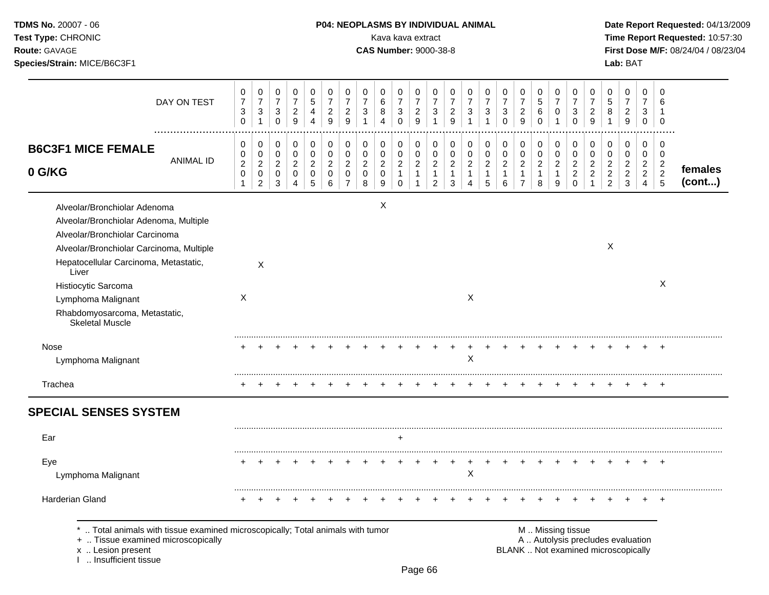**TDMS No.** 20007 - 06
**Test Type:** CHRONIC
**Route:** GAVAGE
**Species/Strain:** MICE/B6C3F1

**P04: NEOPLASMS BY INDIVIDUAL ANIMAL**
Kava kava extract
**CAS Number:** 9000-38-8

**Date Report Requested:** 04/13/2009
**Time Report Requested:** 10:57:30
**First Dose M/F:** 08/24/04 / 08/23/04
**Lab:** BAT

| DAY ON TEST | 0730 | 0731 | 0730 | 0729 | 0544 | 0729 | 0729 | 0731 | 0684 | 0730 | 0729 | 0731 | 0729 | 0731 | 0731 | 0730 | 0729 | 0560 | 0701 | 0730 | 0729 | 0581 | 0729 | 0730 | 0610 | |
|---|---|---|---|---|---|---|---|---|---|---|---|---|---|---|---|---|---|---|---|---|---|---|---|---|---|---|
| **B6C3F1 MICE FEMALE 0 G/KG** ANIMAL ID | 00201 | 00202 | 00203 | 00204 | 00205 | 00206 | 00207 | 00208 | 00209 | 00210 | 00211 | 00212 | 00213 | 00214 | 00215 | 00216 | 00217 | 00218 | 00219 | 00220 | 00221 | 00222 | 00223 | 00224 | 00225 | **females (cont...)** |
| Alveolar/Bronchiolar Adenoma | | | | | | | | | X | | | | | | | | | | | | | | | | | |
| Alveolar/Bronchiolar Adenoma, Multiple | | | | | | | | | | | | | | | | | | | | | | | | | | |
| Alveolar/Bronchiolar Carcinoma | | | | | | | | | | | | | | | | | | | | | | | | | | |
| Alveolar/Bronchiolar Carcinoma, Multiple | | | | | | | | | | | | | | | | | | | | | | X | | | | |
| Hepatocellular Carcinoma, Metastatic, Liver | | X | | | | | | | | | | | | | | | | | | | | | | | | |
| Histiocytic Sarcoma | | | | | | | | | | | | | | | | | | | | | | | | | X | |
| Lymphoma Malignant | X | | | | | | | | | | | | | X | | | | | | | | | | | | |
| Rhabdomyosarcoma, Metastatic, Skeletal Muscle | | | | | | | | | | | | | | | | | | | | | | | | | | |
| Nose | + | + | + | + | + | + | + | + | + | + | + | + | + | + | + | + | + | + | + | + | + | + | + | + | + | |
| Lymphoma Malignant | | | | | | | | | | | | | | X | | | | | | | | | | | | |
| Trachea | + | + | + | + | + | + | + | + | + | + | + | + | + | + | + | + | + | + | + | + | + | + | + | + | + | |
| **SPECIAL SENSES SYSTEM** | | | | | | | | | | | | | | | | | | | | | | | | | | |
| Ear | | | | | | | | | | + | | | | | | | | | | | | | | | | |
| Eye | + | + | + | + | + | + | + | + | + | + | + | + | + | + | + | + | + | + | + | + | + | + | + | + | + | |
| Lymphoma Malignant | | | | | | | | | | | | | | X | | | | | | | | | | | | |
| Harderian Gland | + | + | + | + | + | + | + | + | + | + | + | + | + | + | + | + | + | + | + | + | + | + | + | + | + | |

\* .. Total animals with tissue examined microscopically; Total animals with tumor
+ .. Tissue examined microscopically
x .. Lesion present
I .. Insufficient tissue

M .. Missing tissue
A .. Autolysis precludes evaluation
BLANK .. Not examined microscopically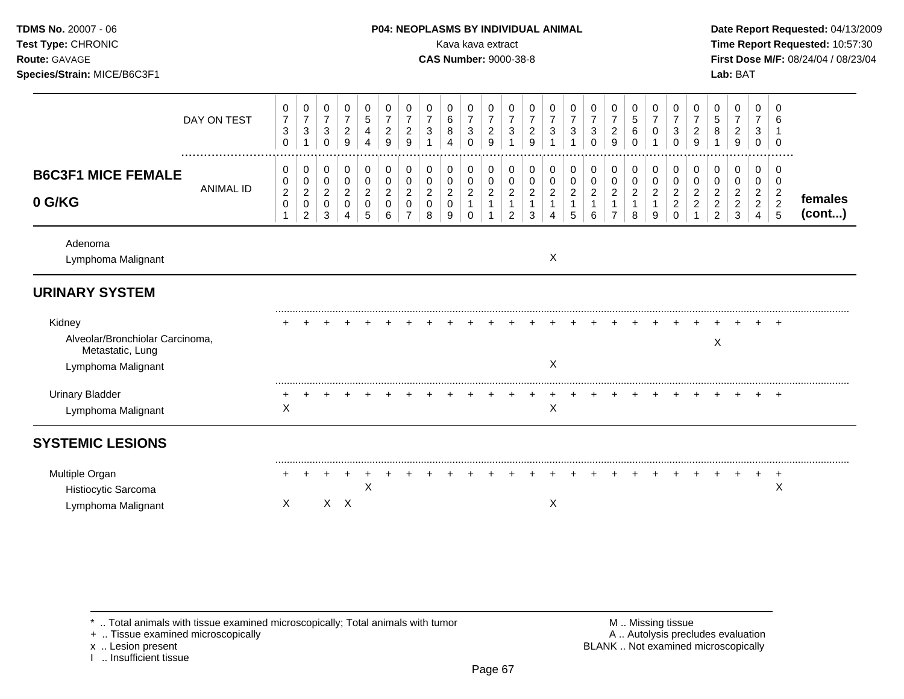**TDMS No.** 20007 - 06
**Test Type:** CHRONIC
**Route:** GAVAGE
**Species/Strain:** MICE/B6C3F1

**P04: NEOPLASMS BY INDIVIDUAL ANIMAL**
Kava kava extract
**CAS Number:** 9000-38-8

**Date Report Requested:** 04/13/2009
**Time Report Requested:** 10:57:30
**First Dose M/F:** 08/24/04 / 08/23/04
**Lab:** BAT

**B6C3F1 MICE FEMALE 0 G/KG** — females (cont...)

| DAY ON TEST | 0730 | 0731 | 0730 | 0729 | 0544 | 0729 | 0729 | 0731 | 0684 | 0730 | 0729 | 0731 | 0729 | 0731 | 0731 | 0730 | 0729 | 0560 | 0701 | 0730 | 0729 | 0581 | 0729 | 0730 | 0610 |
|---|---|---|---|---|---|---|---|---|---|---|---|---|---|---|---|---|---|---|---|---|---|---|---|---|---|
| ANIMAL ID | 00201 | 00202 | 00203 | 00204 | 00205 | 00206 | 00207 | 00208 | 00209 | 00210 | 00211 | 00212 | 00213 | 00214 | 00215 | 00216 | 00217 | 00218 | 00219 | 00220 | 00221 | 00222 | 00223 | 00224 | 00225 |
| Adenoma | | | | | | | | | | | | | | | | | | | | | | | | | |
| Lymphoma Malignant | | | | | | | | | | | | | | X | | | | | | | | | | | |
| **URINARY SYSTEM** | | | | | | | | | | | | | | | | | | | | | | | | | |
| Kidney | + | + | + | + | + | + | + | + | + | + | + | + | + | + | + | + | + | + | + | + | + | + | + | + | + |
| Alveolar/Bronchiolar Carcinoma, Metastatic, Lung | | | | | | | | | | | | | | | | | | | | | | X | | | |
| Lymphoma Malignant | | | | | | | | | | | | | | X | | | | | | | | | | | |
| Urinary Bladder | + | + | + | + | + | + | + | + | + | + | + | + | + | + | + | + | + | + | + | + | + | + | + | + | + |
| Lymphoma Malignant | X | | | | | | | | | | | | | X | | | | | | | | | | | |
| **SYSTEMIC LESIONS** | | | | | | | | | | | | | | | | | | | | | | | | | |
| Multiple Organ | + | + | + | + | + | + | + | + | + | + | + | + | + | + | + | + | + | + | + | + | + | + | + | + | + |
| Histiocytic Sarcoma | | | | | X | | | | | | | | | | | | | | | | | | | | X |
| Lymphoma Malignant | X | | X | X | | | | | | | | | | X | | | | | | | | | | | |

\* .. Total animals with tissue examined microscopically; Total animals with tumor
\+ .. Tissue examined microscopically
x .. Lesion present
I .. Insufficient tissue

M .. Missing tissue
A .. Autolysis precludes evaluation
BLANK .. Not examined microscopically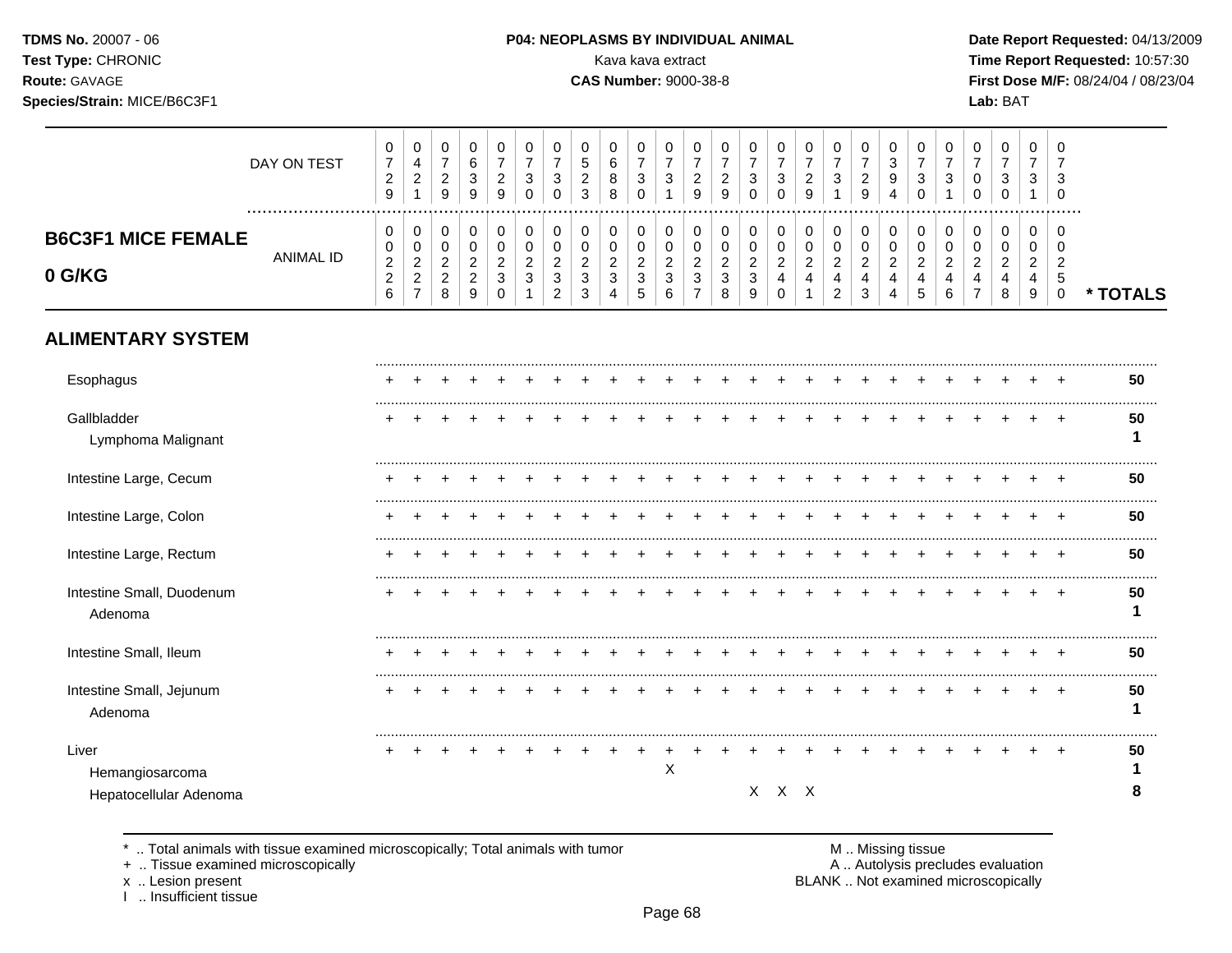**TDMS No.** 20007 - 06
**Test Type:** CHRONIC
**Route:** GAVAGE
**Species/Strain:** MICE/B6C3F1

**P04: NEOPLASMS BY INDIVIDUAL ANIMAL**
Kava kava extract
**CAS Number:** 9000-38-8

**Date Report Requested:** 04/13/2009
**Time Report Requested:** 10:57:30
**First Dose M/F:** 08/24/04 / 08/23/04
**Lab:** BAT

| | DAY ON TEST | 0729 | 0421 | 0729 | 0639 | 0729 | 0730 | 0730 | 0523 | 0688 | 0730 | 0731 | 0729 | 0729 | 0730 | 0730 | 0729 | 0731 | 0729 | 0394 | 0730 | 0731 | 0700 | 0730 | 0731 | 0730 | |
|---|---|---|---|---|---|---|---|---|---|---|---|---|---|---|---|---|---|---|---|---|---|---|---|---|---|---|---|
| **B6C3F1 MICE FEMALE 0 G/KG** | ANIMAL ID | 00226 | 00227 | 00228 | 00229 | 00230 | 00231 | 00232 | 00233 | 00234 | 00235 | 00236 | 00237 | 00238 | 00239 | 00240 | 00241 | 00242 | 00243 | 00244 | 00245 | 00246 | 00247 | 00248 | 00249 | 00250 | * TOTALS |
| **ALIMENTARY SYSTEM** | | | | | | | | | | | | | | | | | | | | | | | | | | | |
| Esophagus | | + | + | + | + | + | + | + | + | + | + | + | + | + | + | + | + | + | + | + | + | + | + | + | + | + | 50 |
| Gallbladder | | + | + | + | + | + | + | + | + | + | + | + | + | + | + | + | + | + | + | + | + | + | + | + | + | + | 50 |
| Lymphoma Malignant | | | | | | | | | | | | | | | | | | | | | | | | | | | 1 |
| Intestine Large, Cecum | | + | + | + | + | + | + | + | + | + | + | + | + | + | + | + | + | + | + | + | + | + | + | + | + | + | 50 |
| Intestine Large, Colon | | + | + | + | + | + | + | + | + | + | + | + | + | + | + | + | + | + | + | + | + | + | + | + | + | + | 50 |
| Intestine Large, Rectum | | + | + | + | + | + | + | + | + | + | + | + | + | + | + | + | + | + | + | + | + | + | + | + | + | + | 50 |
| Intestine Small, Duodenum | | + | + | + | + | + | + | + | + | + | + | + | + | + | + | + | + | + | + | + | + | + | + | + | + | + | 50 |
| Adenoma | | | | | | | | | | | | | | | | | | | | | | | | | | | 1 |
| Intestine Small, Ileum | | + | + | + | + | + | + | + | + | + | + | + | + | + | + | + | + | + | + | + | + | + | + | + | + | + | 50 |
| Intestine Small, Jejunum | | + | + | + | + | + | + | + | + | + | + | + | + | + | + | + | + | + | + | + | + | + | + | + | + | + | 50 |
| Adenoma | | | | | | | | | | | | | | | | | | | | | | | | | | | 1 |
| Liver | | + | + | + | + | + | + | + | + | + | + | + | + | + | + | + | + | + | + | + | + | + | + | + | + | + | 50 |
| Hemangiosarcoma | | | | | | | | | | | | X | | | | | | | | | | | | | | | 1 |
| Hepatocellular Adenoma | | | | | | | | | | | | | | | X | X | X | | | | | | | | | | 8 |

\* .. Total animals with tissue examined microscopically; Total animals with tumor
\+ .. Tissue examined microscopically
x .. Lesion present
I .. Insufficient tissue

M .. Missing tissue
A .. Autolysis precludes evaluation
BLANK .. Not examined microscopically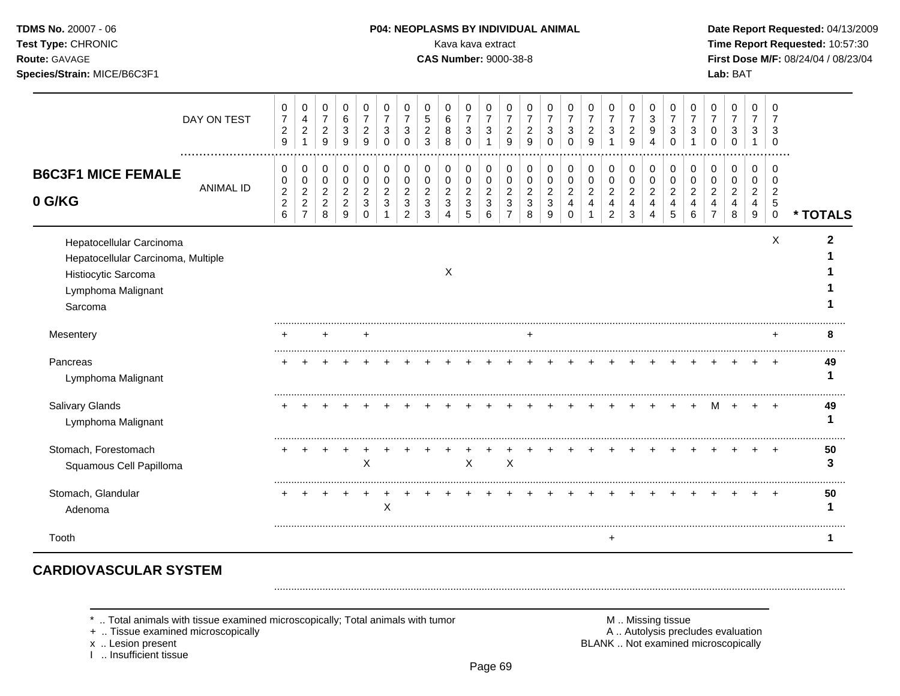**TDMS No.** 20007 - 06
**Test Type:** CHRONIC
**Route:** GAVAGE
**Species/Strain:** MICE/B6C3F1

**P04: NEOPLASMS BY INDIVIDUAL ANIMAL**
Kava kava extract
**CAS Number:** 9000-38-8

**Date Report Requested:** 04/13/2009
**Time Report Requested:** 10:57:30
**First Dose M/F:** 08/24/04 / 08/23/04
**Lab:** BAT

## B6C3F1 MICE FEMALE 0 G/KG

| | 0226 | 0227 | 0228 | 0229 | 0230 | 0231 | 0232 | 0233 | 0234 | 0235 | 0236 | 0237 | 0238 | 0239 | 0240 | 0241 | 0242 | 0243 | 0244 | 0245 | 0246 | 0247 | 0248 | 0249 | 0250 | * TOTALS |
|---|---|---|---|---|---|---|---|---|---|---|---|---|---|---|---|---|---|---|---|---|---|---|---|---|---|---|
| DAY ON TEST | 0729 | 0421 | 0729 | 0639 | 0729 | 0730 | 0730 | 0523 | 0688 | 0730 | 0731 | 0729 | 0729 | 0730 | 0730 | 0729 | 0731 | 0729 | 0394 | 0730 | 0731 | 0700 | 0730 | 0731 | 0730 | |
| Hepatocellular Carcinoma | | | | | | | | | | | | | | | | | | | | | | | | | X | 2 |
| Hepatocellular Carcinoma, Multiple | | | | | | | | | | | | | | | | | | | | | | | | | | 1 |
| Histiocytic Sarcoma | | | | | | | | | X | | | | | | | | | | | | | | | | | 1 |
| Lymphoma Malignant | | | | | | | | | | | | | | | | | | | | | | | | | | 1 |
| Sarcoma | | | | | | | | | | | | | | | | | | | | | | | | | | 1 |
| Mesentery | + | | + | | + | | | | | | | | + | | | | | | | | | | | | + | 8 |
| Pancreas | + | + | + | + | + | + | + | + | + | + | + | + | + | + | + | + | + | + | + | + | + | + | + | + | + | 49 |
| Lymphoma Malignant | | | | | | | | | | | | | | | | | | | | | | | | | | 1 |
| Salivary Glands | + | + | + | + | + | + | + | + | + | + | + | + | + | + | + | + | + | + | + | + | + | M | + | + | + | 49 |
| Lymphoma Malignant | | | | | | | | | | | | | | | | | | | | | | | | | | 1 |
| Stomach, Forestomach | + | + | + | + | + | + | + | + | + | + | + | + | + | + | + | + | + | + | + | + | + | + | + | + | + | 50 |
| Squamous Cell Papilloma | | | | | X | | | | | X | | X | | | | | | | | | | | | | | 3 |
| Stomach, Glandular | + | + | + | + | + | + | + | + | + | + | + | + | + | + | + | + | + | + | + | + | + | + | + | + | + | 50 |
| Adenoma | | | | | | X | | | | | | | | | | | | | | | | | | | | 1 |
| Tooth | | | | | | | | | | | | | | | | | + | | | | | | | | | 1 |

## CARDIOVASCULAR SYSTEM

\* .. Total animals with tissue examined microscopically; Total animals with tumor
\+ .. Tissue examined microscopically
x .. Lesion present
I .. Insufficient tissue

M .. Missing tissue
A .. Autolysis precludes evaluation
BLANK .. Not examined microscopically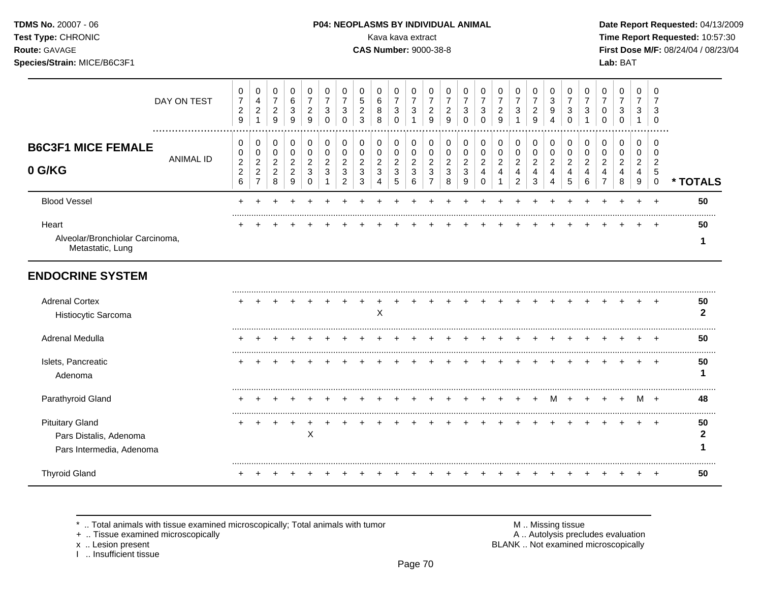**TDMS No.** 20007 - 06
**Test Type:** CHRONIC
**Route:** GAVAGE
**Species/Strain:** MICE/B6C3F1

**P04: NEOPLASMS BY INDIVIDUAL ANIMAL**
Kava kava extract
**CAS Number:** 9000-38-8

**Date Report Requested:** 04/13/2009
**Time Report Requested:** 10:57:30
**First Dose M/F:** 08/24/04 / 08/23/04
**Lab:** BAT

## B6C3F1 MICE FEMALE 0 G/KG

| DAY ON TEST | 0729 | 0421 | 0729 | 0639 | 0729 | 0730 | 0730 | 0523 | 0688 | 0730 | 0731 | 0729 | 0729 | 0730 | 0730 | 0729 | 0731 | 0729 | 0394 | 0730 | 0731 | 0700 | 0730 | 0731 | 0730 | |
|---|---|---|---|---|---|---|---|---|---|---|---|---|---|---|---|---|---|---|---|---|---|---|---|---|---|---|
| ANIMAL ID | 00226 | 00227 | 00228 | 00229 | 00230 | 00231 | 00232 | 00233 | 00234 | 00235 | 00236 | 00237 | 00238 | 00239 | 00240 | 00241 | 00242 | 00243 | 00244 | 00245 | 00246 | 00247 | 00248 | 00249 | 00250 | * TOTALS |
| Blood Vessel | + | + | + | + | + | + | + | + | + | + | + | + | + | + | + | + | + | + | + | + | + | + | + | + | + | 50 |
| Heart | + | + | + | + | + | + | + | + | + | + | + | + | + | + | + | + | + | + | + | + | + | + | + | + | + | 50 |
| Alveolar/Bronchiolar Carcinoma, Metastatic, Lung | | | | | | | | | | | | | | | | | | | | | | | | | | 1 |
| **ENDOCRINE SYSTEM** | | | | | | | | | | | | | | | | | | | | | | | | | | |
| Adrenal Cortex | + | + | + | + | + | + | + | + | + | + | + | + | + | + | + | + | + | + | + | + | + | + | + | + | + | 50 |
| Histiocytic Sarcoma | | | | | | | | | X | | | | | | | | | | | | | | | | | 2 |
| Adrenal Medulla | + | + | + | + | + | + | + | + | + | + | + | + | + | + | + | + | + | + | + | + | + | + | + | + | + | 50 |
| Islets, Pancreatic | + | + | + | + | + | + | + | + | + | + | + | + | + | + | + | + | + | + | + | + | + | + | + | + | + | 50 |
| Adenoma | | | | | | | | | | | | | | | | | | | | | | | | | | 1 |
| Parathyroid Gland | + | + | + | + | + | + | + | + | + | + | + | + | + | + | + | + | + | + | M | + | + | + | + | M | + | 48 |
| Pituitary Gland | + | + | + | + | + | + | + | + | + | + | + | + | + | + | + | + | + | + | + | + | + | + | + | + | + | 50 |
| Pars Distalis, Adenoma | | | | | X | | | | | | | | | | | | | | | | | | | | | 2 |
| Pars Intermedia, Adenoma | | | | | | | | | | | | | | | | | | | | | | | | | | 1 |
| Thyroid Gland | + | + | + | + | + | + | + | + | + | + | + | + | + | + | + | + | + | + | + | + | + | + | + | + | + | 50 |

\* .. Total animals with tissue examined microscopically; Total animals with tumor
\+ .. Tissue examined microscopically
x .. Lesion present
I .. Insufficient tissue

M .. Missing tissue
A .. Autolysis precludes evaluation
BLANK .. Not examined microscopically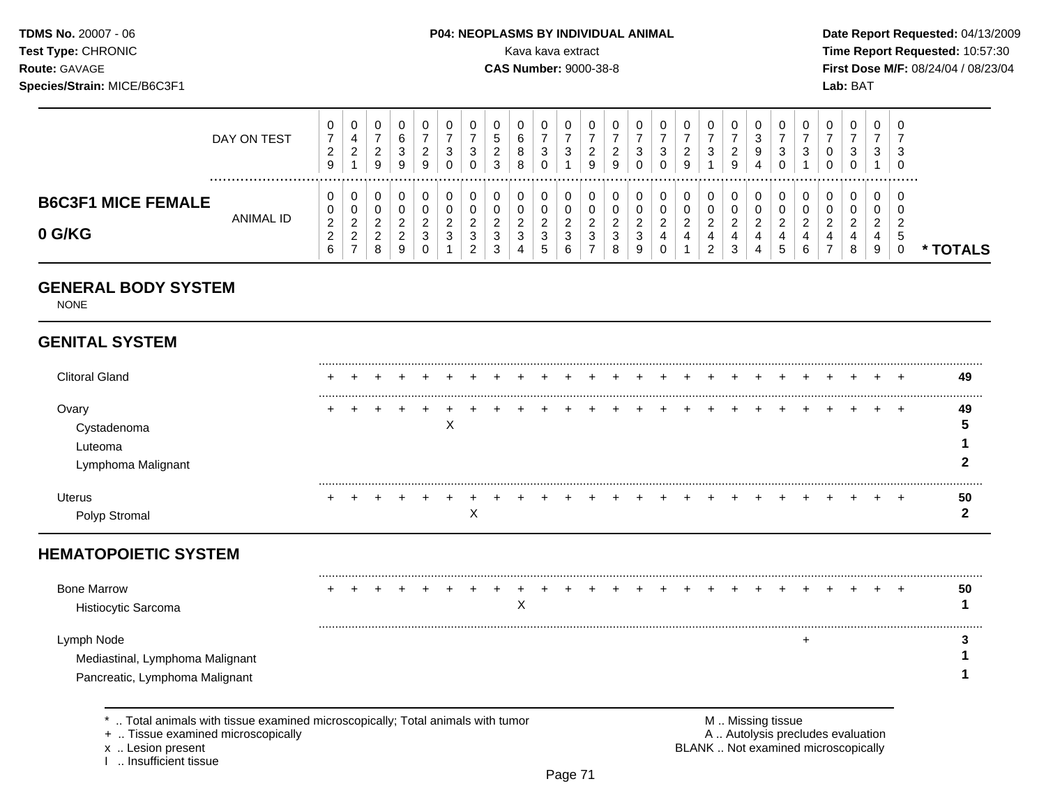TDMS No. 20007 - 06
Test Type: CHRONIC
Route: GAVAGE
Species/Strain: MICE/B6C3F1

**P04: NEOPLASMS BY INDIVIDUAL ANIMAL**
Kava kava extract
**CAS Number:** 9000-38-8

Date Report Requested: 04/13/2009
Time Report Requested: 10:57:30
First Dose M/F: 08/24/04 / 08/23/04
Lab: BAT

| DAY ON TEST | 0729 | 0421 | 0729 | 0639 | 0729 | 0730 | 0730 | 0523 | 0688 | 0730 | 0731 | 0729 | 0729 | 0730 | 0730 | 0729 | 0731 | 0729 | 0394 | 0730 | 0731 | 0700 | 0730 | 0731 | 0730 | |
|---|---|---|---|---|---|---|---|---|---|---|---|---|---|---|---|---|---|---|---|---|---|---|---|---|---|---|
| **B6C3F1 MICE FEMALE 0 G/KG** ANIMAL ID | 00226 | 00227 | 00228 | 00229 | 00230 | 00231 | 00232 | 00233 | 00234 | 00235 | 00236 | 00237 | 00238 | 00239 | 00240 | 00241 | 00242 | 00243 | 00244 | 00245 | 00246 | 00247 | 00248 | 00249 | 00250 | * TOTALS |
| **GENERAL BODY SYSTEM** | | | | | | | | | | | | | | | | | | | | | | | | | | |
| NONE | | | | | | | | | | | | | | | | | | | | | | | | | | |
| **GENITAL SYSTEM** | | | | | | | | | | | | | | | | | | | | | | | | | | |
| Clitoral Gland | + | + | + | + | + | + | + | + | + | + | + | + | + | + | + | + | + | + | + | + | + | + | + | + | + | 49 |
| Ovary | + | + | + | + | + | + | + | + | + | + | + | + | + | + | + | + | + | + | + | + | + | + | + | + | + | 49 |
| Cystadenoma | | | | | | X | | | | | | | | | | | | | | | | | | | | 5 |
| Luteoma | | | | | | | | | | | | | | | | | | | | | | | | | | 1 |
| Lymphoma Malignant | | | | | | | | | | | | | | | | | | | | | | | | | | 2 |
| Uterus | + | + | + | + | + | + | + | + | + | + | + | + | + | + | + | + | + | + | + | + | + | + | + | + | + | 50 |
| Polyp Stromal | | | | | | | X | | | | | | | | | | | | | | | | | | | 2 |
| **HEMATOPOIETIC SYSTEM** | | | | | | | | | | | | | | | | | | | | | | | | | | |
| Bone Marrow | + | + | + | + | + | + | + | + | + | + | + | + | + | + | + | + | + | + | + | + | + | + | + | + | + | 50 |
| Histiocytic Sarcoma | | | | | | | | | X | | | | | | | | | | | | | | | | | 1 |
| Lymph Node | | | | | | | | | | | | | | | | | | | | | + | | | | | 3 |
| Mediastinal, Lymphoma Malignant | | | | | | | | | | | | | | | | | | | | | | | | | | 1 |
| Pancreatic, Lymphoma Malignant | | | | | | | | | | | | | | | | | | | | | | | | | | 1 |

\* .. Total animals with tissue examined microscopically; Total animals with tumor
\+ .. Tissue examined microscopically
x .. Lesion present
I .. Insufficient tissue

M .. Missing tissue
A .. Autolysis precludes evaluation
BLANK .. Not examined microscopically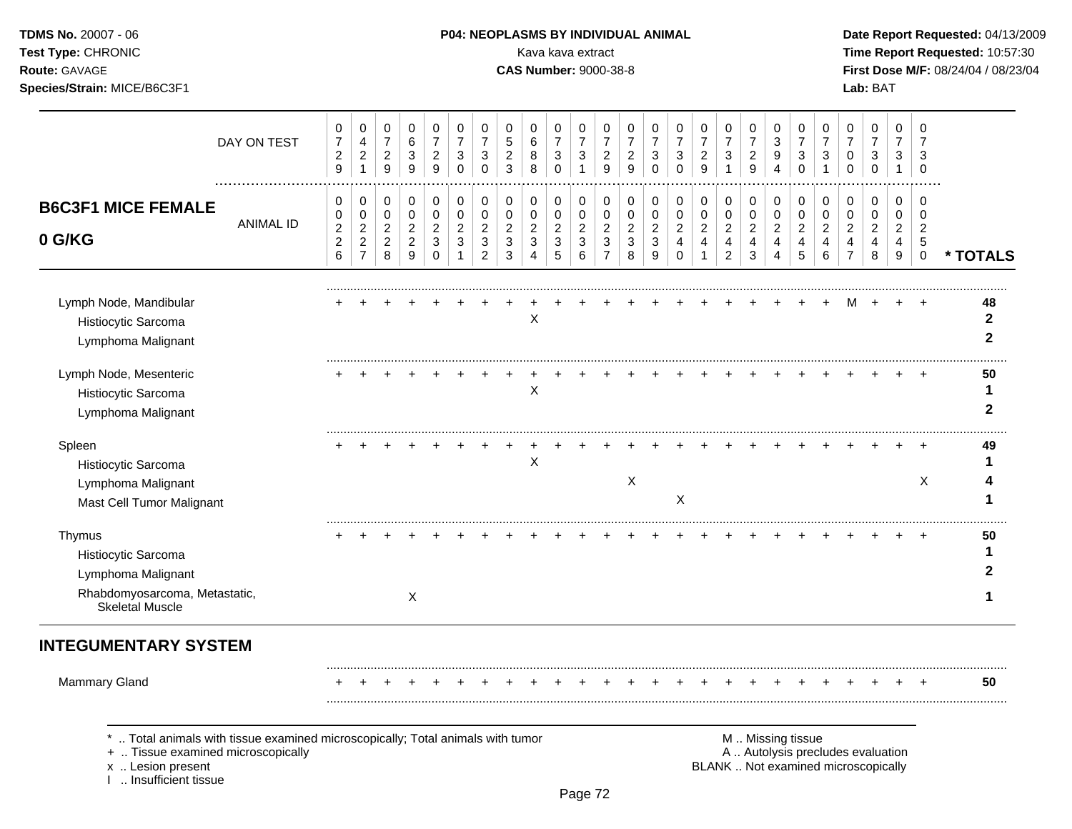**TDMS No.** 20007 - 06
**Test Type:** CHRONIC
**Route:** GAVAGE
**Species/Strain:** MICE/B6C3F1

**P04: NEOPLASMS BY INDIVIDUAL ANIMAL**
Kava kava extract
**CAS Number:** 9000-38-8

**Date Report Requested:** 04/13/2009
**Time Report Requested:** 10:57:30
**First Dose M/F:** 08/24/04 / 08/23/04
**Lab:** BAT

## B6C3F1 MICE FEMALE 0 G/KG

| DAY ON TEST | 0729 | 0421 | 0729 | 0639 | 0729 | 0730 | 0730 | 0523 | 0688 | 0730 | 0731 | 0729 | 0729 | 0730 | 0730 | 0729 | 0731 | 0729 | 0394 | 0730 | 0731 | 0700 | 0730 | 0731 | 0730 | |
|---|---|---|---|---|---|---|---|---|---|---|---|---|---|---|---|---|---|---|---|---|---|---|---|---|---|---|
| **ANIMAL ID** | 0226 | 0227 | 0228 | 0229 | 0230 | 0231 | 0232 | 0233 | 0234 | 0235 | 0236 | 0237 | 0238 | 0239 | 0240 | 0241 | 0242 | 0243 | 0244 | 0245 | 0246 | 0247 | 0248 | 0249 | 0250 | *** TOTALS** |
| Lymph Node, Mandibular | + | + | + | + | + | + | + | + | + | + | + | + | + | + | + | + | + | + | + | + | + | M | + | + | + | **48** |
| Histiocytic Sarcoma | | | | | | | | | X | | | | | | | | | | | | | | | | | **2** |
| Lymphoma Malignant | | | | | | | | | | | | | | | | | | | | | | | | | | **2** |
| Lymph Node, Mesenteric | + | + | + | + | + | + | + | + | + | + | + | + | + | + | + | + | + | + | + | + | + | + | + | + | + | **50** |
| Histiocytic Sarcoma | | | | | | | | | X | | | | | | | | | | | | | | | | | **1** |
| Lymphoma Malignant | | | | | | | | | | | | | | | | | | | | | | | | | | **2** |
| Spleen | + | + | + | + | + | + | + | + | + | + | + | + | + | + | + | + | + | + | + | + | + | + | + | + | + | **49** |
| Histiocytic Sarcoma | | | | | | | | | X | | | | | | | | | | | | | | | | | **1** |
| Lymphoma Malignant | | | | | | | | | | | | | X | | | | | | | | | | | | X | **4** |
| Mast Cell Tumor Malignant | | | | | | | | | | | | | | | | X | | | | | | | | | | **1** |
| Thymus | + | + | + | + | + | + | + | + | + | + | + | + | + | + | + | + | + | + | + | + | + | + | + | + | + | **50** |
| Histiocytic Sarcoma | | | | | | | | | | | | | | | | | | | | | | | | | | **1** |
| Lymphoma Malignant | | | | | | | | | | | | | | | | | | | | | | | | | | **2** |
| Rhabdomyosarcoma, Metastatic, Skeletal Muscle | | | | X | | | | | | | | | | | | | | | | | | | | | | **1** |

## INTEGUMENTARY SYSTEM

| | 0226 | 0227 | 0228 | 0229 | 0230 | 0231 | 0232 | 0233 | 0234 | 0235 | 0236 | 0237 | 0238 | 0239 | 0240 | 0241 | 0242 | 0243 | 0244 | 0245 | 0246 | 0247 | 0248 | 0249 | 0250 | *** TOTALS** |
|---|---|---|---|---|---|---|---|---|---|---|---|---|---|---|---|---|---|---|---|---|---|---|---|---|---|---|
| Mammary Gland | + | + | + | + | + | + | + | + | + | + | + | + | + | + | + | + | + | + | + | + | + | + | + | + | + | **50** |

\* .. Total animals with tissue examined microscopically; Total animals with tumor
\+ .. Tissue examined microscopically
x .. Lesion present
I .. Insufficient tissue

M .. Missing tissue
A .. Autolysis precludes evaluation
BLANK .. Not examined microscopically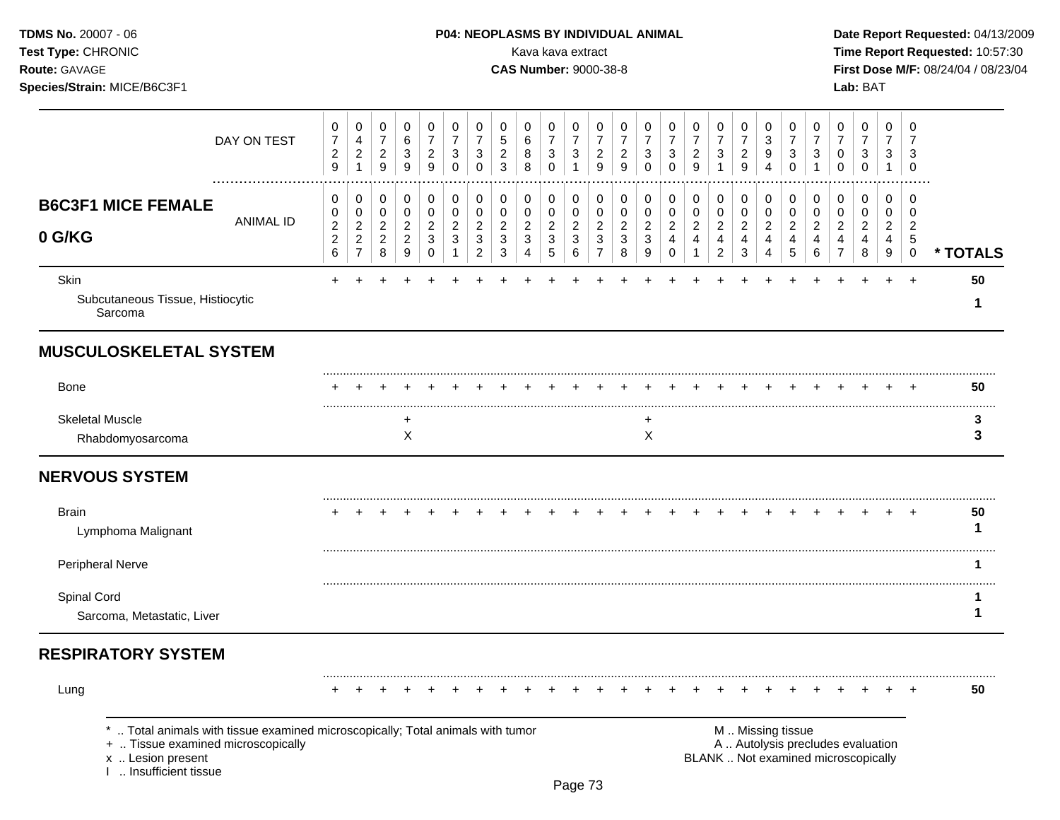**TDMS No.** 20007 - 06
**Test Type:** CHRONIC
**Route:** GAVAGE
**Species/Strain:** MICE/B6C3F1

**P04: NEOPLASMS BY INDIVIDUAL ANIMAL**
Kava kava extract
**CAS Number:** 9000-38-8

**Date Report Requested:** 04/13/2009
**Time Report Requested:** 10:57:30
**First Dose M/F:** 08/24/04 / 08/23/04
**Lab:** BAT

| DAY ON TEST | 0729 | 0421 | 0729 | 0639 | 0729 | 0730 | 0730 | 0523 | 0688 | 0730 | 0731 | 0729 | 0729 | 0730 | 0730 | 0729 | 0731 | 0729 | 0394 | 0730 | 0731 | 0700 | 0730 | 0731 | 0730 | |
|---|---|---|---|---|---|---|---|---|---|---|---|---|---|---|---|---|---|---|---|---|---|---|---|---|---|---|
| **B6C3F1 MICE FEMALE 0 G/KG** — ANIMAL ID | 00226 | 00227 | 00228 | 00229 | 00230 | 00231 | 00232 | 00233 | 00234 | 00235 | 00236 | 00237 | 00238 | 00239 | 00240 | 00241 | 00242 | 00243 | 00244 | 00245 | 00246 | 00247 | 00248 | 00249 | 00250 | *** TOTALS** |
| Skin | + | + | + | + | + | + | + | + | + | + | + | + | + | + | + | + | + | + | + | + | + | + | + | + | + | **50** |
| Subcutaneous Tissue, Histiocytic Sarcoma | | | | | | | | | | | | | | | | | | | | | | | | | | **1** |
| **MUSCULOSKELETAL SYSTEM** | | | | | | | | | | | | | | | | | | | | | | | | | | |
| Bone | + | + | + | + | + | + | + | + | + | + | + | + | + | + | + | + | + | + | + | + | + | + | + | + | + | **50** |
| Skeletal Muscle | | | | + | | | | | | | | | | + | | | | | | | | | | | | **3** |
| Rhabdomyosarcoma | | | | X | | | | | | | | | | X | | | | | | | | | | | | **3** |
| **NERVOUS SYSTEM** | | | | | | | | | | | | | | | | | | | | | | | | | | |
| Brain | + | + | + | + | + | + | + | + | + | + | + | + | + | + | + | + | + | + | + | + | + | + | + | + | + | **50** |
| Lymphoma Malignant | | | | | | | | | | | | | | | | | | | | | | | | | | **1** |
| Peripheral Nerve | | | | | | | | | | | | | | | | | | | | | | | | | | **1** |
| Spinal Cord | | | | | | | | | | | | | | | | | | | | | | | | | | **1** |
| Sarcoma, Metastatic, Liver | | | | | | | | | | | | | | | | | | | | | | | | | | **1** |
| **RESPIRATORY SYSTEM** | | | | | | | | | | | | | | | | | | | | | | | | | | |
| Lung | + | + | + | + | + | + | + | + | + | + | + | + | + | + | + | + | + | + | + | + | + | + | + | + | + | **50** |

\* .. Total animals with tissue examined microscopically; Total animals with tumor
\+ .. Tissue examined microscopically
x .. Lesion present
I .. Insufficient tissue

M .. Missing tissue
A .. Autolysis precludes evaluation
BLANK .. Not examined microscopically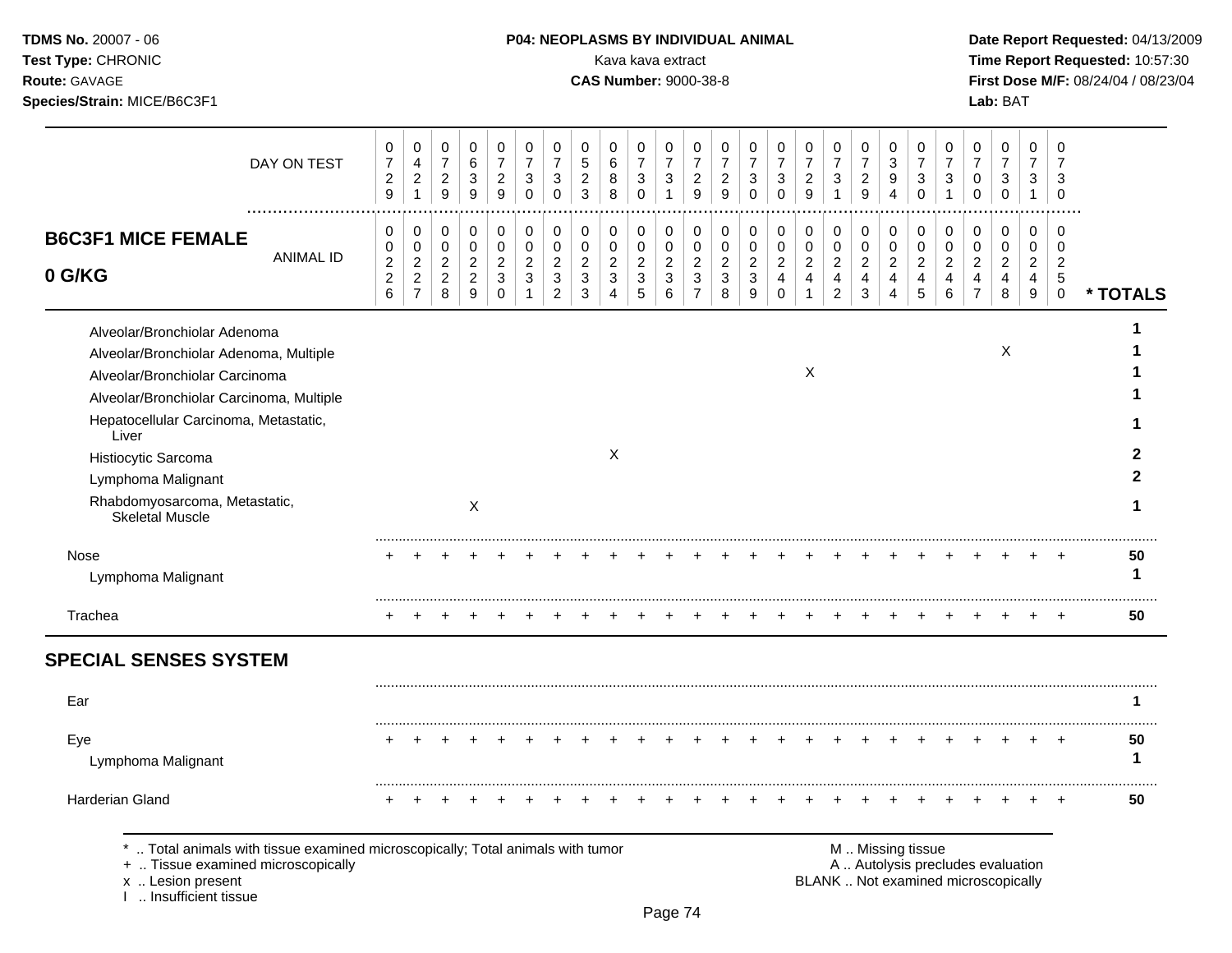| DAY ON TEST | 0 7 2 9 | 0 4 2 1 | 0 7 2 9 | 0 6 3 9 | 0 7 2 9 | 0 7 3 0 | 0 7 3 0 | 0 5 2 3 | 0 6 8 8 | 0 7 3 0 | 0 7 3 1 | 0 7 2 9 | 0 7 2 9 | 0 7 3 0 | 0 7 3 0 | 0 7 2 9 | 0 7 3 1 | 0 7 2 9 | 0 3 9 4 | 0 7 3 0 | 0 7 3 1 | 0 7 0 0 | 0 7 3 0 | 0 7 3 1 | 0 7 3 0 | |
|---|---|---|---|---|---|---|---|---|---|---|---|---|---|---|---|---|---|---|---|---|---|---|---|---|---|---|
| **B6C3F1 MICE FEMALE 0 G/KG** ANIMAL ID | 0 0 2 2 6 | 0 0 2 2 7 | 0 0 2 2 8 | 0 0 2 2 9 | 0 0 2 3 0 | 0 0 2 3 1 | 0 0 2 3 2 | 0 0 2 3 3 | 0 0 2 3 4 | 0 0 2 3 5 | 0 0 2 3 6 | 0 0 2 3 7 | 0 0 2 3 8 | 0 0 2 3 9 | 0 0 2 4 0 | 0 0 2 4 1 | 0 0 2 4 2 | 0 0 2 4 3 | 0 0 2 4 4 | 0 0 2 4 5 | 0 0 2 4 6 | 0 0 2 4 7 | 0 0 2 4 8 | 0 0 2 4 9 | 0 0 2 5 0 | * TOTALS |
| Alveolar/Bronchiolar Adenoma | | | | | | | | | | | | | | | | | | | | | | | | | | 1 |
| Alveolar/Bronchiolar Adenoma, Multiple | | | | | | | | | | | | | | | | | | | | | | | X | | | 1 |
| Alveolar/Bronchiolar Carcinoma | | | | | | | | | | | | | | | | X | | | | | | | | | | 1 |
| Alveolar/Bronchiolar Carcinoma, Multiple | | | | | | | | | | | | | | | | | | | | | | | | | | 1 |
| Hepatocellular Carcinoma, Metastatic, Liver | | | | | | | | | | | | | | | | | | | | | | | | | | 1 |
| Histiocytic Sarcoma | | | | | | | | | X | | | | | | | | | | | | | | | | | 2 |
| Lymphoma Malignant | | | | | | | | | | | | | | | | | | | | | | | | | | 2 |
| Rhabdomyosarcoma, Metastatic, Skeletal Muscle | | | | X | | | | | | | | | | | | | | | | | | | | | | 1 |
| Nose | + | + | + | + | + | + | + | + | + | + | + | + | + | + | + | + | + | + | + | + | + | + | + | + | + | 50 |
| Lymphoma Malignant | | | | | | | | | | | | | | | | | | | | | | | | | | 1 |
| Trachea | + | + | + | + | + | + | + | + | + | + | + | + | + | + | + | + | + | + | + | + | + | + | + | + | + | 50 |
| **SPECIAL SENSES SYSTEM** | | | | | | | | | | | | | | | | | | | | | | | | | | |
| Ear | | | | | | | | | | | | | | | | | | | | | | | | | | 1 |
| Eye | + | + | + | + | + | + | + | + | + | + | + | + | + | + | + | + | + | + | + | + | + | + | + | + | + | 50 |
| Lymphoma Malignant | | | | | | | | | | | | | | | | | | | | | | | | | | 1 |
| Harderian Gland | + | + | + | + | + | + | + | + | + | + | + | + | + | + | + | + | + | + | + | + | + | + | + | + | + | 50 |

* .. Total animals with tissue examined microscopically; Total animals with tumor
+ .. Tissue examined microscopically
x .. Lesion present
I .. Insufficient tissue

M .. Missing tissue
A .. Autolysis precludes evaluation
BLANK .. Not examined microscopically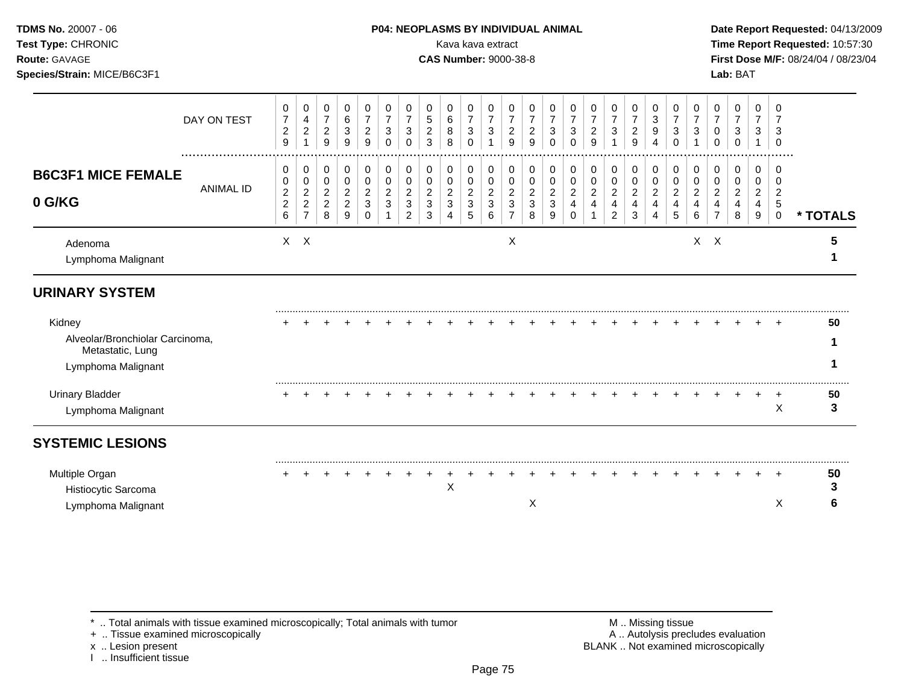| | 0226 | 0227 | 0228 | 0229 | 0230 | 0231 | 0232 | 0233 | 0234 | 0235 | 0236 | 0237 | 0238 | 0239 | 0240 | 0241 | 0242 | 0243 | 0244 | 0245 | 0246 | 0247 | 0248 | 0249 | 0250 | * TOTALS |
|---|---|---|---|---|---|---|---|---|---|---|---|---|---|---|---|---|---|---|---|---|---|---|---|---|---|---|
| **DAY ON TEST** | 0729 | 0421 | 0729 | 0639 | 0729 | 0730 | 0730 | 0523 | 0688 | 0730 | 0731 | 0729 | 0729 | 0730 | 0730 | 0729 | 0731 | 0729 | 0394 | 0730 | 0731 | 0700 | 0730 | 0731 | 0730 | |
| **B6C3F1 MICE FEMALE 0 G/KG** (ANIMAL ID above) | | | | | | | | | | | | | | | | | | | | | | | | | | |
| Adenoma | X | X | | | | | | | | | | X | | | | | | | | | X | X | | | | 5 |
| Lymphoma Malignant | | | | | | | | | | | | | | | | | | | | | | | | | | 1 |
| **URINARY SYSTEM** | | | | | | | | | | | | | | | | | | | | | | | | | | |
| Kidney | + | + | + | + | + | + | + | + | + | + | + | + | + | + | + | + | + | + | + | + | + | + | + | + | + | 50 |
| Alveolar/Bronchiolar Carcinoma, Metastatic, Lung | | | | | | | | | | | | | | | | | | | | | | | | | | 1 |
| Lymphoma Malignant | | | | | | | | | | | | | | | | | | | | | | | | | | 1 |
| Urinary Bladder | + | + | + | + | + | + | + | + | + | + | + | + | + | + | + | + | + | + | + | + | + | + | + | + | + | 50 |
| Lymphoma Malignant | | | | | | | | | | | | | | | | | | | | | | | | | X | 3 |
| **SYSTEMIC LESIONS** | | | | | | | | | | | | | | | | | | | | | | | | | | |
| Multiple Organ | + | + | + | + | + | + | + | + | + | + | + | + | + | + | + | + | + | + | + | + | + | + | + | + | + | 50 |
| Histiocytic Sarcoma | | | | | | | | | X | | | | | | | | | | | | | | | | | 3 |
| Lymphoma Malignant | | | | | | | | | | | | | X | | | | | | | | | | | | X | 6 |

\* .. Total animals with tissue examined microscopically; Total animals with tumor
+ .. Tissue examined microscopically
x .. Lesion present
I .. Insufficient tissue

M .. Missing tissue
A .. Autolysis precludes evaluation
BLANK .. Not examined microscopically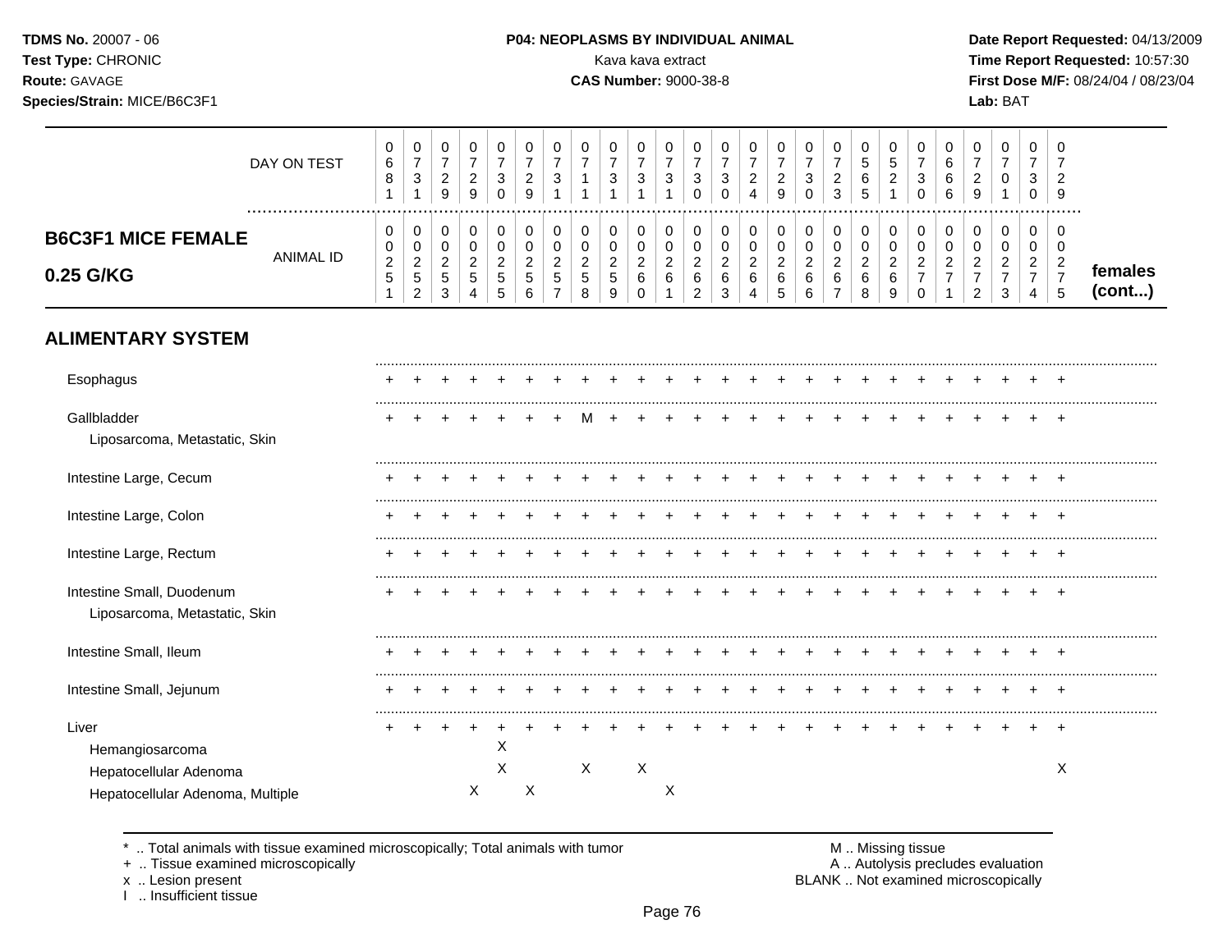TDMS No. 20007 - 06
Test Type: CHRONIC
Route: GAVAGE
Species/Strain: MICE/B6C3F1

**P04: NEOPLASMS BY INDIVIDUAL ANIMAL**
Kava kava extract
**CAS Number:** 9000-38-8

Date Report Requested: 04/13/2009
Time Report Requested: 10:57:30
First Dose M/F: 08/24/04 / 08/23/04
Lab: BAT

## B6C3F1 MICE FEMALE 0.25 G/KG

| DAY ON TEST | 0681 | 0731 | 0729 | 0729 | 0730 | 0729 | 0731 | 0711 | 0731 | 0731 | 0731 | 0730 | 0730 | 0724 | 0729 | 0730 | 0723 | 0565 | 0521 | 0730 | 0666 | 0729 | 0701 | 0730 | 0729 | |
|---|---|---|---|---|---|---|---|---|---|---|---|---|---|---|---|---|---|---|---|---|---|---|---|---|---|---|
| **ANIMAL ID** | 00251 | 00252 | 00253 | 00254 | 00255 | 00256 | 00257 | 00258 | 00259 | 00260 | 00261 | 00262 | 00263 | 00264 | 00265 | 00266 | 00267 | 00268 | 00269 | 00270 | 00271 | 00272 | 00273 | 00274 | 00275 | **females (cont...)** |
| **ALIMENTARY SYSTEM** | | | | | | | | | | | | | | | | | | | | | | | | | | |
| Esophagus | + | + | + | + | + | + | + | + | + | + | + | + | + | + | + | + | + | + | + | + | + | + | + | + | + | |
| Gallbladder | + | + | + | + | + | + | + | M | + | + | + | + | + | + | + | + | + | + | + | + | + | + | + | + | + | |
| Liposarcoma, Metastatic, Skin | | | | | | | | | | | | | | | | | | | | | | | | | | |
| Intestine Large, Cecum | + | + | + | + | + | + | + | + | + | + | + | + | + | + | + | + | + | + | + | + | + | + | + | + | + | |
| Intestine Large, Colon | + | + | + | + | + | + | + | + | + | + | + | + | + | + | + | + | + | + | + | + | + | + | + | + | + | |
| Intestine Large, Rectum | + | + | + | + | + | + | + | + | + | + | + | + | + | + | + | + | + | + | + | + | + | + | + | + | + | |
| Intestine Small, Duodenum | + | + | + | + | + | + | + | + | + | + | + | + | + | + | + | + | + | + | + | + | + | + | + | + | + | |
| Liposarcoma, Metastatic, Skin | | | | | | | | | | | | | | | | | | | | | | | | | | |
| Intestine Small, Ileum | + | + | + | + | + | + | + | + | + | + | + | + | + | + | + | + | + | + | + | + | + | + | + | + | + | |
| Intestine Small, Jejunum | + | + | + | + | + | + | + | + | + | + | + | + | + | + | + | + | + | + | + | + | + | + | + | + | + | |
| Liver | + | + | + | + | + | + | + | + | + | + | + | + | + | + | + | + | + | + | + | + | + | + | + | + | + | |
| Hemangiosarcoma | | | | | X | | | | | | | | | | | | | | | | | | | | | |
| Hepatocellular Adenoma | | | | | X | | | X | | X | | | | | | | | | | | | | | | X | |
| Hepatocellular Adenoma, Multiple | | | | X | | X | | | | | X | | | | | | | | | | | | | | | |

\* .. Total animals with tissue examined microscopically; Total animals with tumor
\+ .. Tissue examined microscopically
x .. Lesion present
I .. Insufficient tissue

M .. Missing tissue
A .. Autolysis precludes evaluation
BLANK .. Not examined microscopically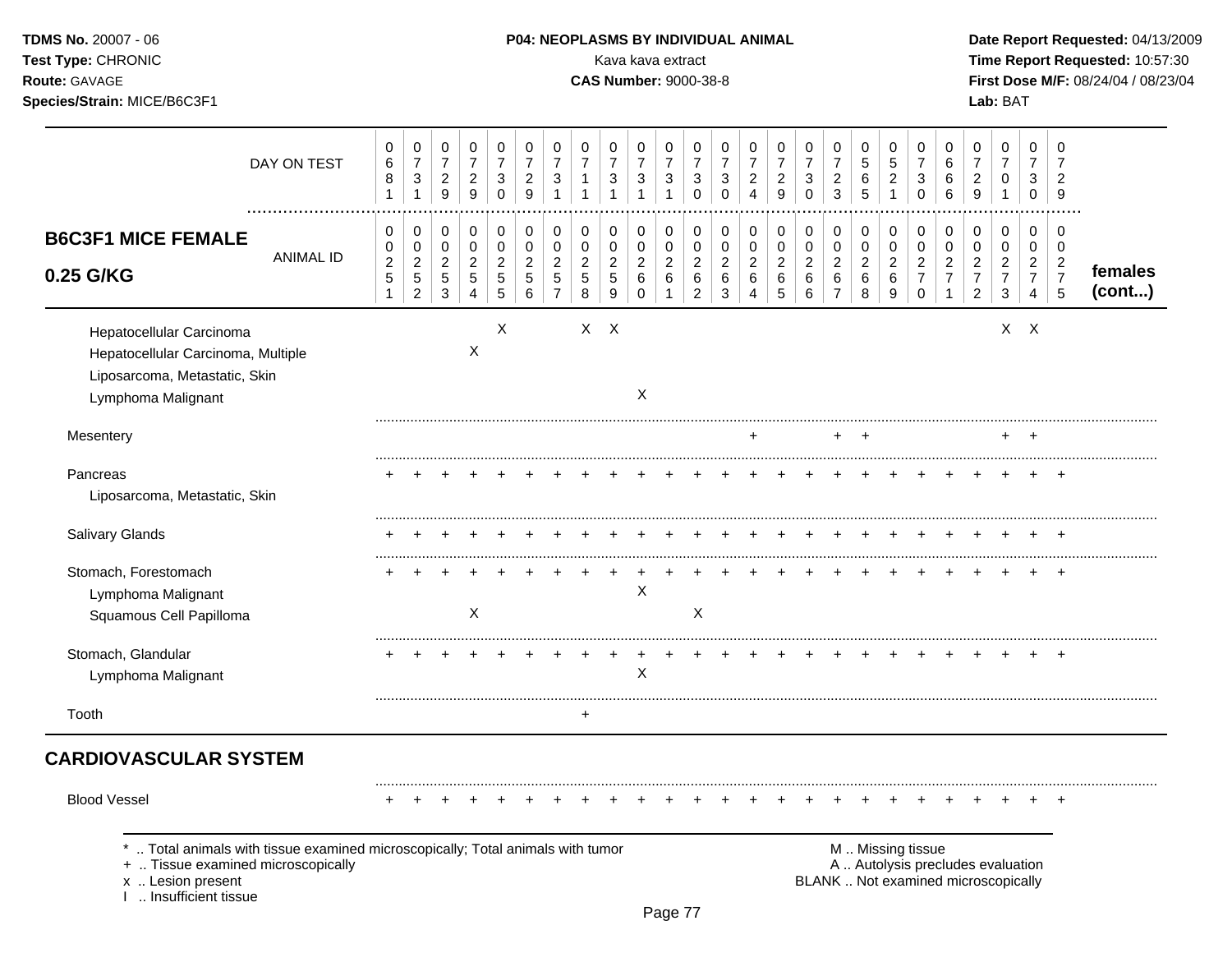**TDMS No.** 20007 - 06
**Test Type:** CHRONIC
**Route:** GAVAGE
**Species/Strain:** MICE/B6C3F1

**P04: NEOPLASMS BY INDIVIDUAL ANIMAL**
Kava kava extract
**CAS Number:** 9000-38-8

**Date Report Requested:** 04/13/2009
**Time Report Requested:** 10:57:30
**First Dose M/F:** 08/24/04 / 08/23/04
**Lab:** BAT

| DAY ON TEST | 0681 | 0731 | 0729 | 0729 | 0730 | 0729 | 0731 | 0711 | 0731 | 0731 | 0731 | 0730 | 0730 | 0724 | 0729 | 0730 | 0723 | 0565 | 0521 | 0730 | 0666 | 0729 | 0701 | 0730 | 0729 | |
|---|---|---|---|---|---|---|---|---|---|---|---|---|---|---|---|---|---|---|---|---|---|---|---|---|---|---|
| **B6C3F1 MICE FEMALE 0.25 G/KG** — ANIMAL ID | 0251 | 0252 | 0253 | 0254 | 0255 | 0256 | 0257 | 0258 | 0259 | 0260 | 0261 | 0262 | 0263 | 0264 | 0265 | 0266 | 0267 | 0268 | 0269 | 0270 | 0271 | 0272 | 0273 | 0274 | 0275 | **females (cont...)** |
| Hepatocellular Carcinoma | | | | | X | | | X | X | | | | | | | | | | | | | | X | X | | |
| Hepatocellular Carcinoma, Multiple | | | | X | | | | | | | | | | | | | | | | | | | | | | |
| Liposarcoma, Metastatic, Skin | | | | | | | | | | | | | | | | | | | | | | | | | | |
| Lymphoma Malignant | | | | | | | | | | X | | | | | | | | | | | | | | | | |
| Mesentery | | | | | | | | | | | | | | + | | | + | + | | | | | + | + | | |
| Pancreas | + | + | + | + | + | + | + | + | + | + | + | + | + | + | + | + | + | + | + | + | + | + | + | + | + | |
| Liposarcoma, Metastatic, Skin | | | | | | | | | | | | | | | | | | | | | | | | | | |
| Salivary Glands | + | + | + | + | + | + | + | + | + | + | + | + | + | + | + | + | + | + | + | + | + | + | + | + | + | |
| Stomach, Forestomach | + | + | + | + | + | + | + | + | + | + | + | + | + | + | + | + | + | + | + | + | + | + | + | + | + | |
| Lymphoma Malignant | | | | | | | | | | X | | | | | | | | | | | | | | | | |
| Squamous Cell Papilloma | | | | X | | | | | | | | X | | | | | | | | | | | | | | |
| Stomach, Glandular | + | + | + | + | + | + | + | + | + | + | + | + | + | + | + | + | + | + | + | + | + | + | + | + | + | |
| Lymphoma Malignant | | | | | | | | | | X | | | | | | | | | | | | | | | | |
| Tooth | | | | | | | | + | | | | | | | | | | | | | | | | | | |

## CARDIOVASCULAR SYSTEM

| | | | | | | | | | | | | | | | | | | | | | | | | | |
|---|---|---|---|---|---|---|---|---|---|---|---|---|---|---|---|---|---|---|---|---|---|---|---|---|---|
| Blood Vessel | + | + | + | + | + | + | + | + | + | + | + | + | + | + | + | + | + | + | + | + | + | + | + | + | + |

\* .. Total animals with tissue examined microscopically; Total animals with tumor
\+ .. Tissue examined microscopically
x .. Lesion present
I .. Insufficient tissue

M .. Missing tissue
A .. Autolysis precludes evaluation
BLANK .. Not examined microscopically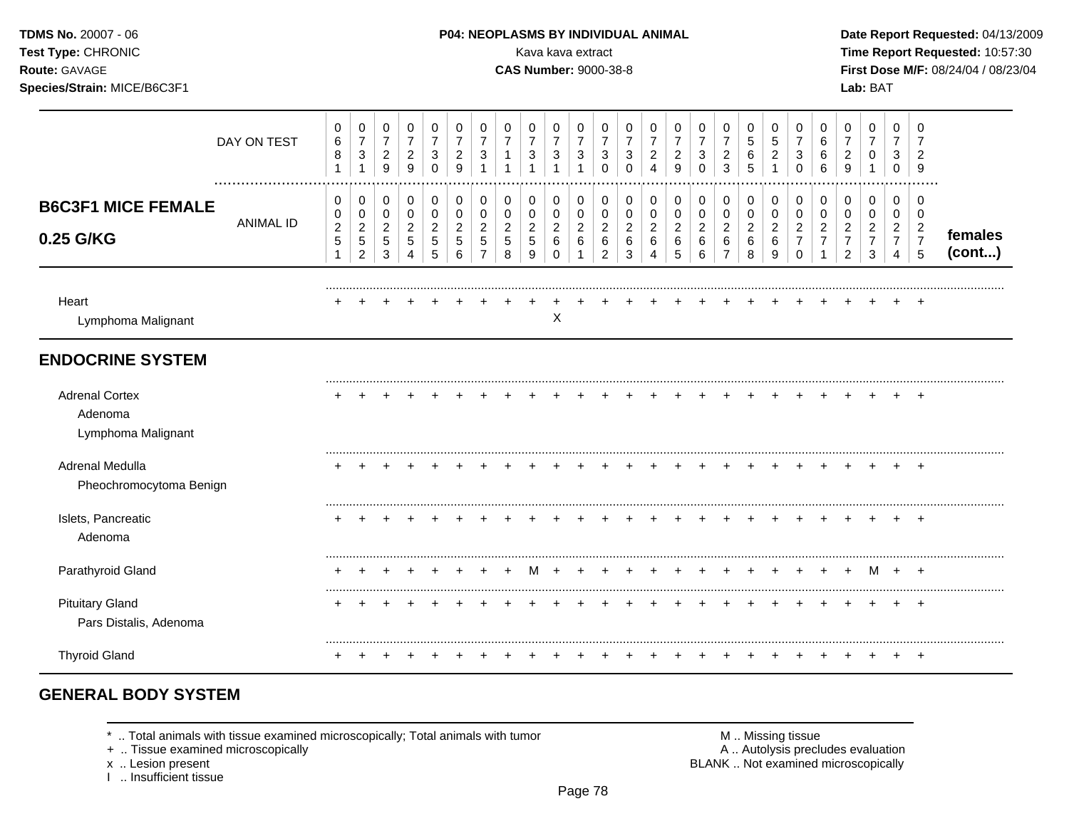**TDMS No.** 20007 - 06
**Test Type:** CHRONIC
**Route:** GAVAGE
**Species/Strain:** MICE/B6C3F1

**P04: NEOPLASMS BY INDIVIDUAL ANIMAL**
Kava kava extract
**CAS Number:** 9000-38-8

**Date Report Requested:** 04/13/2009
**Time Report Requested:** 10:57:30
**First Dose M/F:** 08/24/04 / 08/23/04
**Lab:** BAT

## B6C3F1 MICE FEMALE 0.25 G/KG

| | 0251 | 0252 | 0253 | 0254 | 0255 | 0256 | 0257 | 0258 | 0259 | 0260 | 0261 | 0262 | 0263 | 0264 | 0265 | 0266 | 0267 | 0268 | 0269 | 0270 | 0271 | 0272 | 0273 | 0274 | 0275 | females (cont...) |
|---|---|---|---|---|---|---|---|---|---|---|---|---|---|---|---|---|---|---|---|---|---|---|---|---|---|---|
| DAY ON TEST | 0681 | 0731 | 0729 | 0729 | 0730 | 0729 | 0731 | 0711 | 0731 | 0731 | 0731 | 0730 | 0730 | 0724 | 0729 | 0730 | 0723 | 0565 | 0521 | 0730 | 0666 | 0729 | 0701 | 0730 | 0729 | |
| Heart | + | + | + | + | + | + | + | + | + | + | + | + | + | + | + | + | + | + | + | + | + | + | + | + | + | |
| Lymphoma Malignant | | | | | | | | | | X | | | | | | | | | | | | | | | | |
| **ENDOCRINE SYSTEM** | | | | | | | | | | | | | | | | | | | | | | | | | | |
| Adrenal Cortex | + | + | + | + | + | + | + | + | + | + | + | + | + | + | + | + | + | + | + | + | + | + | + | + | + | |
| Adenoma | | | | | | | | | | | | | | | | | | | | | | | | | | |
| Lymphoma Malignant | | | | | | | | | | | | | | | | | | | | | | | | | | |
| Adrenal Medulla | + | + | + | + | + | + | + | + | + | + | + | + | + | + | + | + | + | + | + | + | + | + | + | + | + | |
| Pheochromocytoma Benign | | | | | | | | | | | | | | | | | | | | | | | | | | |
| Islets, Pancreatic | + | + | + | + | + | + | + | + | + | + | + | + | + | + | + | + | + | + | + | + | + | + | + | + | + | |
| Adenoma | | | | | | | | | | | | | | | | | | | | | | | | | | |
| Parathyroid Gland | + | + | + | + | + | + | + | + | M | + | + | + | + | + | + | + | + | + | + | + | + | + | M | + | + | |
| Pituitary Gland | + | + | + | + | + | + | + | + | + | + | + | + | + | + | + | + | + | + | + | + | + | + | + | + | + | |
| Pars Distalis, Adenoma | | | | | | | | | | | | | | | | | | | | | | | | | | |
| Thyroid Gland | + | + | + | + | + | + | + | + | + | + | + | + | + | + | + | + | + | + | + | + | + | + | + | + | + | |

## GENERAL BODY SYSTEM

\* .. Total animals with tissue examined microscopically; Total animals with tumor
+ .. Tissue examined microscopically
x .. Lesion present
I .. Insufficient tissue

M .. Missing tissue
A .. Autolysis precludes evaluation
BLANK .. Not examined microscopically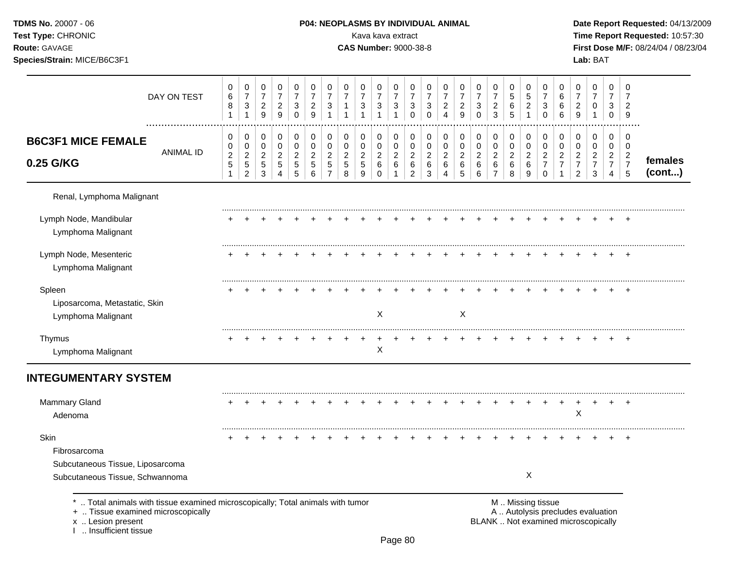**TDMS No.** 20007 - 06
**Test Type:** CHRONIC
**Route:** GAVAGE
**Species/Strain:** MICE/B6C3F1

**P04: NEOPLASMS BY INDIVIDUAL ANIMAL**
Kava kava extract
**CAS Number:** 9000-38-8

**Date Report Requested:** 04/13/2009
**Time Report Requested:** 10:57:30
**First Dose M/F:** 08/24/04 / 08/23/04
**Lab:** BAT

| DAY ON TEST | 0681 | 0731 | 0729 | 0729 | 0730 | 0729 | 0731 | 0711 | 0731 | 0731 | 0731 | 0730 | 0730 | 0724 | 0729 | 0730 | 0723 | 0565 | 0521 | 0730 | 0666 | 0729 | 0701 | 0730 | 0729 | |
|---|---|---|---|---|---|---|---|---|---|---|---|---|---|---|---|---|---|---|---|---|---|---|---|---|---|---|
| **B6C3F1 MICE FEMALE 0.25 G/KG** — ANIMAL ID | 00251 | 00252 | 00253 | 00254 | 00255 | 00256 | 00257 | 00258 | 00259 | 00260 | 00261 | 00262 | 00263 | 00264 | 00265 | 00266 | 00267 | 00268 | 00269 | 00270 | 00271 | 00272 | 00273 | 00274 | 00275 | **females (cont...)** |
| Renal, Lymphoma Malignant | | | | | | | | | | | | | | | | | | | | | | | | | | |
| Lymph Node, Mandibular | + | + | + | + | + | + | + | + | + | + | + | + | + | + | + | + | + | + | + | + | + | + | + | + | + | |
| Lymphoma Malignant | | | | | | | | | | | | | | | | | | | | | | | | | | |
| Lymph Node, Mesenteric | + | + | + | + | + | + | + | + | + | + | + | + | + | + | + | + | + | + | + | + | + | + | + | + | + | |
| Lymphoma Malignant | | | | | | | | | | | | | | | | | | | | | | | | | | |
| Spleen | + | + | + | + | + | + | + | + | + | + | + | + | + | + | + | + | + | + | + | + | + | + | + | + | + | |
| Liposarcoma, Metastatic, Skin | | | | | | | | | | | | | | | | | | | | | | | | | | |
| Lymphoma Malignant | | | | | | | | | | X | | | | | X | | | | | | | | | | | |
| Thymus | + | + | + | + | + | + | + | + | + | + | + | + | + | + | + | + | + | + | + | + | + | + | + | + | + | |
| Lymphoma Malignant | | | | | | | | | | X | | | | | | | | | | | | | | | | |

## INTEGUMENTARY SYSTEM

| | 00251 | 00252 | 00253 | 00254 | 00255 | 00256 | 00257 | 00258 | 00259 | 00260 | 00261 | 00262 | 00263 | 00264 | 00265 | 00266 | 00267 | 00268 | 00269 | 00270 | 00271 | 00272 | 00273 | 00274 | 00275 | |
|---|---|---|---|---|---|---|---|---|---|---|---|---|---|---|---|---|---|---|---|---|---|---|---|---|---|---|
| Mammary Gland | + | + | + | + | + | + | + | + | + | + | + | + | + | + | + | + | + | + | + | + | + | + | + | + | + | |
| Adenoma | | | | | | | | | | | | | | | | | | | | | | X | | | | |
| Skin | + | + | + | + | + | + | + | + | + | + | + | + | + | + | + | + | + | + | + | + | + | + | + | + | + | |
| Fibrosarcoma | | | | | | | | | | | | | | | | | | | | | | | | | | |
| Subcutaneous Tissue, Liposarcoma | | | | | | | | | | | | | | | | | | | | | | | | | | |
| Subcutaneous Tissue, Schwannoma | | | | | | | | | | | | | | | | | | | X | | | | | | | |

\* .. Total animals with tissue examined microscopically; Total animals with tumor
\+ .. Tissue examined microscopically
x .. Lesion present
I .. Insufficient tissue

M .. Missing tissue
A .. Autolysis precludes evaluation
BLANK .. Not examined microscopically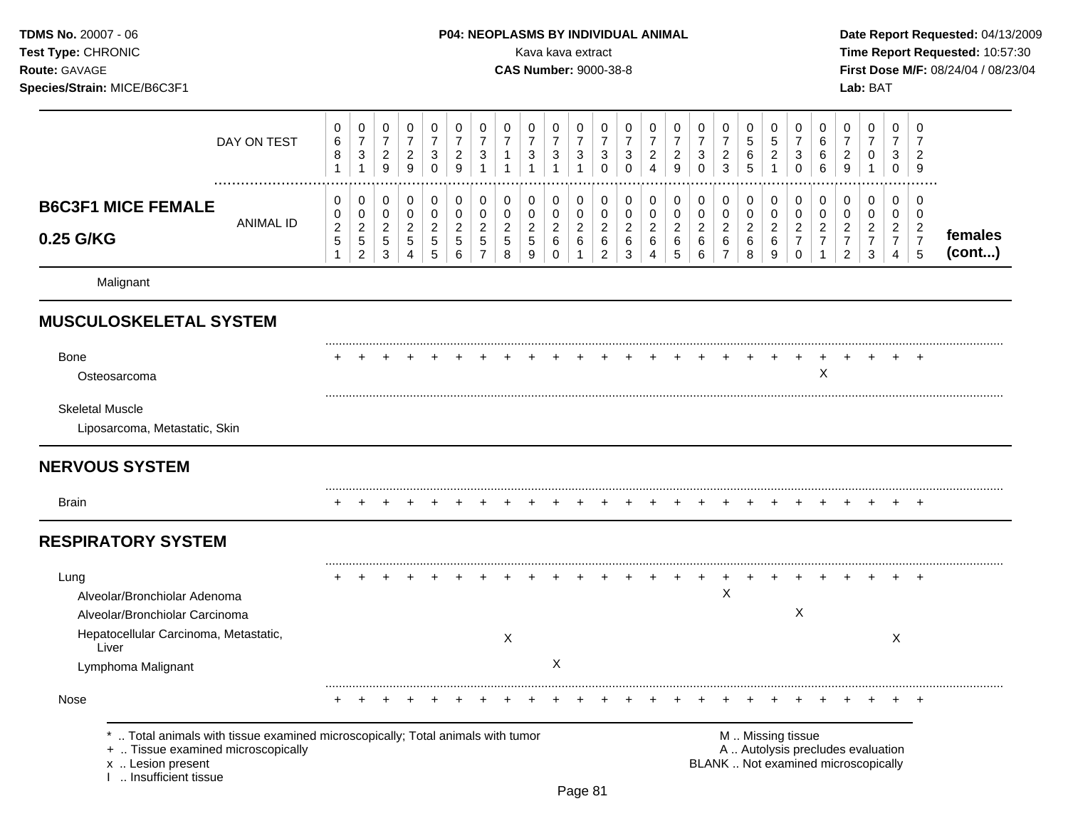| DAY ON TEST | 0681 | 0731 | 0729 | 0729 | 0730 | 0729 | 0731 | 0711 | 0731 | 0731 | 0731 | 0730 | 0730 | 0724 | 0729 | 0730 | 0723 | 0565 | 0521 | 0730 | 0666 | 0729 | 0701 | 0730 | 0729 | |
|---|---|---|---|---|---|---|---|---|---|---|---|---|---|---|---|---|---|---|---|---|---|---|---|---|---|---|
| **B6C3F1 MICE FEMALE 0.25 G/KG** ANIMAL ID | 0251 | 0252 | 0253 | 0254 | 0255 | 0256 | 0257 | 0258 | 0259 | 0260 | 0261 | 0262 | 0263 | 0264 | 0265 | 0266 | 0267 | 0268 | 0269 | 0270 | 0271 | 0272 | 0273 | 0274 | 0275 | **females (cont...)** |
| Malignant | | | | | | | | | | | | | | | | | | | | | | | | | | |
| **MUSCULOSKELETAL SYSTEM** | | | | | | | | | | | | | | | | | | | | | | | | | | |
| Bone | + | + | + | + | + | + | + | + | + | + | + | + | + | + | + | + | + | + | + | + | + | + | + | + | + | |
| Osteosarcoma | | | | | | | | | | | | | | | | | | | | | X | | | | | |
| Skeletal Muscle | | | | | | | | | | | | | | | | | | | | | | | | | | |
| Liposarcoma, Metastatic, Skin | | | | | | | | | | | | | | | | | | | | | | | | | | |
| **NERVOUS SYSTEM** | | | | | | | | | | | | | | | | | | | | | | | | | | |
| Brain | + | + | + | + | + | + | + | + | + | + | + | + | + | + | + | + | + | + | + | + | + | + | + | + | + | |
| **RESPIRATORY SYSTEM** | | | | | | | | | | | | | | | | | | | | | | | | | | |
| Lung | + | + | + | + | + | + | + | + | + | + | + | + | + | + | + | + | + | + | + | + | + | + | + | + | + | |
| Alveolar/Bronchiolar Adenoma | | | | | | | | | | | | | | | | | X | | | | | | | | | |
| Alveolar/Bronchiolar Carcinoma | | | | | | | | | | | | | | | | | | | | X | | | | | | |
| Hepatocellular Carcinoma, Metastatic, Liver | | | | | | | | X | | | | | | | | | | | | | | | | X | | |
| Lymphoma Malignant | | | | | | | | | | X | | | | | | | | | | | | | | | | |
| Nose | + | + | + | + | + | + | + | + | + | + | + | + | + | + | + | + | + | + | + | + | + | + | + | + | + | |

\* .. Total animals with tissue examined microscopically; Total animals with tumor
\+ .. Tissue examined microscopically
x .. Lesion present
I .. Insufficient tissue

M .. Missing tissue
A .. Autolysis precludes evaluation
BLANK .. Not examined microscopically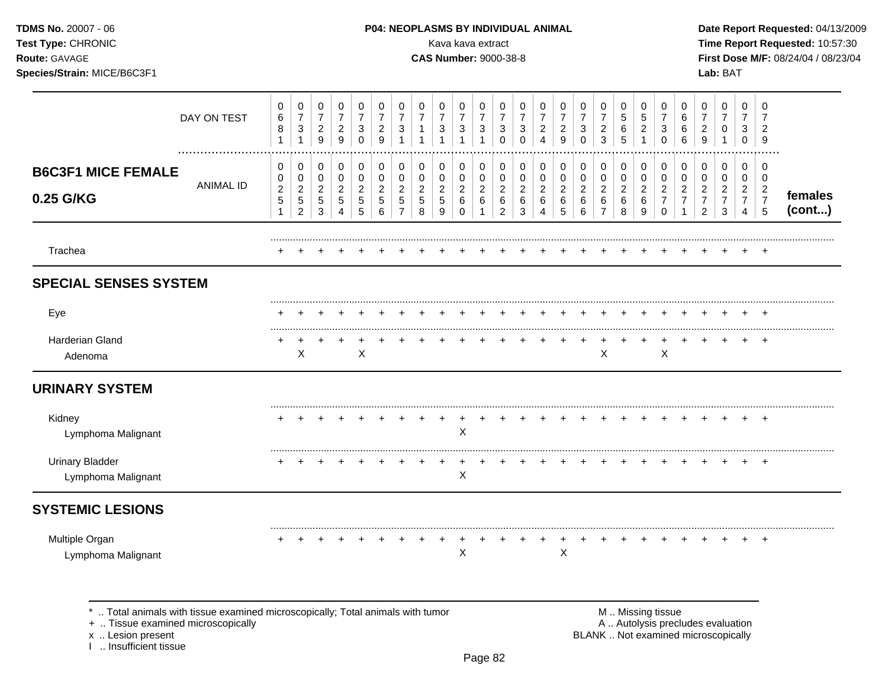**TDMS No.** 20007 - 06
**Test Type:** CHRONIC
**Route:** GAVAGE
**Species/Strain:** MICE/B6C3F1

**P04: NEOPLASMS BY INDIVIDUAL ANIMAL**
Kava kava extract
**CAS Number:** 9000-38-8

**Date Report Requested:** 04/13/2009
**Time Report Requested:** 10:57:30
**First Dose M/F:** 08/24/04 / 08/23/04
**Lab:** BAT

| | | | | | | | | | | | | | | | | | | | | | | | | | | |
|---|---|---|---|---|---|---|---|---|---|---|---|---|---|---|---|---|---|---|---|---|---|---|---|---|---|---|
| DAY ON TEST | 0681 | 0731 | 0729 | 0729 | 0730 | 0729 | 0731 | 0711 | 0731 | 0731 | 0731 | 0730 | 0730 | 0724 | 0729 | 0730 | 0723 | 0565 | 0521 | 0730 | 0666 | 0729 | 0701 | 0730 | 0729 | |
| **B6C3F1 MICE FEMALE 0.25 G/KG** ANIMAL ID | 00251 | 00252 | 00253 | 00254 | 00255 | 00256 | 00257 | 00258 | 00259 | 00260 | 00261 | 00262 | 00263 | 00264 | 00265 | 00266 | 00267 | 00268 | 00269 | 00270 | 00271 | 00272 | 00273 | 00274 | 00275 | **females (cont...)** |
| Trachea | + | + | + | + | + | + | + | + | + | + | + | + | + | + | + | + | + | + | + | + | + | + | + | + | + | |
| **SPECIAL SENSES SYSTEM** | | | | | | | | | | | | | | | | | | | | | | | | | | |
| Eye | + | + | + | + | + | + | + | + | + | + | + | + | + | + | + | + | + | + | + | + | + | + | + | + | + | |
| Harderian Gland | + | + | + | + | + | + | + | + | + | + | + | + | + | + | + | + | + | + | + | + | + | + | + | + | + | |
| Adenoma | | X | | | X | | | | | | | | | | | | X | | | X | | | | | | |
| **URINARY SYSTEM** | | | | | | | | | | | | | | | | | | | | | | | | | | |
| Kidney | + | + | + | + | + | + | + | + | + | + | + | + | + | + | + | + | + | + | + | + | + | + | + | + | + | |
| Lymphoma Malignant | | | | | | | | | | X | | | | | | | | | | | | | | | | |
| Urinary Bladder | + | + | + | + | + | + | + | + | + | + | + | + | + | + | + | + | + | + | + | + | + | + | + | + | + | |
| Lymphoma Malignant | | | | | | | | | | X | | | | | | | | | | | | | | | | |
| **SYSTEMIC LESIONS** | | | | | | | | | | | | | | | | | | | | | | | | | | |
| Multiple Organ | + | + | + | + | + | + | + | + | + | + | + | + | + | + | + | + | + | + | + | + | + | + | + | + | + | |
| Lymphoma Malignant | | | | | | | | | | X | | | | | X | | | | | | | | | | | |

\* .. Total animals with tissue examined microscopically; Total animals with tumor
\+ .. Tissue examined microscopically
x .. Lesion present
I .. Insufficient tissue

M .. Missing tissue
A .. Autolysis precludes evaluation
BLANK .. Not examined microscopically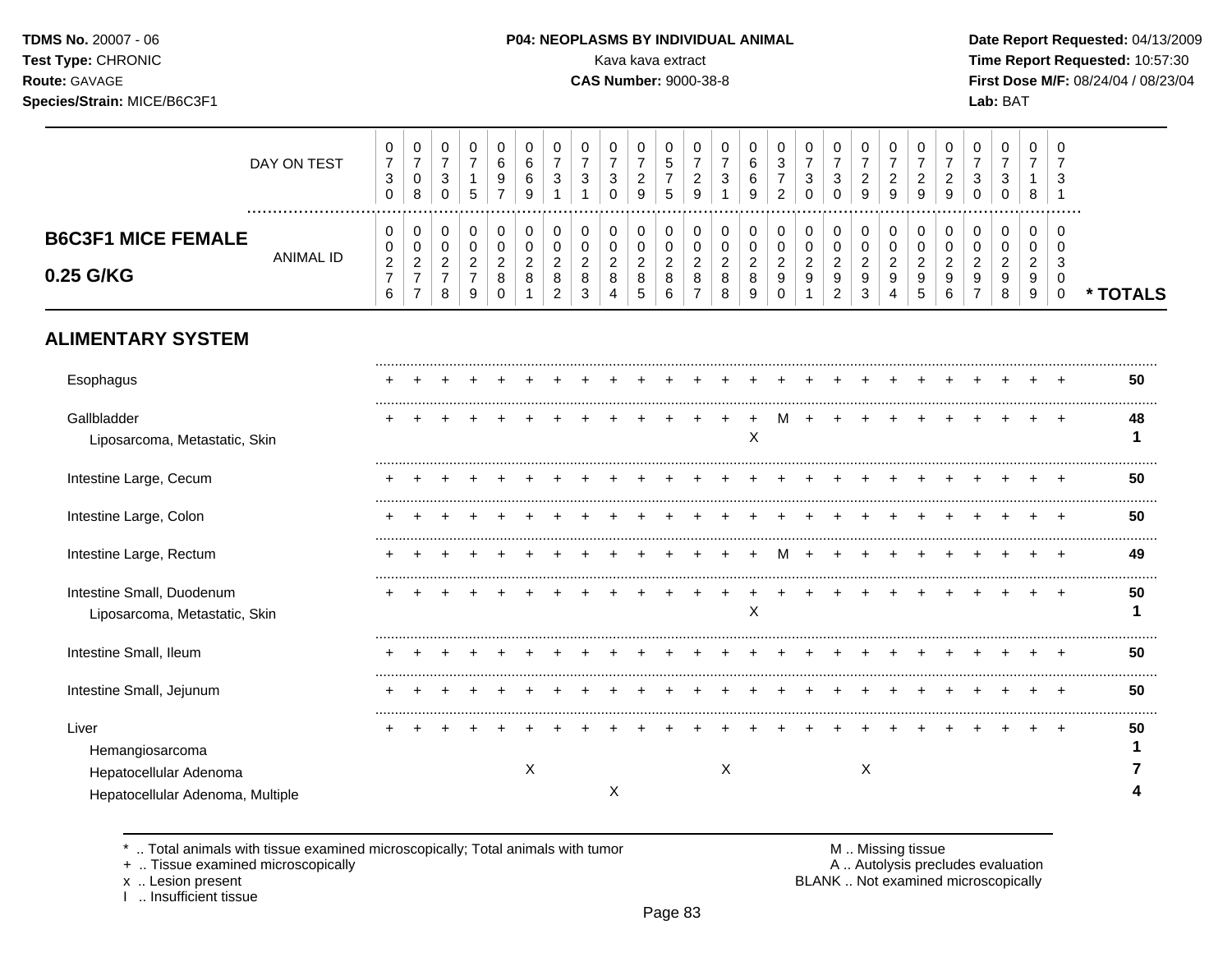**TDMS No.** 20007 - 06
**Test Type:** CHRONIC
**Route:** GAVAGE
**Species/Strain:** MICE/B6C3F1

**P04: NEOPLASMS BY INDIVIDUAL ANIMAL**
Kava kava extract
**CAS Number:** 9000-38-8

**Date Report Requested:** 04/13/2009
**Time Report Requested:** 10:57:30
**First Dose M/F:** 08/24/04 / 08/23/04
**Lab:** BAT

## B6C3F1 MICE FEMALE 0.25 G/KG

| DAY ON TEST | 0730 | 0708 | 0730 | 0715 | 0697 | 0669 | 0731 | 0731 | 0730 | 0729 | 0575 | 0729 | 0731 | 0669 | 0372 | 0730 | 0730 | 0729 | 0729 | 0729 | 0729 | 0730 | 0730 | 0718 | 0731 | |
|---|---|---|---|---|---|---|---|---|---|---|---|---|---|---|---|---|---|---|---|---|---|---|---|---|---|---|
| **ANIMAL ID** | 0276 | 0277 | 0278 | 0279 | 0280 | 0281 | 0282 | 0283 | 0284 | 0285 | 0286 | 0287 | 0288 | 0289 | 0290 | 0291 | 0292 | 0293 | 0294 | 0295 | 0296 | 0297 | 0298 | 0299 | 0300 | *** TOTALS** |
| **ALIMENTARY SYSTEM** | | | | | | | | | | | | | | | | | | | | | | | | | | |
| Esophagus | + | + | + | + | + | + | + | + | + | + | + | + | + | + | + | + | + | + | + | + | + | + | + | + | + | 50 |
| Gallbladder | + | + | + | + | + | + | + | + | + | + | + | + | + | + | M | + | + | + | + | + | + | + | + | + | + | 48 |
| Liposarcoma, Metastatic, Skin | | | | | | | | | | | | | | X | | | | | | | | | | | | 1 |
| Intestine Large, Cecum | + | + | + | + | + | + | + | + | + | + | + | + | + | + | + | + | + | + | + | + | + | + | + | + | + | 50 |
| Intestine Large, Colon | + | + | + | + | + | + | + | + | + | + | + | + | + | + | + | + | + | + | + | + | + | + | + | + | + | 50 |
| Intestine Large, Rectum | + | + | + | + | + | + | + | + | + | + | + | + | + | + | M | + | + | + | + | + | + | + | + | + | + | 49 |
| Intestine Small, Duodenum | + | + | + | + | + | + | + | + | + | + | + | + | + | + | + | + | + | + | + | + | + | + | + | + | + | 50 |
| Liposarcoma, Metastatic, Skin | | | | | | | | | | | | | | X | | | | | | | | | | | | 1 |
| Intestine Small, Ileum | + | + | + | + | + | + | + | + | + | + | + | + | + | + | + | + | + | + | + | + | + | + | + | + | + | 50 |
| Intestine Small, Jejunum | + | + | + | + | + | + | + | + | + | + | + | + | + | + | + | + | + | + | + | + | + | + | + | + | + | 50 |
| Liver | + | + | + | + | + | + | + | + | + | + | + | + | + | + | + | + | + | + | + | + | + | + | + | + | + | 50 |
| Hemangiosarcoma | | | | | | | | | | | | | | | | | | | | | | | | | | 1 |
| Hepatocellular Adenoma | | | | | | X | | | | | | | X | | | | | X | | | | | | | | 7 |
| Hepatocellular Adenoma, Multiple | | | | | | | | | X | | | | | | | | | | | | | | | | | 4 |

\* .. Total animals with tissue examined microscopically; Total animals with tumor
\+ .. Tissue examined microscopically
x .. Lesion present
I .. Insufficient tissue

M .. Missing tissue
A .. Autolysis precludes evaluation
BLANK .. Not examined microscopically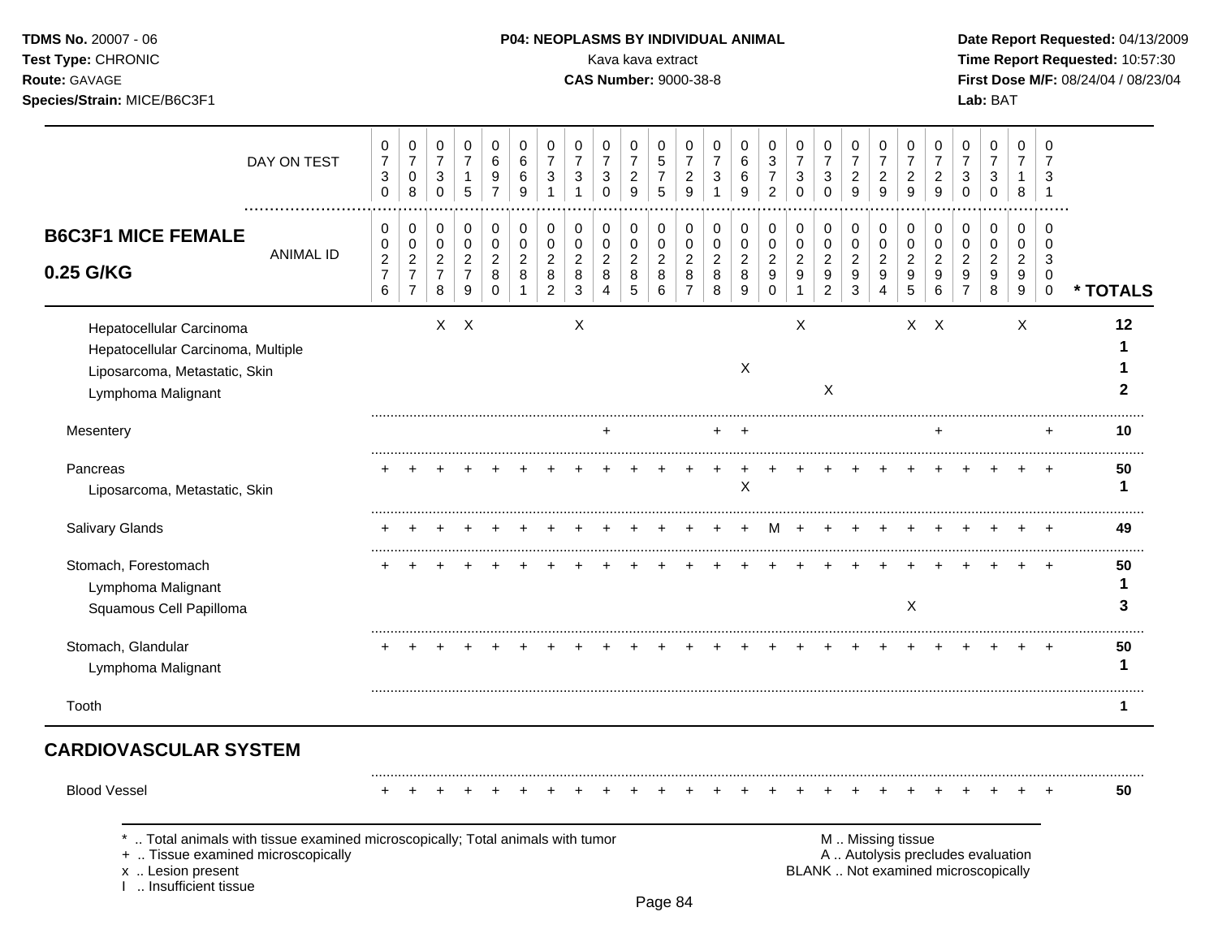**TDMS No.** 20007 - 06
**Test Type:** CHRONIC
**Route:** GAVAGE
**Species/Strain:** MICE/B6C3F1

**P04: NEOPLASMS BY INDIVIDUAL ANIMAL**
Kava kava extract
**CAS Number:** 9000-38-8

**Date Report Requested:** 04/13/2009
**Time Report Requested:** 10:57:30
**First Dose M/F:** 08/24/04 / 08/23/04
**Lab:** BAT

## B6C3F1 MICE FEMALE 0.25 G/KG

| DAY ON TEST | 0730 | 0708 | 0730 | 0715 | 0697 | 0669 | 0731 | 0731 | 0730 | 0729 | 0575 | 0729 | 0731 | 0669 | 0372 | 0730 | 0730 | 0729 | 0729 | 0729 | 0729 | 0730 | 0730 | 0718 | 0731 | |
|---|---|---|---|---|---|---|---|---|---|---|---|---|---|---|---|---|---|---|---|---|---|---|---|---|---|---|
| **ANIMAL ID** | 0276 | 0277 | 0278 | 0279 | 0280 | 0281 | 0282 | 0283 | 0284 | 0285 | 0286 | 0287 | 0288 | 0289 | 0290 | 0291 | 0292 | 0293 | 0294 | 0295 | 0296 | 0297 | 0298 | 0299 | 0300 | *** TOTALS** |
| Hepatocellular Carcinoma | | | X | X | | | | X | | | | | | | | X | | | | X | X | | | X | | 12 |
| Hepatocellular Carcinoma, Multiple | | | | | | | | | | | | | | | | | | | | | | | | | | 1 |
| Liposarcoma, Metastatic, Skin | | | | | | | | | | | | | | X | | | | | | | | | | | | 1 |
| Lymphoma Malignant | | | | | | | | | | | | | | | | | X | | | | | | | | | 2 |
| Mesentery | | | | | | | | | + | | | | + | + | | | | | | | + | | | | + | 10 |
| Pancreas | + | + | + | + | + | + | + | + | + | + | + | + | + | + | + | + | + | + | + | + | + | + | + | + | + | 50 |
| Liposarcoma, Metastatic, Skin | | | | | | | | | | | | | | X | | | | | | | | | | | | 1 |
| Salivary Glands | + | + | + | + | + | + | + | + | + | + | + | + | + | + | M | + | + | + | + | + | + | + | + | + | + | 49 |
| Stomach, Forestomach | + | + | + | + | + | + | + | + | + | + | + | + | + | + | + | + | + | + | + | + | + | + | + | + | + | 50 |
| Lymphoma Malignant | | | | | | | | | | | | | | | | | | | | | | | | | | 1 |
| Squamous Cell Papilloma | | | | | | | | | | | | | | | | | | | | X | | | | | | 3 |
| Stomach, Glandular | + | + | + | + | + | + | + | + | + | + | + | + | + | + | + | + | + | + | + | + | + | + | + | + | + | 50 |
| Lymphoma Malignant | | | | | | | | | | | | | | | | | | | | | | | | | | 1 |
| Tooth | | | | | | | | | | | | | | | | | | | | | | | | | | 1 |

## CARDIOVASCULAR SYSTEM

| | | | | | | | | | | | | | | | | | | | | | | | | | | |
|---|---|---|---|---|---|---|---|---|---|---|---|---|---|---|---|---|---|---|---|---|---|---|---|---|---|---|
| Blood Vessel | + | + | + | + | + | + | + | + | + | + | + | + | + | + | + | + | + | + | + | + | + | + | + | + | + | 50 |

\* .. Total animals with tissue examined microscopically; Total animals with tumor
\+ .. Tissue examined microscopically
x .. Lesion present
I .. Insufficient tissue

M .. Missing tissue
A .. Autolysis precludes evaluation
BLANK .. Not examined microscopically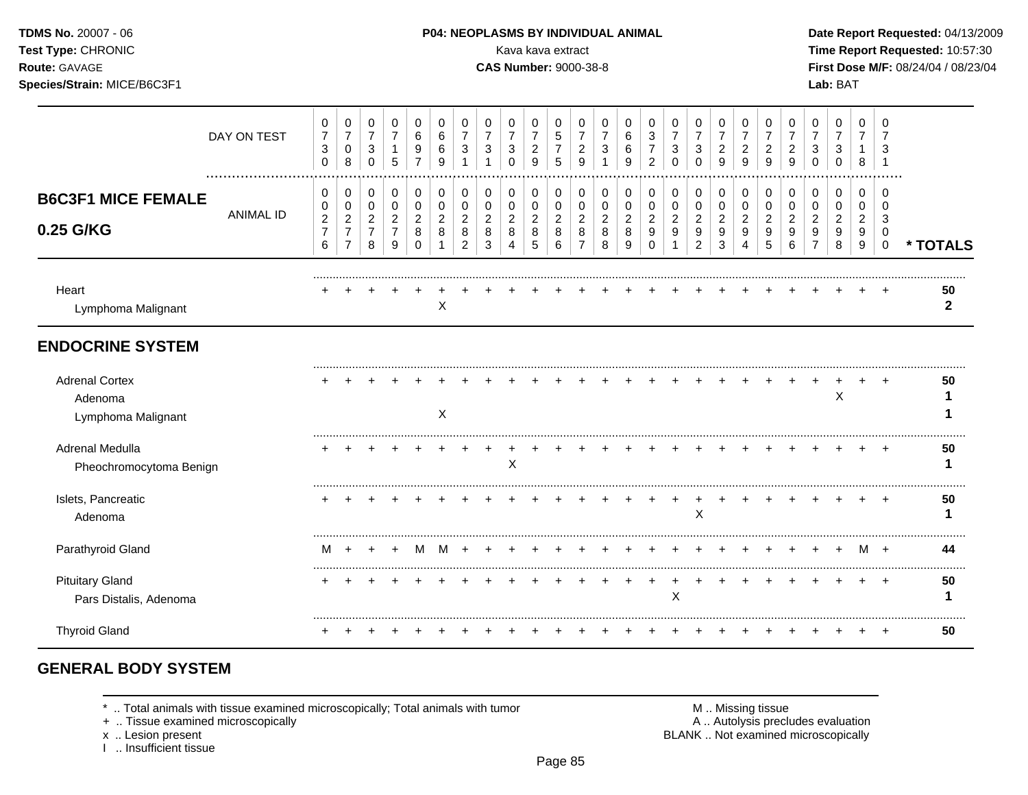**TDMS No.** 20007 - 06
**Test Type:** CHRONIC
**Route:** GAVAGE
**Species/Strain:** MICE/B6C3F1

**P04: NEOPLASMS BY INDIVIDUAL ANIMAL**
Kava kava extract
**CAS Number:** 9000-38-8

**Date Report Requested:** 04/13/2009
**Time Report Requested:** 10:57:30
**First Dose M/F:** 08/24/04 / 08/23/04
**Lab:** BAT

## B6C3F1 MICE FEMALE 0.25 G/KG

| DAY ON TEST | 0730 | 0708 | 0730 | 0715 | 0697 | 0669 | 0731 | 0731 | 0730 | 0729 | 0575 | 0729 | 0731 | 0669 | 0372 | 0730 | 0730 | 0729 | 0729 | 0729 | 0729 | 0730 | 0730 | 0718 | 0731 | |
|---|---|---|---|---|---|---|---|---|---|---|---|---|---|---|---|---|---|---|---|---|---|---|---|---|---|---|
| ANIMAL ID | 00276 | 00277 | 00278 | 00279 | 00280 | 00281 | 00282 | 00283 | 00284 | 00285 | 00286 | 00287 | 00288 | 00289 | 00290 | 00291 | 00292 | 00293 | 00294 | 00295 | 00296 | 00297 | 00298 | 00299 | 00300 | * TOTALS |
| Heart | + | + | + | + | + | + | + | + | + | + | + | + | + | + | + | + | + | + | + | + | + | + | + | + | + | 50 |
| Lymphoma Malignant | | | | | | X | | | | | | | | | | | | | | | | | | | | 2 |
| **ENDOCRINE SYSTEM** | | | | | | | | | | | | | | | | | | | | | | | | | | |
| Adrenal Cortex | + | + | + | + | + | + | + | + | + | + | + | + | + | + | + | + | + | + | + | + | + | + | + | + | + | 50 |
| Adenoma | | | | | | | | | | | | | | | | | | | | | | | X | | | 1 |
| Lymphoma Malignant | | | | | | X | | | | | | | | | | | | | | | | | | | | 1 |
| Adrenal Medulla | + | + | + | + | + | + | + | + | + | + | + | + | + | + | + | + | + | + | + | + | + | + | + | + | + | 50 |
| Pheochromocytoma Benign | | | | | | | | | X | | | | | | | | | | | | | | | | | 1 |
| Islets, Pancreatic | + | + | + | + | + | + | + | + | + | + | + | + | + | + | + | + | + | + | + | + | + | + | + | + | + | 50 |
| Adenoma | | | | | | | | | | | | | | | | | X | | | | | | | | | 1 |
| Parathyroid Gland | M | + | + | + | M | M | + | + | + | + | + | + | + | + | + | + | + | + | + | + | + | + | + | M | + | 44 |
| Pituitary Gland | + | + | + | + | + | + | + | + | + | + | + | + | + | + | + | + | + | + | + | + | + | + | + | + | + | 50 |
| Pars Distalis, Adenoma | | | | | | | | | | | | | | | | X | | | | | | | | | | 1 |
| Thyroid Gland | + | + | + | + | + | + | + | + | + | + | + | + | + | + | + | + | + | + | + | + | + | + | + | + | + | 50 |

## GENERAL BODY SYSTEM

\* .. Total animals with tissue examined microscopically; Total animals with tumor
\+ .. Tissue examined microscopically
x .. Lesion present
I .. Insufficient tissue

M .. Missing tissue
A .. Autolysis precludes evaluation
BLANK .. Not examined microscopically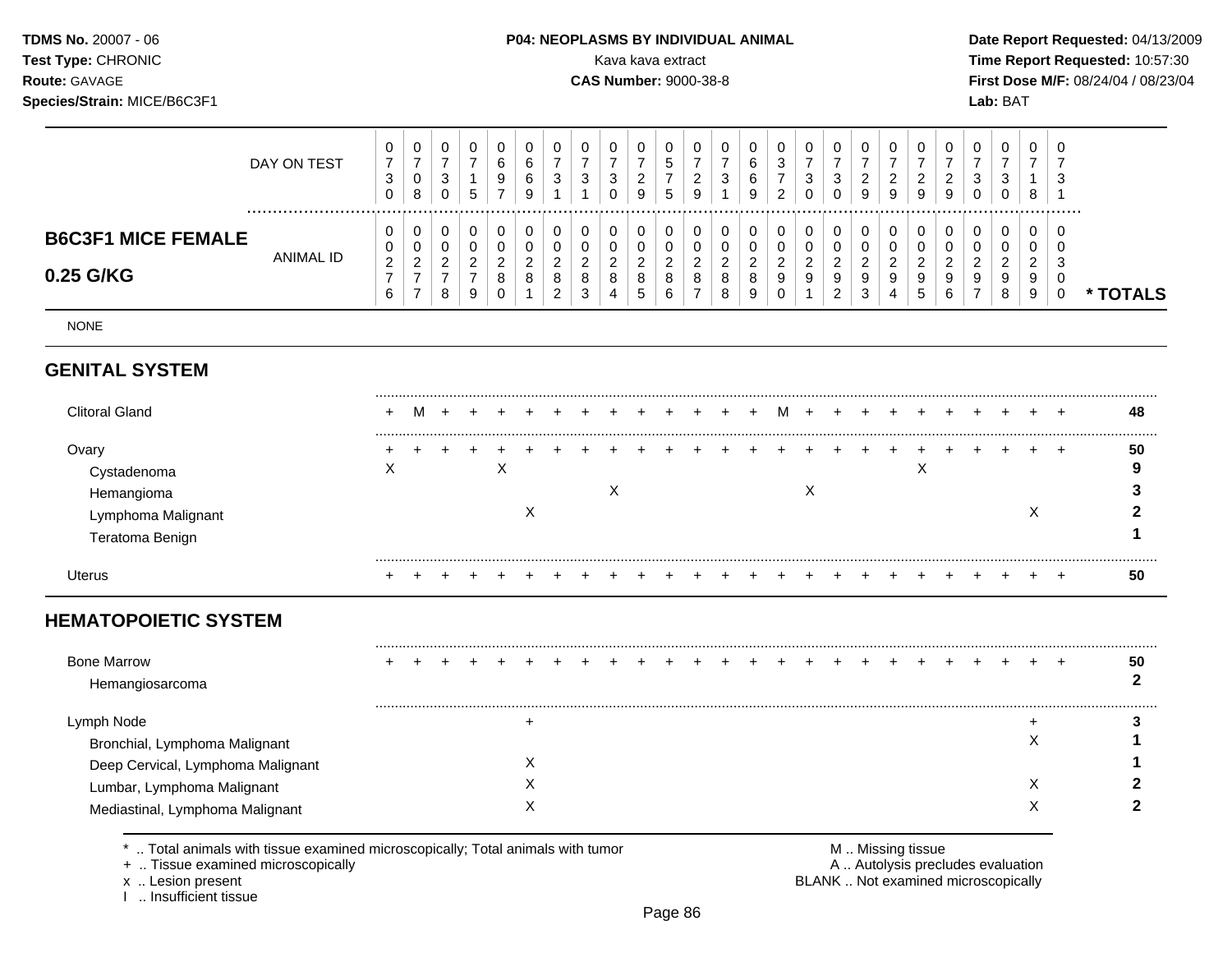## B6C3F1 MICE FEMALE 0.25 G/KG

| | 1 | 2 | 3 | 4 | 5 | 6 | 7 | 8 | 9 | 10 | 11 | 12 | 13 | 14 | 15 | 16 | 17 | 18 | 19 | 20 | 21 | 22 | 23 | 24 | 25 | |
|---|---|---|---|---|---|---|---|---|---|---|---|---|---|---|---|---|---|---|---|---|---|---|---|---|---|---|
| DAY ON TEST | 0730 | 0708 | 0730 | 0715 | 0697 | 0669 | 0731 | 0731 | 0730 | 0729 | 0575 | 0729 | 0731 | 0669 | 0372 | 0730 | 0730 | 0729 | 0729 | 0729 | 0729 | 0730 | 0730 | 0718 | 0731 | |
| ANIMAL ID | 00276 | 00277 | 00278 | 00279 | 00280 | 00281 | 00282 | 00283 | 00284 | 00285 | 00286 | 00287 | 00288 | 00289 | 00290 | 00291 | 00292 | 00293 | 00294 | 00295 | 00296 | 00297 | 00298 | 00299 | 00300 | * TOTALS |
| NONE | | | | | | | | | | | | | | | | | | | | | | | | | | |
| **GENITAL SYSTEM** | | | | | | | | | | | | | | | | | | | | | | | | | | |
| Clitoral Gland | + | M | + | + | + | + | + | + | + | + | + | + | + | + | M | + | + | + | + | + | + | + | + | + | + | 48 |
| Ovary | + | + | + | + | + | + | + | + | + | + | + | + | + | + | + | + | + | + | + | + | + | + | + | + | + | 50 |
| Cystadenoma | X | | | | X | | | | | | | | | | | | | | | X | | | | | | 9 |
| Hemangioma | | | | | | | | | X | | | | | | | X | | | | | | | | | | 3 |
| Lymphoma Malignant | | | | | | X | | | | | | | | | | | | | | | | | | X | | 2 |
| Teratoma Benign | | | | | | | | | | | | | | | | | | | | | | | | | | 1 |
| Uterus | + | + | + | + | + | + | + | + | + | + | + | + | + | + | + | + | + | + | + | + | + | + | + | + | + | 50 |
| **HEMATOPOIETIC SYSTEM** | | | | | | | | | | | | | | | | | | | | | | | | | | |
| Bone Marrow | + | + | + | + | + | + | + | + | + | + | + | + | + | + | + | + | + | + | + | + | + | + | + | + | + | 50 |
| Hemangiosarcoma | | | | | | | | | | | | | | | | | | | | | | | | | | 2 |
| Lymph Node | | | | | | + | | | | | | | | | | | | | | | | | | + | | 3 |
| Bronchial, Lymphoma Malignant | | | | | | | | | | | | | | | | | | | | | | | | X | | 1 |
| Deep Cervical, Lymphoma Malignant | | | | | | X | | | | | | | | | | | | | | | | | | | | 1 |
| Lumbar, Lymphoma Malignant | | | | | | X | | | | | | | | | | | | | | | | | | X | | 2 |
| Mediastinal, Lymphoma Malignant | | | | | | X | | | | | | | | | | | | | | | | | | X | | 2 |

\* .. Total animals with tissue examined microscopically; Total animals with tumor
\+ .. Tissue examined microscopically
x .. Lesion present
I .. Insufficient tissue

M .. Missing tissue
A .. Autolysis precludes evaluation
BLANK .. Not examined microscopically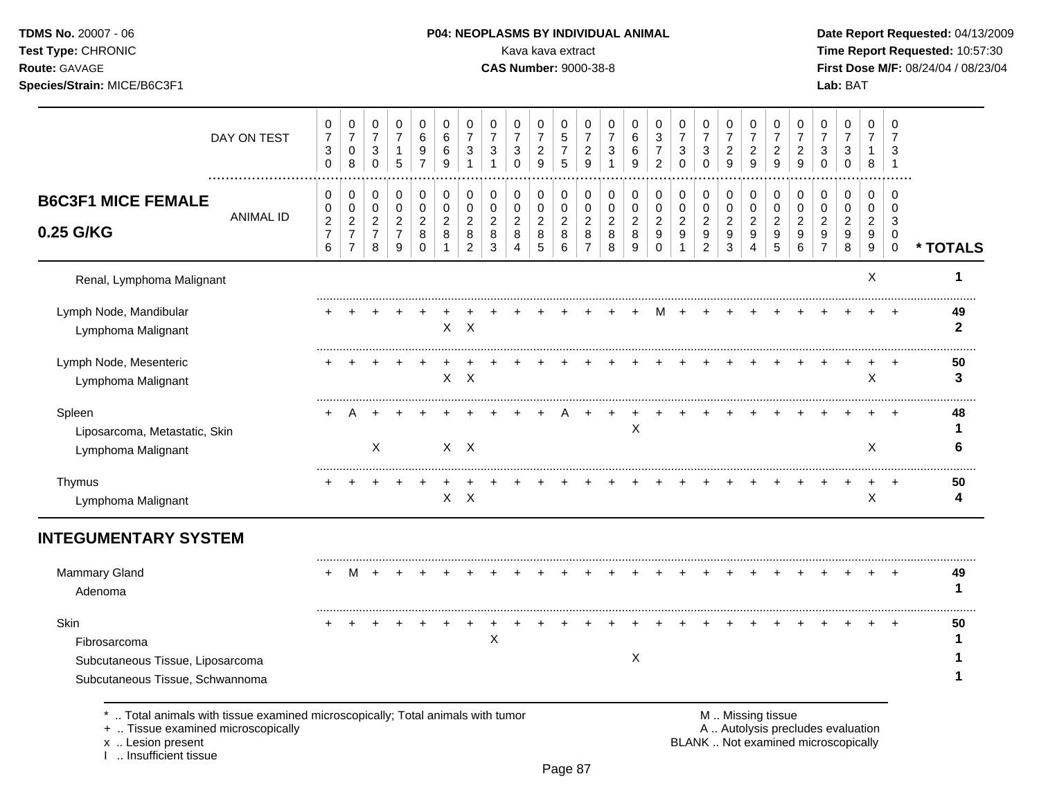**TDMS No.** 20007 - 06
**Test Type:** CHRONIC
**Route:** GAVAGE
**Species/Strain:** MICE/B6C3F1

**P04: NEOPLASMS BY INDIVIDUAL ANIMAL**
Kava kava extract
**CAS Number:** 9000-38-8

**Date Report Requested:** 04/13/2009
**Time Report Requested:** 10:57:30
**First Dose M/F:** 08/24/04 / 08/23/04
**Lab:** BAT

## B6C3F1 MICE FEMALE 0.25 G/KG

| DAY ON TEST | 0730 | 0708 | 0730 | 0715 | 0697 | 0669 | 0731 | 0731 | 0730 | 0729 | 0575 | 0729 | 0731 | 0669 | 0372 | 0730 | 0730 | 0729 | 0729 | 0729 | 0729 | 0730 | 0730 | 0718 | 0731 | |
|---|---|---|---|---|---|---|---|---|---|---|---|---|---|---|---|---|---|---|---|---|---|---|---|---|---|---|
| **ANIMAL ID** | 00276 | 00277 | 00278 | 00279 | 00280 | 00281 | 00282 | 00283 | 00284 | 00285 | 00286 | 00287 | 00288 | 00289 | 00290 | 00291 | 00292 | 00293 | 00294 | 00295 | 00296 | 00297 | 00298 | 00299 | 00300 | *** TOTALS** |
| Renal, Lymphoma Malignant | | | | | | | | | | | | | | | | | | | | | | | | X | | **1** |
| Lymph Node, Mandibular | + | + | + | + | + | + | + | + | + | + | + | + | + | + | M | + | + | + | + | + | + | + | + | + | + | **49** |
| Lymphoma Malignant | | | | | | X | X | | | | | | | | | | | | | | | | | | | **2** |
| Lymph Node, Mesenteric | + | + | + | + | + | + | + | + | + | + | + | + | + | + | + | + | + | + | + | + | + | + | + | + | + | **50** |
| Lymphoma Malignant | | | | | | X | X | | | | | | | | | | | | | | | | | X | | **3** |
| Spleen | + | A | + | + | + | + | + | + | + | + | A | + | + | + | + | + | + | + | + | + | + | + | + | + | + | **48** |
| Liposarcoma, Metastatic, Skin | | | | | | | | | | | | | | X | | | | | | | | | | | | **1** |
| Lymphoma Malignant | | | X | | | X | X | | | | | | | | | | | | | | | | | X | | **6** |
| Thymus | + | + | + | + | + | + | + | + | + | + | + | + | + | + | + | + | + | + | + | + | + | + | + | + | + | **50** |
| Lymphoma Malignant | | | | | | X | X | | | | | | | | | | | | | | | | | X | | **4** |

## INTEGUMENTARY SYSTEM

| | | | | | | | | | | | | | | | | | | | | | | | | | | |
|---|---|---|---|---|---|---|---|---|---|---|---|---|---|---|---|---|---|---|---|---|---|---|---|---|---|---|
| Mammary Gland | + | M | + | + | + | + | + | + | + | + | + | + | + | + | + | + | + | + | + | + | + | + | + | + | + | **49** |
| Adenoma | | | | | | | | | | | | | | | | | | | | | | | | | | **1** |
| Skin | + | + | + | + | + | + | + | + | + | + | + | + | + | + | + | + | + | + | + | + | + | + | + | + | + | **50** |
| Fibrosarcoma | | | | | | | | X | | | | | | | | | | | | | | | | | | **1** |
| Subcutaneous Tissue, Liposarcoma | | | | | | | | | | | | | | X | | | | | | | | | | | | **1** |
| Subcutaneous Tissue, Schwannoma | | | | | | | | | | | | | | | | | | | | | | | | | | **1** |

\* .. Total animals with tissue examined microscopically; Total animals with tumor
\+ .. Tissue examined microscopically
x .. Lesion present
I .. Insufficient tissue

M .. Missing tissue
A .. Autolysis precludes evaluation
BLANK .. Not examined microscopically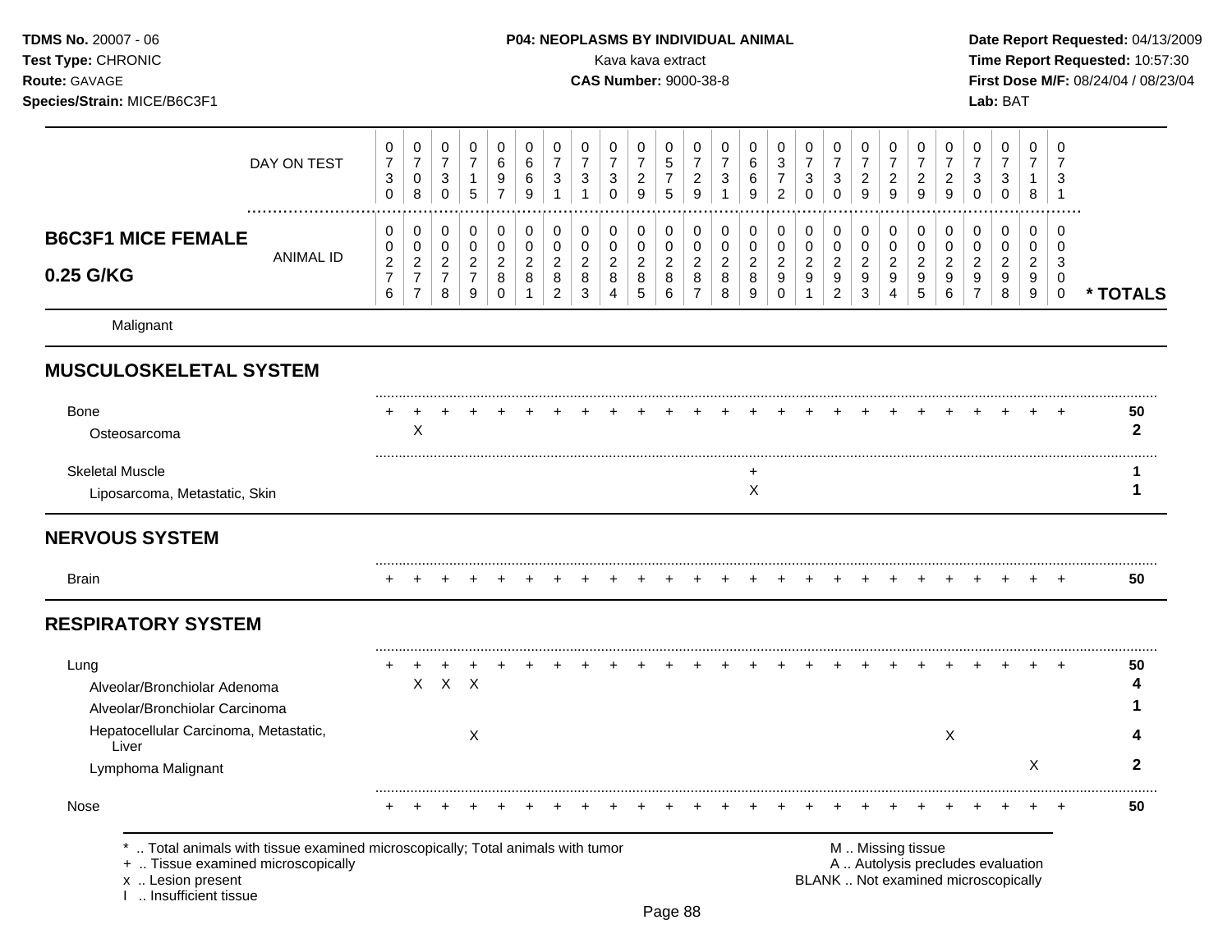| DAY ON TEST | 0730 | 0708 | 0730 | 0715 | 0697 | 0669 | 0731 | 0731 | 0730 | 0729 | 0575 | 0729 | 0731 | 0669 | 0372 | 0730 | 0730 | 0729 | 0729 | 0729 | 0729 | 0730 | 0730 | 0718 | 0731 | |
|---|---|---|---|---|---|---|---|---|---|---|---|---|---|---|---|---|---|---|---|---|---|---|---|---|---|---|
| **B6C3F1 MICE FEMALE 0.25 G/KG** — ANIMAL ID | 0276 | 0277 | 0278 | 0279 | 0280 | 0281 | 0282 | 0283 | 0284 | 0285 | 0286 | 0287 | 0288 | 0289 | 0290 | 0291 | 0292 | 0293 | 0294 | 0295 | 0296 | 0297 | 0298 | 0299 | 0300 | *** TOTALS** |
| Malignant | | | | | | | | | | | | | | | | | | | | | | | | | | |
| **MUSCULOSKELETAL SYSTEM** | | | | | | | | | | | | | | | | | | | | | | | | | | |
| Bone | + | + | + | + | + | + | + | + | + | + | + | + | + | + | + | + | + | + | + | + | + | + | + | + | + | **50** |
| Osteosarcoma | | X | | | | | | | | | | | | | | | | | | | | | | | | **2** |
| Skeletal Muscle | | | | | | | | | | | | | | + | | | | | | | | | | | | **1** |
| Liposarcoma, Metastatic, Skin | | | | | | | | | | | | | | X | | | | | | | | | | | | **1** |
| **NERVOUS SYSTEM** | | | | | | | | | | | | | | | | | | | | | | | | | | |
| Brain | + | + | + | + | + | + | + | + | + | + | + | + | + | + | + | + | + | + | + | + | + | + | + | + | + | **50** |
| **RESPIRATORY SYSTEM** | | | | | | | | | | | | | | | | | | | | | | | | | | |
| Lung | + | + | + | + | + | + | + | + | + | + | + | + | + | + | + | + | + | + | + | + | + | + | + | + | + | **50** |
| Alveolar/Bronchiolar Adenoma | | X | X | X | | | | | | | | | | | | | | | | | | | | | | **4** |
| Alveolar/Bronchiolar Carcinoma | | | | | | | | | | | | | | | | | | | | | | | | | | **1** |
| Hepatocellular Carcinoma, Metastatic, Liver | | | | X | | | | | | | | | | | | | | | | | X | | | | | **4** |
| Lymphoma Malignant | | | | | | | | | | | | | | | | | | | | | | | | X | | **2** |
| Nose | + | + | + | + | + | + | + | + | + | + | + | + | + | + | + | + | + | + | + | + | + | + | + | + | + | **50** |

* .. Total animals with tissue examined microscopically; Total animals with tumor
+ .. Tissue examined microscopically
x .. Lesion present
I .. Insufficient tissue

M .. Missing tissue
A .. Autolysis precludes evaluation
BLANK .. Not examined microscopically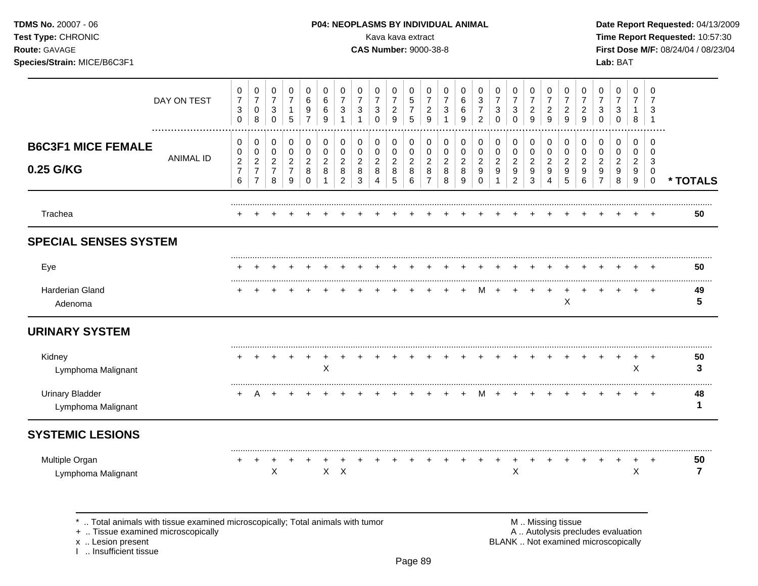# P04: NEOPLASMS BY INDIVIDUAL ANIMAL

Kava kava extract

**CAS Number:** 9000-38-8

## B6C3F1 MICE FEMALE 0.25 G/KG

| | 1 | 2 | 3 | 4 | 5 | 6 | 7 | 8 | 9 | 10 | 11 | 12 | 13 | 14 | 15 | 16 | 17 | 18 | 19 | 20 | 21 | 22 | 23 | 24 | 25 | * TOTALS |
|---|---|---|---|---|---|---|---|---|---|---|---|---|---|---|---|---|---|---|---|---|---|---|---|---|---|---|
| DAY ON TEST | 0730 | 0708 | 0730 | 0715 | 0697 | 0669 | 0731 | 0731 | 0730 | 0729 | 0575 | 0729 | 0731 | 0669 | 0372 | 0730 | 0730 | 0729 | 0729 | 0729 | 0729 | 0730 | 0730 | 0718 | 0731 | |
| ANIMAL ID | 00276 | 00277 | 00278 | 00279 | 00280 | 00281 | 00282 | 00283 | 00284 | 00285 | 00286 | 00287 | 00288 | 00289 | 00290 | 00291 | 00292 | 00293 | 00294 | 00295 | 00296 | 00297 | 00298 | 00299 | 00300 | |
| Trachea | + | + | + | + | + | + | + | + | + | + | + | + | + | + | + | + | + | + | + | + | + | + | + | + | + | 50 |
| **SPECIAL SENSES SYSTEM** | | | | | | | | | | | | | | | | | | | | | | | | | | |
| Eye | + | + | + | + | + | + | + | + | + | + | + | + | + | + | + | + | + | + | + | + | + | + | + | + | + | 50 |
| Harderian Gland | + | + | + | + | + | + | + | + | + | + | + | + | + | + | M | + | + | + | + | + | + | + | + | + | + | 49 |
| Adenoma | | | | | | | | | | | | | | | | | | | | X | | | | | | 5 |
| **URINARY SYSTEM** | | | | | | | | | | | | | | | | | | | | | | | | | | |
| Kidney | + | + | + | + | + | + | + | + | + | + | + | + | + | + | + | + | + | + | + | + | + | + | + | + | + | 50 |
| Lymphoma Malignant | | | | | | X | | | | | | | | | | | | | | | | | | X | | 3 |
| Urinary Bladder | + | A | + | + | + | + | + | + | + | + | + | + | + | + | M | + | + | + | + | + | + | + | + | + | + | 48 |
| Lymphoma Malignant | | | | | | | | | | | | | | | | | | | | | | | | | | 1 |
| **SYSTEMIC LESIONS** | | | | | | | | | | | | | | | | | | | | | | | | | | |
| Multiple Organ | + | + | + | + | + | + | + | + | + | + | + | + | + | + | + | + | + | + | + | + | + | + | + | + | + | 50 |
| Lymphoma Malignant | | | X | | | X | X | | | | | | | | | | X | | | | | | | X | | 7 |

\* .. Total animals with tissue examined microscopically; Total animals with tumor
\+ .. Tissue examined microscopically
x .. Lesion present
I .. Insufficient tissue

M .. Missing tissue
A .. Autolysis precludes evaluation
BLANK .. Not examined microscopically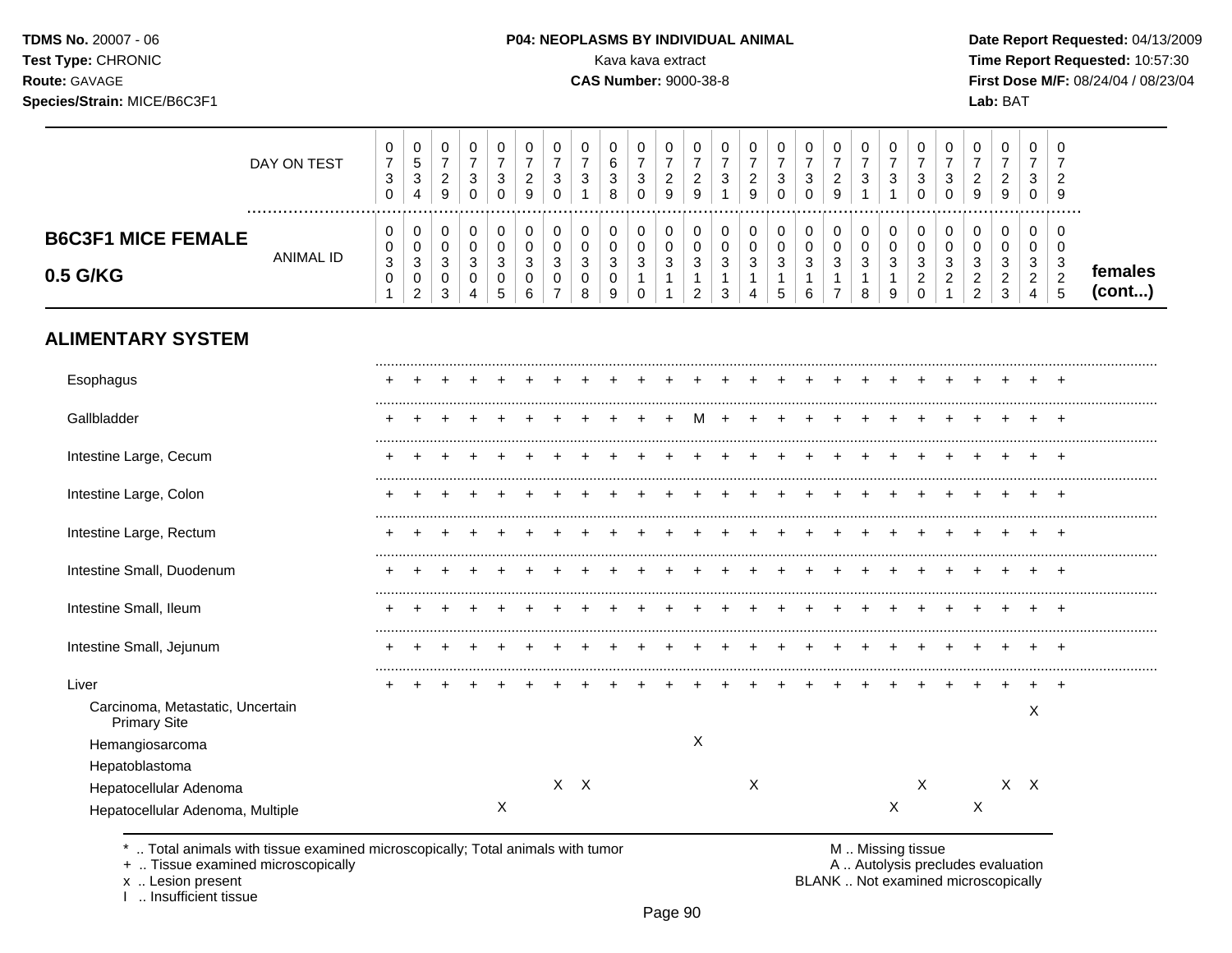**TDMS No.** 20007 - 06
**Test Type:** CHRONIC
**Route:** GAVAGE
**Species/Strain:** MICE/B6C3F1

**P04: NEOPLASMS BY INDIVIDUAL ANIMAL**
Kava kava extract
**CAS Number:** 9000-38-8

**Date Report Requested:** 04/13/2009
**Time Report Requested:** 10:57:30
**First Dose M/F:** 08/24/04 / 08/23/04
**Lab:** BAT

## B6C3F1 MICE FEMALE 0.5 G/KG — females (cont...)

| | | | | | | | | | | | | | | | | | | | | | | | | | |
|---|---|---|---|---|---|---|---|---|---|---|---|---|---|---|---|---|---|---|---|---|---|---|---|---|---|
| DAY ON TEST | 0730 | 0534 | 0729 | 0730 | 0730 | 0729 | 0730 | 0731 | 0638 | 0730 | 0729 | 0729 | 0731 | 0729 | 0730 | 0730 | 0729 | 0731 | 0731 | 0730 | 0730 | 0729 | 0729 | 0730 | 0729 |
| ANIMAL ID | 0301 | 0302 | 0303 | 0304 | 0305 | 0306 | 0307 | 0308 | 0309 | 0310 | 0311 | 0312 | 0313 | 0314 | 0315 | 0316 | 0317 | 0318 | 0319 | 0320 | 0321 | 0322 | 0323 | 0324 | 0325 |
| **ALIMENTARY SYSTEM** | | | | | | | | | | | | | | | | | | | | | | | | | |
| Esophagus | + | + | + | + | + | + | + | + | + | + | + | + | + | + | + | + | + | + | + | + | + | + | + | + | + |
| Gallbladder | + | + | + | + | + | + | + | + | + | + | + | M | + | + | + | + | + | + | + | + | + | + | + | + | + |
| Intestine Large, Cecum | + | + | + | + | + | + | + | + | + | + | + | + | + | + | + | + | + | + | + | + | + | + | + | + | + |
| Intestine Large, Colon | + | + | + | + | + | + | + | + | + | + | + | + | + | + | + | + | + | + | + | + | + | + | + | + | + |
| Intestine Large, Rectum | + | + | + | + | + | + | + | + | + | + | + | + | + | + | + | + | + | + | + | + | + | + | + | + | + |
| Intestine Small, Duodenum | + | + | + | + | + | + | + | + | + | + | + | + | + | + | + | + | + | + | + | + | + | + | + | + | + |
| Intestine Small, Ileum | + | + | + | + | + | + | + | + | + | + | + | + | + | + | + | + | + | + | + | + | + | + | + | + | + |
| Intestine Small, Jejunum | + | + | + | + | + | + | + | + | + | + | + | + | + | + | + | + | + | + | + | + | + | + | + | + | + |
| Liver | + | + | + | + | + | + | + | + | + | + | + | + | + | + | + | + | + | + | + | + | + | + | + | + | + |
| Carcinoma, Metastatic, Uncertain Primary Site | | | | | | | | | | | | | | | | | | | | | | | | X | |
| Hemangiosarcoma | | | | | | | | | | | | X | | | | | | | | | | | | | |
| Hepatoblastoma | | | | | | | | | | | | | | | | | | | | | | | | | |
| Hepatocellular Adenoma | | | | | | | X | X | | | | | | X | | | | | | X | | | X | X | |
| Hepatocellular Adenoma, Multiple | | | | | X | | | | | | | | | | | | | | X | | | X | | | |

\* .. Total animals with tissue examined microscopically; Total animals with tumor
\+ .. Tissue examined microscopically
x .. Lesion present
I .. Insufficient tissue

M .. Missing tissue
A .. Autolysis precludes evaluation
BLANK .. Not examined microscopically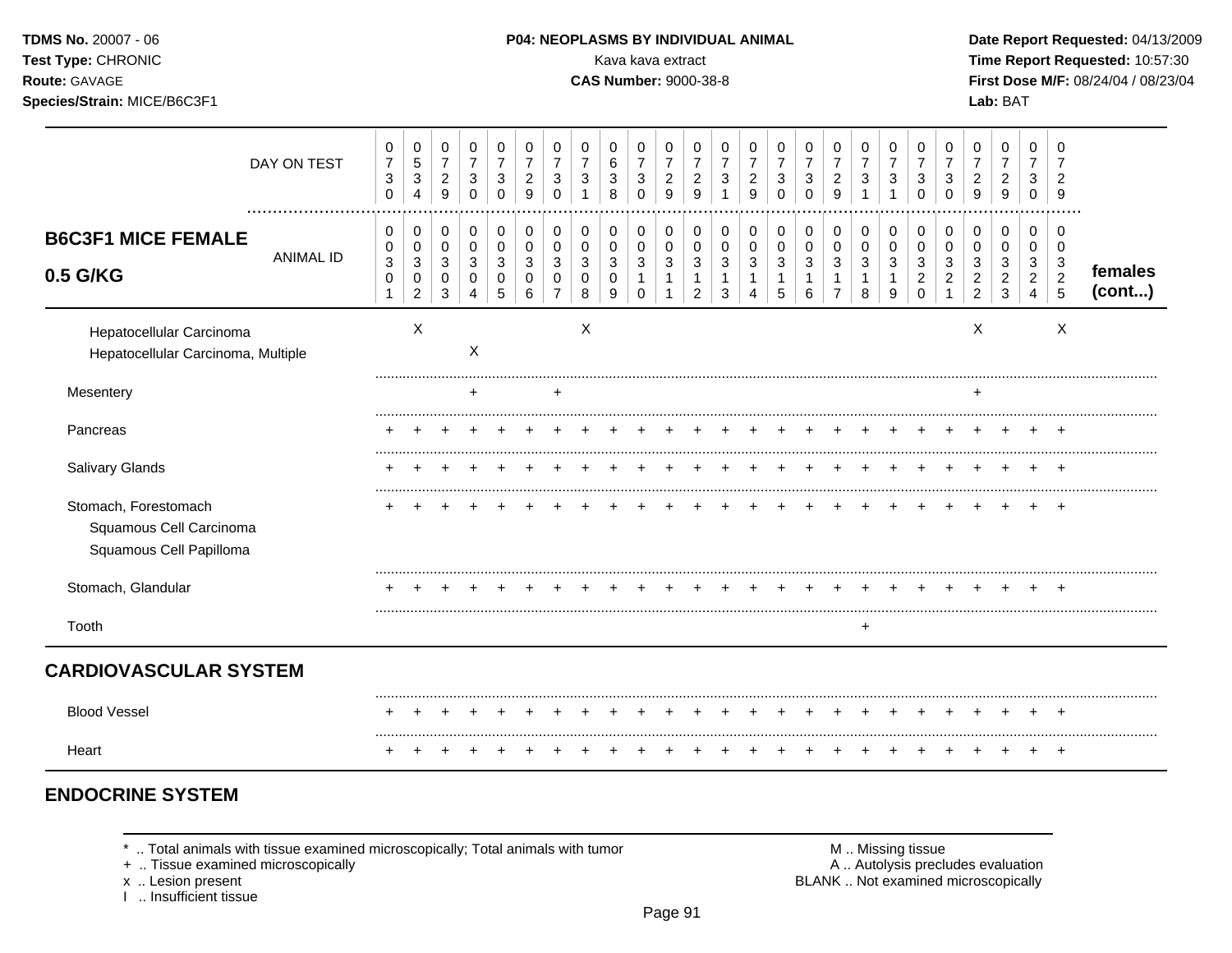**TDMS No.** 20007 - 06
**Test Type:** CHRONIC
**Route:** GAVAGE
**Species/Strain:** MICE/B6C3F1

**P04: NEOPLASMS BY INDIVIDUAL ANIMAL**
Kava kava extract
**CAS Number:** 9000-38-8

**Date Report Requested:** 04/13/2009
**Time Report Requested:** 10:57:30
**First Dose M/F:** 08/24/04 / 08/23/04
**Lab:** BAT

| DAY ON TEST | 0730 | 0534 | 0729 | 0730 | 0730 | 0729 | 0730 | 0731 | 0638 | 0730 | 0729 | 0729 | 0731 | 0729 | 0730 | 0730 | 0729 | 0731 | 0731 | 0730 | 0730 | 0729 | 0729 | 0730 | 0729 | |
|---|---|---|---|---|---|---|---|---|---|---|---|---|---|---|---|---|---|---|---|---|---|---|---|---|---|---|
| **B6C3F1 MICE FEMALE 0.5 G/KG** — ANIMAL ID | 00301 | 00302 | 00303 | 00304 | 00305 | 00306 | 00307 | 00308 | 00309 | 00310 | 00311 | 00312 | 00313 | 00314 | 00315 | 00316 | 00317 | 00318 | 00319 | 00320 | 00321 | 00322 | 00323 | 00324 | 00325 | **females (cont...)** |
| Hepatocellular Carcinoma | | X | | | | | | X | | | | | | | | | | | | | | X | | | X | |
| Hepatocellular Carcinoma, Multiple | | | | X | | | | | | | | | | | | | | | | | | | | | | |
| Mesentery | | | | + | | | + | | | | | | | | | | | | | | | + | | | | |
| Pancreas | + | + | + | + | + | + | + | + | + | + | + | + | + | + | + | + | + | + | + | + | + | + | + | + | + | |
| Salivary Glands | + | + | + | + | + | + | + | + | + | + | + | + | + | + | + | + | + | + | + | + | + | + | + | + | + | |
| Stomach, Forestomach | + | + | + | + | + | + | + | + | + | + | + | + | + | + | + | + | + | + | + | + | + | + | + | + | + | |
| Squamous Cell Carcinoma | | | | | | | | | | | | | | | | | | | | | | | | | | |
| Squamous Cell Papilloma | | | | | | | | | | | | | | | | | | | | | | | | | | |
| Stomach, Glandular | + | + | + | + | + | + | + | + | + | + | + | + | + | + | + | + | + | + | + | + | + | + | + | + | + | |
| Tooth | | | | | | | | | | | | | | | | | | + | | | | | | | | |
| **CARDIOVASCULAR SYSTEM** | | | | | | | | | | | | | | | | | | | | | | | | | | |
| Blood Vessel | + | + | + | + | + | + | + | + | + | + | + | + | + | + | + | + | + | + | + | + | + | + | + | + | + | |
| Heart | + | + | + | + | + | + | + | + | + | + | + | + | + | + | + | + | + | + | + | + | + | + | + | + | + | |

## ENDOCRINE SYSTEM

\* .. Total animals with tissue examined microscopically; Total animals with tumor
\+ .. Tissue examined microscopically
x .. Lesion present
I .. Insufficient tissue

M .. Missing tissue
A .. Autolysis precludes evaluation
BLANK .. Not examined microscopically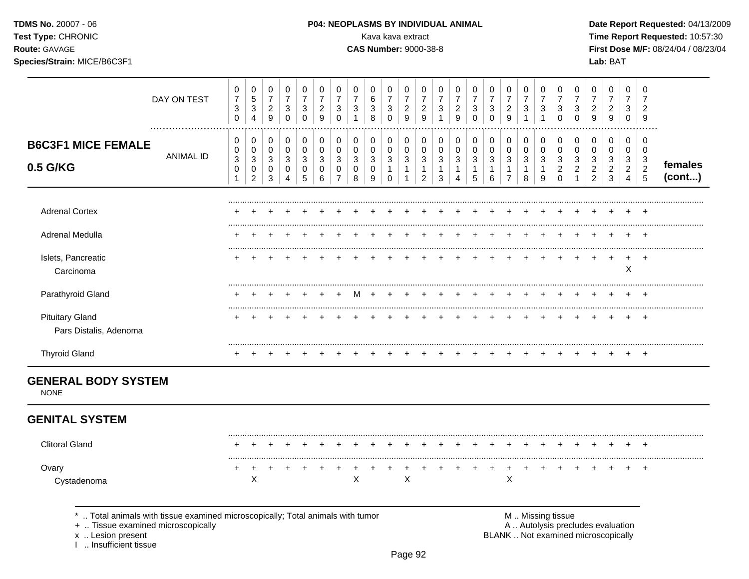**TDMS No.** 20007 - 06
**Test Type:** CHRONIC
**Route:** GAVAGE
**Species/Strain:** MICE/B6C3F1

**P04: NEOPLASMS BY INDIVIDUAL ANIMAL**
Kava kava extract
**CAS Number:** 9000-38-8

**Date Report Requested:** 04/13/2009
**Time Report Requested:** 10:57:30
**First Dose M/F:** 08/24/04 / 08/23/04
**Lab:** BAT

| DAY ON TEST | 0730 | 0534 | 0729 | 0730 | 0730 | 0729 | 0730 | 0731 | 0638 | 0730 | 0729 | 0729 | 0731 | 0729 | 0730 | 0730 | 0729 | 0731 | 0731 | 0730 | 0730 | 0729 | 0729 | 0730 | 0729 | |
|---|---|---|---|---|---|---|---|---|---|---|---|---|---|---|---|---|---|---|---|---|---|---|---|---|---|---|
| **B6C3F1 MICE FEMALE 0.5 G/KG** — ANIMAL ID | 00301 | 00302 | 00303 | 00304 | 00305 | 00306 | 00307 | 00308 | 00309 | 00310 | 00311 | 00312 | 00313 | 00314 | 00315 | 00316 | 00317 | 00318 | 00319 | 00320 | 00321 | 00322 | 00323 | 00324 | 00325 | **females (cont...)** |
| Adrenal Cortex | + | + | + | + | + | + | + | + | + | + | + | + | + | + | + | + | + | + | + | + | + | + | + | + | + | |
| Adrenal Medulla | + | + | + | + | + | + | + | + | + | + | + | + | + | + | + | + | + | + | + | + | + | + | + | + | + | |
| Islets, Pancreatic | + | + | + | + | + | + | + | + | + | + | + | + | + | + | + | + | + | + | + | + | + | + | + | + | + | |
| Carcinoma | | | | | | | | | | | | | | | | | | | | | | | | X | | |
| Parathyroid Gland | + | + | + | + | + | + | + | M | + | + | + | + | + | + | + | + | + | + | + | + | + | + | + | + | + | |
| Pituitary Gland | + | + | + | + | + | + | + | + | + | + | + | + | + | + | + | + | + | + | + | + | + | + | + | + | + | |
| Pars Distalis, Adenoma | | | | | | | | | | | | | | | | | | | | | | | | | | |
| Thyroid Gland | + | + | + | + | + | + | + | + | + | + | + | + | + | + | + | + | + | + | + | + | + | + | + | + | + | |

## GENERAL BODY SYSTEM

NONE

## GENITAL SYSTEM

| | 00301 | 00302 | 00303 | 00304 | 00305 | 00306 | 00307 | 00308 | 00309 | 00310 | 00311 | 00312 | 00313 | 00314 | 00315 | 00316 | 00317 | 00318 | 00319 | 00320 | 00321 | 00322 | 00323 | 00324 | 00325 |
|---|---|---|---|---|---|---|---|---|---|---|---|---|---|---|---|---|---|---|---|---|---|---|---|---|---|
| Clitoral Gland | + | + | + | + | + | + | + | + | + | + | + | + | + | + | + | + | + | + | + | + | + | + | + | + | + |
| Ovary | + | + | + | + | + | + | + | + | + | + | + | + | + | + | + | + | + | + | + | + | + | + | + | + | + |
| Cystadenoma | | X | | | | | | X | | | X | | | | | | X | | | | | | | | |

\* .. Total animals with tissue examined microscopically; Total animals with tumor
\+ .. Tissue examined microscopically
x .. Lesion present
I .. Insufficient tissue

M .. Missing tissue
A .. Autolysis precludes evaluation
BLANK .. Not examined microscopically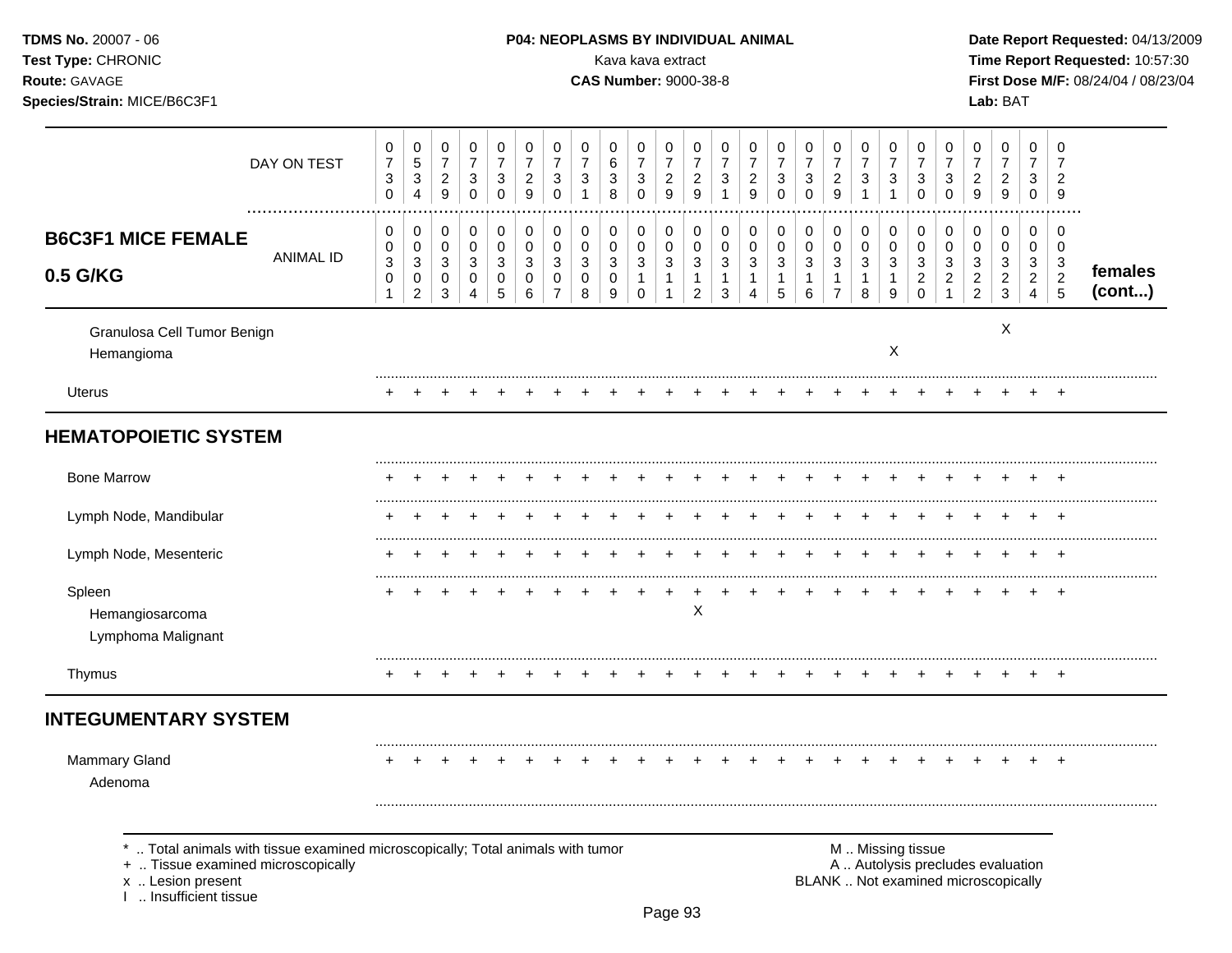**TDMS No.** 20007 - 06
**Test Type:** CHRONIC
**Route:** GAVAGE
**Species/Strain:** MICE/B6C3F1

**P04: NEOPLASMS BY INDIVIDUAL ANIMAL**
Kava kava extract
**CAS Number:** 9000-38-8

**Date Report Requested:** 04/13/2009
**Time Report Requested:** 10:57:30
**First Dose M/F:** 08/24/04 / 08/23/04
**Lab:** BAT

## B6C3F1 MICE FEMALE 0.5 G/KG

| DAY ON TEST | 0730 | 0534 | 0729 | 0730 | 0730 | 0729 | 0730 | 0731 | 0638 | 0730 | 0729 | 0729 | 0731 | 0729 | 0730 | 0730 | 0729 | 0731 | 0731 | 0730 | 0730 | 0729 | 0729 | 0730 | 0729 | |
|---|---|---|---|---|---|---|---|---|---|---|---|---|---|---|---|---|---|---|---|---|---|---|---|---|---|---|
| **ANIMAL ID** | 0301 | 0302 | 0303 | 0304 | 0305 | 0306 | 0307 | 0308 | 0309 | 0310 | 0311 | 0312 | 0313 | 0314 | 0315 | 0316 | 0317 | 0318 | 0319 | 0320 | 0321 | 0322 | 0323 | 0324 | 0325 | **females (cont...)** |
| Granulosa Cell Tumor Benign | | | | | | | | | | | | | | | | | | | | | | | X | | | |
| Hemangioma | | | | | | | | | | | | | | | | | | | X | | | | | | | |
| Uterus | + | + | + | + | + | + | + | + | + | + | + | + | + | + | + | + | + | + | + | + | + | + | + | + | + | |
| **HEMATOPOIETIC SYSTEM** | | | | | | | | | | | | | | | | | | | | | | | | | | |
| Bone Marrow | + | + | + | + | + | + | + | + | + | + | + | + | + | + | + | + | + | + | + | + | + | + | + | + | + | |
| Lymph Node, Mandibular | + | + | + | + | + | + | + | + | + | + | + | + | + | + | + | + | + | + | + | + | + | + | + | + | + | |
| Lymph Node, Mesenteric | + | + | + | + | + | + | + | + | + | + | + | + | + | + | + | + | + | + | + | + | + | + | + | + | + | |
| Spleen | + | + | + | + | + | + | + | + | + | + | + | + | + | + | + | + | + | + | + | + | + | + | + | + | + | |
| Hemangiosarcoma | | | | | | | | | | | | X | | | | | | | | | | | | | | |
| Lymphoma Malignant | | | | | | | | | | | | | | | | | | | | | | | | | | |
| Thymus | + | + | + | + | + | + | + | + | + | + | + | + | + | + | + | + | + | + | + | + | + | + | + | + | + | |
| **INTEGUMENTARY SYSTEM** | | | | | | | | | | | | | | | | | | | | | | | | | | |
| Mammary Gland | + | + | + | + | + | + | + | + | + | + | + | + | + | + | + | + | + | + | + | + | + | + | + | + | + | |
| Adenoma | | | | | | | | | | | | | | | | | | | | | | | | | | |

\* .. Total animals with tissue examined microscopically; Total animals with tumor
+ .. Tissue examined microscopically
x .. Lesion present
I .. Insufficient tissue

M .. Missing tissue
A .. Autolysis precludes evaluation
BLANK .. Not examined microscopically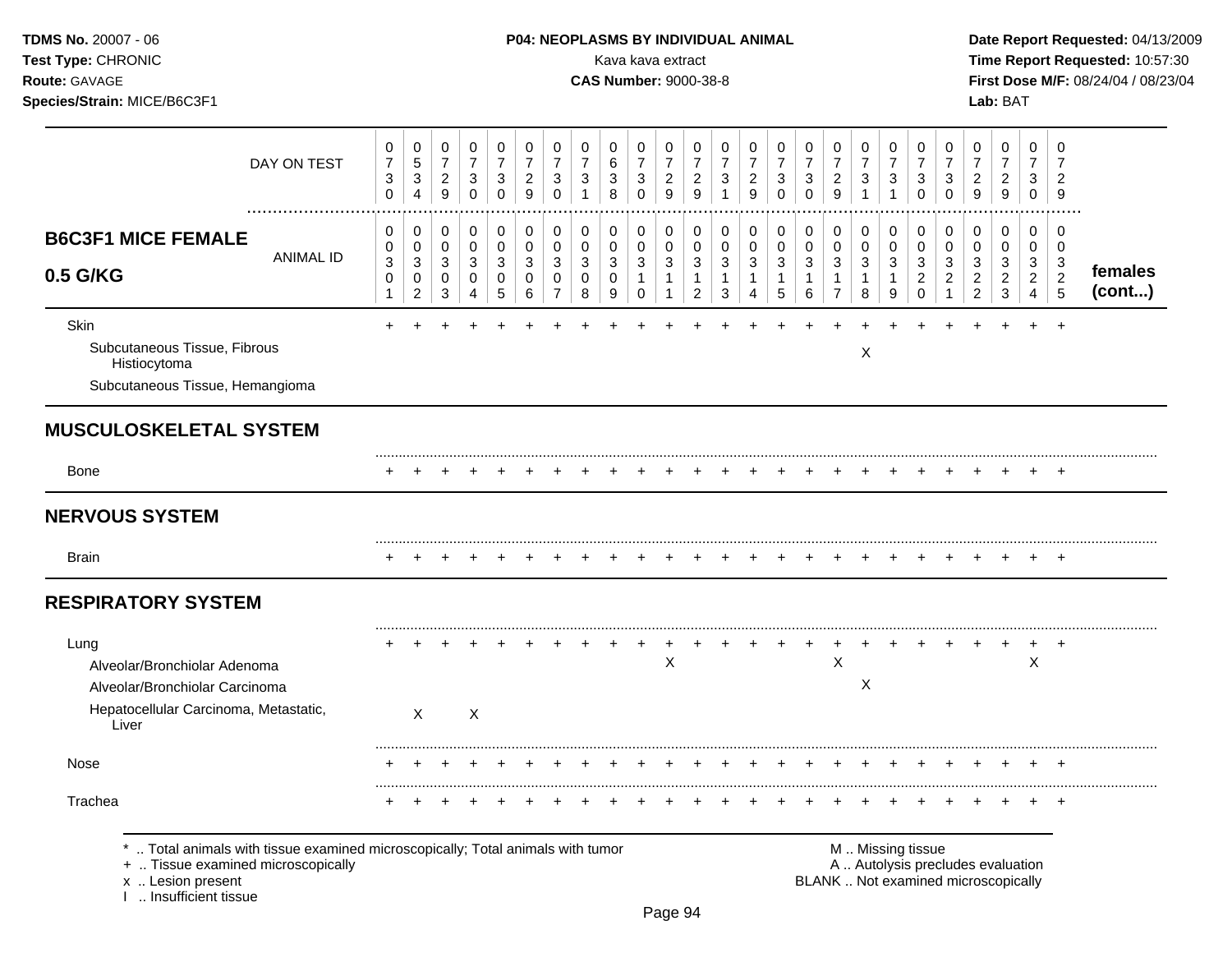P04: NEOPLASMS BY INDIVIDUAL ANIMAL

Kava kava extract

CAS Number: 9000-38-8

TDMS No. 20007 - 06
Test Type: CHRONIC
Route: GAVAGE
Species/Strain: MICE/B6C3F1

Date Report Requested: 04/13/2009
Time Report Requested: 10:57:30
First Dose M/F: 08/24/04 / 08/23/04
Lab: BAT

| DAY ON TEST | 0730 | 0534 | 0729 | 0730 | 0730 | 0729 | 0730 | 0731 | 0638 | 0730 | 0729 | 0729 | 0731 | 0729 | 0730 | 0730 | 0729 | 0731 | 0731 | 0730 | 0730 | 0729 | 0729 | 0730 | 0729 | |
|---|---|---|---|---|---|---|---|---|---|---|---|---|---|---|---|---|---|---|---|---|---|---|---|---|---|---|
| **B6C3F1 MICE FEMALE 0.5 G/KG** ANIMAL ID | 00301 | 00302 | 00303 | 00304 | 00305 | 00306 | 00307 | 00308 | 00309 | 00310 | 00311 | 00312 | 00313 | 00314 | 00315 | 00316 | 00317 | 00318 | 00319 | 00320 | 00321 | 00322 | 00323 | 00324 | 00325 | **females (cont...)** |
| Skin | + | + | + | + | + | + | + | + | + | + | + | + | + | + | + | + | + | + | + | + | + | + | + | + | + | |
| Subcutaneous Tissue, Fibrous Histiocytoma | | | | | | | | | | | | | | | | | | X | | | | | | | | |
| Subcutaneous Tissue, Hemangioma | | | | | | | | | | | | | | | | | | | | | | | | | | |
| **MUSCULOSKELETAL SYSTEM** | | | | | | | | | | | | | | | | | | | | | | | | | | |
| Bone | + | + | + | + | + | + | + | + | + | + | + | + | + | + | + | + | + | + | + | + | + | + | + | + | + | |
| **NERVOUS SYSTEM** | | | | | | | | | | | | | | | | | | | | | | | | | | |
| Brain | + | + | + | + | + | + | + | + | + | + | + | + | + | + | + | + | + | + | + | + | + | + | + | + | + | |
| **RESPIRATORY SYSTEM** | | | | | | | | | | | | | | | | | | | | | | | | | | |
| Lung | + | + | + | + | + | + | + | + | + | + | + | + | + | + | + | + | + | + | + | + | + | + | + | + | + | |
| Alveolar/Bronchiolar Adenoma | | | | | | | | | | | X | | | | | | X | | | | | | | X | | |
| Alveolar/Bronchiolar Carcinoma | | | | | | | | | | | | | | | | | | X | | | | | | | | |
| Hepatocellular Carcinoma, Metastatic, Liver | | X | | X | | | | | | | | | | | | | | | | | | | | | | |
| Nose | + | + | + | + | + | + | + | + | + | + | + | + | + | + | + | + | + | + | + | + | + | + | + | + | + | |
| Trachea | + | + | + | + | + | + | + | + | + | + | + | + | + | + | + | + | + | + | + | + | + | + | + | + | + | |

* .. Total animals with tissue examined microscopically; Total animals with tumor
+ .. Tissue examined microscopically
x .. Lesion present
I .. Insufficient tissue

M .. Missing tissue
A .. Autolysis precludes evaluation
BLANK .. Not examined microscopically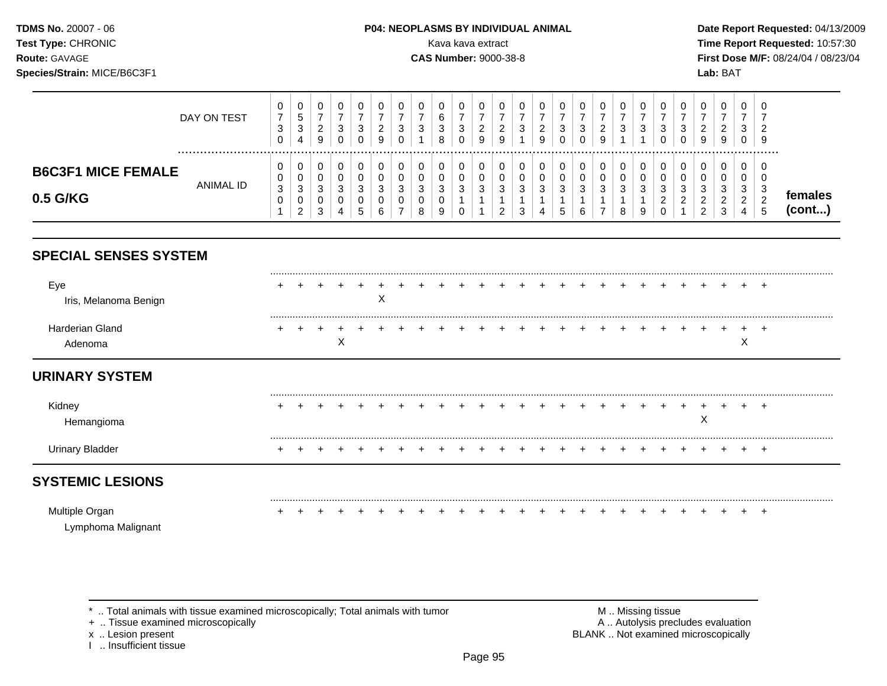**TDMS No.** 20007 - 06
**Test Type:** CHRONIC
**Route:** GAVAGE
**Species/Strain:** MICE/B6C3F1

**P04: NEOPLASMS BY INDIVIDUAL ANIMAL**
Kava kava extract
**CAS Number:** 9000-38-8

**Date Report Requested:** 04/13/2009
**Time Report Requested:** 10:57:30
**First Dose M/F:** 08/24/04 / 08/23/04
**Lab:** BAT

| DAY ON TEST | 0730 | 0534 | 0729 | 0730 | 0730 | 0729 | 0730 | 0731 | 0638 | 0730 | 0729 | 0729 | 0731 | 0729 | 0730 | 0730 | 0729 | 0731 | 0731 | 0730 | 0730 | 0729 | 0729 | 0730 | 0729 | |
|---|---|---|---|---|---|---|---|---|---|---|---|---|---|---|---|---|---|---|---|---|---|---|---|---|---|---|
| **B6C3F1 MICE FEMALE 0.5 G/KG** ANIMAL ID | 00301 | 00302 | 00303 | 00304 | 00305 | 00306 | 00307 | 00308 | 00309 | 00310 | 00311 | 00312 | 00313 | 00314 | 00315 | 00316 | 00317 | 00318 | 00319 | 00320 | 00321 | 00322 | 00323 | 00324 | 00325 | **females (cont...)** |
| **SPECIAL SENSES SYSTEM** | | | | | | | | | | | | | | | | | | | | | | | | | | |
| Eye | + | + | + | + | + | + | + | + | + | + | + | + | + | + | + | + | + | + | + | + | + | + | + | + | + | |
| Iris, Melanoma Benign | | | | | | X | | | | | | | | | | | | | | | | | | | | |
| Harderian Gland | + | + | + | + | + | + | + | + | + | + | + | + | + | + | + | + | + | + | + | + | + | + | + | + | + | |
| Adenoma | | | | X | | | | | | | | | | | | | | | | | | | | X | | |
| **URINARY SYSTEM** | | | | | | | | | | | | | | | | | | | | | | | | | | |
| Kidney | + | + | + | + | + | + | + | + | + | + | + | + | + | + | + | + | + | + | + | + | + | + | + | + | + | |
| Hemangioma | | | | | | | | | | | | | | | | | | | | | | X | | | | |
| Urinary Bladder | + | + | + | + | + | + | + | + | + | + | + | + | + | + | + | + | + | + | + | + | + | + | + | + | + | |
| **SYSTEMIC LESIONS** | | | | | | | | | | | | | | | | | | | | | | | | | | |
| Multiple Organ | + | + | + | + | + | + | + | + | + | + | + | + | + | + | + | + | + | + | + | + | + | + | + | + | + | |
| Lymphoma Malignant | | | | | | | | | | | | | | | | | | | | | | | | | | |

\* .. Total animals with tissue examined microscopically; Total animals with tumor
\+ .. Tissue examined microscopically
x .. Lesion present
I .. Insufficient tissue

M .. Missing tissue
A .. Autolysis precludes evaluation
BLANK .. Not examined microscopically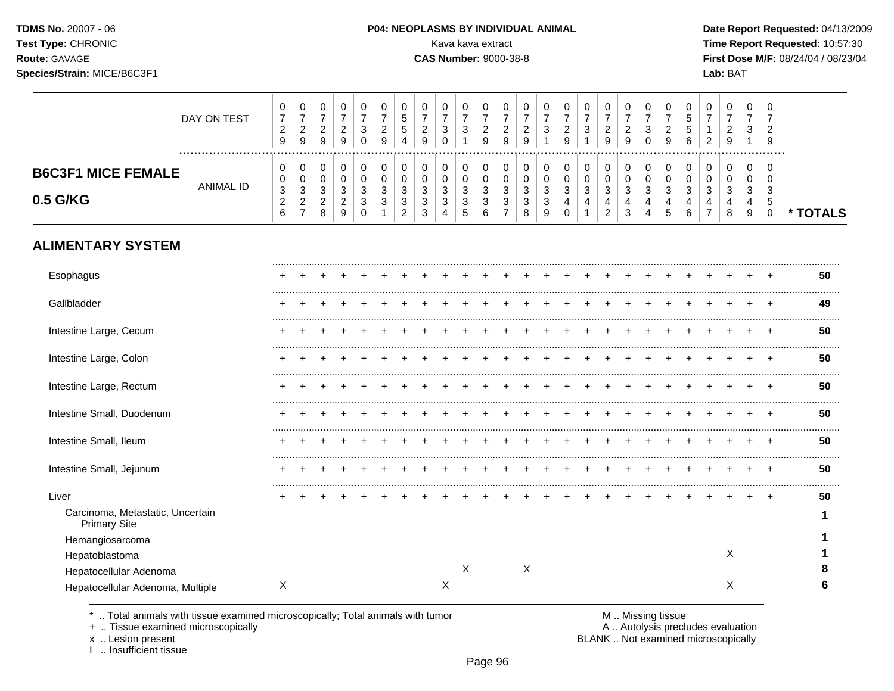**TDMS No.** 20007 - 06
**Test Type:** CHRONIC
**Route:** GAVAGE
**Species/Strain:** MICE/B6C3F1

**P04: NEOPLASMS BY INDIVIDUAL ANIMAL**
Kava kava extract
**CAS Number:** 9000-38-8

**Date Report Requested:** 04/13/2009
**Time Report Requested:** 10:57:30
**First Dose M/F:** 08/24/04 / 08/23/04
**Lab:** BAT

## B6C3F1 MICE FEMALE 0.5 G/KG

| DAY ON TEST | 0729 | 0729 | 0729 | 0729 | 0730 | 0729 | 0554 | 0729 | 0730 | 0731 | 0729 | 0729 | 0729 | 0731 | 0729 | 0731 | 0729 | 0729 | 0730 | 0729 | 0556 | 0712 | 0729 | 0731 | 0729 | |
|---|---|---|---|---|---|---|---|---|---|---|---|---|---|---|---|---|---|---|---|---|---|---|---|---|---|---|
| **ANIMAL ID** | 0326 | 0327 | 0328 | 0329 | 0330 | 0331 | 0332 | 0333 | 0334 | 0335 | 0336 | 0337 | 0338 | 0339 | 0340 | 0341 | 0342 | 0343 | 0344 | 0345 | 0346 | 0347 | 0348 | 0349 | 0350 | *** TOTALS** |
| **ALIMENTARY SYSTEM** | | | | | | | | | | | | | | | | | | | | | | | | | | |
| Esophagus | + | + | + | + | + | + | + | + | + | + | + | + | + | + | + | + | + | + | + | + | + | + | + | + | + | **50** |
| Gallbladder | + | + | + | + | + | + | + | + | + | + | + | + | + | + | + | + | + | + | + | + | + | + | + | + | + | **49** |
| Intestine Large, Cecum | + | + | + | + | + | + | + | + | + | + | + | + | + | + | + | + | + | + | + | + | + | + | + | + | + | **50** |
| Intestine Large, Colon | + | + | + | + | + | + | + | + | + | + | + | + | + | + | + | + | + | + | + | + | + | + | + | + | + | **50** |
| Intestine Large, Rectum | + | + | + | + | + | + | + | + | + | + | + | + | + | + | + | + | + | + | + | + | + | + | + | + | + | **50** |
| Intestine Small, Duodenum | + | + | + | + | + | + | + | + | + | + | + | + | + | + | + | + | + | + | + | + | + | + | + | + | + | **50** |
| Intestine Small, Ileum | + | + | + | + | + | + | + | + | + | + | + | + | + | + | + | + | + | + | + | + | + | + | + | + | + | **50** |
| Intestine Small, Jejunum | + | + | + | + | + | + | + | + | + | + | + | + | + | + | + | + | + | + | + | + | + | + | + | + | + | **50** |
| Liver | + | + | + | + | + | + | + | + | + | + | + | + | + | + | + | + | + | + | + | + | + | + | + | + | + | **50** |
| Carcinoma, Metastatic, Uncertain Primary Site | | | | | | | | | | | | | | | | | | | | | | | | | | **1** |
| Hemangiosarcoma | | | | | | | | | | | | | | | | | | | | | | | | | | **1** |
| Hepatoblastoma | | | | | | | | | | | | | | | | | | | | | | | X | | | **1** |
| Hepatocellular Adenoma | | | | | | | | | | X | | | X | | | | | | | | | | | | | **8** |
| Hepatocellular Adenoma, Multiple | X | | | | | | | | X | | | | | | | | | | | | | | X | | | **6** |

\* .. Total animals with tissue examined microscopically; Total animals with tumor
\+ .. Tissue examined microscopically
x .. Lesion present
I .. Insufficient tissue

M .. Missing tissue
A .. Autolysis precludes evaluation
BLANK .. Not examined microscopically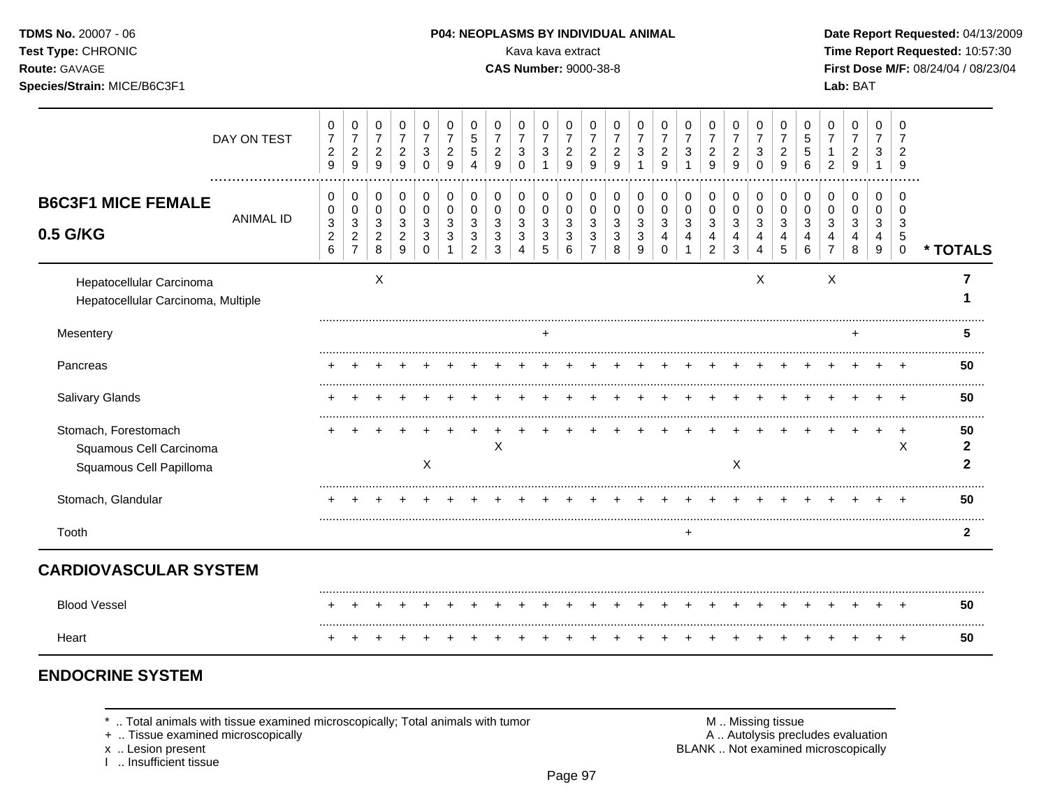**TDMS No.** 20007 - 06
**Test Type:** CHRONIC
**Route:** GAVAGE
**Species/Strain:** MICE/B6C3F1

**P04: NEOPLASMS BY INDIVIDUAL ANIMAL**
Kava kava extract
**CAS Number:** 9000-38-8

**Date Report Requested:** 04/13/2009
**Time Report Requested:** 10:57:30
**First Dose M/F:** 08/24/04 / 08/23/04
**Lab:** BAT

## B6C3F1 MICE FEMALE 0.5 G/KG

| DAY ON TEST | 0729 | 0729 | 0729 | 0729 | 0730 | 0729 | 0554 | 0729 | 0730 | 0731 | 0729 | 0729 | 0729 | 0731 | 0729 | 0731 | 0729 | 0729 | 0730 | 0729 | 0556 | 0712 | 0729 | 0731 | 0729 | |
|---|---|---|---|---|---|---|---|---|---|---|---|---|---|---|---|---|---|---|---|---|---|---|---|---|---|---|
| **ANIMAL ID** | 0326 | 0327 | 0328 | 0329 | 0330 | 0331 | 0332 | 0333 | 0334 | 0335 | 0336 | 0337 | 0338 | 0339 | 0340 | 0341 | 0342 | 0343 | 0344 | 0345 | 0346 | 0347 | 0348 | 0349 | 0350 | *** TOTALS** |
| Hepatocellular Carcinoma | | | X | | | | | | | | | | | | | | | | X | | | X | | | | **7** |
| Hepatocellular Carcinoma, Multiple | | | | | | | | | | | | | | | | | | | | | | | | | | **1** |
| Mesentery | | | | | | | | | | + | | | | | | | | | | | | | + | | | **5** |
| Pancreas | + | + | + | + | + | + | + | + | + | + | + | + | + | + | + | + | + | + | + | + | + | + | + | + | + | **50** |
| Salivary Glands | + | + | + | + | + | + | + | + | + | + | + | + | + | + | + | + | + | + | + | + | + | + | + | + | + | **50** |
| Stomach, Forestomach | + | + | + | + | + | + | + | + | + | + | + | + | + | + | + | + | + | + | + | + | + | + | + | + | + | **50** |
| Squamous Cell Carcinoma | | | | | | | | X | | | | | | | | | | | | | | | | | X | **2** |
| Squamous Cell Papilloma | | | | | X | | | | | | | | | | | | | X | | | | | | | | **2** |
| Stomach, Glandular | + | + | + | + | + | + | + | + | + | + | + | + | + | + | + | + | + | + | + | + | + | + | + | + | + | **50** |
| Tooth | | | | | | | | | | | | | | | | + | | | | | | | | | | **2** |

## CARDIOVASCULAR SYSTEM

| | | | | | | | | | | | | | | | | | | | | | | | | | | |
|---|---|---|---|---|---|---|---|---|---|---|---|---|---|---|---|---|---|---|---|---|---|---|---|---|---|---|
| Blood Vessel | + | + | + | + | + | + | + | + | + | + | + | + | + | + | + | + | + | + | + | + | + | + | + | + | + | **50** |
| Heart | + | + | + | + | + | + | + | + | + | + | + | + | + | + | + | + | + | + | + | + | + | + | + | + | + | **50** |

## ENDOCRINE SYSTEM

\* .. Total animals with tissue examined microscopically; Total animals with tumor
\+ .. Tissue examined microscopically
x .. Lesion present
I .. Insufficient tissue

M .. Missing tissue
A .. Autolysis precludes evaluation
BLANK .. Not examined microscopically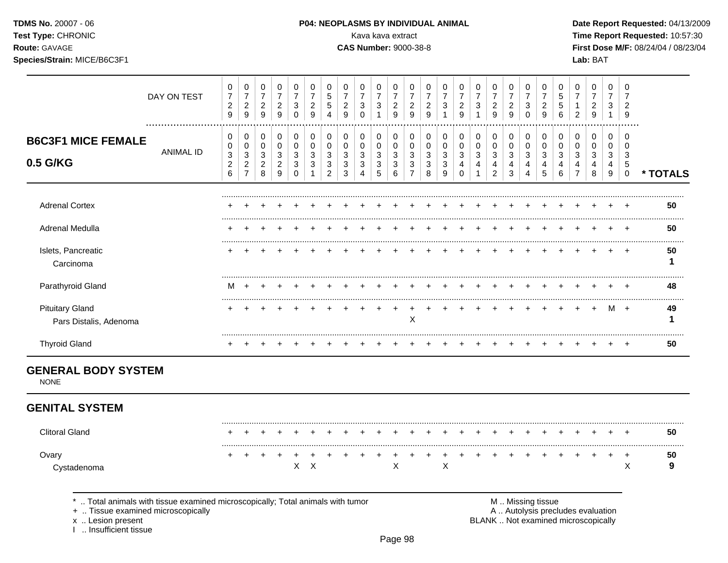## B6C3F1 MICE FEMALE 0.5 G/KG

| | 0326 | 0327 | 0328 | 0329 | 0330 | 0331 | 0332 | 0333 | 0334 | 0335 | 0336 | 0337 | 0338 | 0339 | 0340 | 0341 | 0342 | 0343 | 0344 | 0345 | 0346 | 0347 | 0348 | 0349 | 0350 | * TOTALS |
|---|---|---|---|---|---|---|---|---|---|---|---|---|---|---|---|---|---|---|---|---|---|---|---|---|---|---|
| DAY ON TEST | 0729 | 0729 | 0729 | 0729 | 0730 | 0729 | 0554 | 0729 | 0730 | 0731 | 0729 | 0729 | 0729 | 0731 | 0729 | 0731 | 0729 | 0729 | 0730 | 0729 | 0556 | 0712 | 0729 | 0731 | 0729 | |
| Adrenal Cortex | + | + | + | + | + | + | + | + | + | + | + | + | + | + | + | + | + | + | + | + | + | + | + | + | + | 50 |
| Adrenal Medulla | + | + | + | + | + | + | + | + | + | + | + | + | + | + | + | + | + | + | + | + | + | + | + | + | + | 50 |
| Islets, Pancreatic | + | + | + | + | + | + | + | + | + | + | + | + | + | + | + | + | + | + | + | + | + | + | + | + | + | 50 |
| Carcinoma | | | | | | | | | | | | | | | | | | | | | | | | | | 1 |
| Parathyroid Gland | M | + | + | + | + | + | + | + | + | + | + | + | + | + | + | + | + | + | + | + | + | + | + | + | + | 48 |
| Pituitary Gland | + | + | + | + | + | + | + | + | + | + | + | + | + | + | + | + | + | + | + | + | + | + | + | M | + | 49 |
| Pars Distalis, Adenoma | | | | | | | | | | | | X | | | | | | | | | | | | | | 1 |
| Thyroid Gland | + | + | + | + | + | + | + | + | + | + | + | + | + | + | + | + | + | + | + | + | + | + | + | + | + | 50 |

## GENERAL BODY SYSTEM

NONE

## GENITAL SYSTEM

| | 0326 | 0327 | 0328 | 0329 | 0330 | 0331 | 0332 | 0333 | 0334 | 0335 | 0336 | 0337 | 0338 | 0339 | 0340 | 0341 | 0342 | 0343 | 0344 | 0345 | 0346 | 0347 | 0348 | 0349 | 0350 | * TOTALS |
|---|---|---|---|---|---|---|---|---|---|---|---|---|---|---|---|---|---|---|---|---|---|---|---|---|---|---|
| Clitoral Gland | + | + | + | + | + | + | + | + | + | + | + | + | + | + | + | + | + | + | + | + | + | + | + | + | + | 50 |
| Ovary | + | + | + | + | + | + | + | + | + | + | + | + | + | + | + | + | + | + | + | + | + | + | + | + | + | 50 |
| Cystadenoma | | | | | X | X | | | | | X | | | X | | | | | | | | | | | X | 9 |

* .. Total animals with tissue examined microscopically; Total animals with tumor
+ .. Tissue examined microscopically
x .. Lesion present
I .. Insufficient tissue

M .. Missing tissue
A .. Autolysis precludes evaluation
BLANK .. Not examined microscopically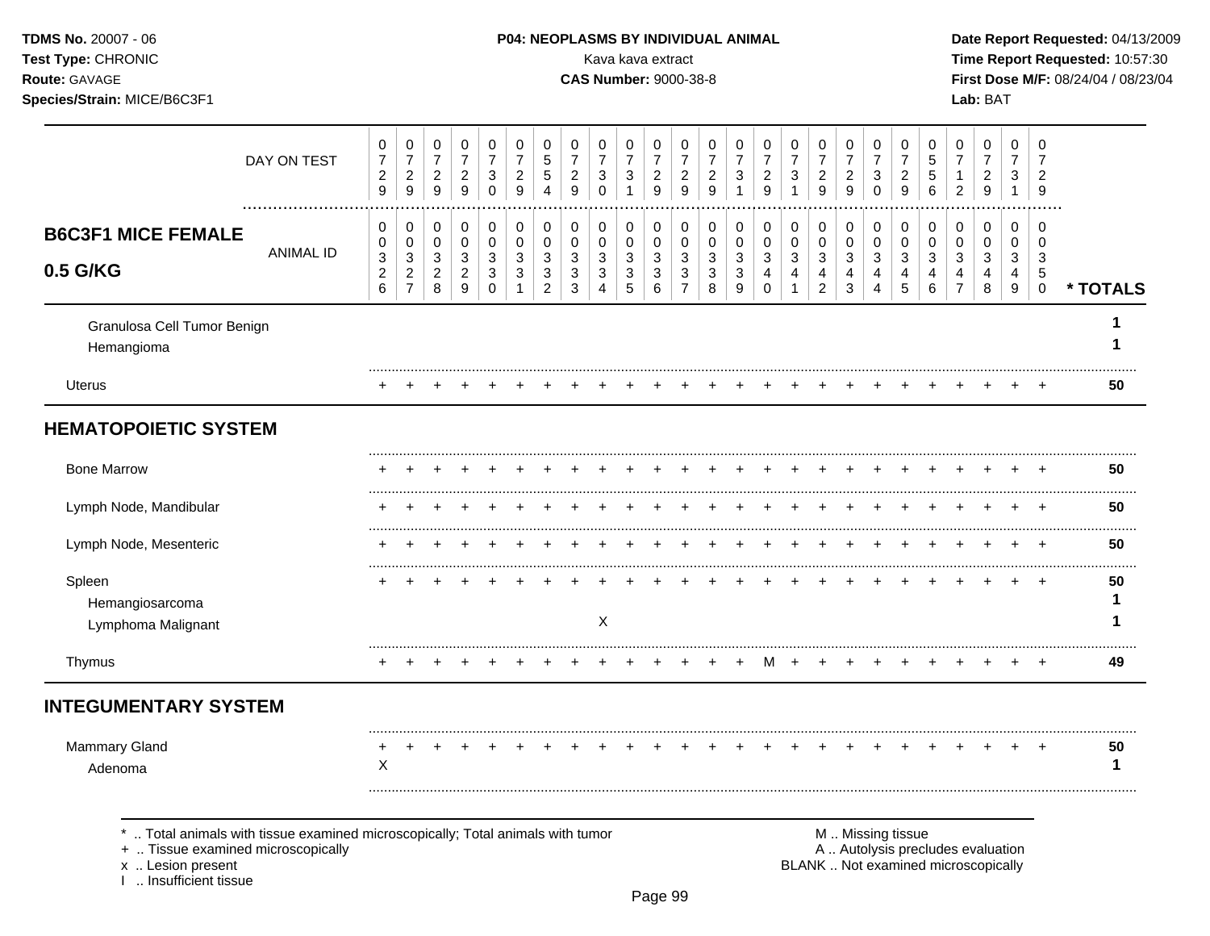**TDMS No.** 20007 - 06
**Test Type:** CHRONIC
**Route:** GAVAGE
**Species/Strain:** MICE/B6C3F1

**P04: NEOPLASMS BY INDIVIDUAL ANIMAL**
Kava kava extract
**CAS Number:** 9000-38-8

**Date Report Requested:** 04/13/2009
**Time Report Requested:** 10:57:30
**First Dose M/F:** 08/24/04 / 08/23/04
**Lab:** BAT

## B6C3F1 MICE FEMALE 0.5 G/KG

| DAY ON TEST | 0729 | 0729 | 0729 | 0729 | 0730 | 0729 | 0554 | 0729 | 0730 | 0731 | 0729 | 0729 | 0729 | 0731 | 0729 | 0731 | 0729 | 0729 | 0730 | 0729 | 0556 | 0712 | 0729 | 0731 | 0729 | |
|---|---|---|---|---|---|---|---|---|---|---|---|---|---|---|---|---|---|---|---|---|---|---|---|---|---|---|
| **ANIMAL ID** | 00326 | 00327 | 00328 | 00329 | 00330 | 00331 | 00332 | 00333 | 00334 | 00335 | 00336 | 00337 | 00338 | 00339 | 00340 | 00341 | 00342 | 00343 | 00344 | 00345 | 00346 | 00347 | 00348 | 00349 | 00350 | *** TOTALS** |
| Granulosa Cell Tumor Benign | | | | | | | | | | | | | | | | | | | | | | | | | | 1 |
| Hemangioma | | | | | | | | | | | | | | | | | | | | | | | | | | 1 |
| Uterus | + | + | + | + | + | + | + | + | + | + | + | + | + | + | + | + | + | + | + | + | + | + | + | + | + | 50 |
| **HEMATOPOIETIC SYSTEM** | | | | | | | | | | | | | | | | | | | | | | | | | | |
| Bone Marrow | + | + | + | + | + | + | + | + | + | + | + | + | + | + | + | + | + | + | + | + | + | + | + | + | + | 50 |
| Lymph Node, Mandibular | + | + | + | + | + | + | + | + | + | + | + | + | + | + | + | + | + | + | + | + | + | + | + | + | + | 50 |
| Lymph Node, Mesenteric | + | + | + | + | + | + | + | + | + | + | + | + | + | + | + | + | + | + | + | + | + | + | + | + | + | 50 |
| Spleen | + | + | + | + | + | + | + | + | + | + | + | + | + | + | + | + | + | + | + | + | + | + | + | + | + | 50 |
| Hemangiosarcoma | | | | | | | | | | | | | | | | | | | | | | | | | | 1 |
| Lymphoma Malignant | | | | | | | | | X | | | | | | | | | | | | | | | | | 1 |
| Thymus | + | + | + | + | + | + | + | + | + | + | + | + | + | + | M | + | + | + | + | + | + | + | + | + | + | 49 |
| **INTEGUMENTARY SYSTEM** | | | | | | | | | | | | | | | | | | | | | | | | | | |
| Mammary Gland | + | + | + | + | + | + | + | + | + | + | + | + | + | + | + | + | + | + | + | + | + | + | + | + | + | 50 |
| Adenoma | X | | | | | | | | | | | | | | | | | | | | | | | | | 1 |

\* .. Total animals with tissue examined microscopically; Total animals with tumor
\+ .. Tissue examined microscopically
x .. Lesion present
I .. Insufficient tissue

M .. Missing tissue
A .. Autolysis precludes evaluation
BLANK .. Not examined microscopically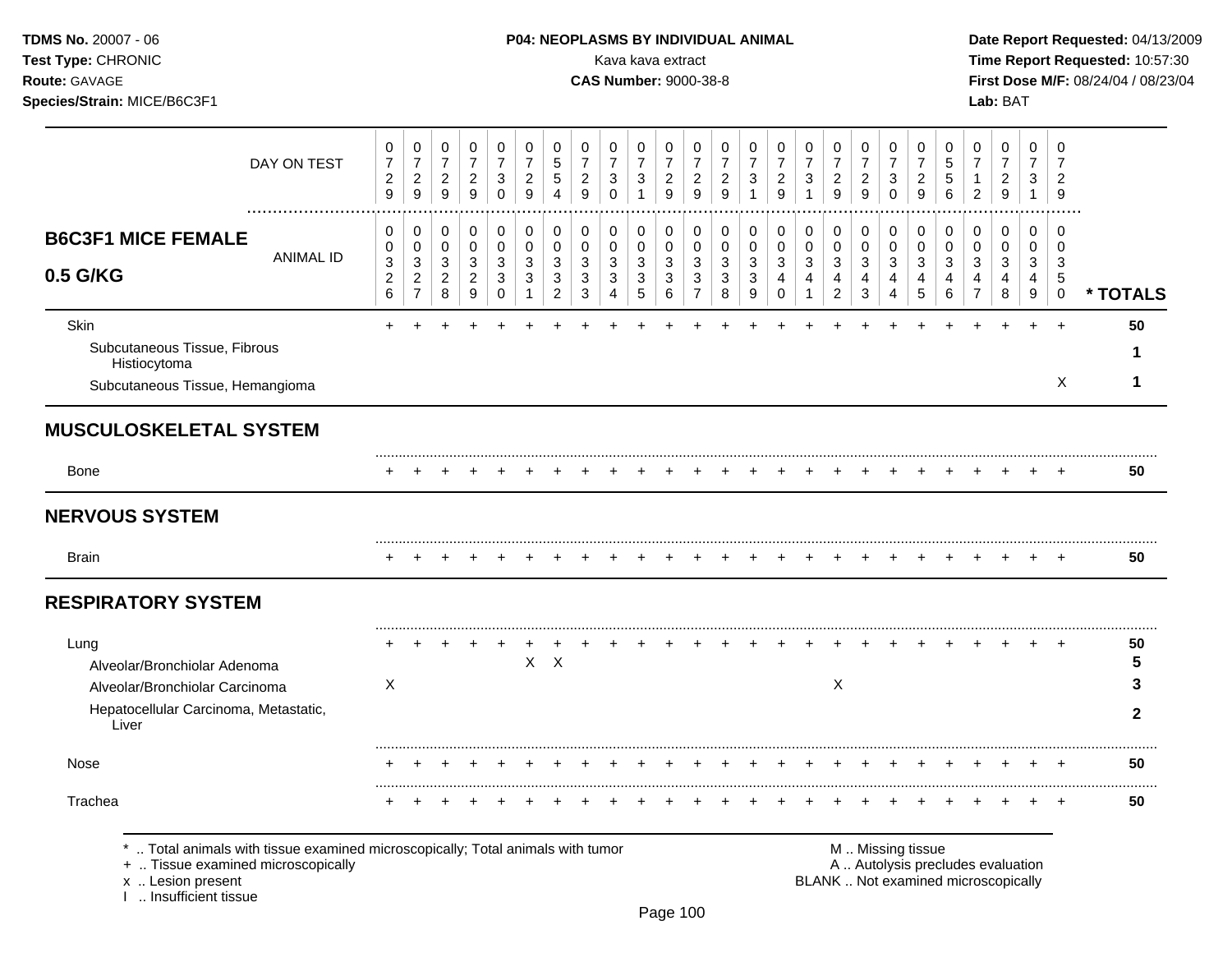| | 1 | 2 | 3 | 4 | 5 | 6 | 7 | 8 | 9 | 10 | 11 | 12 | 13 | 14 | 15 | 16 | 17 | 18 | 19 | 20 | 21 | 22 | 23 | 24 | 25 | |
|---|---|---|---|---|---|---|---|---|---|---|---|---|---|---|---|---|---|---|---|---|---|---|---|---|---|---|
| DAY ON TEST | 0729 | 0729 | 0729 | 0729 | 0730 | 0729 | 0554 | 0729 | 0730 | 0731 | 0729 | 0729 | 0729 | 0731 | 0729 | 0731 | 0729 | 0729 | 0730 | 0729 | 0556 | 0712 | 0729 | 0731 | 0729 | |
| **B6C3F1 MICE FEMALE 0.5 G/KG** ANIMAL ID | 0326 | 0327 | 0328 | 0329 | 0330 | 0331 | 0332 | 0333 | 0334 | 0335 | 0336 | 0337 | 0338 | 0339 | 0340 | 0341 | 0342 | 0343 | 0344 | 0345 | 0346 | 0347 | 0348 | 0349 | 0350 | *** TOTALS** |
| Skin | + | + | + | + | + | + | + | + | + | + | + | + | + | + | + | + | + | + | + | + | + | + | + | + | + | **50** |
| Subcutaneous Tissue, Fibrous Histiocytoma | | | | | | | | | | | | | | | | | | | | | | | | | | **1** |
| Subcutaneous Tissue, Hemangioma | | | | | | | | | | | | | | | | | | | | | | | | | X | **1** |
| **MUSCULOSKELETAL SYSTEM** | | | | | | | | | | | | | | | | | | | | | | | | | | |
| Bone | + | + | + | + | + | + | + | + | + | + | + | + | + | + | + | + | + | + | + | + | + | + | + | + | + | **50** |
| **NERVOUS SYSTEM** | | | | | | | | | | | | | | | | | | | | | | | | | | |
| Brain | + | + | + | + | + | + | + | + | + | + | + | + | + | + | + | + | + | + | + | + | + | + | + | + | + | **50** |
| **RESPIRATORY SYSTEM** | | | | | | | | | | | | | | | | | | | | | | | | | | |
| Lung | + | + | + | + | + | + | + | + | + | + | + | + | + | + | + | + | + | + | + | + | + | + | + | + | + | **50** |
| Alveolar/Bronchiolar Adenoma | | | | | | X | X | | | | | | | | | | | | | | | | | | | **5** |
| Alveolar/Bronchiolar Carcinoma | X | | | | | | | | | | | | | | | | X | | | | | | | | | **3** |
| Hepatocellular Carcinoma, Metastatic, Liver | | | | | | | | | | | | | | | | | | | | | | | | | | **2** |
| Nose | + | + | + | + | + | + | + | + | + | + | + | + | + | + | + | + | + | + | + | + | + | + | + | + | + | **50** |
| Trachea | + | + | + | + | + | + | + | + | + | + | + | + | + | + | + | + | + | + | + | + | + | + | + | + | + | **50** |

\* .. Total animals with tissue examined microscopically; Total animals with tumor
\+ .. Tissue examined microscopically
x .. Lesion present
I .. Insufficient tissue

M .. Missing tissue
A .. Autolysis precludes evaluation
BLANK .. Not examined microscopically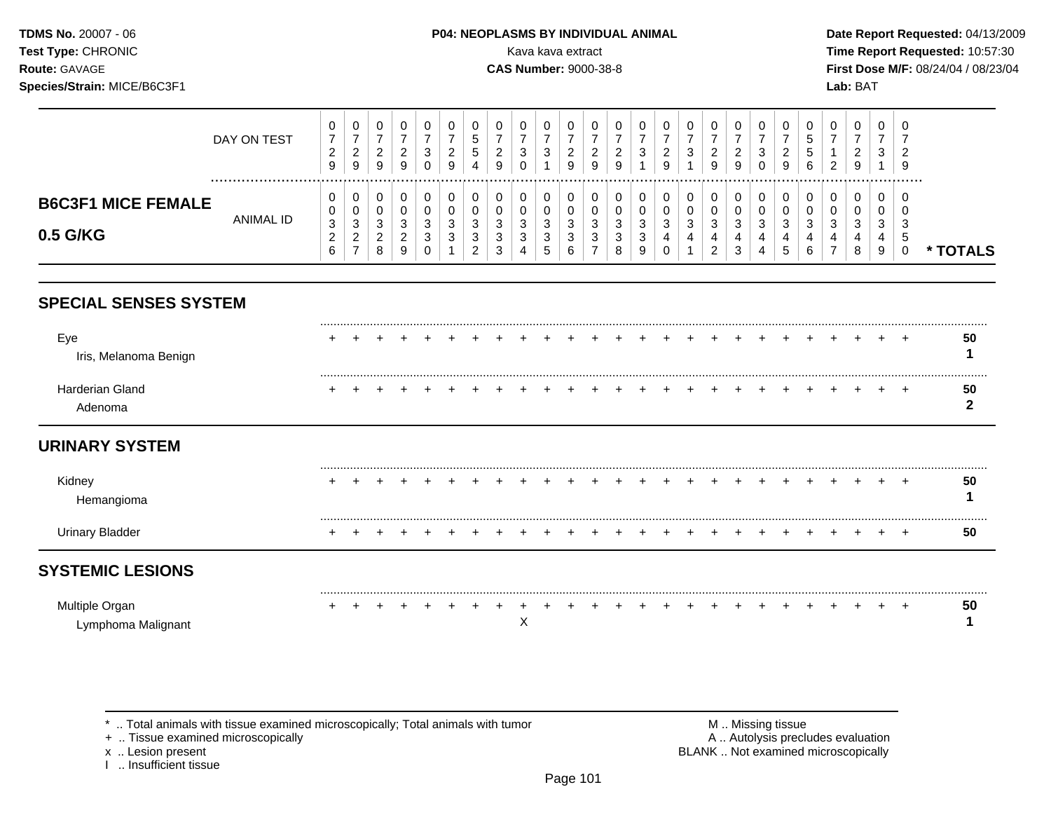**TDMS No.** 20007 - 06
**Test Type:** CHRONIC
**Route:** GAVAGE
**Species/Strain:** MICE/B6C3F1

**P04: NEOPLASMS BY INDIVIDUAL ANIMAL**
Kava kava extract
**CAS Number:** 9000-38-8

**Date Report Requested:** 04/13/2009
**Time Report Requested:** 10:57:30
**First Dose M/F:** 08/24/04 / 08/23/04
**Lab:** BAT

## B6C3F1 MICE FEMALE 0.5 G/KG

| | 0729 | 0729 | 0729 | 0729 | 0730 | 0729 | 0554 | 0729 | 0730 | 0731 | 0729 | 0729 | 0729 | 0731 | 0729 | 0731 | 0729 | 0729 | 0730 | 0729 | 0556 | 0712 | 0729 | 0731 | 0729 | |
|---|---|---|---|---|---|---|---|---|---|---|---|---|---|---|---|---|---|---|---|---|---|---|---|---|---|---|
| **DAY ON TEST / ANIMAL ID** | 00326 | 00327 | 00328 | 00329 | 00330 | 00331 | 00332 | 00333 | 00334 | 00335 | 00336 | 00337 | 00338 | 00339 | 00340 | 00341 | 00342 | 00343 | 00344 | 00345 | 00346 | 00347 | 00348 | 00349 | 00350 | *** TOTALS** |
| **SPECIAL SENSES SYSTEM** | | | | | | | | | | | | | | | | | | | | | | | | | | |
| Eye | + | + | + | + | + | + | + | + | + | + | + | + | + | + | + | + | + | + | + | + | + | + | + | + | + | 50 |
| Iris, Melanoma Benign | | | | | | | | | | | | | | | | | | | | | | | | | | 1 |
| Harderian Gland | + | + | + | + | + | + | + | + | + | + | + | + | + | + | + | + | + | + | + | + | + | + | + | + | + | 50 |
| Adenoma | | | | | | | | | | | | | | | | | | | | | | | | | | 2 |
| **URINARY SYSTEM** | | | | | | | | | | | | | | | | | | | | | | | | | | |
| Kidney | + | + | + | + | + | + | + | + | + | + | + | + | + | + | + | + | + | + | + | + | + | + | + | + | + | 50 |
| Hemangioma | | | | | | | | | | | | | | | | | | | | | | | | | | 1 |
| Urinary Bladder | + | + | + | + | + | + | + | + | + | + | + | + | + | + | + | + | + | + | + | + | + | + | + | + | + | 50 |
| **SYSTEMIC LESIONS** | | | | | | | | | | | | | | | | | | | | | | | | | | |
| Multiple Organ | + | + | + | + | + | + | + | + | + | + | + | + | + | + | + | + | + | + | + | + | + | + | + | + | + | 50 |
| Lymphoma Malignant | | | | | | | | | X | | | | | | | | | | | | | | | | | 1 |

\* .. Total animals with tissue examined microscopically; Total animals with tumor
\+ .. Tissue examined microscopically
x .. Lesion present
I .. Insufficient tissue

M .. Missing tissue
A .. Autolysis precludes evaluation
BLANK .. Not examined microscopically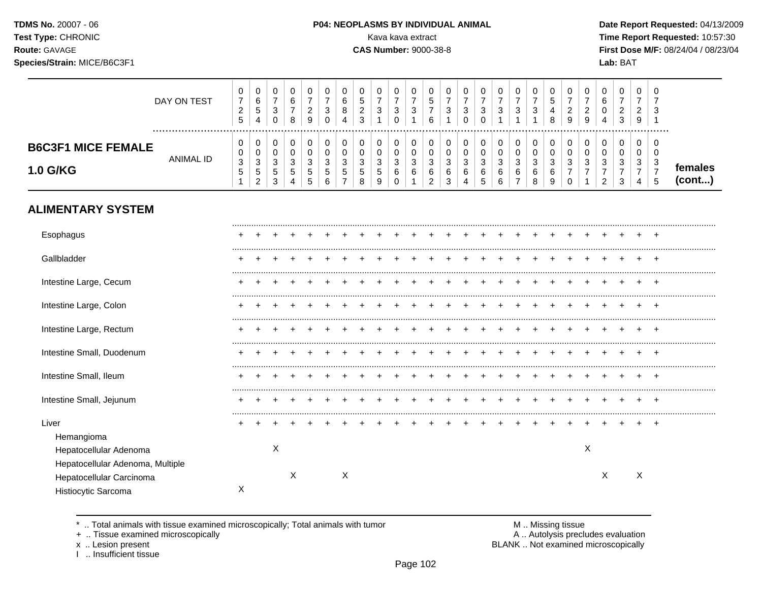## B6C3F1 MICE FEMALE 1.0 G/KG

| | 1 | 2 | 3 | 4 | 5 | 6 | 7 | 8 | 9 | 10 | 11 | 12 | 13 | 14 | 15 | 16 | 17 | 18 | 19 | 20 | 21 | 22 | 23 | 24 | 25 |
|---|---|---|---|---|---|---|---|---|---|---|---|---|---|---|---|---|---|---|---|---|---|---|---|---|---|
| DAY ON TEST | 0725 | 0654 | 0730 | 0678 | 0729 | 0730 | 0684 | 0523 | 0731 | 0730 | 0731 | 0576 | 0731 | 0730 | 0730 | 0731 | 0731 | 0731 | 0548 | 0729 | 0729 | 0604 | 0723 | 0729 | 0731 |
| ANIMAL ID | 0351 | 0352 | 0353 | 0354 | 0355 | 0356 | 0357 | 0358 | 0359 | 0360 | 0361 | 0362 | 0363 | 0364 | 0365 | 0366 | 0367 | 0368 | 0369 | 0370 | 0371 | 0372 | 0373 | 0374 | 0375 |
| **ALIMENTARY SYSTEM** | | | | | | | | | | | | | | | | | | | | | | | | | |
| Esophagus | + | + | + | + | + | + | + | + | + | + | + | + | + | + | + | + | + | + | + | + | + | + | + | + | + |
| Gallbladder | + | + | + | + | + | + | + | + | + | + | + | + | + | + | + | + | + | + | + | + | + | + | + | + | + |
| Intestine Large, Cecum | + | + | + | + | + | + | + | + | + | + | + | + | + | + | + | + | + | + | + | + | + | + | + | + | + |
| Intestine Large, Colon | + | + | + | + | + | + | + | + | + | + | + | + | + | + | + | + | + | + | + | + | + | + | + | + | + |
| Intestine Large, Rectum | + | + | + | + | + | + | + | + | + | + | + | + | + | + | + | + | + | + | + | + | + | + | + | + | + |
| Intestine Small, Duodenum | + | + | + | + | + | + | + | + | + | + | + | + | + | + | + | + | + | + | + | + | + | + | + | + | + |
| Intestine Small, Ileum | + | + | + | + | + | + | + | + | + | + | + | + | + | + | + | + | + | + | + | + | + | + | + | + | + |
| Intestine Small, Jejunum | + | + | + | + | + | + | + | + | + | + | + | + | + | + | + | + | + | + | + | + | + | + | + | + | + |
| Liver | + | + | + | + | + | + | + | + | + | + | + | + | + | + | + | + | + | + | + | + | + | + | + | + | + |
| Hemangioma | | | | | | | | | | | | | | | | | | | | | | | | | |
| Hepatocellular Adenoma | | | X | | | | | | | | | | | | | | | | | | X | | | | |
| Hepatocellular Adenoma, Multiple | | | | | | | | | | | | | | | | | | | | | | | | | |
| Hepatocellular Carcinoma | | | | X | | | X | | | | | | | | | | | | | | | X | | X | |
| Histiocytic Sarcoma | X | | | | | | | | | | | | | | | | | | | | | | | | |

\* .. Total animals with tissue examined microscopically; Total animals with tumor
\+ .. Tissue examined microscopically
x .. Lesion present
I .. Insufficient tissue
M .. Missing tissue
A .. Autolysis precludes evaluation
BLANK .. Not examined microscopically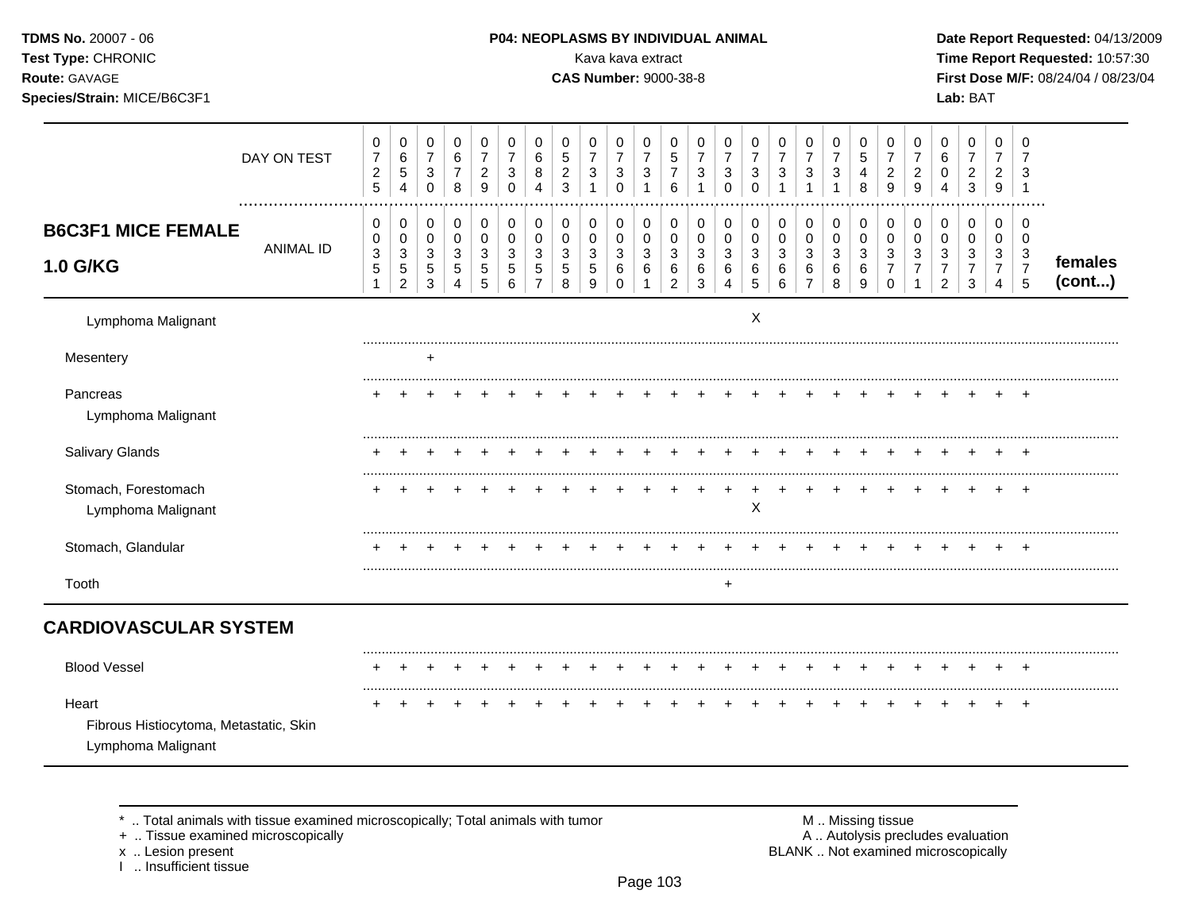**TDMS No.** 20007 - 06
**Test Type:** CHRONIC
**Route:** GAVAGE
**Species/Strain:** MICE/B6C3F1

**P04: NEOPLASMS BY INDIVIDUAL ANIMAL**
Kava kava extract
**CAS Number:** 9000-38-8

**Date Report Requested:** 04/13/2009
**Time Report Requested:** 10:57:30
**First Dose M/F:** 08/24/04 / 08/23/04
**Lab:** BAT

| | DAY ON TEST | 0725 | 0654 | 0730 | 0678 | 0729 | 0730 | 0684 | 0523 | 0731 | 0730 | 0731 | 0576 | 0731 | 0730 | 0730 | 0731 | 0731 | 0731 | 0548 | 0729 | 0729 | 0604 | 0723 | 0729 | 0731 | |
|---|---|---|---|---|---|---|---|---|---|---|---|---|---|---|---|---|---|---|---|---|---|---|---|---|---|---|---|
| **B6C3F1 MICE FEMALE 1.0 G/KG** | ANIMAL ID | 00351 | 00352 | 00353 | 00354 | 00355 | 00356 | 00357 | 00358 | 00359 | 00360 | 00361 | 00362 | 00363 | 00364 | 00365 | 00366 | 00367 | 00368 | 00369 | 00370 | 00371 | 00372 | 00373 | 00374 | 00375 | **females (cont...)** |
| Lymphoma Malignant | | | | | | | | | | | | | | | | X | | | | | | | | | | | |
| Mesentery | | | | + | | | | | | | | | | | | | | | | | | | | | | | |
| Pancreas | | + | + | + | + | + | + | + | + | + | + | + | + | + | + | + | + | + | + | + | + | + | + | + | + | + | |
| Lymphoma Malignant | | | | | | | | | | | | | | | | | | | | | | | | | | | |
| Salivary Glands | | + | + | + | + | + | + | + | + | + | + | + | + | + | + | + | + | + | + | + | + | + | + | + | + | + | |
| Stomach, Forestomach | | + | + | + | + | + | + | + | + | + | + | + | + | + | + | + | + | + | + | + | + | + | + | + | + | + | |
| Lymphoma Malignant | | | | | | | | | | | | | | | | X | | | | | | | | | | | |
| Stomach, Glandular | | + | + | + | + | + | + | + | + | + | + | + | + | + | + | + | + | + | + | + | + | + | + | + | + | + | |
| Tooth | | | | | | | | | | | | | | | + | | | | | | | | | | | | |
| **CARDIOVASCULAR SYSTEM** | | | | | | | | | | | | | | | | | | | | | | | | | | | |
| Blood Vessel | | + | + | + | + | + | + | + | + | + | + | + | + | + | + | + | + | + | + | + | + | + | + | + | + | + | |
| Heart | | + | + | + | + | + | + | + | + | + | + | + | + | + | + | + | + | + | + | + | + | + | + | + | + | + | |
| Fibrous Histiocytoma, Metastatic, Skin | | | | | | | | | | | | | | | | | | | | | | | | | | | |
| Lymphoma Malignant | | | | | | | | | | | | | | | | | | | | | | | | | | | |

\* .. Total animals with tissue examined microscopically; Total animals with tumor
\+ .. Tissue examined microscopically
x .. Lesion present
I .. Insufficient tissue

M .. Missing tissue
A .. Autolysis precludes evaluation
BLANK .. Not examined microscopically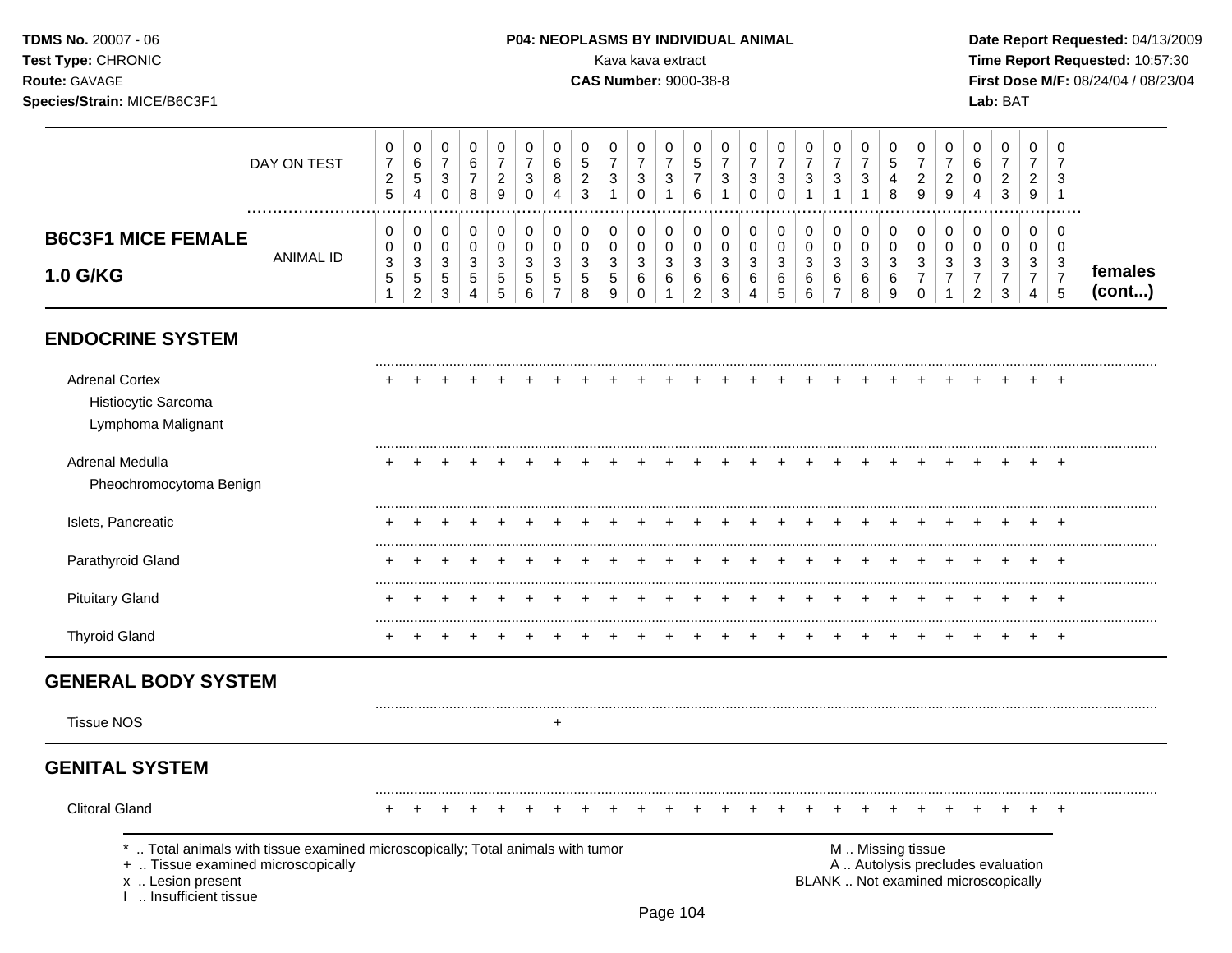**TDMS No.** 20007 - 06
**Test Type:** CHRONIC
**Route:** GAVAGE
**Species/Strain:** MICE/B6C3F1

**P04: NEOPLASMS BY INDIVIDUAL ANIMAL**
Kava kava extract
**CAS Number:** 9000-38-8

**Date Report Requested:** 04/13/2009
**Time Report Requested:** 10:57:30
**First Dose M/F:** 08/24/04 / 08/23/04
**Lab:** BAT

| | DAY ON TEST | 0725 | 0654 | 0730 | 0678 | 0729 | 0730 | 0684 | 0523 | 0731 | 0730 | 0731 | 0576 | 0731 | 0730 | 0730 | 0731 | 0731 | 0731 | 0548 | 0729 | 0729 | 0604 | 0723 | 0729 | 0731 | |
|---|---|---|---|---|---|---|---|---|---|---|---|---|---|---|---|---|---|---|---|---|---|---|---|---|---|---|---|
| **B6C3F1 MICE FEMALE 1.0 G/KG** | ANIMAL ID | 00351 | 00352 | 00353 | 00354 | 00355 | 00356 | 00357 | 00358 | 00359 | 00360 | 00361 | 00362 | 00363 | 00364 | 00365 | 00366 | 00367 | 00368 | 00369 | 00370 | 00371 | 00372 | 00373 | 00374 | 00375 | **females (cont...)** |
| **ENDOCRINE SYSTEM** | | | | | | | | | | | | | | | | | | | | | | | | | | | |
| Adrenal Cortex | | + | + | + | + | + | + | + | + | + | + | + | + | + | + | + | + | + | + | + | + | + | + | + | + | + | |
| Histiocytic Sarcoma | | | | | | | | | | | | | | | | | | | | | | | | | | | |
| Lymphoma Malignant | | | | | | | | | | | | | | | | | | | | | | | | | | | |
| Adrenal Medulla | | + | + | + | + | + | + | + | + | + | + | + | + | + | + | + | + | + | + | + | + | + | + | + | + | + | |
| Pheochromocytoma Benign | | | | | | | | | | | | | | | | | | | | | | | | | | | |
| Islets, Pancreatic | | + | + | + | + | + | + | + | + | + | + | + | + | + | + | + | + | + | + | + | + | + | + | + | + | + | |
| Parathyroid Gland | | + | + | + | + | + | + | + | + | + | + | + | + | + | + | + | + | + | + | + | + | + | + | + | + | + | |
| Pituitary Gland | | + | + | + | + | + | + | + | + | + | + | + | + | + | + | + | + | + | + | + | + | + | + | + | + | + | |
| Thyroid Gland | | + | + | + | + | + | + | + | + | + | + | + | + | + | + | + | + | + | + | + | + | + | + | + | + | + | |
| **GENERAL BODY SYSTEM** | | | | | | | | | | | | | | | | | | | | | | | | | | | |
| Tissue NOS | | | | | | | | + | | | | | | | | | | | | | | | | | | | |
| **GENITAL SYSTEM** | | | | | | | | | | | | | | | | | | | | | | | | | | | |
| Clitoral Gland | | + | + | + | + | + | + | + | + | + | + | + | + | + | + | + | + | + | + | + | + | + | + | + | + | + | |

\* .. Total animals with tissue examined microscopically; Total animals with tumor
\+ .. Tissue examined microscopically
x .. Lesion present
I .. Insufficient tissue

M .. Missing tissue
A .. Autolysis precludes evaluation
BLANK .. Not examined microscopically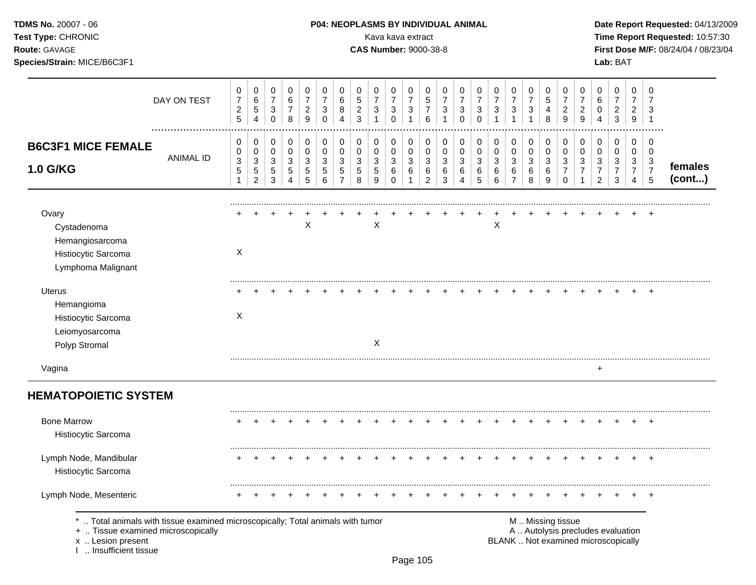**TDMS No.** 20007 - 06
**Test Type:** CHRONIC
**Route:** GAVAGE
**Species/Strain:** MICE/B6C3F1

**P04: NEOPLASMS BY INDIVIDUAL ANIMAL**
Kava kava extract
**CAS Number:** 9000-38-8

**Date Report Requested:** 04/13/2009
**Time Report Requested:** 10:57:30
**First Dose M/F:** 08/24/04 / 08/23/04
**Lab:** BAT

| **B6C3F1 MICE FEMALE 1.0 G/KG** | | | | | | | | | | | | | | | | | | | | | | | | | | |
|---|---|---|---|---|---|---|---|---|---|---|---|---|---|---|---|---|---|---|---|---|---|---|---|---|---|---|
| DAY ON TEST | 0725 | 0654 | 0730 | 0678 | 0729 | 0730 | 0684 | 0523 | 0731 | 0730 | 0731 | 0576 | 0731 | 0730 | 0730 | 0731 | 0731 | 0731 | 0548 | 0729 | 0729 | 0604 | 0723 | 0729 | 0731 | |
| ANIMAL ID | 0351 | 0352 | 0353 | 0354 | 0355 | 0356 | 0357 | 0358 | 0359 | 0360 | 0361 | 0362 | 0363 | 0364 | 0365 | 0366 | 0367 | 0368 | 0369 | 0370 | 0371 | 0372 | 0373 | 0374 | 0375 | **females (cont...)** |
| Ovary | + | + | + | + | + | + | + | + | + | + | + | + | + | + | + | + | + | + | + | + | + | + | + | + | + | |
| Cystadenoma | | | | | X | | | | X | | | | | | | X | | | | | | | | | | |
| Hemangiosarcoma | | | | | | | | | | | | | | | | | | | | | | | | | | |
| Histiocytic Sarcoma | X | | | | | | | | | | | | | | | | | | | | | | | | | |
| Lymphoma Malignant | | | | | | | | | | | | | | | | | | | | | | | | | | |
| Uterus | + | + | + | + | + | + | + | + | + | + | + | + | + | + | + | + | + | + | + | + | + | + | + | + | + | |
| Hemangioma | | | | | | | | | | | | | | | | | | | | | | | | | | |
| Histiocytic Sarcoma | X | | | | | | | | | | | | | | | | | | | | | | | | | |
| Leiomyosarcoma | | | | | | | | | | | | | | | | | | | | | | | | | | |
| Polyp Stromal | | | | | | | | | X | | | | | | | | | | | | | | | | | |
| Vagina | | | | | | | | | | | | | | | | | | | | | | + | | | | |
| **HEMATOPOIETIC SYSTEM** | | | | | | | | | | | | | | | | | | | | | | | | | | |
| Bone Marrow | + | + | + | + | + | + | + | + | + | + | + | + | + | + | + | + | + | + | + | + | + | + | + | + | + | |
| Histiocytic Sarcoma | | | | | | | | | | | | | | | | | | | | | | | | | | |
| Lymph Node, Mandibular | + | + | + | + | + | + | + | + | + | + | + | + | + | + | + | + | + | + | + | + | + | + | + | + | + | |
| Histiocytic Sarcoma | | | | | | | | | | | | | | | | | | | | | | | | | | |
| Lymph Node, Mesenteric | + | + | + | + | + | + | + | + | + | + | + | + | + | + | + | + | + | + | + | + | + | + | + | + | + | |

\* .. Total animals with tissue examined microscopically; Total animals with tumor
\+ .. Tissue examined microscopically
x .. Lesion present
I .. Insufficient tissue

M .. Missing tissue
A .. Autolysis precludes evaluation
BLANK .. Not examined microscopically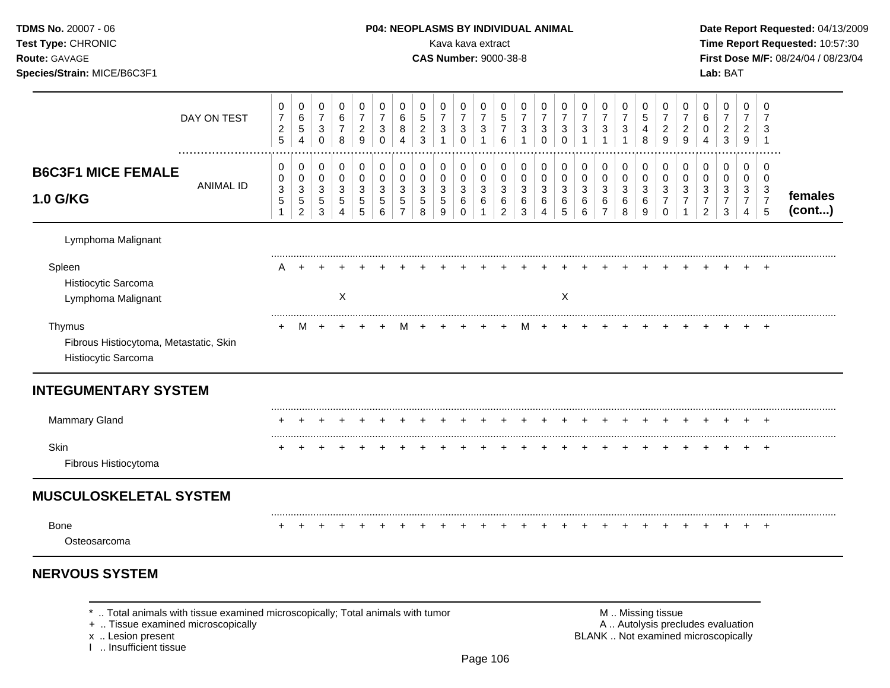**TDMS No.** 20007 - 06
**Test Type:** CHRONIC
**Route:** GAVAGE
**Species/Strain:** MICE/B6C3F1

**P04: NEOPLASMS BY INDIVIDUAL ANIMAL**
Kava kava extract
**CAS Number:** 9000-38-8

**Date Report Requested:** 04/13/2009
**Time Report Requested:** 10:57:30
**First Dose M/F:** 08/24/04 / 08/23/04
**Lab:** BAT

| DAY ON TEST | 0725 | 0654 | 0730 | 0678 | 0729 | 0730 | 0684 | 0523 | 0731 | 0730 | 0731 | 0576 | 0731 | 0730 | 0730 | 0731 | 0731 | 0731 | 0548 | 0729 | 0729 | 0604 | 0723 | 0729 | 0731 | |
|---|---|---|---|---|---|---|---|---|---|---|---|---|---|---|---|---|---|---|---|---|---|---|---|---|---|---|
| **B6C3F1 MICE FEMALE 1.0 G/KG** — ANIMAL ID | 00351 | 00352 | 00353 | 00354 | 00355 | 00356 | 00357 | 00358 | 00359 | 00360 | 00361 | 00362 | 00363 | 00364 | 00365 | 00366 | 00367 | 00368 | 00369 | 00370 | 00371 | 00372 | 00373 | 00374 | 00375 | **females (cont...)** |
| Lymphoma Malignant | | | | | | | | | | | | | | | | | | | | | | | | | | |
| Spleen | A | + | + | + | + | + | + | + | + | + | + | + | + | + | + | + | + | + | + | + | + | + | + | + | + | |
| Histiocytic Sarcoma | | | | | | | | | | | | | | | | | | | | | | | | | | |
| Lymphoma Malignant | | | | X | | | | | | | | | | | X | | | | | | | | | | | |
| Thymus | + | M | + | + | + | + | M | + | + | + | + | + | M | + | + | + | + | + | + | + | + | + | + | + | + | |
| Fibrous Histiocytoma, Metastatic, Skin | | | | | | | | | | | | | | | | | | | | | | | | | | |
| Histiocytic Sarcoma | | | | | | | | | | | | | | | | | | | | | | | | | | |
| **INTEGUMENTARY SYSTEM** | | | | | | | | | | | | | | | | | | | | | | | | | | |
| Mammary Gland | + | + | + | + | + | + | + | + | + | + | + | + | + | + | + | + | + | + | + | + | + | + | + | + | + | |
| Skin | + | + | + | + | + | + | + | + | + | + | + | + | + | + | + | + | + | + | + | + | + | + | + | + | + | |
| Fibrous Histiocytoma | | | | | | | | | | | | | | | | | | | | | | | | | | |
| **MUSCULOSKELETAL SYSTEM** | | | | | | | | | | | | | | | | | | | | | | | | | | |
| Bone | + | + | + | + | + | + | + | + | + | + | + | + | + | + | + | + | + | + | + | + | + | + | + | + | + | |
| Osteosarcoma | | | | | | | | | | | | | | | | | | | | | | | | | | |

## NERVOUS SYSTEM

\* .. Total animals with tissue examined microscopically; Total animals with tumor
\+ .. Tissue examined microscopically
x .. Lesion present
I .. Insufficient tissue

M .. Missing tissue
A .. Autolysis precludes evaluation
BLANK .. Not examined microscopically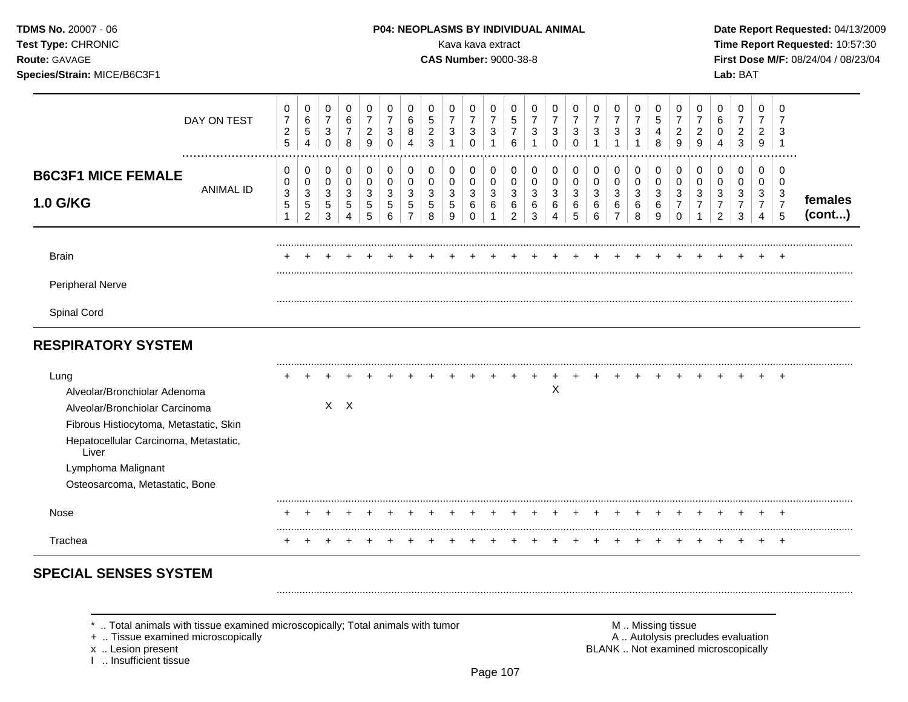**P04: NEOPLASMS BY INDIVIDUAL ANIMAL**

Kava kava extract

**CAS Number:** 9000-38-8

**TDMS No.** 20007 - 06
**Test Type:** CHRONIC
**Route:** GAVAGE
**Species/Strain:** MICE/B6C3F1

**Date Report Requested:** 04/13/2009
**Time Report Requested:** 10:57:30
**First Dose M/F:** 08/24/04 / 08/23/04
**Lab:** BAT

| | | | | | | | | | | | | | | | | | | | | | | | | | |
|---|---|---|---|---|---|---|---|---|---|---|---|---|---|---|---|---|---|---|---|---|---|---|---|---|---|
| DAY ON TEST | 0725 | 0654 | 0730 | 0678 | 0729 | 0730 | 0684 | 0523 | 0731 | 0730 | 0731 | 0576 | 0731 | 0730 | 0730 | 0731 | 0731 | 0731 | 0548 | 0729 | 0729 | 0604 | 0723 | 0729 | 0731 |
| **B6C3F1 MICE FEMALE 1.0 G/KG** ANIMAL ID | 0351 | 0352 | 0353 | 0354 | 0355 | 0356 | 0357 | 0358 | 0359 | 0360 | 0361 | 0362 | 0363 | 0364 | 0365 | 0366 | 0367 | 0368 | 0369 | 0370 | 0371 | 0372 | 0373 | 0374 | 0375 |
| Brain | + | + | + | + | + | + | + | + | + | + | + | + | + | + | + | + | + | + | + | + | + | + | + | + | + |
| Peripheral Nerve | | | | | | | | | | | | | | | | | | | | | | | | | |
| Spinal Cord | | | | | | | | | | | | | | | | | | | | | | | | | |
| **RESPIRATORY SYSTEM** | | | | | | | | | | | | | | | | | | | | | | | | | |
| Lung | + | + | + | + | + | + | + | + | + | + | + | + | + | + | + | + | + | + | + | + | + | + | + | + | + |
| Alveolar/Bronchiolar Adenoma | | | | | | | | | | | | | | X | | | | | | | | | | | |
| Alveolar/Bronchiolar Carcinoma | | | X | X | | | | | | | | | | | | | | | | | | | | | |
| Fibrous Histiocytoma, Metastatic, Skin | | | | | | | | | | | | | | | | | | | | | | | | | |
| Hepatocellular Carcinoma, Metastatic, Liver | | | | | | | | | | | | | | | | | | | | | | | | | |
| Lymphoma Malignant | | | | | | | | | | | | | | | | | | | | | | | | | |
| Osteosarcoma, Metastatic, Bone | | | | | | | | | | | | | | | | | | | | | | | | | |
| Nose | + | + | + | + | + | + | + | + | + | + | + | + | + | + | + | + | + | + | + | + | + | + | + | + | + |
| Trachea | + | + | + | + | + | + | + | + | + | + | + | + | + | + | + | + | + | + | + | + | + | + | + | + | + |
| **SPECIAL SENSES SYSTEM** | | | | | | | | | | | | | | | | | | | | | | | | | |

females (cont...)

\* .. Total animals with tissue examined microscopically; Total animals with tumor
\+ .. Tissue examined microscopically
x .. Lesion present
I .. Insufficient tissue

M .. Missing tissue
A .. Autolysis precludes evaluation
BLANK .. Not examined microscopically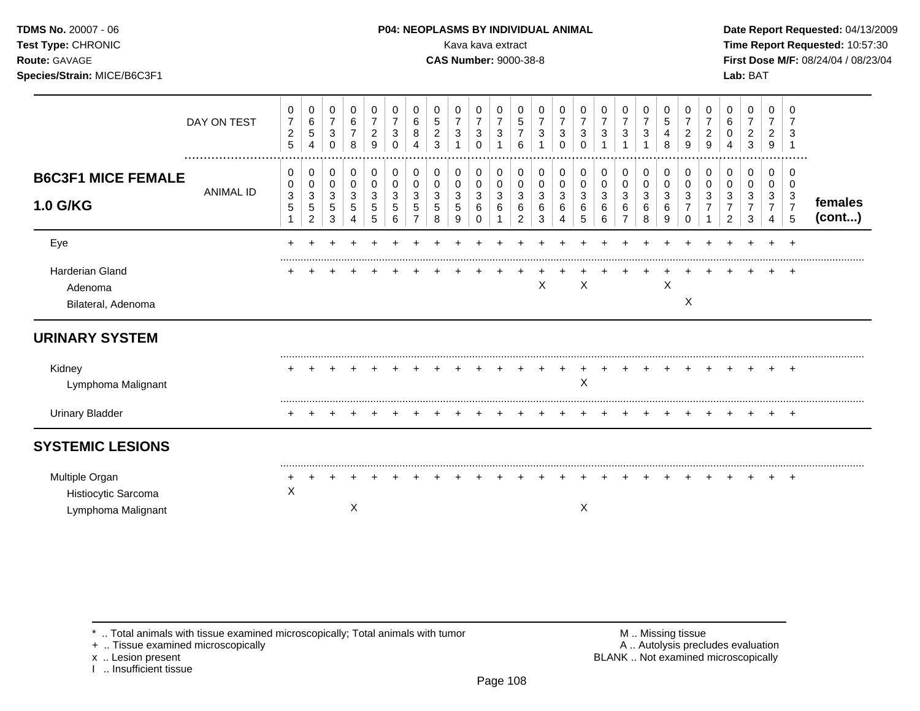**TDMS No.** 20007 - 06
**Test Type:** CHRONIC
**Route:** GAVAGE
**Species/Strain:** MICE/B6C3F1

**P04: NEOPLASMS BY INDIVIDUAL ANIMAL**
Kava kava extract
**CAS Number:** 9000-38-8

**Date Report Requested:** 04/13/2009
**Time Report Requested:** 10:57:30
**First Dose M/F:** 08/24/04 / 08/23/04
**Lab:** BAT

## B6C3F1 MICE FEMALE 1.0 G/KG

| DAY ON TEST | 0725 | 0654 | 0730 | 0678 | 0729 | 0730 | 0684 | 0523 | 0731 | 0730 | 0731 | 0576 | 0731 | 0730 | 0730 | 0731 | 0731 | 0731 | 0548 | 0729 | 0729 | 0604 | 0723 | 0729 | 0731 | |
|---|---|---|---|---|---|---|---|---|---|---|---|---|---|---|---|---|---|---|---|---|---|---|---|---|---|---|
| **ANIMAL ID** | 00351 | 00352 | 00353 | 00354 | 00355 | 00356 | 00357 | 00358 | 00359 | 00360 | 00361 | 00362 | 00363 | 00364 | 00365 | 00366 | 00367 | 00368 | 00369 | 00370 | 00371 | 00372 | 00373 | 00374 | 00375 | **females (cont...)** |
| Eye | + | + | + | + | + | + | + | + | + | + | + | + | + | + | + | + | + | + | + | + | + | + | + | + | + | |
| Harderian Gland | + | + | + | + | + | + | + | + | + | + | + | + | + | + | + | + | + | + | + | + | + | + | + | + | + | |
| Adenoma | | | | | | | | | | | | | X | | X | | | | X | | | | | | | |
| Bilateral, Adenoma | | | | | | | | | | | | | | | | | | | | X | | | | | | |
| **URINARY SYSTEM** | | | | | | | | | | | | | | | | | | | | | | | | | | |
| Kidney | + | + | + | + | + | + | + | + | + | + | + | + | + | + | + | + | + | + | + | + | + | + | + | + | + | |
| Lymphoma Malignant | | | | | | | | | | | | | | | X | | | | | | | | | | | |
| Urinary Bladder | + | + | + | + | + | + | + | + | + | + | + | + | + | + | + | + | + | + | + | + | + | + | + | + | + | |
| **SYSTEMIC LESIONS** | | | | | | | | | | | | | | | | | | | | | | | | | | |
| Multiple Organ | + | + | + | + | + | + | + | + | + | + | + | + | + | + | + | + | + | + | + | + | + | + | + | + | + | |
| Histiocytic Sarcoma | X | | | | | | | | | | | | | | | | | | | | | | | | | |
| Lymphoma Malignant | | | | X | | | | | | | | | | | X | | | | | | | | | | | |

\* .. Total animals with tissue examined microscopically; Total animals with tumor
\+ .. Tissue examined microscopically
x .. Lesion present
I .. Insufficient tissue

M .. Missing tissue
A .. Autolysis precludes evaluation
BLANK .. Not examined microscopically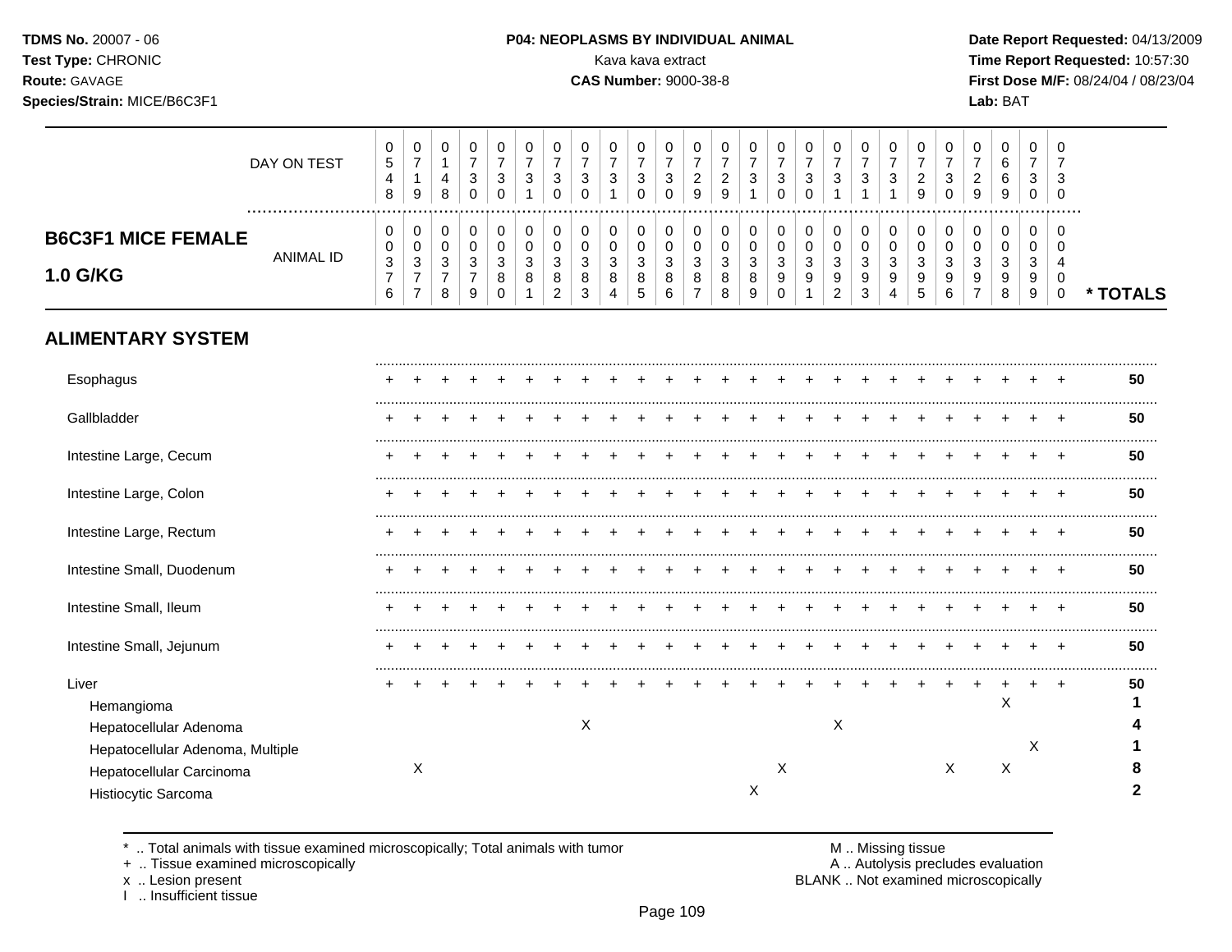**TDMS No.** 20007 - 06
**Test Type:** CHRONIC
**Route:** GAVAGE
**Species/Strain:** MICE/B6C3F1

**P04: NEOPLASMS BY INDIVIDUAL ANIMAL**
Kava kava extract
**CAS Number:** 9000-38-8

**Date Report Requested:** 04/13/2009
**Time Report Requested:** 10:57:30
**First Dose M/F:** 08/24/04 / 08/23/04
**Lab:** BAT

## B6C3F1 MICE FEMALE 1.0 G/KG

| | | | | | | | | | | | | | | | | | | | | | | | | | | |
|---|---|---|---|---|---|---|---|---|---|---|---|---|---|---|---|---|---|---|---|---|---|---|---|---|---|---|
| DAY ON TEST | 0548 | 0719 | 0148 | 0730 | 0730 | 0731 | 0730 | 0730 | 0731 | 0730 | 0730 | 0729 | 0729 | 0731 | 0730 | 0730 | 0731 | 0731 | 0731 | 0729 | 0730 | 0729 | 0669 | 0730 | 0730 | |
| ANIMAL ID | 0376 | 0377 | 0378 | 0379 | 0380 | 0381 | 0382 | 0383 | 0384 | 0385 | 0386 | 0387 | 0388 | 0389 | 0390 | 0391 | 0392 | 0393 | 0394 | 0395 | 0396 | 0397 | 0398 | 0399 | 0400 | * TOTALS |
| **ALIMENTARY SYSTEM** | | | | | | | | | | | | | | | | | | | | | | | | | | |
| Esophagus | + | + | + | + | + | + | + | + | + | + | + | + | + | + | + | + | + | + | + | + | + | + | + | + | + | 50 |
| Gallbladder | + | + | + | + | + | + | + | + | + | + | + | + | + | + | + | + | + | + | + | + | + | + | + | + | + | 50 |
| Intestine Large, Cecum | + | + | + | + | + | + | + | + | + | + | + | + | + | + | + | + | + | + | + | + | + | + | + | + | + | 50 |
| Intestine Large, Colon | + | + | + | + | + | + | + | + | + | + | + | + | + | + | + | + | + | + | + | + | + | + | + | + | + | 50 |
| Intestine Large, Rectum | + | + | + | + | + | + | + | + | + | + | + | + | + | + | + | + | + | + | + | + | + | + | + | + | + | 50 |
| Intestine Small, Duodenum | + | + | + | + | + | + | + | + | + | + | + | + | + | + | + | + | + | + | + | + | + | + | + | + | + | 50 |
| Intestine Small, Ileum | + | + | + | + | + | + | + | + | + | + | + | + | + | + | + | + | + | + | + | + | + | + | + | + | + | 50 |
| Intestine Small, Jejunum | + | + | + | + | + | + | + | + | + | + | + | + | + | + | + | + | + | + | + | + | + | + | + | + | + | 50 |
| Liver | + | + | + | + | + | + | + | + | + | + | + | + | + | + | + | + | + | + | + | + | + | + | + | + | + | 50 |
| Hemangioma | | | | | | | | | | | | | | | | | | | | | | | X | | | 1 |
| Hepatocellular Adenoma | | | | | | | | X | | | | | | | | | X | | | | | | | | | 4 |
| Hepatocellular Adenoma, Multiple | | | | | | | | | | | | | | | | | | | | | | | | X | | 1 |
| Hepatocellular Carcinoma | | X | | | | | | | | | | | | | X | | | | | | X | | X | | | 8 |
| Histiocytic Sarcoma | | | | | | | | | | | | | | X | | | | | | | | | | | | 2 |

\* .. Total animals with tissue examined microscopically; Total animals with tumor
\+ .. Tissue examined microscopically
x .. Lesion present
I .. Insufficient tissue

M .. Missing tissue
A .. Autolysis precludes evaluation
BLANK .. Not examined microscopically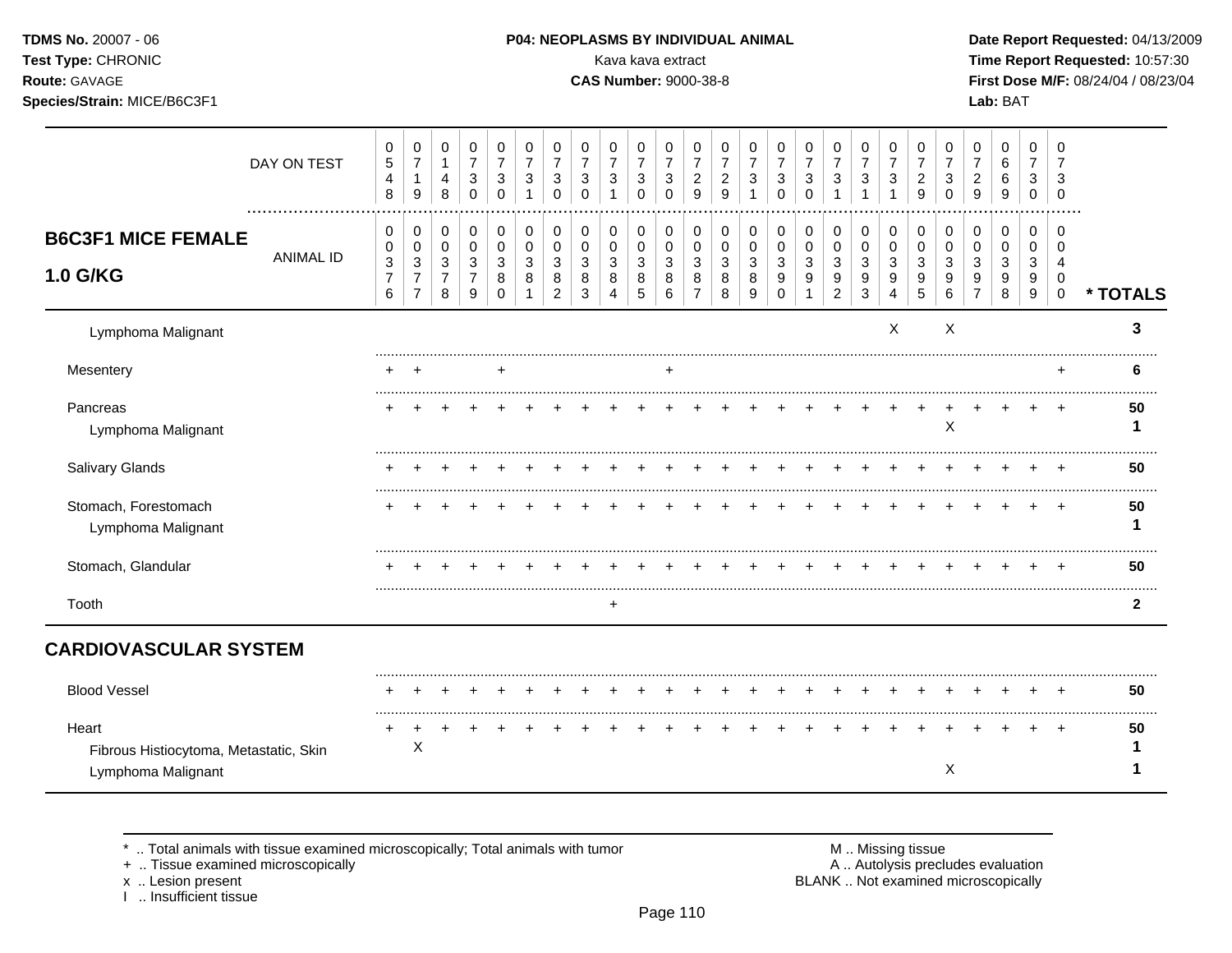TDMS No. 20007 - 06
Test Type: CHRONIC
Route: GAVAGE
Species/Strain: MICE/B6C3F1

**P04: NEOPLASMS BY INDIVIDUAL ANIMAL**
Kava kava extract
**CAS Number:** 9000-38-8

Date Report Requested: 04/13/2009
Time Report Requested: 10:57:30
First Dose M/F: 08/24/04 / 08/23/04
Lab: BAT

| DAY ON TEST | 0548 | 0719 | 0148 | 0730 | 0730 | 0731 | 0730 | 0730 | 0731 | 0730 | 0730 | 0729 | 0729 | 0731 | 0730 | 0730 | 0731 | 0731 | 0731 | 0729 | 0730 | 0729 | 0669 | 0730 | 0730 | |
|---|---|---|---|---|---|---|---|---|---|---|---|---|---|---|---|---|---|---|---|---|---|---|---|---|---|---|
| **B6C3F1 MICE FEMALE 1.0 G/KG** ANIMAL ID | 0376 | 0377 | 0378 | 0379 | 0380 | 0381 | 0382 | 0383 | 0384 | 0385 | 0386 | 0387 | 0388 | 0389 | 0390 | 0391 | 0392 | 0393 | 0394 | 0395 | 0396 | 0397 | 0398 | 0399 | 0400 | *** TOTALS** |
| Lymphoma Malignant | | | | | | | | | | | | | | | | | | | X | | X | | | | | **3** |
| Mesentery | + | + | | | + | | | | | | + | | | | | | | | | | | | | | + | **6** |
| Pancreas | + | + | + | + | + | + | + | + | + | + | + | + | + | + | + | + | + | + | + | + | + | + | + | + | + | **50** |
| Lymphoma Malignant | | | | | | | | | | | | | | | | | | | | | X | | | | | **1** |
| Salivary Glands | + | + | + | + | + | + | + | + | + | + | + | + | + | + | + | + | + | + | + | + | + | + | + | + | + | **50** |
| Stomach, Forestomach | + | + | + | + | + | + | + | + | + | + | + | + | + | + | + | + | + | + | + | + | + | + | + | + | + | **50** |
| Lymphoma Malignant | | | | | | | | | | | | | | | | | | | | | | | | | | **1** |
| Stomach, Glandular | + | + | + | + | + | + | + | + | + | + | + | + | + | + | + | + | + | + | + | + | + | + | + | + | + | **50** |
| Tooth | | | | | | | | | + | | | | | | | | | | | | | | | | | **2** |
| **CARDIOVASCULAR SYSTEM** | | | | | | | | | | | | | | | | | | | | | | | | | | |
| Blood Vessel | + | + | + | + | + | + | + | + | + | + | + | + | + | + | + | + | + | + | + | + | + | + | + | + | + | **50** |
| Heart | + | + | + | + | + | + | + | + | + | + | + | + | + | + | + | + | + | + | + | + | + | + | + | + | + | **50** |
| Fibrous Histiocytoma, Metastatic, Skin | | X | | | | | | | | | | | | | | | | | | | | | | | | **1** |
| Lymphoma Malignant | | | | | | | | | | | | | | | | | | | | | X | | | | | **1** |

\* .. Total animals with tissue examined microscopically; Total animals with tumor
\+ .. Tissue examined microscopically
x .. Lesion present
I .. Insufficient tissue

M .. Missing tissue
A .. Autolysis precludes evaluation
BLANK .. Not examined microscopically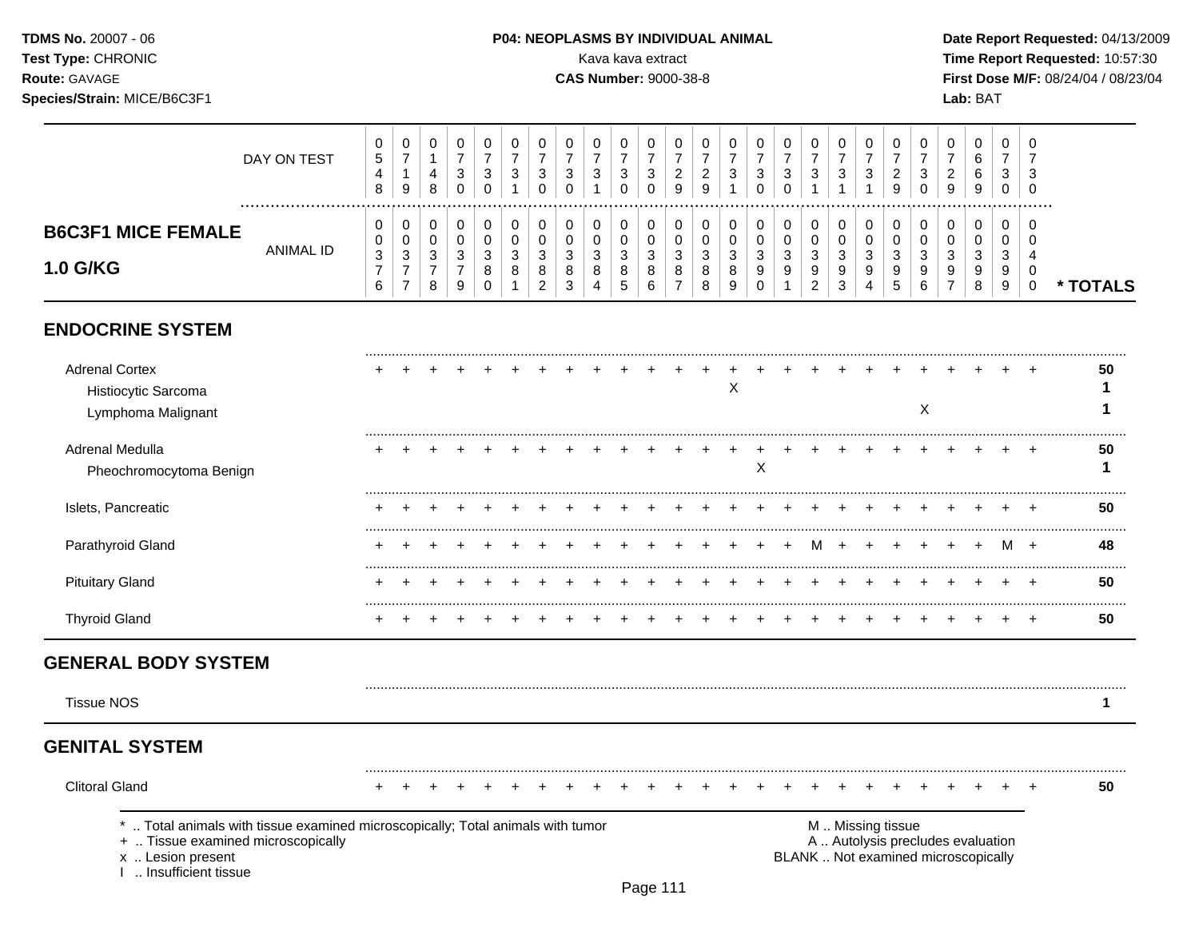**TDMS No.** 20007 - 06
**Test Type:** CHRONIC
**Route:** GAVAGE
**Species/Strain:** MICE/B6C3F1

**P04: NEOPLASMS BY INDIVIDUAL ANIMAL**
Kava kava extract
**CAS Number:** 9000-38-8

**Date Report Requested:** 04/13/2009
**Time Report Requested:** 10:57:30
**First Dose M/F:** 08/24/04 / 08/23/04
**Lab:** BAT

## B6C3F1 MICE FEMALE 1.0 G/KG

| DAY ON TEST | 0548 | 0719 | 0148 | 0730 | 0730 | 0731 | 0730 | 0730 | 0731 | 0730 | 0730 | 0729 | 0729 | 0731 | 0730 | 0730 | 0731 | 0731 | 0731 | 0729 | 0730 | 0729 | 0669 | 0730 | 0730 | |
|---|---|---|---|---|---|---|---|---|---|---|---|---|---|---|---|---|---|---|---|---|---|---|---|---|---|---|
| **ANIMAL ID** | 00376 | 00377 | 00378 | 00379 | 00380 | 00381 | 00382 | 00383 | 00384 | 00385 | 00386 | 00387 | 00388 | 00389 | 00390 | 00391 | 00392 | 00393 | 00394 | 00395 | 00396 | 00397 | 00398 | 00399 | 00400 | *** TOTALS** |
| **ENDOCRINE SYSTEM** | | | | | | | | | | | | | | | | | | | | | | | | | | |
| Adrenal Cortex | + | + | + | + | + | + | + | + | + | + | + | + | + | + | + | + | + | + | + | + | + | + | + | + | + | **50** |
| Histiocytic Sarcoma | | | | | | | | | | | | | | X | | | | | | | | | | | | **1** |
| Lymphoma Malignant | | | | | | | | | | | | | | | | | | | | | X | | | | | **1** |
| Adrenal Medulla | + | + | + | + | + | + | + | + | + | + | + | + | + | + | + | + | + | + | + | + | + | + | + | + | + | **50** |
| Pheochromocytoma Benign | | | | | | | | | | | | | | | X | | | | | | | | | | | **1** |
| Islets, Pancreatic | + | + | + | + | + | + | + | + | + | + | + | + | + | + | + | + | + | + | + | + | + | + | + | + | + | **50** |
| Parathyroid Gland | + | + | + | + | + | + | + | + | + | + | + | + | + | + | + | + | M | + | + | + | + | + | + | M | + | **48** |
| Pituitary Gland | + | + | + | + | + | + | + | + | + | + | + | + | + | + | + | + | + | + | + | + | + | + | + | + | + | **50** |
| Thyroid Gland | + | + | + | + | + | + | + | + | + | + | + | + | + | + | + | + | + | + | + | + | + | + | + | + | + | **50** |
| **GENERAL BODY SYSTEM** | | | | | | | | | | | | | | | | | | | | | | | | | | |
| Tissue NOS | | | | | | | | | | | | | | | | | | | | | | | | | | **1** |
| **GENITAL SYSTEM** | | | | | | | | | | | | | | | | | | | | | | | | | | |
| Clitoral Gland | + | + | + | + | + | + | + | + | + | + | + | + | + | + | + | + | + | + | + | + | + | + | + | + | + | **50** |

\* .. Total animals with tissue examined microscopically; Total animals with tumor
\+ .. Tissue examined microscopically
x .. Lesion present
I .. Insufficient tissue

M .. Missing tissue
A .. Autolysis precludes evaluation
BLANK .. Not examined microscopically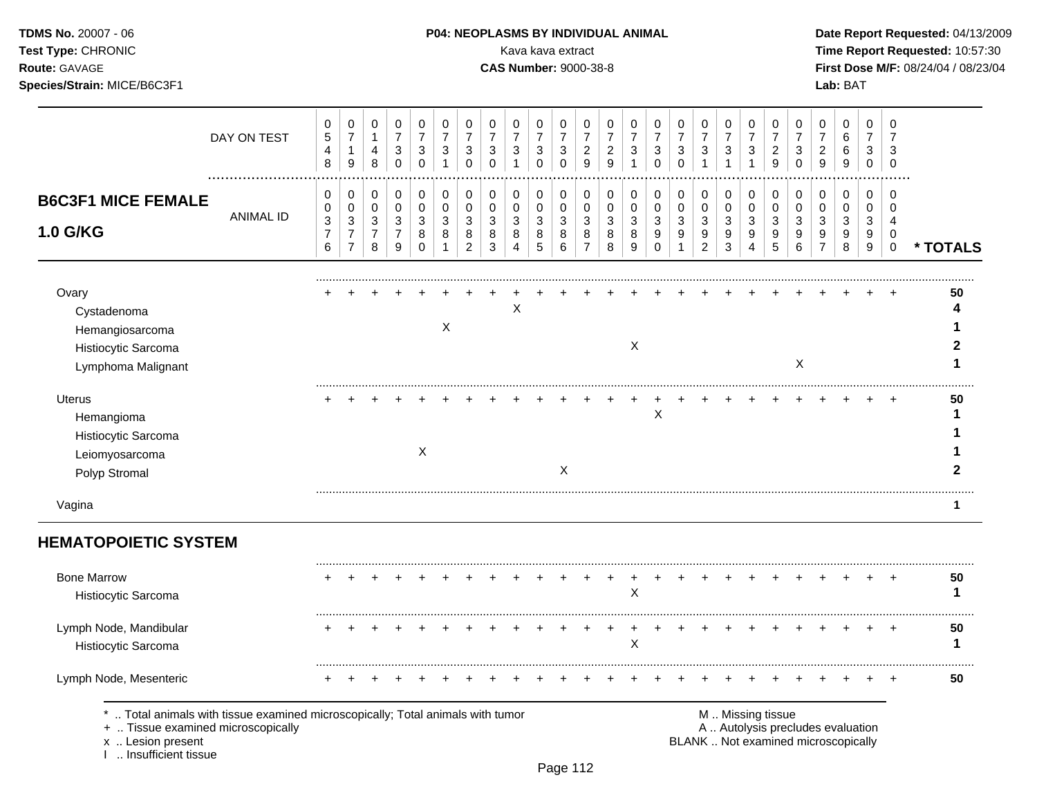TDMS No. 20007 - 06
Test Type: CHRONIC
Route: GAVAGE
Species/Strain: MICE/B6C3F1

**P04: NEOPLASMS BY INDIVIDUAL ANIMAL**
Kava kava extract
**CAS Number:** 9000-38-8

Date Report Requested: 04/13/2009
Time Report Requested: 10:57:30
First Dose M/F: 08/24/04 / 08/23/04
Lab: BAT

## B6C3F1 MICE FEMALE 1.0 G/KG

| DAY ON TEST | 0548 | 0719 | 0148 | 0730 | 0730 | 0731 | 0730 | 0730 | 0731 | 0730 | 0730 | 0729 | 0729 | 0731 | 0730 | 0730 | 0731 | 0731 | 0731 | 0729 | 0730 | 0729 | 0669 | 0730 | 0730 | |
|---|---|---|---|---|---|---|---|---|---|---|---|---|---|---|---|---|---|---|---|---|---|---|---|---|---|---|
| **ANIMAL ID** | 0376 | 0377 | 0378 | 0379 | 0380 | 0381 | 0382 | 0383 | 0384 | 0385 | 0386 | 0387 | 0388 | 0389 | 0390 | 0391 | 0392 | 0393 | 0394 | 0395 | 0396 | 0397 | 0398 | 0399 | 0400 | *** TOTALS** |
| Ovary | + | + | + | + | + | + | + | + | + | + | + | + | + | + | + | + | + | + | + | + | + | + | + | + | + | **50** |
| Cystadenoma | | | | | | | | | X | | | | | | | | | | | | | | | | | **4** |
| Hemangiosarcoma | | | | | | X | | | | | | | | | | | | | | | | | | | | **1** |
| Histiocytic Sarcoma | | | | | | | | | | | | | | X | | | | | | | | | | | | **2** |
| Lymphoma Malignant | | | | | | | | | | | | | | | | | | | | | X | | | | | **1** |
| Uterus | + | + | + | + | + | + | + | + | + | + | + | + | + | + | + | + | + | + | + | + | + | + | + | + | + | **50** |
| Hemangioma | | | | | | | | | | | | | | | X | | | | | | | | | | | **1** |
| Histiocytic Sarcoma | | | | | | | | | | | | | | | | | | | | | | | | | | **1** |
| Leiomyosarcoma | | | | | X | | | | | | | | | | | | | | | | | | | | | **1** |
| Polyp Stromal | | | | | | | | | | | X | | | | | | | | | | | | | | | **2** |
| Vagina | | | | | | | | | | | | | | | | | | | | | | | | | | **1** |

## HEMATOPOIETIC SYSTEM

| | 0376 | 0377 | 0378 | 0379 | 0380 | 0381 | 0382 | 0383 | 0384 | 0385 | 0386 | 0387 | 0388 | 0389 | 0390 | 0391 | 0392 | 0393 | 0394 | 0395 | 0396 | 0397 | 0398 | 0399 | 0400 | *** TOTALS** |
|---|---|---|---|---|---|---|---|---|---|---|---|---|---|---|---|---|---|---|---|---|---|---|---|---|---|---|
| Bone Marrow | + | + | + | + | + | + | + | + | + | + | + | + | + | + | + | + | + | + | + | + | + | + | + | + | + | **50** |
| Histiocytic Sarcoma | | | | | | | | | | | | | | X | | | | | | | | | | | | **1** |
| Lymph Node, Mandibular | + | + | + | + | + | + | + | + | + | + | + | + | + | + | + | + | + | + | + | + | + | + | + | + | + | **50** |
| Histiocytic Sarcoma | | | | | | | | | | | | | | X | | | | | | | | | | | | **1** |
| Lymph Node, Mesenteric | + | + | + | + | + | + | + | + | + | + | + | + | + | + | + | + | + | + | + | + | + | + | + | + | + | **50** |

* .. Total animals with tissue examined microscopically; Total animals with tumor
+ .. Tissue examined microscopically
x .. Lesion present
I .. Insufficient tissue

M .. Missing tissue
A .. Autolysis precludes evaluation
BLANK .. Not examined microscopically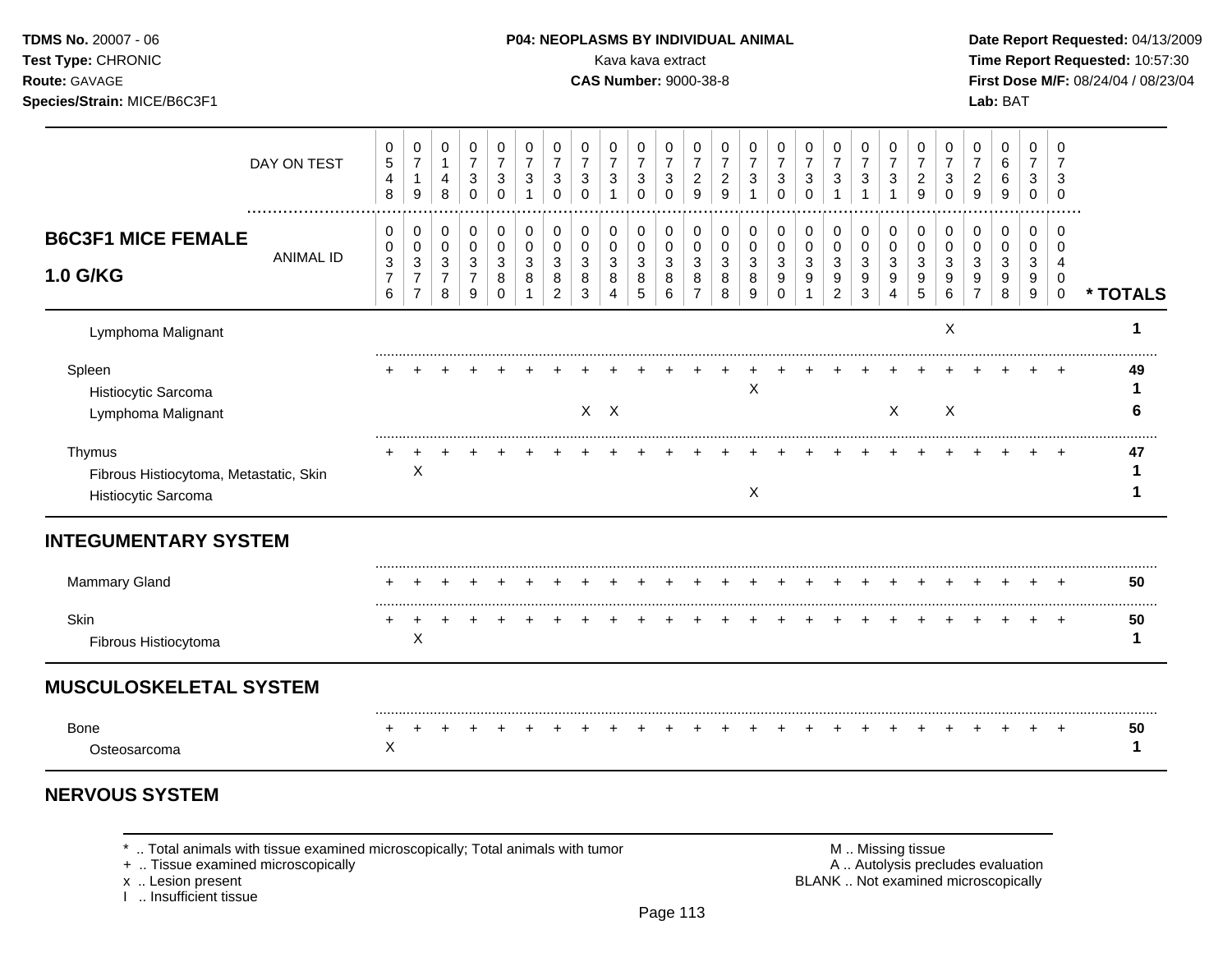**TDMS No.** 20007 - 06
**Test Type:** CHRONIC
**Route:** GAVAGE
**Species/Strain:** MICE/B6C3F1

**P04: NEOPLASMS BY INDIVIDUAL ANIMAL**
Kava kava extract
**CAS Number:** 9000-38-8

**Date Report Requested:** 04/13/2009
**Time Report Requested:** 10:57:30
**First Dose M/F:** 08/24/04 / 08/23/04
**Lab:** BAT

| DAY ON TEST | 0548 | 0719 | 0148 | 0730 | 0730 | 0731 | 0730 | 0730 | 0731 | 0730 | 0730 | 0729 | 0729 | 0731 | 0730 | 0730 | 0731 | 0731 | 0731 | 0729 | 0730 | 0729 | 0669 | 0730 | 0730 | |
|---|---|---|---|---|---|---|---|---|---|---|---|---|---|---|---|---|---|---|---|---|---|---|---|---|---|---|
| **B6C3F1 MICE FEMALE 1.0 G/KG** — ANIMAL ID | 00376 | 00377 | 00378 | 00379 | 00380 | 00381 | 00382 | 00383 | 00384 | 00385 | 00386 | 00387 | 00388 | 00389 | 00390 | 00391 | 00392 | 00393 | 00394 | 00395 | 00396 | 00397 | 00398 | 00399 | 00400 | *** TOTALS** |
| Lymphoma Malignant | | | | | | | | | | | | | | | | | | | | | X | | | | | **1** |
| Spleen | + | + | + | + | + | + | + | + | + | + | + | + | + | + | + | + | + | + | + | + | + | + | + | + | + | **49** |
| Histiocytic Sarcoma | | | | | | | | | | | | | | X | | | | | | | | | | | | **1** |
| Lymphoma Malignant | | | | | | | | X | X | | | | | | | | | | X | | X | | | | | **6** |
| Thymus | + | + | + | + | + | + | + | + | + | + | + | + | + | + | + | + | + | + | + | + | + | + | + | + | + | **47** |
| Fibrous Histiocytoma, Metastatic, Skin | | X | | | | | | | | | | | | | | | | | | | | | | | | **1** |
| Histiocytic Sarcoma | | | | | | | | | | | | | | X | | | | | | | | | | | | **1** |
| **INTEGUMENTARY SYSTEM** | | | | | | | | | | | | | | | | | | | | | | | | | | |
| Mammary Gland | + | + | + | + | + | + | + | + | + | + | + | + | + | + | + | + | + | + | + | + | + | + | + | + | + | **50** |
| Skin | + | + | + | + | + | + | + | + | + | + | + | + | + | + | + | + | + | + | + | + | + | + | + | + | + | **50** |
| Fibrous Histiocytoma | | X | | | | | | | | | | | | | | | | | | | | | | | | **1** |
| **MUSCULOSKELETAL SYSTEM** | | | | | | | | | | | | | | | | | | | | | | | | | | |
| Bone | + | + | + | + | + | + | + | + | + | + | + | + | + | + | + | + | + | + | + | + | + | + | + | + | + | **50** |
| Osteosarcoma | X | | | | | | | | | | | | | | | | | | | | | | | | | **1** |

## NERVOUS SYSTEM

\* .. Total animals with tissue examined microscopically; Total animals with tumor
\+ .. Tissue examined microscopically
x .. Lesion present
I .. Insufficient tissue

M .. Missing tissue
A .. Autolysis precludes evaluation
BLANK .. Not examined microscopically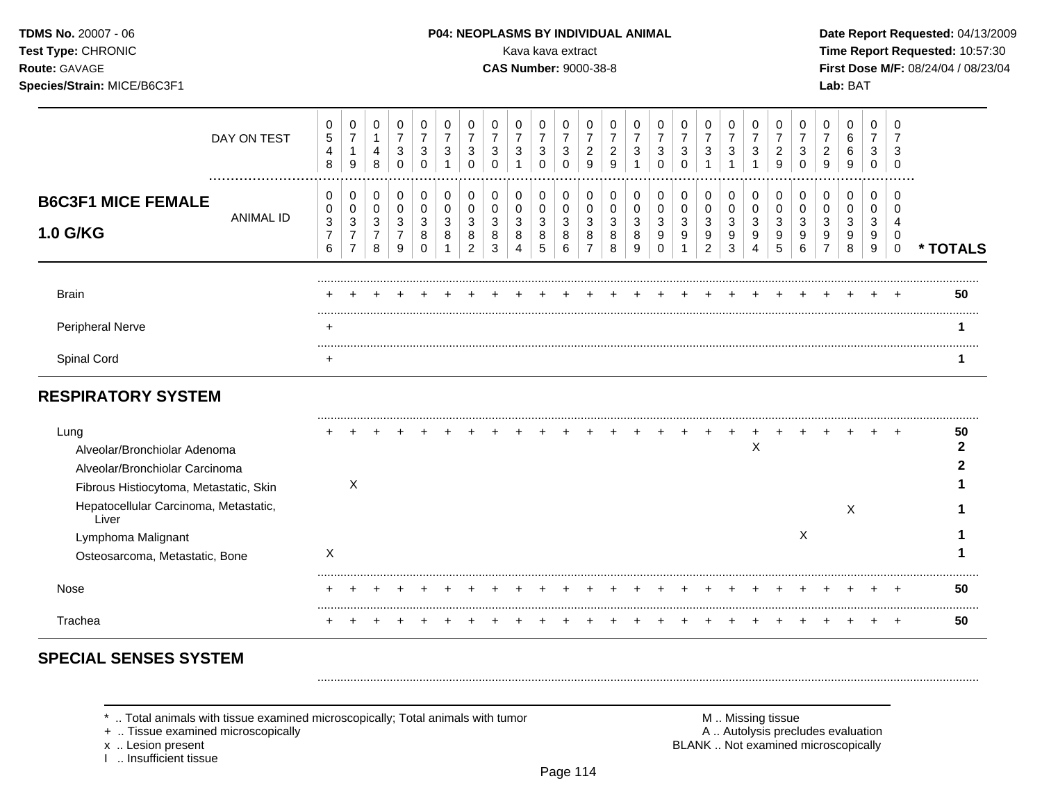TDMS No. 20007 - 06
Test Type: CHRONIC
Route: GAVAGE
Species/Strain: MICE/B6C3F1

**P04: NEOPLASMS BY INDIVIDUAL ANIMAL**
Kava kava extract
**CAS Number:** 9000-38-8

Date Report Requested: 04/13/2009
Time Report Requested: 10:57:30
First Dose M/F: 08/24/04 / 08/23/04
Lab: BAT

## B6C3F1 MICE FEMALE 1.0 G/KG

| | | | | | | | | | | | | | | | | | | | | | | | | | | |
|---|---|---|---|---|---|---|---|---|---|---|---|---|---|---|---|---|---|---|---|---|---|---|---|---|---|---|
| DAY ON TEST | 0548 | 0719 | 0148 | 0730 | 0730 | 0731 | 0730 | 0730 | 0731 | 0730 | 0730 | 0729 | 0729 | 0731 | 0730 | 0730 | 0731 | 0731 | 0731 | 0729 | 0730 | 0729 | 0669 | 0730 | 0730 | |
| ANIMAL ID | 0376 | 0377 | 0378 | 0379 | 0380 | 0381 | 0382 | 0383 | 0384 | 0385 | 0386 | 0387 | 0388 | 0389 | 0390 | 0391 | 0392 | 0393 | 0394 | 0395 | 0396 | 0397 | 0398 | 0399 | 0400 | * TOTALS |
| Brain | + | + | + | + | + | + | + | + | + | + | + | + | + | + | + | + | + | + | + | + | + | + | + | + | + | 50 |
| Peripheral Nerve | + | | | | | | | | | | | | | | | | | | | | | | | | | 1 |
| Spinal Cord | + | | | | | | | | | | | | | | | | | | | | | | | | | 1 |
| **RESPIRATORY SYSTEM** | | | | | | | | | | | | | | | | | | | | | | | | | | |
| Lung | + | + | + | + | + | + | + | + | + | + | + | + | + | + | + | + | + | + | + | + | + | + | + | + | + | 50 |
| Alveolar/Bronchiolar Adenoma | | | | | | | | | | | | | | | | | | | X | | | | | | | 2 |
| Alveolar/Bronchiolar Carcinoma | | | | | | | | | | | | | | | | | | | | | | | | | | 2 |
| Fibrous Histiocytoma, Metastatic, Skin | | X | | | | | | | | | | | | | | | | | | | | | | | | 1 |
| Hepatocellular Carcinoma, Metastatic, Liver | | | | | | | | | | | | | | | | | | | | | | | X | | | 1 |
| Lymphoma Malignant | | | | | | | | | | | | | | | | | | | | | X | | | | | 1 |
| Osteosarcoma, Metastatic, Bone | X | | | | | | | | | | | | | | | | | | | | | | | | | 1 |
| Nose | + | + | + | + | + | + | + | + | + | + | + | + | + | + | + | + | + | + | + | + | + | + | + | + | + | 50 |
| Trachea | + | + | + | + | + | + | + | + | + | + | + | + | + | + | + | + | + | + | + | + | + | + | + | + | + | 50 |
| **SPECIAL SENSES SYSTEM** | | | | | | | | | | | | | | | | | | | | | | | | | | |

* .. Total animals with tissue examined microscopically; Total animals with tumor
+ .. Tissue examined microscopically
x .. Lesion present
I .. Insufficient tissue

M .. Missing tissue
A .. Autolysis precludes evaluation
BLANK .. Not examined microscopically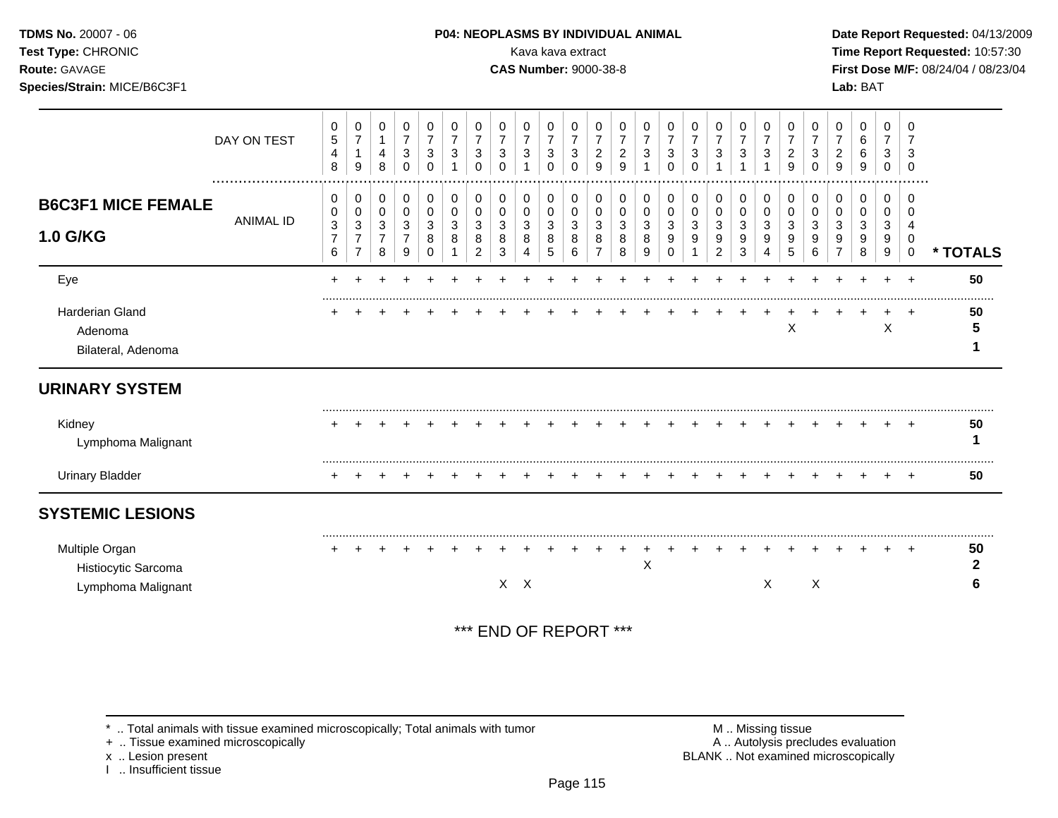**TDMS No.** 20007 - 06
**Test Type:** CHRONIC
**Route:** GAVAGE
**Species/Strain:** MICE/B6C3F1

**P04: NEOPLASMS BY INDIVIDUAL ANIMAL**
Kava kava extract
**CAS Number:** 9000-38-8

**Date Report Requested:** 04/13/2009
**Time Report Requested:** 10:57:30
**First Dose M/F:** 08/24/04 / 08/23/04
**Lab:** BAT

| DAY ON TEST | 0548 | 0719 | 0148 | 0730 | 0730 | 0731 | 0730 | 0730 | 0731 | 0730 | 0730 | 0729 | 0729 | 0731 | 0730 | 0730 | 0731 | 0731 | 0731 | 0729 | 0730 | 0729 | 0669 | 0730 | 0730 | |
|---|---|---|---|---|---|---|---|---|---|---|---|---|---|---|---|---|---|---|---|---|---|---|---|---|---|---|
| **B6C3F1 MICE FEMALE 1.0 G/KG** — ANIMAL ID | 0376 | 0377 | 0378 | 0379 | 0380 | 0381 | 0382 | 0383 | 0384 | 0385 | 0386 | 0387 | 0388 | 0389 | 0390 | 0391 | 0392 | 0393 | 0394 | 0395 | 0396 | 0397 | 0398 | 0399 | 0400 | **\* TOTALS** |
| Eye | + | + | + | + | + | + | + | + | + | + | + | + | + | + | + | + | + | + | + | + | + | + | + | + | + | **50** |
| Harderian Gland | + | + | + | + | + | + | + | + | + | + | + | + | + | + | + | + | + | + | + | + | + | + | + | + | + | **50** |
| Adenoma | | | | | | | | | | | | | | | | | | | | X | | | | X | | **5** |
| Bilateral, Adenoma | | | | | | | | | | | | | | | | | | | | | | | | | | **1** |
| **URINARY SYSTEM** | | | | | | | | | | | | | | | | | | | | | | | | | | |
| Kidney | + | + | + | + | + | + | + | + | + | + | + | + | + | + | + | + | + | + | + | + | + | + | + | + | + | **50** |
| Lymphoma Malignant | | | | | | | | | | | | | | | | | | | | | | | | | | **1** |
| Urinary Bladder | + | + | + | + | + | + | + | + | + | + | + | + | + | + | + | + | + | + | + | + | + | + | + | + | + | **50** |
| **SYSTEMIC LESIONS** | | | | | | | | | | | | | | | | | | | | | | | | | | |
| Multiple Organ | + | + | + | + | + | + | + | + | + | + | + | + | + | + | + | + | + | + | + | + | + | + | + | + | + | **50** |
| Histiocytic Sarcoma | | | | | | | | | | | | | | X | | | | | | | | | | | | **2** |
| Lymphoma Malignant | | | | | | | | X | X | | | | | | | | | | X | | X | | | | | **6** |

*** END OF REPORT ***

\* .. Total animals with tissue examined microscopically; Total animals with tumor
\+ .. Tissue examined microscopically
x .. Lesion present
I .. Insufficient tissue

M .. Missing tissue
A .. Autolysis precludes evaluation
BLANK .. Not examined microscopically